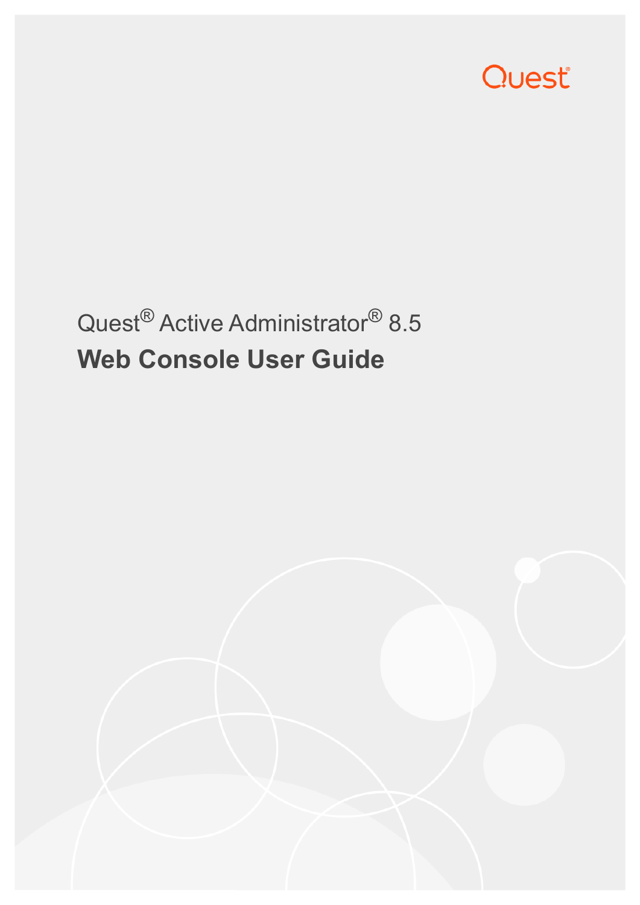Quest

Quest® Active Administrator® 8.5

# Web Console User Guide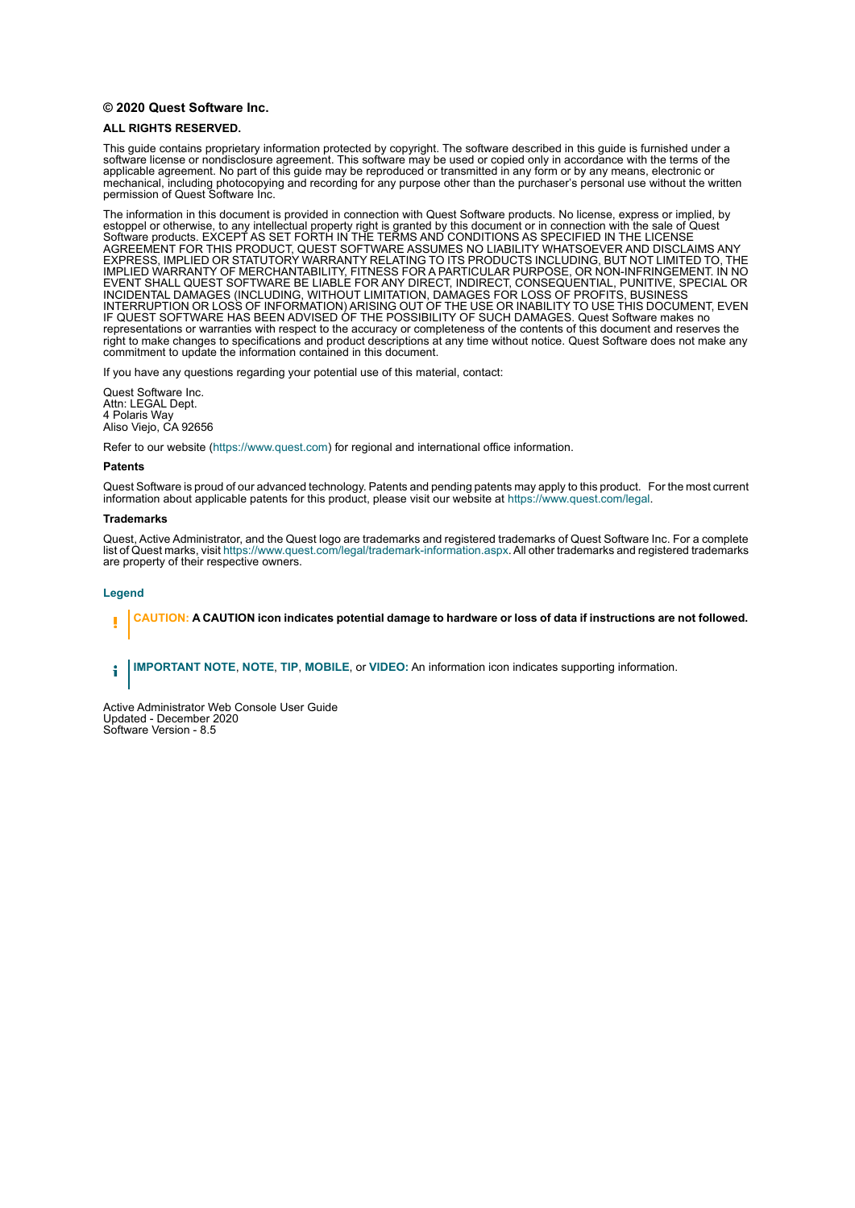**© 2020 Quest Software Inc.**

**ALL RIGHTS RESERVED.**

This guide contains proprietary information protected by copyright. The software described in this guide is furnished under a software license or nondisclosure agreement. This software may be used or copied only in accordance with the terms of the applicable agreement. No part of this guide may be reproduced or transmitted in any form or by any means, electronic or mechanical, including photocopying and recording for any purpose other than the purchaser's personal use without the written permission of Quest Software Inc.

The information in this document is provided in connection with Quest Software products. No license, express or implied, by estoppel or otherwise, to any intellectual property right is granted by this document or in connection with the sale of Quest Software products. EXCEPT AS SET FORTH IN THE TERMS AND CONDITIONS AS SPECIFIED IN THE LICENSE AGREEMENT FOR THIS PRODUCT, QUEST SOFTWARE ASSUMES NO LIABILITY WHATSOEVER AND DISCLAIMS ANY EXPRESS, IMPLIED OR STATUTORY WARRANTY RELATING TO ITS PRODUCTS INCLUDING, BUT NOT LIMITED TO, THE IMPLIED WARRANTY OF MERCHANTABILITY, FITNESS FOR A PARTICULAR PURPOSE, OR NON-INFRINGEMENT. IN NO EVENT SHALL QUEST SOFTWARE BE LIABLE FOR ANY DIRECT, INDIRECT, CONSEQUENTIAL, PUNITIVE, SPECIAL OR INCIDENTAL DAMAGES (INCLUDING, WITHOUT LIMITATION, DAMAGES FOR LOSS OF PROFITS, BUSINESS INTERRUPTION OR LOSS OF INFORMATION) ARISING OUT OF THE USE OR INABILITY TO USE THIS DOCUMENT, EVEN IF QUEST SOFTWARE HAS BEEN ADVISED OF THE POSSIBILITY OF SUCH DAMAGES. Quest Software makes no representations or warranties with respect to the accuracy or completeness of the contents of this document and reserves the right to make changes to specifications and product descriptions at any time without notice. Quest Software does not make any commitment to update the information contained in this document.

If you have any questions regarding your potential use of this material, contact:

Quest Software Inc.
Attn: LEGAL Dept.
4 Polaris Way
Aliso Viejo, CA 92656

Refer to our website (https://www.quest.com) for regional and international office information.

**Patents**

Quest Software is proud of our advanced technology. Patents and pending patents may apply to this product. For the most current information about applicable patents for this product, please visit our website at https://www.quest.com/legal.

**Trademarks**

Quest, Active Administrator, and the Quest logo are trademarks and registered trademarks of Quest Software Inc. For a complete list of Quest marks, visit https://www.quest.com/legal/trademark-information.aspx. All other trademarks and registered trademarks are property of their respective owners.

**Legend**

**CAUTION: A CAUTION icon indicates potential damage to hardware or loss of data if instructions are not followed.**

**IMPORTANT NOTE**, **NOTE**, **TIP**, **MOBILE**, or **VIDEO:** An information icon indicates supporting information.

Active Administrator Web Console User Guide
Updated - December 2020
Software Version - 8.5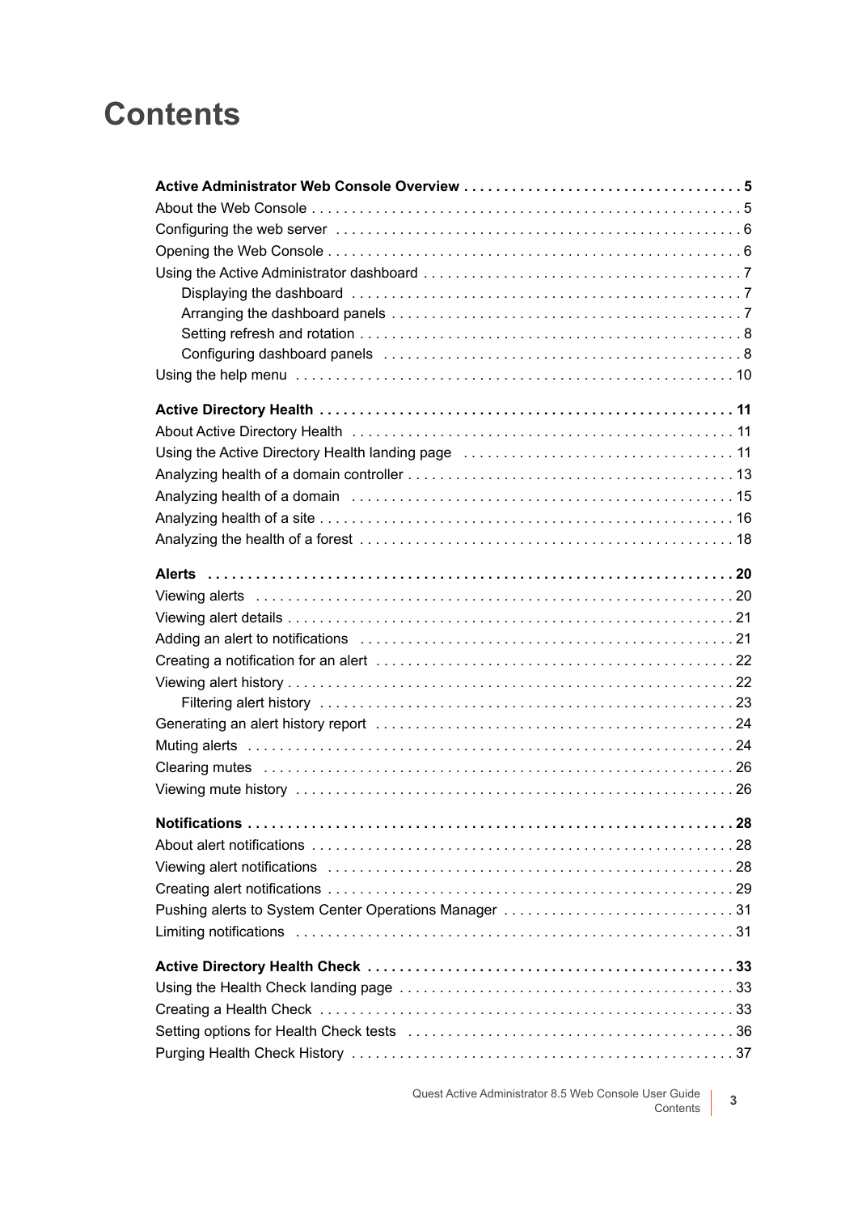# Contents

**Active Administrator Web Console Overview . . . . . . . . . . 5**

About the Web Console . . . . . . . . . . 5

Configuring the web server . . . . . . . . . . 6

Opening the Web Console . . . . . . . . . . 6

Using the Active Administrator dashboard . . . . . . . . . . 7

- Displaying the dashboard . . . . . . . . . . 7
- Arranging the dashboard panels . . . . . . . . . . 7
- Setting refresh and rotation . . . . . . . . . . 8
- Configuring dashboard panels . . . . . . . . . . 8

Using the help menu . . . . . . . . . . 10

**Active Directory Health . . . . . . . . . . 11**

About Active Directory Health . . . . . . . . . . 11

Using the Active Directory Health landing page . . . . . . . . . . 11

Analyzing health of a domain controller . . . . . . . . . . 13

Analyzing health of a domain . . . . . . . . . . 15

Analyzing health of a site . . . . . . . . . . 16

Analyzing the health of a forest . . . . . . . . . . 18

**Alerts . . . . . . . . . . 20**

Viewing alerts . . . . . . . . . . 20

Viewing alert details . . . . . . . . . . 21

Adding an alert to notifications . . . . . . . . . . 21

Creating a notification for an alert . . . . . . . . . . 22

Viewing alert history . . . . . . . . . . 22

- Filtering alert history . . . . . . . . . . 23

Generating an alert history report . . . . . . . . . . 24

Muting alerts . . . . . . . . . . 24

Clearing mutes . . . . . . . . . . 26

Viewing mute history . . . . . . . . . . 26

**Notifications . . . . . . . . . . 28**

About alert notifications . . . . . . . . . . 28

Viewing alert notifications . . . . . . . . . . 28

Creating alert notifications . . . . . . . . . . 29

Pushing alerts to System Center Operations Manager . . . . . . . . . . 31

Limiting notifications . . . . . . . . . . 31

**Active Directory Health Check . . . . . . . . . . 33**

Using the Health Check landing page . . . . . . . . . . 33

Creating a Health Check . . . . . . . . . . 33

Setting options for Health Check tests . . . . . . . . . . 36

Purging Health Check History . . . . . . . . . . 37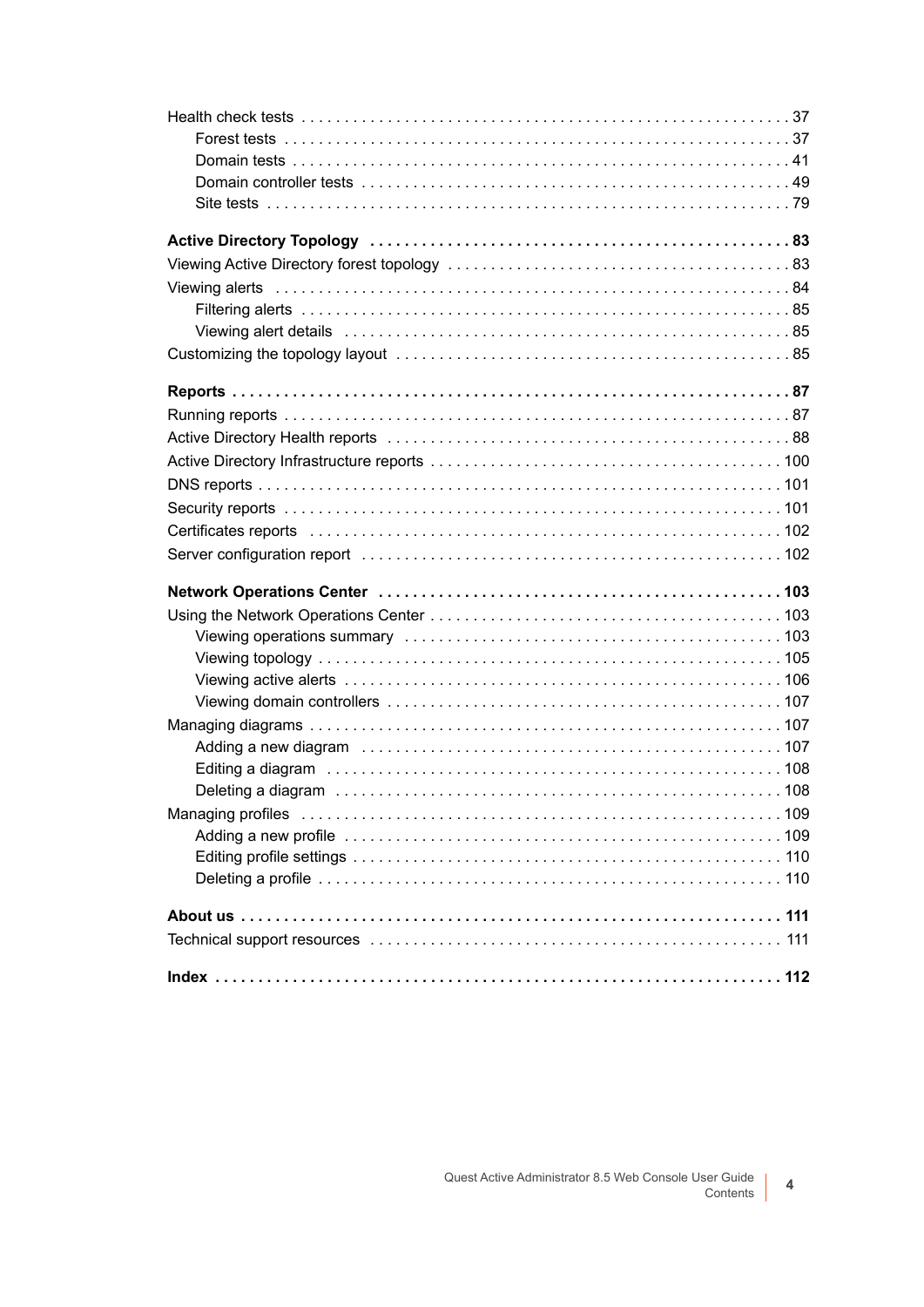Health check tests . . . . . . . . . . . . . . . . . . . . . . . . . . . . . . . . . . . . . . . . . . . . . . . . . . . . . . . . . 37

- Forest tests . . . . . . . . . . . . . . . . . . . . . . . . . . . . . . . . . . . . . . . . . . . . . . . . . . . . . . . . . . . 37
- Domain tests . . . . . . . . . . . . . . . . . . . . . . . . . . . . . . . . . . . . . . . . . . . . . . . . . . . . . . . . . . 41
- Domain controller tests . . . . . . . . . . . . . . . . . . . . . . . . . . . . . . . . . . . . . . . . . . . . . . . . . . 49
- Site tests . . . . . . . . . . . . . . . . . . . . . . . . . . . . . . . . . . . . . . . . . . . . . . . . . . . . . . . . . . . . . 79

**Active Directory Topology . . . . . . . . . . . . . . . . . . . . . . . . . . . . . . . . . . . . . . . . . . . . . . . . . 83**

Viewing Active Directory forest topology . . . . . . . . . . . . . . . . . . . . . . . . . . . . . . . . . . . . . . . 83

Viewing alerts . . . . . . . . . . . . . . . . . . . . . . . . . . . . . . . . . . . . . . . . . . . . . . . . . . . . . . . . . . . 84

- Filtering alerts . . . . . . . . . . . . . . . . . . . . . . . . . . . . . . . . . . . . . . . . . . . . . . . . . . . . . . . . . 85
- Viewing alert details . . . . . . . . . . . . . . . . . . . . . . . . . . . . . . . . . . . . . . . . . . . . . . . . . . . . 85

Customizing the topology layout . . . . . . . . . . . . . . . . . . . . . . . . . . . . . . . . . . . . . . . . . . . . . 85

**Reports . . . . . . . . . . . . . . . . . . . . . . . . . . . . . . . . . . . . . . . . . . . . . . . . . . . . . . . . . . . . . . . . . 87**

Running reports . . . . . . . . . . . . . . . . . . . . . . . . . . . . . . . . . . . . . . . . . . . . . . . . . . . . . . . . . . 87

Active Directory Health reports . . . . . . . . . . . . . . . . . . . . . . . . . . . . . . . . . . . . . . . . . . . . . . 88

Active Directory Infrastructure reports . . . . . . . . . . . . . . . . . . . . . . . . . . . . . . . . . . . . . . . . 100

DNS reports . . . . . . . . . . . . . . . . . . . . . . . . . . . . . . . . . . . . . . . . . . . . . . . . . . . . . . . . . . . . . 101

Security reports . . . . . . . . . . . . . . . . . . . . . . . . . . . . . . . . . . . . . . . . . . . . . . . . . . . . . . . . . 101

Certificates reports . . . . . . . . . . . . . . . . . . . . . . . . . . . . . . . . . . . . . . . . . . . . . . . . . . . . . . . 102

Server configuration report . . . . . . . . . . . . . . . . . . . . . . . . . . . . . . . . . . . . . . . . . . . . . . . . 102

**Network Operations Center . . . . . . . . . . . . . . . . . . . . . . . . . . . . . . . . . . . . . . . . . . . . . . . 103**

Using the Network Operations Center . . . . . . . . . . . . . . . . . . . . . . . . . . . . . . . . . . . . . . . . 103

- Viewing operations summary . . . . . . . . . . . . . . . . . . . . . . . . . . . . . . . . . . . . . . . . . . . . 103
- Viewing topology . . . . . . . . . . . . . . . . . . . . . . . . . . . . . . . . . . . . . . . . . . . . . . . . . . . . . . 105
- Viewing active alerts . . . . . . . . . . . . . . . . . . . . . . . . . . . . . . . . . . . . . . . . . . . . . . . . . . . 106
- Viewing domain controllers . . . . . . . . . . . . . . . . . . . . . . . . . . . . . . . . . . . . . . . . . . . . . . 107

Managing diagrams . . . . . . . . . . . . . . . . . . . . . . . . . . . . . . . . . . . . . . . . . . . . . . . . . . . . . . 107

- Adding a new diagram . . . . . . . . . . . . . . . . . . . . . . . . . . . . . . . . . . . . . . . . . . . . . . . . . 107
- Editing a diagram . . . . . . . . . . . . . . . . . . . . . . . . . . . . . . . . . . . . . . . . . . . . . . . . . . . . . 108
- Deleting a diagram . . . . . . . . . . . . . . . . . . . . . . . . . . . . . . . . . . . . . . . . . . . . . . . . . . . . 108

Managing profiles . . . . . . . . . . . . . . . . . . . . . . . . . . . . . . . . . . . . . . . . . . . . . . . . . . . . . . . . 109

- Adding a new profile . . . . . . . . . . . . . . . . . . . . . . . . . . . . . . . . . . . . . . . . . . . . . . . . . . . 109
- Editing profile settings . . . . . . . . . . . . . . . . . . . . . . . . . . . . . . . . . . . . . . . . . . . . . . . . . . 110
- Deleting a profile . . . . . . . . . . . . . . . . . . . . . . . . . . . . . . . . . . . . . . . . . . . . . . . . . . . . . . 110

**About us . . . . . . . . . . . . . . . . . . . . . . . . . . . . . . . . . . . . . . . . . . . . . . . . . . . . . . . . . . . . . . . 111**

Technical support resources . . . . . . . . . . . . . . . . . . . . . . . . . . . . . . . . . . . . . . . . . . . . . . . 111

**Index . . . . . . . . . . . . . . . . . . . . . . . . . . . . . . . . . . . . . . . . . . . . . . . . . . . . . . . . . . . . . . . . . . 112**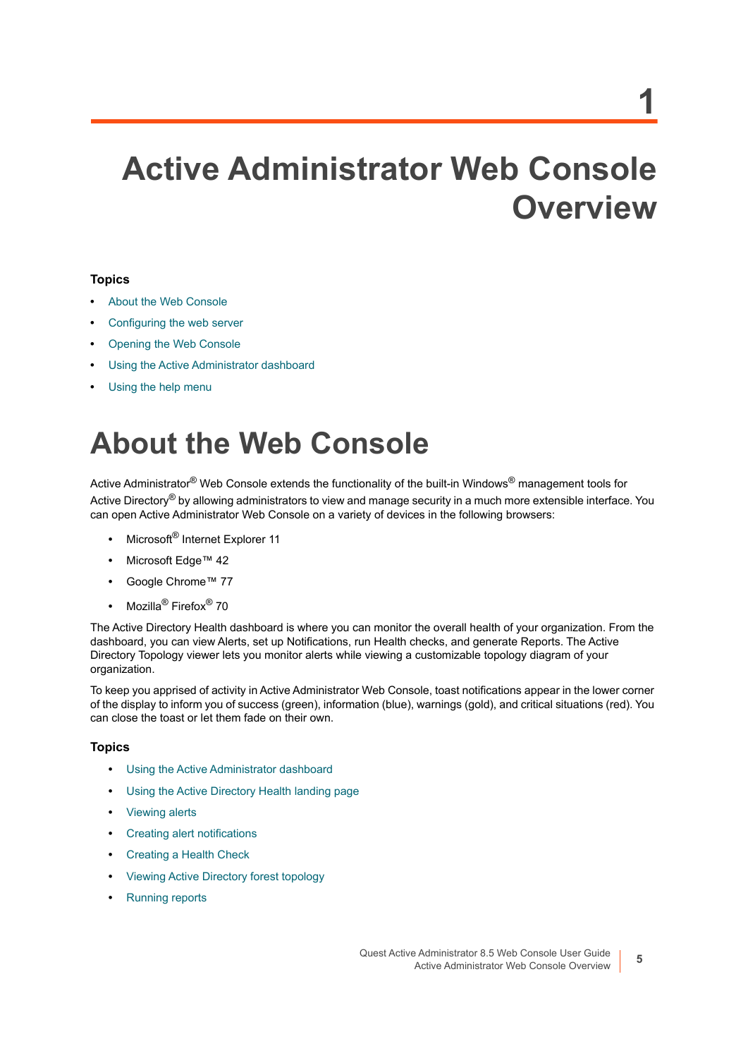# 1

# Active Administrator Web Console Overview

### Topics

- About the Web Console
- Configuring the web server
- Opening the Web Console
- Using the Active Administrator dashboard
- Using the help menu

# About the Web Console

Active Administrator® Web Console extends the functionality of the built-in Windows® management tools for Active Directory® by allowing administrators to view and manage security in a much more extensible interface. You can open Active Administrator Web Console on a variety of devices in the following browsers:

- Microsoft® Internet Explorer 11
- Microsoft Edge™ 42
- Google Chrome™ 77
- Mozilla® Firefox® 70

The Active Directory Health dashboard is where you can monitor the overall health of your organization. From the dashboard, you can view Alerts, set up Notifications, run Health checks, and generate Reports. The Active Directory Topology viewer lets you monitor alerts while viewing a customizable topology diagram of your organization.

To keep you apprised of activity in Active Administrator Web Console, toast notifications appear in the lower corner of the display to inform you of success (green), information (blue), warnings (gold), and critical situations (red). You can close the toast or let them fade on their own.

### Topics

- Using the Active Administrator dashboard
- Using the Active Directory Health landing page
- Viewing alerts
- Creating alert notifications
- Creating a Health Check
- Viewing Active Directory forest topology
- Running reports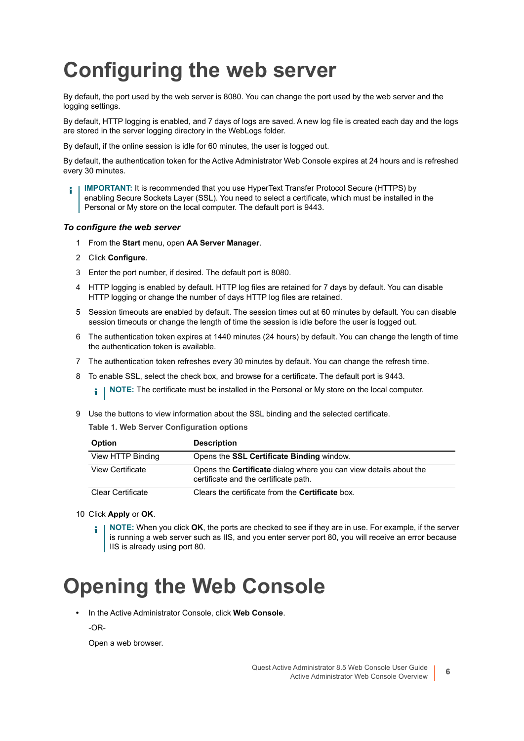# Configuring the web server

By default, the port used by the web server is 8080. You can change the port used by the web server and the logging settings.

By default, HTTP logging is enabled, and 7 days of logs are saved. A new log file is created each day and the logs are stored in the server logging directory in the WebLogs folder.

By default, if the online session is idle for 60 minutes, the user is logged out.

By default, the authentication token for the Active Administrator Web Console expires at 24 hours and is refreshed every 30 minutes.

> **IMPORTANT:** It is recommended that you use HyperText Transfer Protocol Secure (HTTPS) by enabling Secure Sockets Layer (SSL). You need to select a certificate, which must be installed in the Personal or My store on the local computer. The default port is 9443.

### *To configure the web server*

1. From the **Start** menu, open **AA Server Manager**.
2. Click **Configure**.
3. Enter the port number, if desired. The default port is 8080.
4. HTTP logging is enabled by default. HTTP log files are retained for 7 days by default. You can disable HTTP logging or change the number of days HTTP log files are retained.
5. Session timeouts are enabled by default. The session times out at 60 minutes by default. You can disable session timeouts or change the length of time the session is idle before the user is logged out.
6. The authentication token expires at 1440 minutes (24 hours) by default. You can change the length of time the authentication token is available.
7. The authentication token refreshes every 30 minutes by default. You can change the refresh time.
8. To enable SSL, select the check box, and browse for a certificate. The default port is 9443.

   > **NOTE:** The certificate must be installed in the Personal or My store on the local computer.

9. Use the buttons to view information about the SSL binding and the selected certificate.

   **Table 1. Web Server Configuration options**

   | Option | Description |
   |---|---|
   | View HTTP Binding | Opens the **SSL Certificate Binding** window. |
   | View Certificate | Opens the **Certificate** dialog where you can view details about the certificate and the certificate path. |
   | Clear Certificate | Clears the certificate from the **Certificate** box. |

10. Click **Apply** or **OK**.

    > **NOTE:** When you click **OK**, the ports are checked to see if they are in use. For example, if the server is running a web server such as IIS, and you enter server port 80, you will receive an error because IIS is already using port 80.

# Opening the Web Console

- In the Active Administrator Console, click **Web Console**.

  -OR-

  Open a web browser.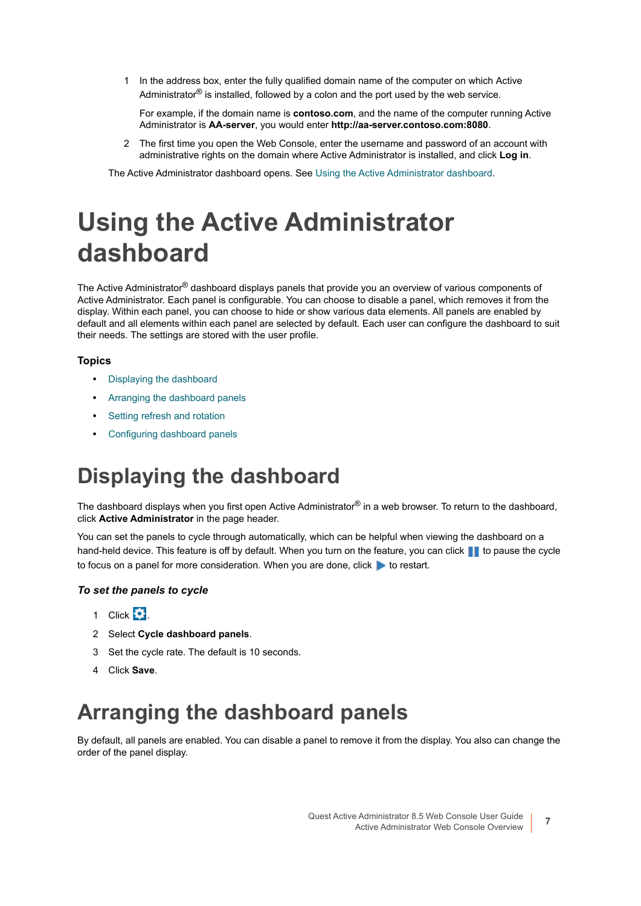1 In the address box, enter the fully qualified domain name of the computer on which Active Administrator® is installed, followed by a colon and the port used by the web service.

   For example, if the domain name is **contoso.com**, and the name of the computer running Active Administrator is **AA-server**, you would enter **http://aa-server.contoso.com:8080**.

2 The first time you open the Web Console, enter the username and password of an account with administrative rights on the domain where Active Administrator is installed, and click **Log in**.

The Active Administrator dashboard opens. See Using the Active Administrator dashboard.

# Using the Active Administrator dashboard

The Active Administrator® dashboard displays panels that provide you an overview of various components of Active Administrator. Each panel is configurable. You can choose to disable a panel, which removes it from the display. Within each panel, you can choose to hide or show various data elements. All panels are enabled by default and all elements within each panel are selected by default. Each user can configure the dashboard to suit their needs. The settings are stored with the user profile.

### Topics

- Displaying the dashboard
- Arranging the dashboard panels
- Setting refresh and rotation
- Configuring dashboard panels

## Displaying the dashboard

The dashboard displays when you first open Active Administrator® in a web browser. To return to the dashboard, click **Active Administrator** in the page header.

You can set the panels to cycle through automatically, which can be helpful when viewing the dashboard on a hand-held device. This feature is off by default. When you turn on the feature, you can click ▌▌ to pause the cycle to focus on a panel for more consideration. When you are done, click ▶ to restart.

### *To set the panels to cycle*

1 Click ⚙.
2 Select **Cycle dashboard panels**.
3 Set the cycle rate. The default is 10 seconds.
4 Click **Save**.

## Arranging the dashboard panels

By default, all panels are enabled. You can disable a panel to remove it from the display. You also can change the order of the panel display.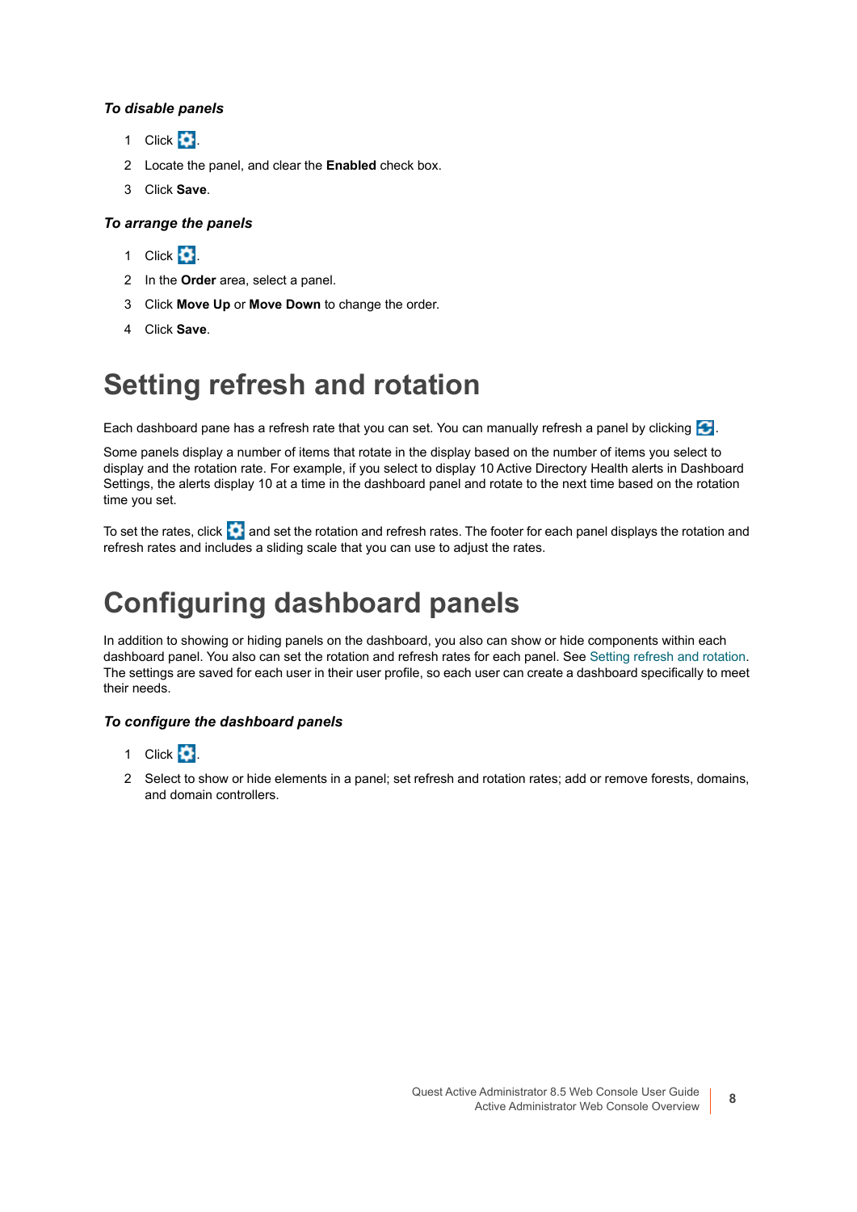***To disable panels***

1. Click .
2. Locate the panel, and clear the **Enabled** check box.
3. Click **Save**.

***To arrange the panels***

1. Click .
2. In the **Order** area, select a panel.
3. Click **Move Up** or **Move Down** to change the order.
4. Click **Save**.

# Setting refresh and rotation

Each dashboard pane has a refresh rate that you can set. You can manually refresh a panel by clicking .

Some panels display a number of items that rotate in the display based on the number of items you select to display and the rotation rate. For example, if you select to display 10 Active Directory Health alerts in Dashboard Settings, the alerts display 10 at a time in the dashboard panel and rotate to the next time based on the rotation time you set.

To set the rates, click  and set the rotation and refresh rates. The footer for each panel displays the rotation and refresh rates and includes a sliding scale that you can use to adjust the rates.

# Configuring dashboard panels

In addition to showing or hiding panels on the dashboard, you also can show or hide components within each dashboard panel. You also can set the rotation and refresh rates for each panel. See Setting refresh and rotation. The settings are saved for each user in their user profile, so each user can create a dashboard specifically to meet their needs.

***To configure the dashboard panels***

1. Click .
2. Select to show or hide elements in a panel; set refresh and rotation rates; add or remove forests, domains, and domain controllers.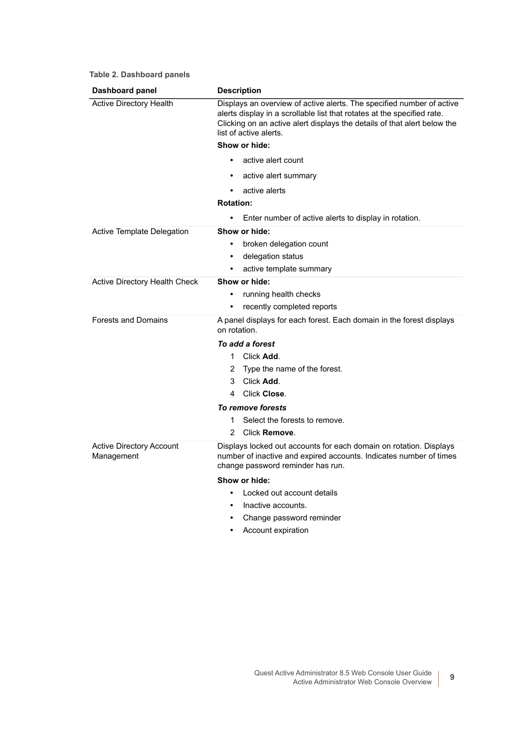**Table 2. Dashboard panels**

| Dashboard panel | Description |
|---|---|
| Active Directory Health | Displays an overview of active alerts. The specified number of active alerts display in a scrollable list that rotates at the specified rate. Clicking on an active alert displays the details of that alert below the list of active alerts.<br>**Show or hide:**<br>• active alert count<br>• active alert summary<br>• active alerts<br>**Rotation:**<br>• Enter number of active alerts to display in rotation. |
| Active Template Delegation | **Show or hide:**<br>• broken delegation count<br>• delegation status<br>• active template summary |
| Active Directory Health Check | **Show or hide:**<br>• running health checks<br>• recently completed reports |
| Forests and Domains | A panel displays for each forest. Each domain in the forest displays on rotation.<br>***To add a forest***<br>1 Click **Add**.<br>2 Type the name of the forest.<br>3 Click **Add**.<br>4 Click **Close**.<br>***To remove forests***<br>1 Select the forests to remove.<br>2 Click **Remove**. |
| Active Directory Account Management | Displays locked out accounts for each domain on rotation. Displays number of inactive and expired accounts. Indicates number of times change password reminder has run.<br>**Show or hide:**<br>• Locked out account details<br>• Inactive accounts.<br>• Change password reminder<br>• Account expiration |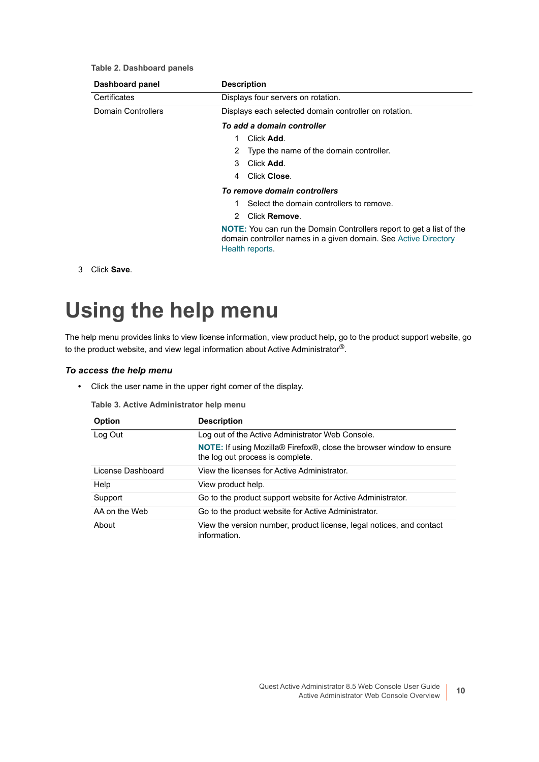**Table 2. Dashboard panels**

| Dashboard panel | Description |
|---|---|
| Certificates | Displays four servers on rotation. |
| Domain Controllers | Displays each selected domain controller on rotation.<br><br>***To add a domain controller***<br>1 Click **Add**.<br>2 Type the name of the domain controller.<br>3 Click **Add**.<br>4 Click **Close**.<br><br>***To remove domain controllers***<br>1 Select the domain controllers to remove.<br>2 Click **Remove**.<br><br>**NOTE:** You can run the Domain Controllers report to get a list of the domain controller names in a given domain. See Active Directory Health reports. |

3 Click **Save**.

# Using the help menu

The help menu provides links to view license information, view product help, go to the product support website, go to the product website, and view legal information about Active Administrator®.

### *To access the help menu*

- Click the user name in the upper right corner of the display.

**Table 3. Active Administrator help menu**

| Option | Description |
|---|---|
| Log Out | Log out of the Active Administrator Web Console.<br><br>**NOTE:** If using Mozilla® Firefox®, close the browser window to ensure the log out process is complete. |
| License Dashboard | View the licenses for Active Administrator. |
| Help | View product help. |
| Support | Go to the product support website for Active Administrator. |
| AA on the Web | Go to the product website for Active Administrator. |
| About | View the version number, product license, legal notices, and contact information. |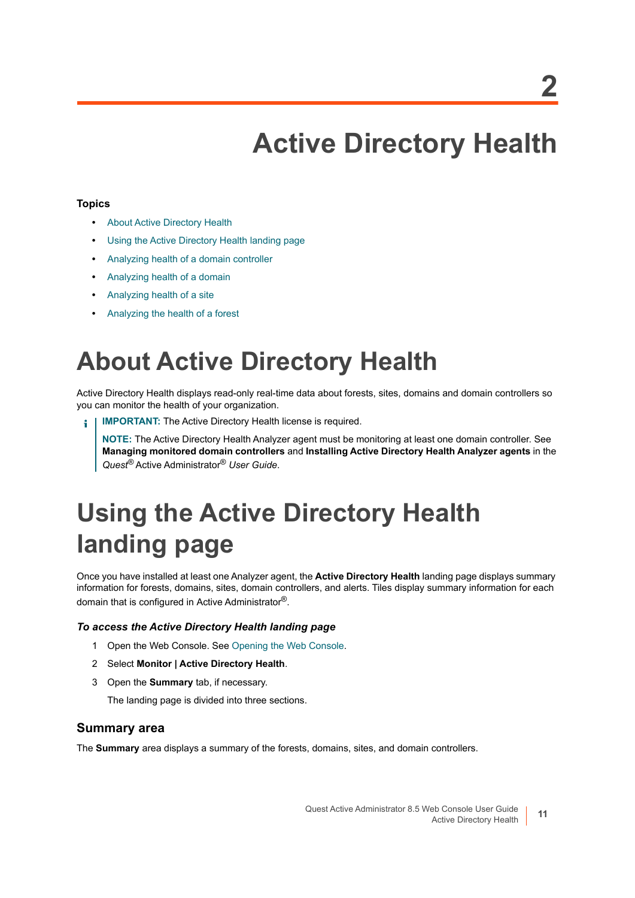2

# Active Directory Health

**Topics**

- About Active Directory Health
- Using the Active Directory Health landing page
- Analyzing health of a domain controller
- Analyzing health of a domain
- Analyzing health of a site
- Analyzing the health of a forest

# About Active Directory Health

Active Directory Health displays read-only real-time data about forests, sites, domains and domain controllers so you can monitor the health of your organization.

> **IMPORTANT:** The Active Directory Health license is required.
>
> **NOTE:** The Active Directory Health Analyzer agent must be monitoring at least one domain controller. See **Managing monitored domain controllers** and **Installing Active Directory Health Analyzer agents** in the *Quest®* Active Administrator® *User Guide*.

# Using the Active Directory Health landing page

Once you have installed at least one Analyzer agent, the **Active Directory Health** landing page displays summary information for forests, domains, sites, domain controllers, and alerts. Tiles display summary information for each domain that is configured in Active Administrator®.

### *To access the Active Directory Health landing page*

1. Open the Web Console. See Opening the Web Console.
2. Select **Monitor | Active Directory Health**.
3. Open the **Summary** tab, if necessary.

   The landing page is divided into three sections.

## Summary area

The **Summary** area displays a summary of the forests, domains, sites, and domain controllers.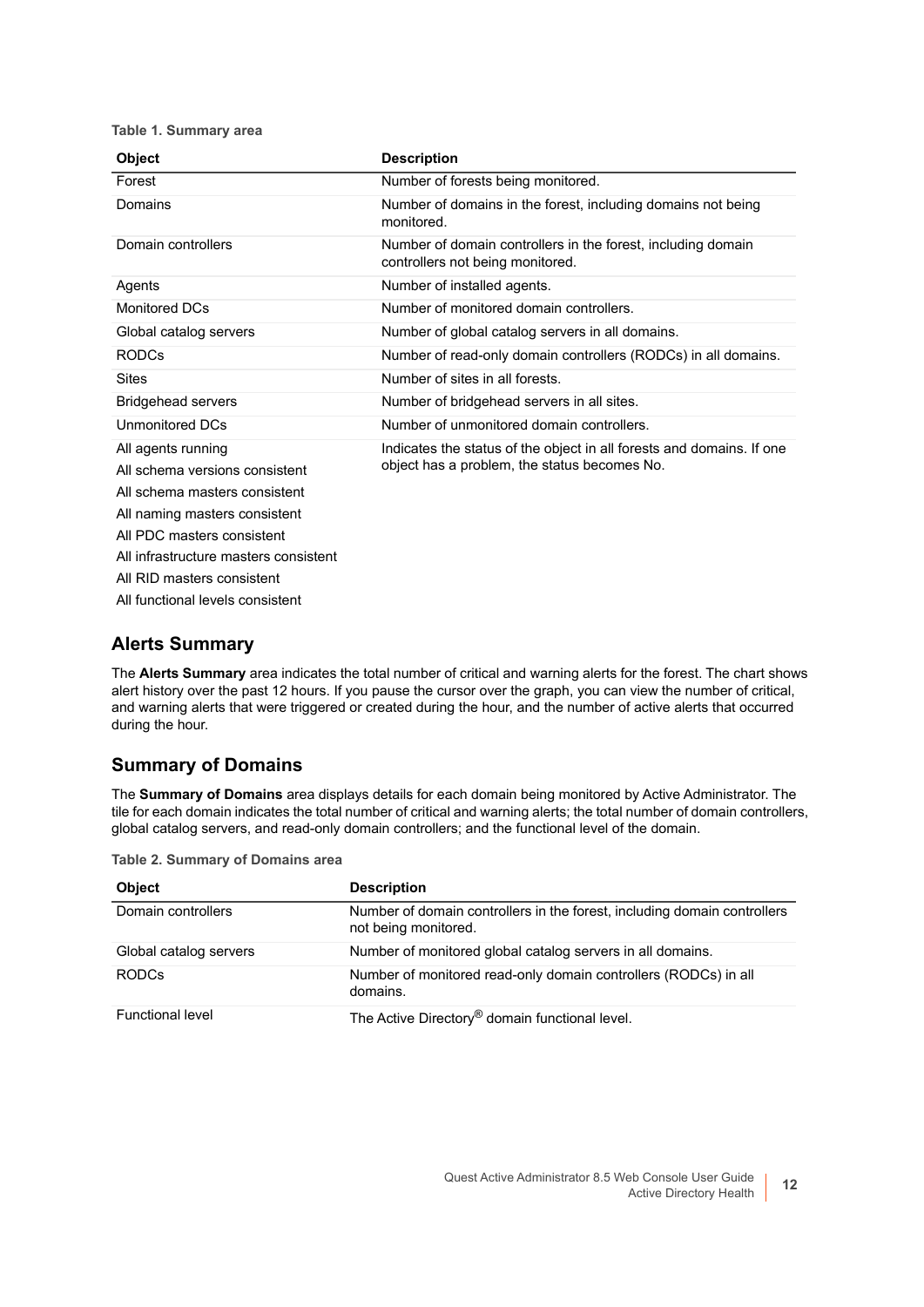**Table 1. Summary area**

| Object | Description |
|---|---|
| Forest | Number of forests being monitored. |
| Domains | Number of domains in the forest, including domains not being monitored. |
| Domain controllers | Number of domain controllers in the forest, including domain controllers not being monitored. |
| Agents | Number of installed agents. |
| Monitored DCs | Number of monitored domain controllers. |
| Global catalog servers | Number of global catalog servers in all domains. |
| RODCs | Number of read-only domain controllers (RODCs) in all domains. |
| Sites | Number of sites in all forests. |
| Bridgehead servers | Number of bridgehead servers in all sites. |
| Unmonitored DCs | Number of unmonitored domain controllers. |
| All agents running<br>All schema versions consistent<br>All schema masters consistent<br>All naming masters consistent<br>All PDC masters consistent<br>All infrastructure masters consistent<br>All RID masters consistent<br>All functional levels consistent | Indicates the status of the object in all forests and domains. If one object has a problem, the status becomes No. |

## Alerts Summary

The **Alerts Summary** area indicates the total number of critical and warning alerts for the forest. The chart shows alert history over the past 12 hours. If you pause the cursor over the graph, you can view the number of critical, and warning alerts that were triggered or created during the hour, and the number of active alerts that occurred during the hour.

## Summary of Domains

The **Summary of Domains** area displays details for each domain being monitored by Active Administrator. The tile for each domain indicates the total number of critical and warning alerts; the total number of domain controllers, global catalog servers, and read-only domain controllers; and the functional level of the domain.

**Table 2. Summary of Domains area**

| Object | Description |
|---|---|
| Domain controllers | Number of domain controllers in the forest, including domain controllers not being monitored. |
| Global catalog servers | Number of monitored global catalog servers in all domains. |
| RODCs | Number of monitored read-only domain controllers (RODCs) in all domains. |
| Functional level | The Active Directory® domain functional level. |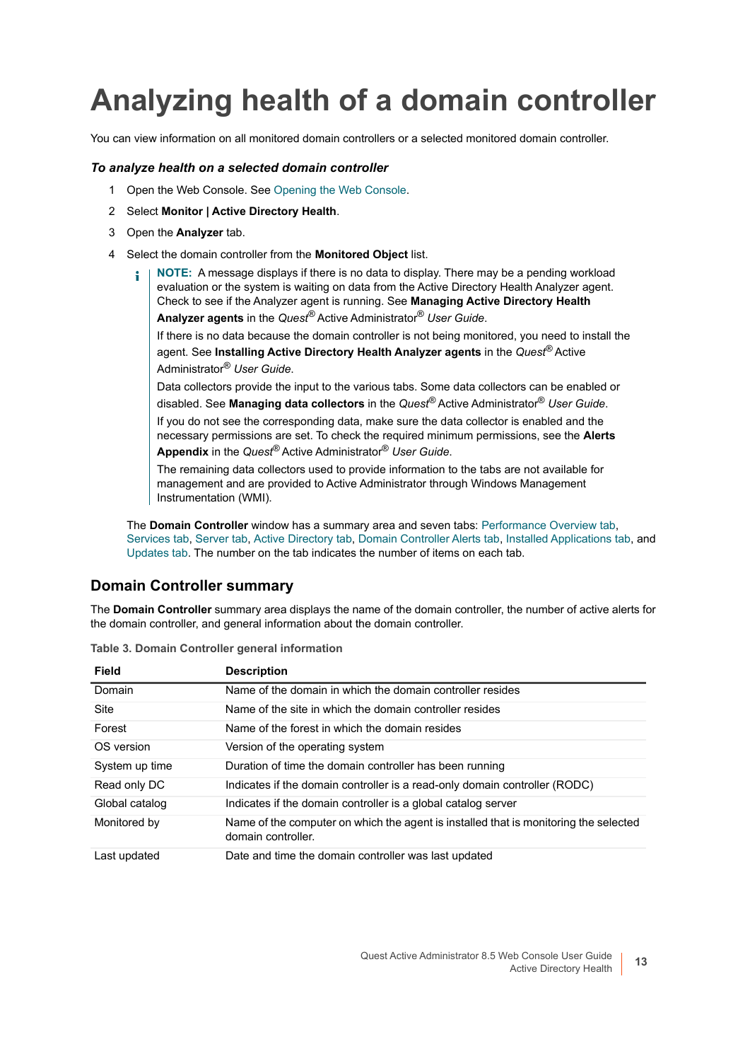# Analyzing health of a domain controller

You can view information on all monitored domain controllers or a selected monitored domain controller.

***To analyze health on a selected domain controller***

1. Open the Web Console. See Opening the Web Console.
2. Select **Monitor | Active Directory Health**.
3. Open the **Analyzer** tab.
4. Select the domain controller from the **Monitored Object** list.

   > **NOTE:** A message displays if there is no data to display. There may be a pending workload evaluation or the system is waiting on data from the Active Directory Health Analyzer agent. Check to see if the Analyzer agent is running. See **Managing Active Directory Health Analyzer agents** in the *Quest*® Active Administrator® *User Guide*.
   >
   > If there is no data because the domain controller is not being monitored, you need to install the agent. See **Installing Active Directory Health Analyzer agents** in the *Quest*® Active Administrator® *User Guide*.
   >
   > Data collectors provide the input to the various tabs. Some data collectors can be enabled or disabled. See **Managing data collectors** in the *Quest*® Active Administrator® *User Guide*.
   >
   > If you do not see the corresponding data, make sure the data collector is enabled and the necessary permissions are set. To check the required minimum permissions, see the **Alerts Appendix** in the *Quest*® Active Administrator® *User Guide*.
   >
   > The remaining data collectors used to provide information to the tabs are not available for management and are provided to Active Administrator through Windows Management Instrumentation (WMI).

   The **Domain Controller** window has a summary area and seven tabs: Performance Overview tab, Services tab, Server tab, Active Directory tab, Domain Controller Alerts tab, Installed Applications tab, and Updates tab. The number on the tab indicates the number of items on each tab.

## Domain Controller summary

The **Domain Controller** summary area displays the name of the domain controller, the number of active alerts for the domain controller, and general information about the domain controller.

**Table 3. Domain Controller general information**

| Field | Description |
|---|---|
| Domain | Name of the domain in which the domain controller resides |
| Site | Name of the site in which the domain controller resides |
| Forest | Name of the forest in which the domain resides |
| OS version | Version of the operating system |
| System up time | Duration of time the domain controller has been running |
| Read only DC | Indicates if the domain controller is a read-only domain controller (RODC) |
| Global catalog | Indicates if the domain controller is a global catalog server |
| Monitored by | Name of the computer on which the agent is installed that is monitoring the selected domain controller. |
| Last updated | Date and time the domain controller was last updated |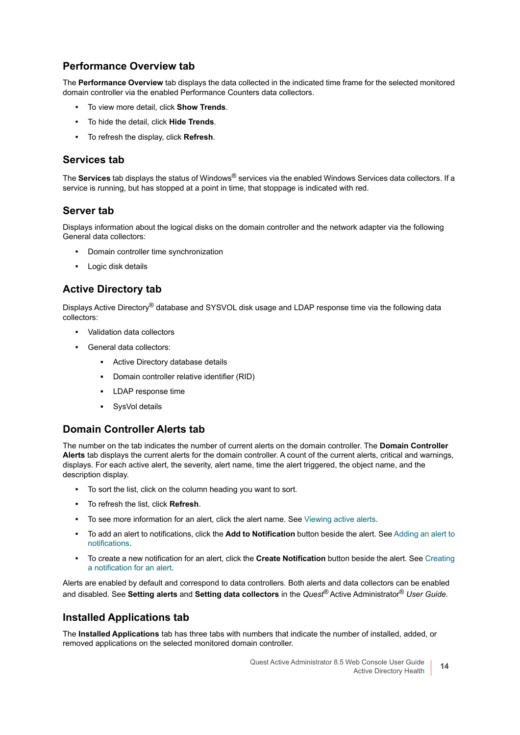## Performance Overview tab

The **Performance Overview** tab displays the data collected in the indicated time frame for the selected monitored domain controller via the enabled Performance Counters data collectors.

- To view more detail, click **Show Trends**.
- To hide the detail, click **Hide Trends**.
- To refresh the display, click **Refresh**.

## Services tab

The **Services** tab displays the status of Windows® services via the enabled Windows Services data collectors. If a service is running, but has stopped at a point in time, that stoppage is indicated with red.

## Server tab

Displays information about the logical disks on the domain controller and the network adapter via the following General data collectors:

- Domain controller time synchronization
- Logic disk details

## Active Directory tab

Displays Active Directory® database and SYSVOL disk usage and LDAP response time via the following data collectors:

- Validation data collectors
- General data collectors:
  - Active Directory database details
  - Domain controller relative identifier (RID)
  - LDAP response time
  - SysVol details

## Domain Controller Alerts tab

The number on the tab indicates the number of current alerts on the domain controller. The **Domain Controller Alerts** tab displays the current alerts for the domain controller. A count of the current alerts, critical and warnings, displays. For each active alert, the severity, alert name, time the alert triggered, the object name, and the description display.

- To sort the list, click on the column heading you want to sort.
- To refresh the list, click **Refresh**.
- To see more information for an alert, click the alert name. See Viewing active alerts.
- To add an alert to notifications, click the **Add to Notification** button beside the alert. See Adding an alert to notifications.
- To create a new notification for an alert, click the **Create Notification** button beside the alert. See Creating a notification for an alert.

Alerts are enabled by default and correspond to data controllers. Both alerts and data collectors can be enabled and disabled. See **Setting alerts** and **Setting data collectors** in the *Quest®* Active Administrator® *User Guide*.

## Installed Applications tab

The **Installed Applications** tab has three tabs with numbers that indicate the number of installed, added, or removed applications on the selected monitored domain controller.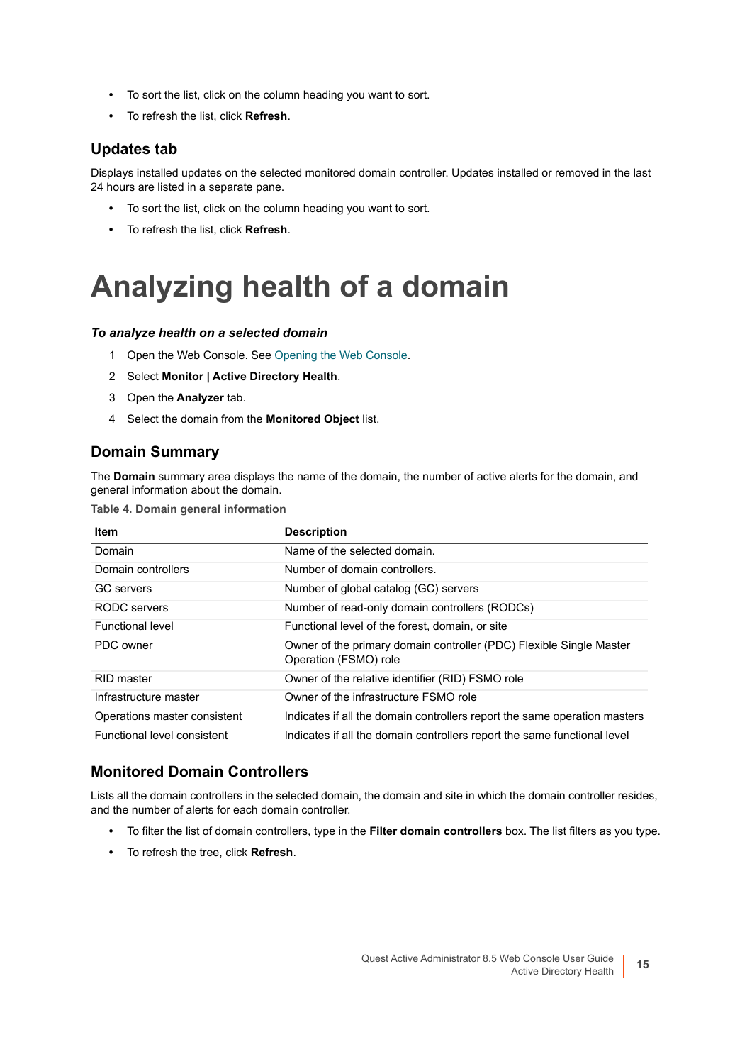- To sort the list, click on the column heading you want to sort.
- To refresh the list, click **Refresh**.

## Updates tab

Displays installed updates on the selected monitored domain controller. Updates installed or removed in the last 24 hours are listed in a separate pane.

- To sort the list, click on the column heading you want to sort.
- To refresh the list, click **Refresh**.

# Analyzing health of a domain

***To analyze health on a selected domain***

1. Open the Web Console. See Opening the Web Console.
2. Select **Monitor | Active Directory Health**.
3. Open the **Analyzer** tab.
4. Select the domain from the **Monitored Object** list.

## Domain Summary

The **Domain** summary area displays the name of the domain, the number of active alerts for the domain, and general information about the domain.

**Table 4. Domain general information**

| Item | Description |
|---|---|
| Domain | Name of the selected domain. |
| Domain controllers | Number of domain controllers. |
| GC servers | Number of global catalog (GC) servers |
| RODC servers | Number of read-only domain controllers (RODCs) |
| Functional level | Functional level of the forest, domain, or site |
| PDC owner | Owner of the primary domain controller (PDC) Flexible Single Master Operation (FSMO) role |
| RID master | Owner of the relative identifier (RID) FSMO role |
| Infrastructure master | Owner of the infrastructure FSMO role |
| Operations master consistent | Indicates if all the domain controllers report the same operation masters |
| Functional level consistent | Indicates if all the domain controllers report the same functional level |

## Monitored Domain Controllers

Lists all the domain controllers in the selected domain, the domain and site in which the domain controller resides, and the number of alerts for each domain controller.

- To filter the list of domain controllers, type in the **Filter domain controllers** box. The list filters as you type.
- To refresh the tree, click **Refresh**.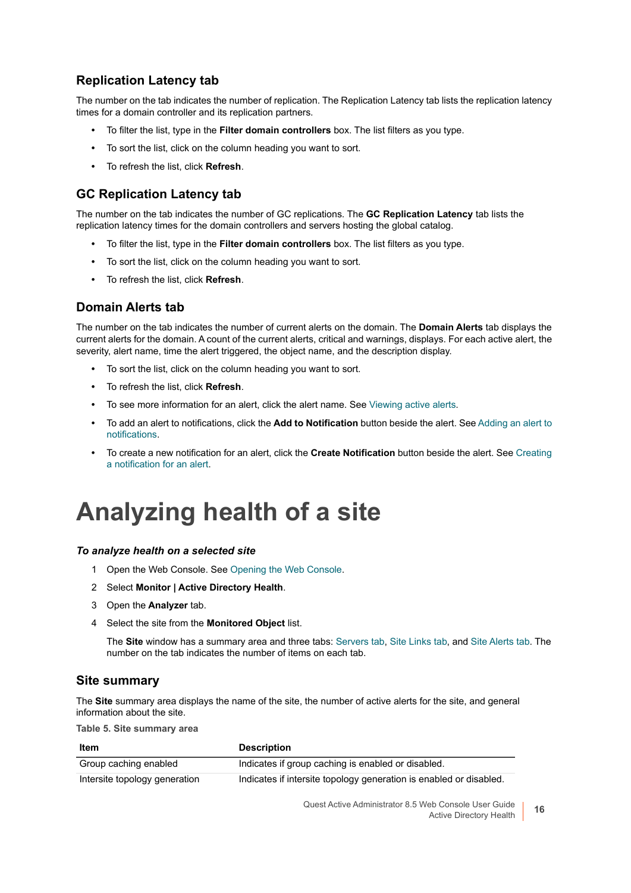## Replication Latency tab

The number on the tab indicates the number of replication. The Replication Latency tab lists the replication latency times for a domain controller and its replication partners.

- To filter the list, type in the **Filter domain controllers** box. The list filters as you type.
- To sort the list, click on the column heading you want to sort.
- To refresh the list, click **Refresh**.

## GC Replication Latency tab

The number on the tab indicates the number of GC replications. The **GC Replication Latency** tab lists the replication latency times for the domain controllers and servers hosting the global catalog.

- To filter the list, type in the **Filter domain controllers** box. The list filters as you type.
- To sort the list, click on the column heading you want to sort.
- To refresh the list, click **Refresh**.

## Domain Alerts tab

The number on the tab indicates the number of current alerts on the domain. The **Domain Alerts** tab displays the current alerts for the domain. A count of the current alerts, critical and warnings, displays. For each active alert, the severity, alert name, time the alert triggered, the object name, and the description display.

- To sort the list, click on the column heading you want to sort.
- To refresh the list, click **Refresh**.
- To see more information for an alert, click the alert name. See Viewing active alerts.
- To add an alert to notifications, click the **Add to Notification** button beside the alert. See Adding an alert to notifications.
- To create a new notification for an alert, click the **Create Notification** button beside the alert. See Creating a notification for an alert.

# Analyzing health of a site

### *To analyze health on a selected site*

1. Open the Web Console. See Opening the Web Console.
2. Select **Monitor | Active Directory Health**.
3. Open the **Analyzer** tab.
4. Select the site from the **Monitored Object** list.

   The **Site** window has a summary area and three tabs: Servers tab, Site Links tab, and Site Alerts tab. The number on the tab indicates the number of items on each tab.

## Site summary

The **Site** summary area displays the name of the site, the number of active alerts for the site, and general information about the site.

**Table 5. Site summary area**

| Item | Description |
|---|---|
| Group caching enabled | Indicates if group caching is enabled or disabled. |
| Intersite topology generation | Indicates if intersite topology generation is enabled or disabled. |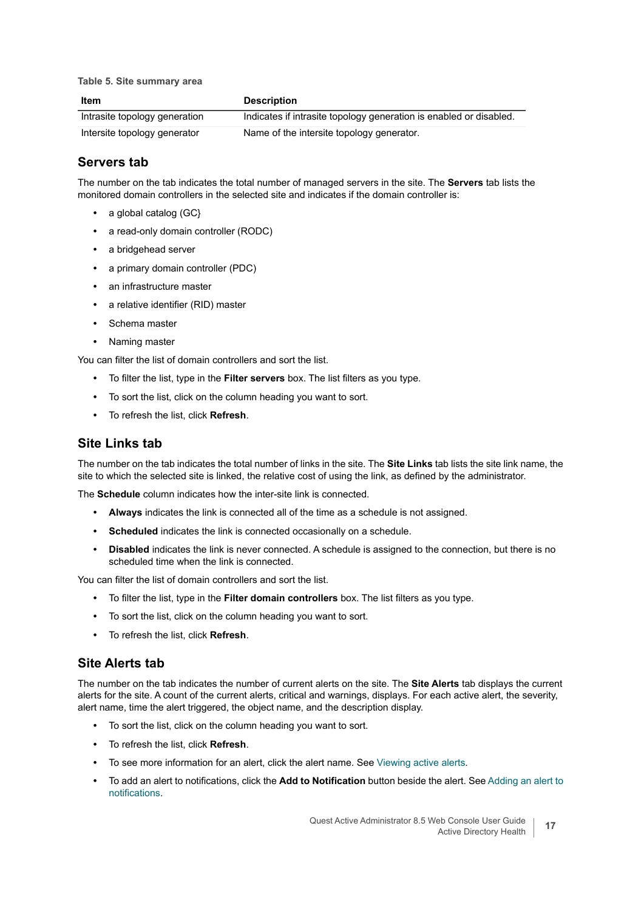Table 5. Site summary area

| Item | Description |
| --- | --- |
| Intrasite topology generation | Indicates if intrasite topology generation is enabled or disabled. |
| Intersite topology generator | Name of the intersite topology generator. |

## Servers tab

The number on the tab indicates the total number of managed servers in the site. The **Servers** tab lists the monitored domain controllers in the selected site and indicates if the domain controller is:

- a global catalog (GC}
- a read-only domain controller (RODC)
- a bridgehead server
- a primary domain controller (PDC)
- an infrastructure master
- a relative identifier (RID) master
- Schema master
- Naming master

You can filter the list of domain controllers and sort the list.

- To filter the list, type in the **Filter servers** box. The list filters as you type.
- To sort the list, click on the column heading you want to sort.
- To refresh the list, click **Refresh**.

## Site Links tab

The number on the tab indicates the total number of links in the site. The **Site Links** tab lists the site link name, the site to which the selected site is linked, the relative cost of using the link, as defined by the administrator.

The **Schedule** column indicates how the inter-site link is connected.

- **Always** indicates the link is connected all of the time as a schedule is not assigned.
- **Scheduled** indicates the link is connected occasionally on a schedule.
- **Disabled** indicates the link is never connected. A schedule is assigned to the connection, but there is no scheduled time when the link is connected.

You can filter the list of domain controllers and sort the list.

- To filter the list, type in the **Filter domain controllers** box. The list filters as you type.
- To sort the list, click on the column heading you want to sort.
- To refresh the list, click **Refresh**.

## Site Alerts tab

The number on the tab indicates the number of current alerts on the site. The **Site Alerts** tab displays the current alerts for the site. A count of the current alerts, critical and warnings, displays. For each active alert, the severity, alert name, time the alert triggered, the object name, and the description display.

- To sort the list, click on the column heading you want to sort.
- To refresh the list, click **Refresh**.
- To see more information for an alert, click the alert name. See Viewing active alerts.
- To add an alert to notifications, click the **Add to Notification** button beside the alert. See Adding an alert to notifications.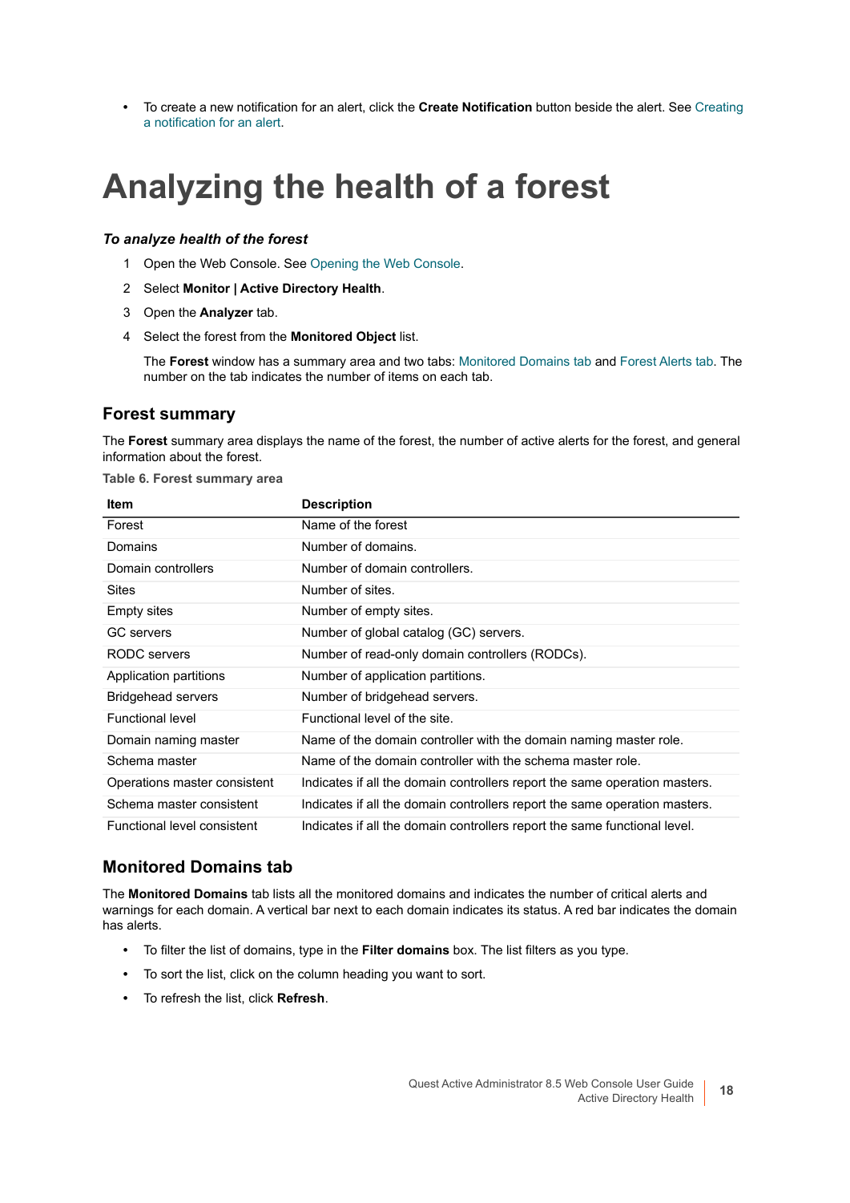- To create a new notification for an alert, click the **Create Notification** button beside the alert. See Creating a notification for an alert.

# Analyzing the health of a forest

***To analyze health of the forest***

1. Open the Web Console. See Opening the Web Console.
2. Select **Monitor | Active Directory Health**.
3. Open the **Analyzer** tab.
4. Select the forest from the **Monitored Object** list.

   The **Forest** window has a summary area and two tabs: Monitored Domains tab and Forest Alerts tab. The number on the tab indicates the number of items on each tab.

## Forest summary

The **Forest** summary area displays the name of the forest, the number of active alerts for the forest, and general information about the forest.

**Table 6. Forest summary area**

| Item | Description |
|---|---|
| Forest | Name of the forest |
| Domains | Number of domains. |
| Domain controllers | Number of domain controllers. |
| Sites | Number of sites. |
| Empty sites | Number of empty sites. |
| GC servers | Number of global catalog (GC) servers. |
| RODC servers | Number of read-only domain controllers (RODCs). |
| Application partitions | Number of application partitions. |
| Bridgehead servers | Number of bridgehead servers. |
| Functional level | Functional level of the site. |
| Domain naming master | Name of the domain controller with the domain naming master role. |
| Schema master | Name of the domain controller with the schema master role. |
| Operations master consistent | Indicates if all the domain controllers report the same operation masters. |
| Schema master consistent | Indicates if all the domain controllers report the same operation masters. |
| Functional level consistent | Indicates if all the domain controllers report the same functional level. |

## Monitored Domains tab

The **Monitored Domains** tab lists all the monitored domains and indicates the number of critical alerts and warnings for each domain. A vertical bar next to each domain indicates its status. A red bar indicates the domain has alerts.

- To filter the list of domains, type in the **Filter domains** box. The list filters as you type.
- To sort the list, click on the column heading you want to sort.
- To refresh the list, click **Refresh**.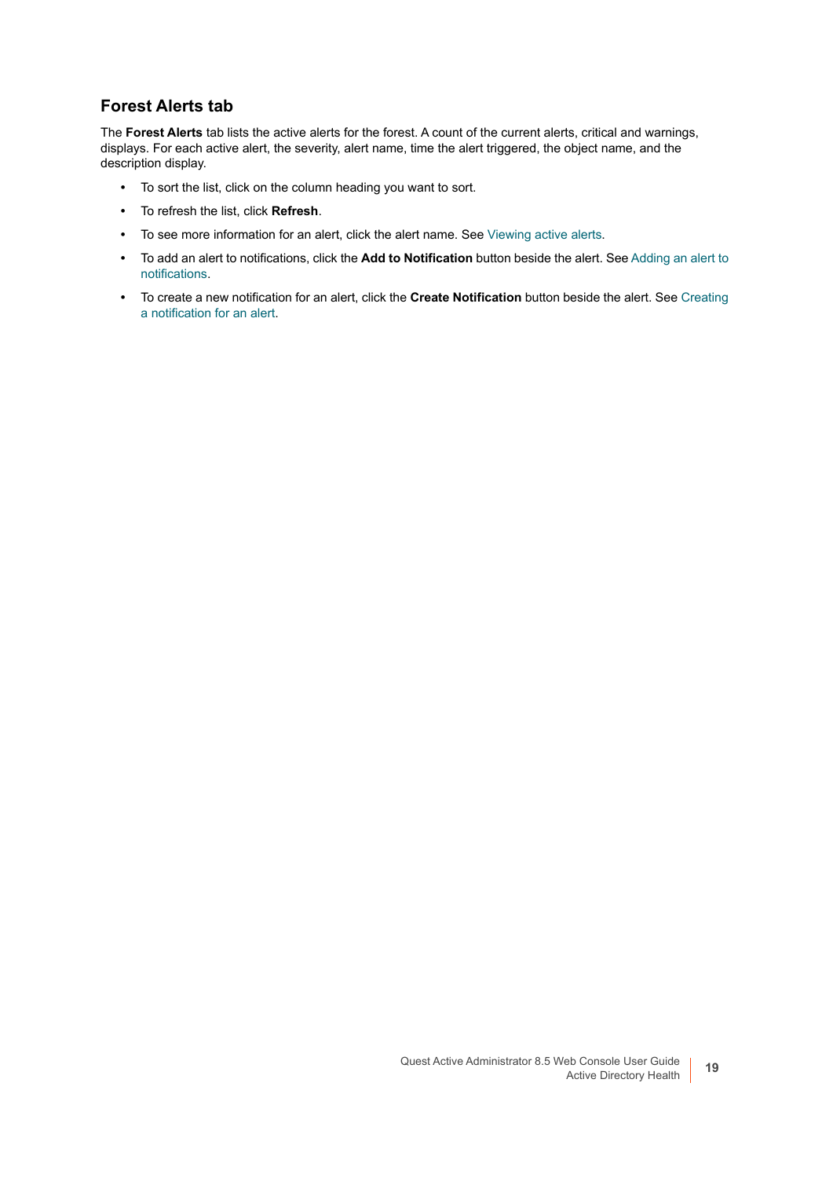## Forest Alerts tab

The **Forest Alerts** tab lists the active alerts for the forest. A count of the current alerts, critical and warnings, displays. For each active alert, the severity, alert name, time the alert triggered, the object name, and the description display.

- To sort the list, click on the column heading you want to sort.
- To refresh the list, click **Refresh**.
- To see more information for an alert, click the alert name. See Viewing active alerts.
- To add an alert to notifications, click the **Add to Notification** button beside the alert. See Adding an alert to notifications.
- To create a new notification for an alert, click the **Create Notification** button beside the alert. See Creating a notification for an alert.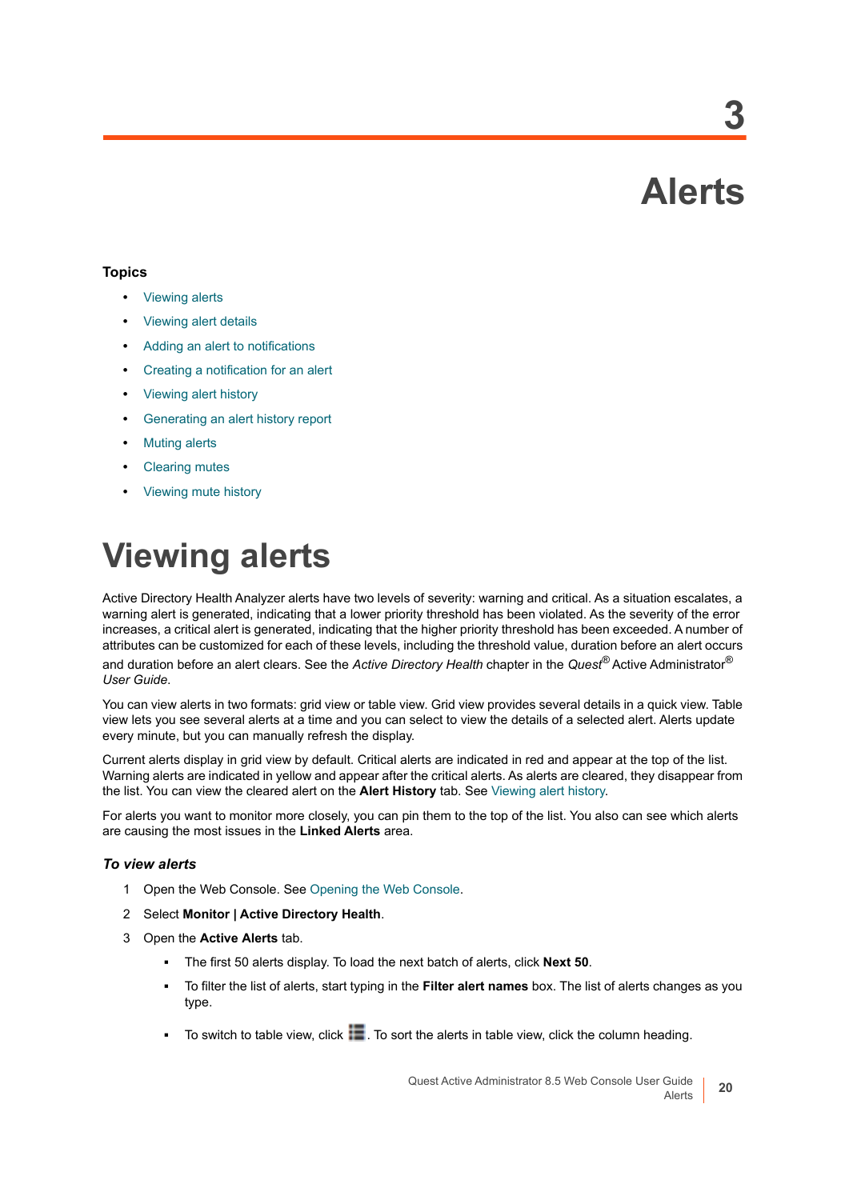# 3 Alerts

### Topics

- Viewing alerts
- Viewing alert details
- Adding an alert to notifications
- Creating a notification for an alert
- Viewing alert history
- Generating an alert history report
- Muting alerts
- Clearing mutes
- Viewing mute history

# Viewing alerts

Active Directory Health Analyzer alerts have two levels of severity: warning and critical. As a situation escalates, a warning alert is generated, indicating that a lower priority threshold has been violated. As the severity of the error increases, a critical alert is generated, indicating that the higher priority threshold has been exceeded. A number of attributes can be customized for each of these levels, including the threshold value, duration before an alert occurs and duration before an alert clears. See the *Active Directory Health* chapter in the *Quest*® Active Administrator® *User Guide*.

You can view alerts in two formats: grid view or table view. Grid view provides several details in a quick view. Table view lets you see several alerts at a time and you can select to view the details of a selected alert. Alerts update every minute, but you can manually refresh the display.

Current alerts display in grid view by default. Critical alerts are indicated in red and appear at the top of the list. Warning alerts are indicated in yellow and appear after the critical alerts. As alerts are cleared, they disappear from the list. You can view the cleared alert on the **Alert History** tab. See Viewing alert history.

For alerts you want to monitor more closely, you can pin them to the top of the list. You also can see which alerts are causing the most issues in the **Linked Alerts** area.

#### *To view alerts*

1. Open the Web Console. See Opening the Web Console.
2. Select **Monitor | Active Directory Health**.
3. Open the **Active Alerts** tab.
   - The first 50 alerts display. To load the next batch of alerts, click **Next 50**.
   - To filter the list of alerts, start typing in the **Filter alert names** box. The list of alerts changes as you type.
   - To switch to table view, click . To sort the alerts in table view, click the column heading.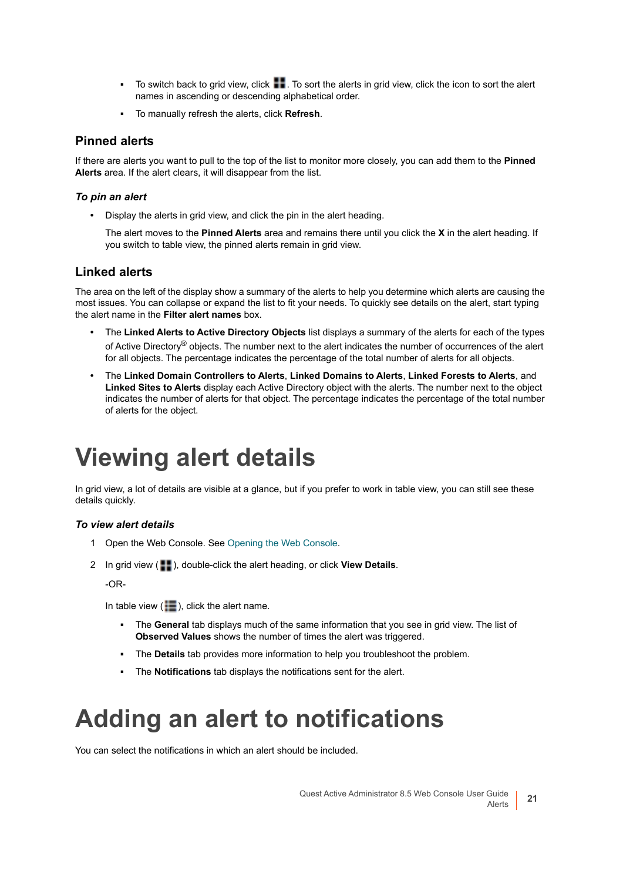- To switch back to grid view, click . To sort the alerts in grid view, click the icon to sort the alert names in ascending or descending alphabetical order.
- To manually refresh the alerts, click **Refresh**.

## Pinned alerts

If there are alerts you want to pull to the top of the list to monitor more closely, you can add them to the **Pinned Alerts** area. If the alert clears, it will disappear from the list.

#### *To pin an alert*

- Display the alerts in grid view, and click the pin in the alert heading.

  The alert moves to the **Pinned Alerts** area and remains there until you click the **X** in the alert heading. If you switch to table view, the pinned alerts remain in grid view.

## Linked alerts

The area on the left of the display show a summary of the alerts to help you determine which alerts are causing the most issues. You can collapse or expand the list to fit your needs. To quickly see details on the alert, start typing the alert name in the **Filter alert names** box.

- The **Linked Alerts to Active Directory Objects** list displays a summary of the alerts for each of the types of Active Directory® objects. The number next to the alert indicates the number of occurrences of the alert for all objects. The percentage indicates the percentage of the total number of alerts for all objects.
- The **Linked Domain Controllers to Alerts**, **Linked Domains to Alerts**, **Linked Forests to Alerts**, and **Linked Sites to Alerts** display each Active Directory object with the alerts. The number next to the object indicates the number of alerts for that object. The percentage indicates the percentage of the total number of alerts for the object.

# Viewing alert details

In grid view, a lot of details are visible at a glance, but if you prefer to work in table view, you can still see these details quickly.

#### *To view alert details*

1. Open the Web Console. See Opening the Web Console.
2. In grid view ( ), double-click the alert heading, or click **View Details**.

   -OR-

   In table view ( ), click the alert name.

   - The **General** tab displays much of the same information that you see in grid view. The list of **Observed Values** shows the number of times the alert was triggered.
   - The **Details** tab provides more information to help you troubleshoot the problem.
   - The **Notifications** tab displays the notifications sent for the alert.

# Adding an alert to notifications

You can select the notifications in which an alert should be included.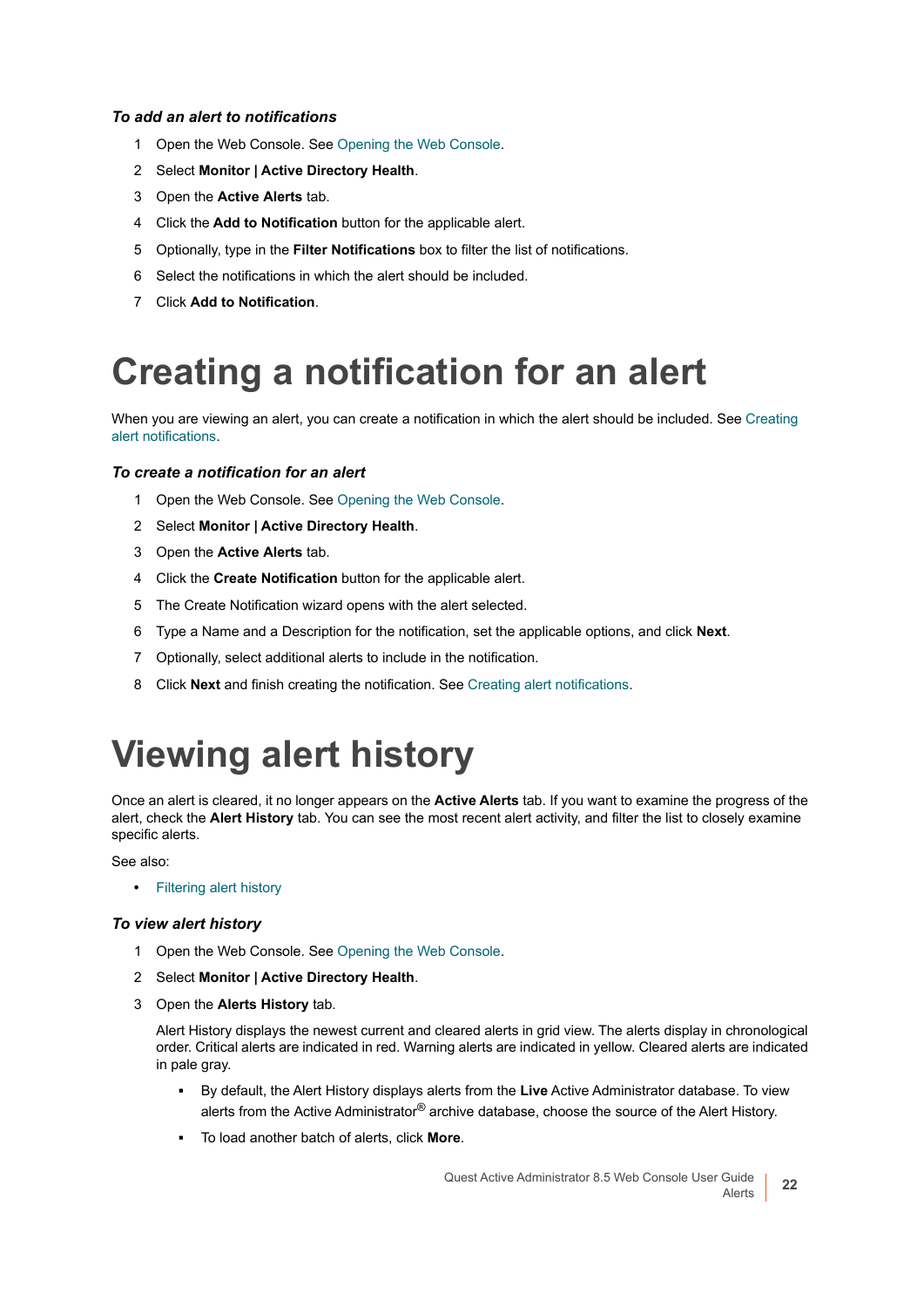***To add an alert to notifications***

1. Open the Web Console. See Opening the Web Console.
2. Select **Monitor | Active Directory Health**.
3. Open the **Active Alerts** tab.
4. Click the **Add to Notification** button for the applicable alert.
5. Optionally, type in the **Filter Notifications** box to filter the list of notifications.
6. Select the notifications in which the alert should be included.
7. Click **Add to Notification**.

# Creating a notification for an alert

When you are viewing an alert, you can create a notification in which the alert should be included. See Creating alert notifications.

***To create a notification for an alert***

1. Open the Web Console. See Opening the Web Console.
2. Select **Monitor | Active Directory Health**.
3. Open the **Active Alerts** tab.
4. Click the **Create Notification** button for the applicable alert.
5. The Create Notification wizard opens with the alert selected.
6. Type a Name and a Description for the notification, set the applicable options, and click **Next**.
7. Optionally, select additional alerts to include in the notification.
8. Click **Next** and finish creating the notification. See Creating alert notifications.

# Viewing alert history

Once an alert is cleared, it no longer appears on the **Active Alerts** tab. If you want to examine the progress of the alert, check the **Alert History** tab. You can see the most recent alert activity, and filter the list to closely examine specific alerts.

See also:

- Filtering alert history

***To view alert history***

1. Open the Web Console. See Opening the Web Console.
2. Select **Monitor | Active Directory Health**.
3. Open the **Alerts History** tab.

   Alert History displays the newest current and cleared alerts in grid view. The alerts display in chronological order. Critical alerts are indicated in red. Warning alerts are indicated in yellow. Cleared alerts are indicated in pale gray.

   - By default, the Alert History displays alerts from the **Live** Active Administrator database. To view alerts from the Active Administrator® archive database, choose the source of the Alert History.
   - To load another batch of alerts, click **More**.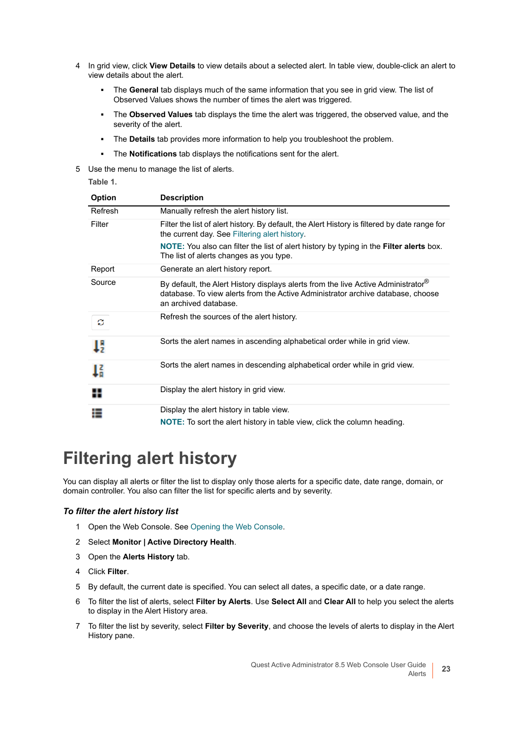4 In grid view, click **View Details** to view details about a selected alert. In table view, double-click an alert to view details about the alert.

- The **General** tab displays much of the same information that you see in grid view. The list of Observed Values shows the number of times the alert was triggered.
- The **Observed Values** tab displays the time the alert was triggered, the observed value, and the severity of the alert.
- The **Details** tab provides more information to help you troubleshoot the problem.
- The **Notifications** tab displays the notifications sent for the alert.

5 Use the menu to manage the list of alerts.

Table 1.

| Option | Description |
|---|---|
| Refresh | Manually refresh the alert history list. |
| Filter | Filter the list of alert history. By default, the Alert History is filtered by date range for the current day. See Filtering alert history. **NOTE:** You also can filter the list of alert history by typing in the **Filter alerts** box. The list of alerts changes as you type. |
| Report | Generate an alert history report. |
| Source | By default, the Alert History displays alerts from the live Active Administrator® database. To view alerts from the Active Administrator archive database, choose an archived database. |
| | Refresh the sources of the alert history. |
| | Sorts the alert names in ascending alphabetical order while in grid view. |
| | Sorts the alert names in descending alphabetical order while in grid view. |
| | Display the alert history in grid view. |
| | Display the alert history in table view. **NOTE:** To sort the alert history in table view, click the column heading. |

# Filtering alert history

You can display all alerts or filter the list to display only those alerts for a specific date, date range, domain, or domain controller. You also can filter the list for specific alerts and by severity.

### *To filter the alert history list*

1 Open the Web Console. See Opening the Web Console.

2 Select **Monitor | Active Directory Health**.

3 Open the **Alerts History** tab.

4 Click **Filter**.

5 By default, the current date is specified. You can select all dates, a specific date, or a date range.

6 To filter the list of alerts, select **Filter by Alerts**. Use **Select All** and **Clear All** to help you select the alerts to display in the Alert History area.

7 To filter the list by severity, select **Filter by Severity**, and choose the levels of alerts to display in the Alert History pane.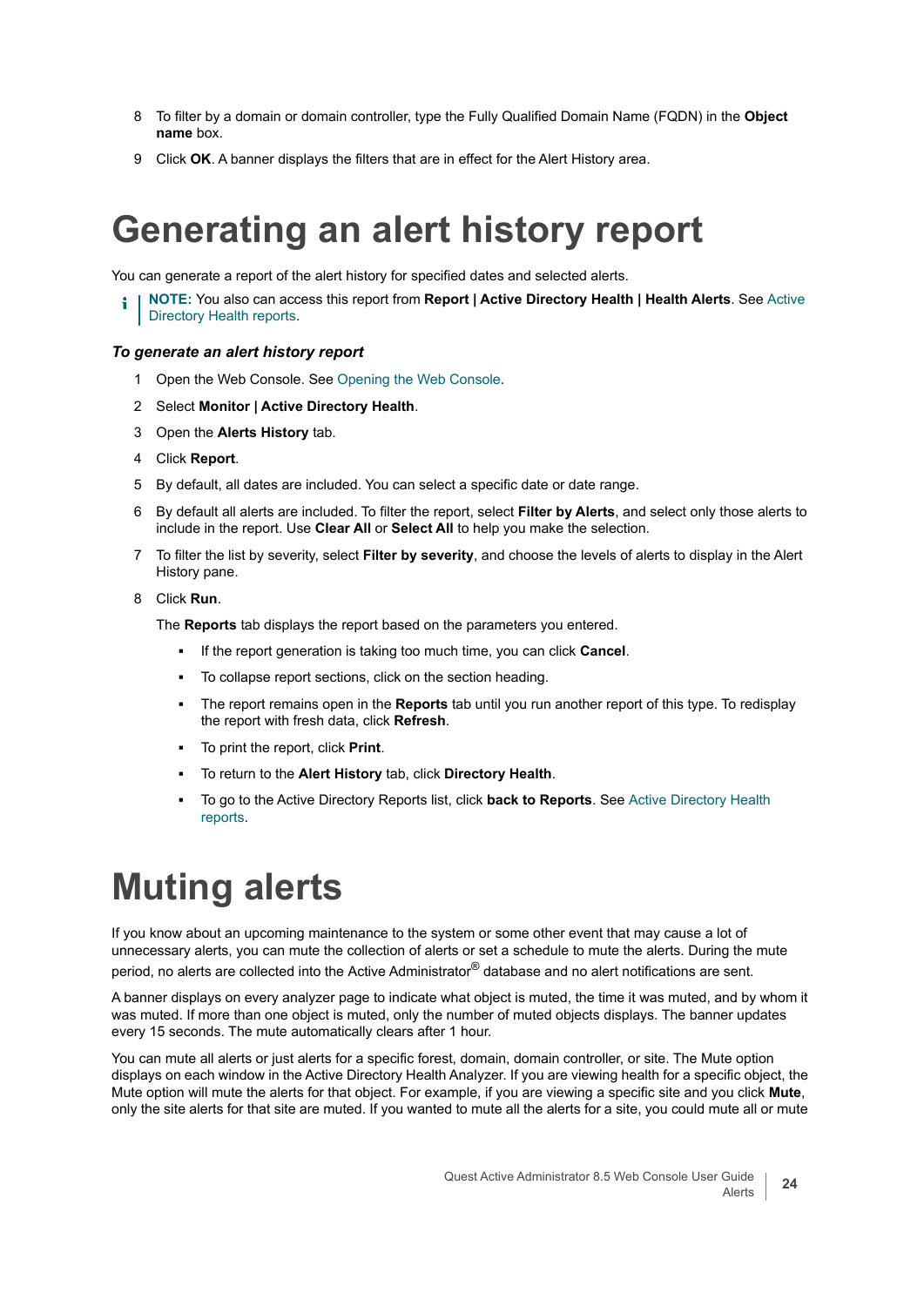8 To filter by a domain or domain controller, type the Fully Qualified Domain Name (FQDN) in the **Object name** box.

9 Click **OK**. A banner displays the filters that are in effect for the Alert History area.

# Generating an alert history report

You can generate a report of the alert history for specified dates and selected alerts.

**NOTE:** You also can access this report from **Report | Active Directory Health | Health Alerts**. See Active Directory Health reports.

***To generate an alert history report***

1 Open the Web Console. See Opening the Web Console.

2 Select **Monitor | Active Directory Health**.

3 Open the **Alerts History** tab.

4 Click **Report**.

5 By default, all dates are included. You can select a specific date or date range.

6 By default all alerts are included. To filter the report, select **Filter by Alerts**, and select only those alerts to include in the report. Use **Clear All** or **Select All** to help you make the selection.

7 To filter the list by severity, select **Filter by severity**, and choose the levels of alerts to display in the Alert History pane.

8 Click **Run**.

The **Reports** tab displays the report based on the parameters you entered.

- If the report generation is taking too much time, you can click **Cancel**.
- To collapse report sections, click on the section heading.
- The report remains open in the **Reports** tab until you run another report of this type. To redisplay the report with fresh data, click **Refresh**.
- To print the report, click **Print**.
- To return to the **Alert History** tab, click **Directory Health**.
- To go to the Active Directory Reports list, click **back to Reports**. See Active Directory Health reports.

# Muting alerts

If you know about an upcoming maintenance to the system or some other event that may cause a lot of unnecessary alerts, you can mute the collection of alerts or set a schedule to mute the alerts. During the mute period, no alerts are collected into the Active Administrator® database and no alert notifications are sent.

A banner displays on every analyzer page to indicate what object is muted, the time it was muted, and by whom it was muted. If more than one object is muted, only the number of muted objects displays. The banner updates every 15 seconds. The mute automatically clears after 1 hour.

You can mute all alerts or just alerts for a specific forest, domain, domain controller, or site. The Mute option displays on each window in the Active Directory Health Analyzer. If you are viewing health for a specific object, the Mute option will mute the alerts for that object. For example, if you are viewing a specific site and you click **Mute**, only the site alerts for that site are muted. If you wanted to mute all the alerts for a site, you could mute all or mute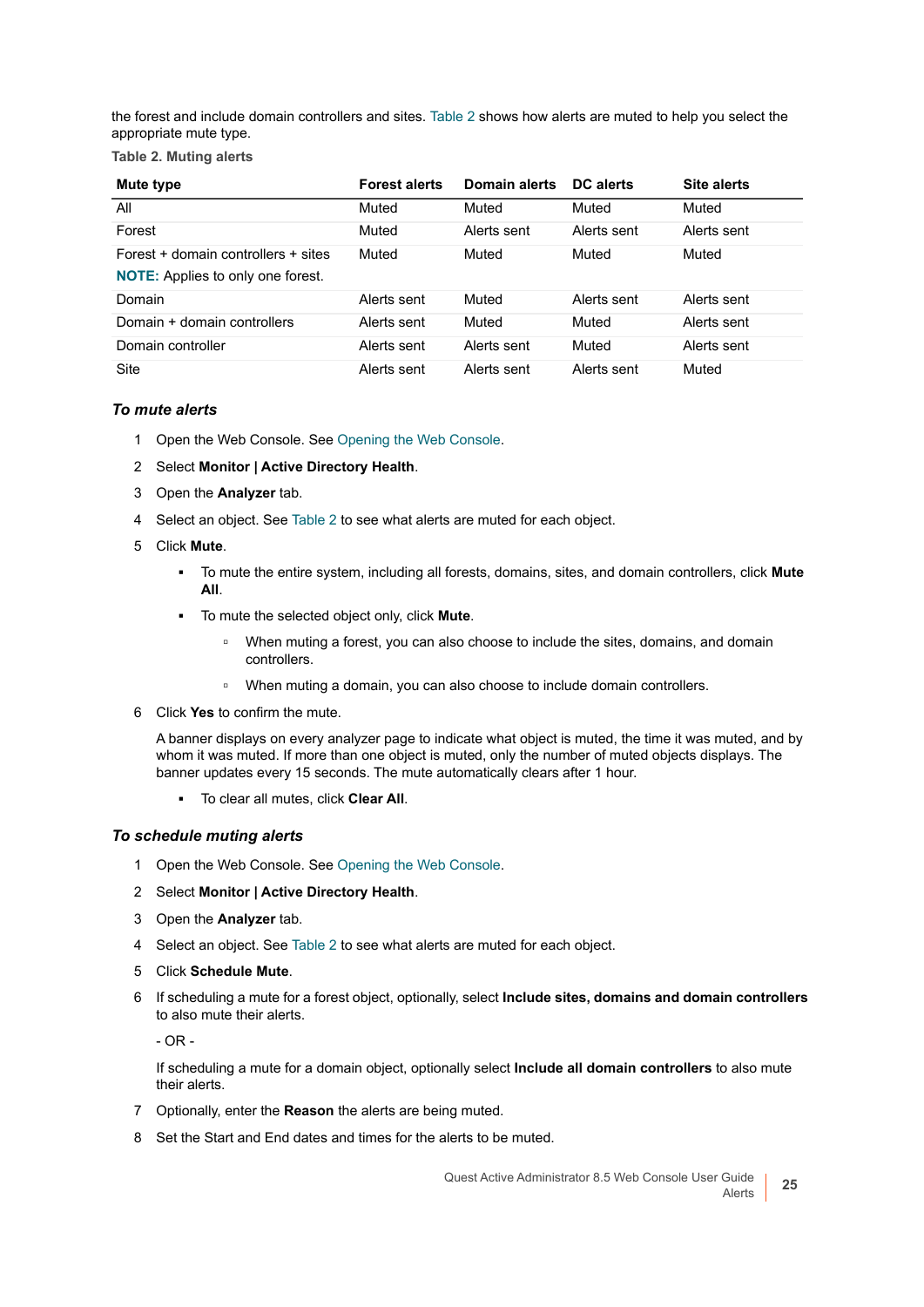the forest and include domain controllers and sites. Table 2 shows how alerts are muted to help you select the appropriate mute type.

**Table 2. Muting alerts**

| Mute type | Forest alerts | Domain alerts | DC alerts | Site alerts |
|---|---|---|---|---|
| All | Muted | Muted | Muted | Muted |
| Forest | Muted | Alerts sent | Alerts sent | Alerts sent |
| Forest + domain controllers + sites<br>**NOTE:** Applies to only one forest. | Muted | Muted | Muted | Muted |
| Domain | Alerts sent | Muted | Alerts sent | Alerts sent |
| Domain + domain controllers | Alerts sent | Muted | Muted | Alerts sent |
| Domain controller | Alerts sent | Alerts sent | Muted | Alerts sent |
| Site | Alerts sent | Alerts sent | Alerts sent | Muted |

### *To mute alerts*

1. Open the Web Console. See Opening the Web Console.
2. Select **Monitor | Active Directory Health**.
3. Open the **Analyzer** tab.
4. Select an object. See Table 2 to see what alerts are muted for each object.
5. Click **Mute**.
   - To mute the entire system, including all forests, domains, sites, and domain controllers, click **Mute All**.
   - To mute the selected object only, click **Mute**.
     - When muting a forest, you can also choose to include the sites, domains, and domain controllers.
     - When muting a domain, you can also choose to include domain controllers.
6. Click **Yes** to confirm the mute.

   A banner displays on every analyzer page to indicate what object is muted, the time it was muted, and by whom it was muted. If more than one object is muted, only the number of muted objects displays. The banner updates every 15 seconds. The mute automatically clears after 1 hour.

   - To clear all mutes, click **Clear All**.

### *To schedule muting alerts*

1. Open the Web Console. See Opening the Web Console.
2. Select **Monitor | Active Directory Health**.
3. Open the **Analyzer** tab.
4. Select an object. See Table 2 to see what alerts are muted for each object.
5. Click **Schedule Mute**.
6. If scheduling a mute for a forest object, optionally, select **Include sites, domains and domain controllers** to also mute their alerts.

   \- OR -

   If scheduling a mute for a domain object, optionally select **Include all domain controllers** to also mute their alerts.
7. Optionally, enter the **Reason** the alerts are being muted.
8. Set the Start and End dates and times for the alerts to be muted.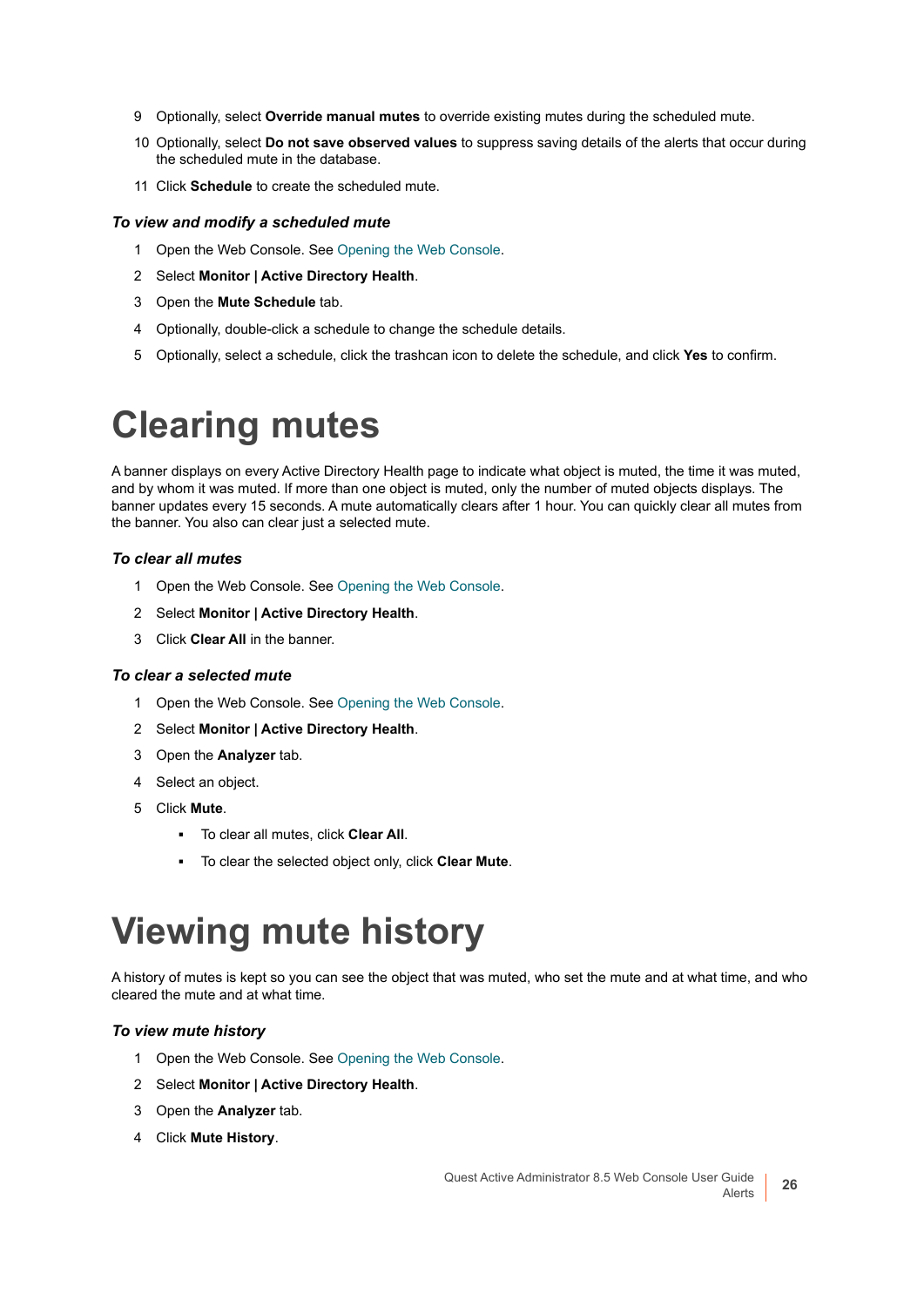9. Optionally, select **Override manual mutes** to override existing mutes during the scheduled mute.
10. Optionally, select **Do not save observed values** to suppress saving details of the alerts that occur during the scheduled mute in the database.
11. Click **Schedule** to create the scheduled mute.

#### *To view and modify a scheduled mute*

1. Open the Web Console. See Opening the Web Console.
2. Select **Monitor | Active Directory Health**.
3. Open the **Mute Schedule** tab.
4. Optionally, double-click a schedule to change the schedule details.
5. Optionally, select a schedule, click the trashcan icon to delete the schedule, and click **Yes** to confirm.

# Clearing mutes

A banner displays on every Active Directory Health page to indicate what object is muted, the time it was muted, and by whom it was muted. If more than one object is muted, only the number of muted objects displays. The banner updates every 15 seconds. A mute automatically clears after 1 hour. You can quickly clear all mutes from the banner. You also can clear just a selected mute.

#### *To clear all mutes*

1. Open the Web Console. See Opening the Web Console.
2. Select **Monitor | Active Directory Health**.
3. Click **Clear All** in the banner.

#### *To clear a selected mute*

1. Open the Web Console. See Opening the Web Console.
2. Select **Monitor | Active Directory Health**.
3. Open the **Analyzer** tab.
4. Select an object.
5. Click **Mute**.
   - To clear all mutes, click **Clear All**.
   - To clear the selected object only, click **Clear Mute**.

# Viewing mute history

A history of mutes is kept so you can see the object that was muted, who set the mute and at what time, and who cleared the mute and at what time.

#### *To view mute history*

1. Open the Web Console. See Opening the Web Console.
2. Select **Monitor | Active Directory Health**.
3. Open the **Analyzer** tab.
4. Click **Mute History**.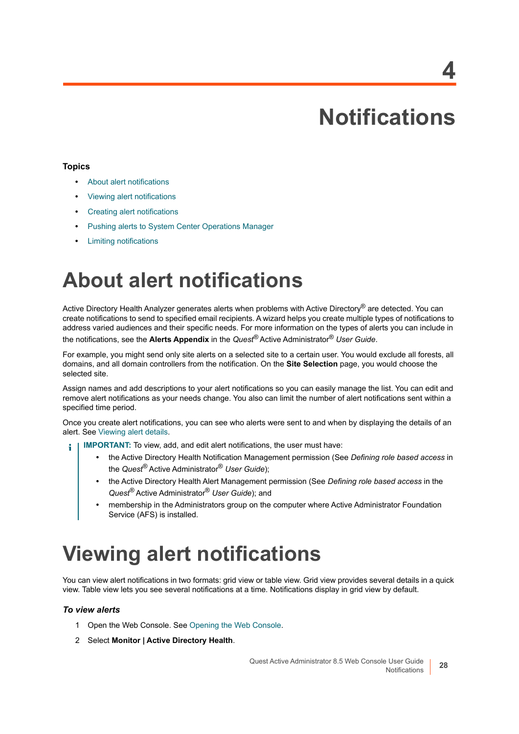# 4

# Notifications

**Topics**

- About alert notifications
- Viewing alert notifications
- Creating alert notifications
- Pushing alerts to System Center Operations Manager
- Limiting notifications

# About alert notifications

Active Directory Health Analyzer generates alerts when problems with Active Directory® are detected. You can create notifications to send to specified email recipients. A wizard helps you create multiple types of notifications to address varied audiences and their specific needs. For more information on the types of alerts you can include in the notifications, see the **Alerts Appendix** in the *Quest*® Active Administrator® *User Guide*.

For example, you might send only site alerts on a selected site to a certain user. You would exclude all forests, all domains, and all domain controllers from the notification. On the **Site Selection** page, you would choose the selected site.

Assign names and add descriptions to your alert notifications so you can easily manage the list. You can edit and remove alert notifications as your needs change. You also can limit the number of alert notifications sent within a specified time period.

Once you create alert notifications, you can see who alerts were sent to and when by displaying the details of an alert. See Viewing alert details.

> **IMPORTANT:** To view, add, and edit alert notifications, the user must have:
>
> - the Active Directory Health Notification Management permission (See *Defining role based access* in the *Quest*® Active Administrator® *User Guide*);
> - the Active Directory Health Alert Management permission (See *Defining role based access* in the *Quest*® Active Administrator® *User Guide*); and
> - membership in the Administrators group on the computer where Active Administrator Foundation Service (AFS) is installed.

# Viewing alert notifications

You can view alert notifications in two formats: grid view or table view. Grid view provides several details in a quick view. Table view lets you see several notifications at a time. Notifications display in grid view by default.

### *To view alerts*

1. Open the Web Console. See Opening the Web Console.
2. Select **Monitor | Active Directory Health**.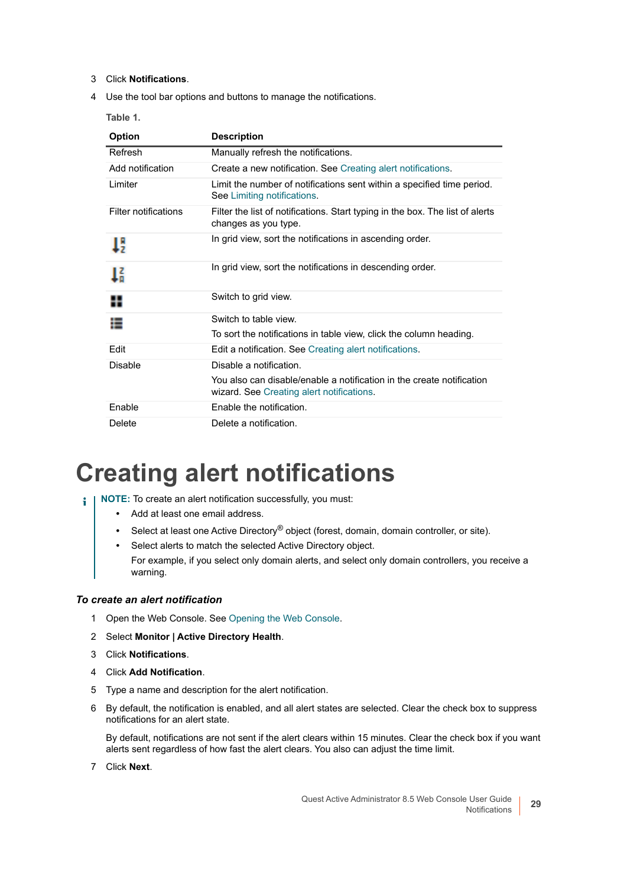3. Click **Notifications**.
4. Use the tool bar options and buttons to manage the notifications.

Table 1.

| Option | Description |
|---|---|
| Refresh | Manually refresh the notifications. |
| Add notification | Create a new notification. See Creating alert notifications. |
| Limiter | Limit the number of notifications sent within a specified time period. See Limiting notifications. |
| Filter notifications | Filter the list of notifications. Start typing in the box. The list of alerts changes as you type. |
| | In grid view, sort the notifications in ascending order. |
| | In grid view, sort the notifications in descending order. |
| | Switch to grid view. |
| | Switch to table view.<br>To sort the notifications in table view, click the column heading. |
| Edit | Edit a notification. See Creating alert notifications. |
| Disable | Disable a notification.<br>You also can disable/enable a notification in the create notification wizard. See Creating alert notifications. |
| Enable | Enable the notification. |
| Delete | Delete a notification. |

# Creating alert notifications

**NOTE:** To create an alert notification successfully, you must:

- Add at least one email address.
- Select at least one Active Directory® object (forest, domain, domain controller, or site).
- Select alerts to match the selected Active Directory object.

  For example, if you select only domain alerts, and select only domain controllers, you receive a warning.

### *To create an alert notification*

1. Open the Web Console. See Opening the Web Console.
2. Select **Monitor | Active Directory Health**.
3. Click **Notifications**.
4. Click **Add Notification**.
5. Type a name and description for the alert notification.
6. By default, the notification is enabled, and all alert states are selected. Clear the check box to suppress notifications for an alert state.

   By default, notifications are not sent if the alert clears within 15 minutes. Clear the check box if you want alerts sent regardless of how fast the alert clears. You also can adjust the time limit.
7. Click **Next**.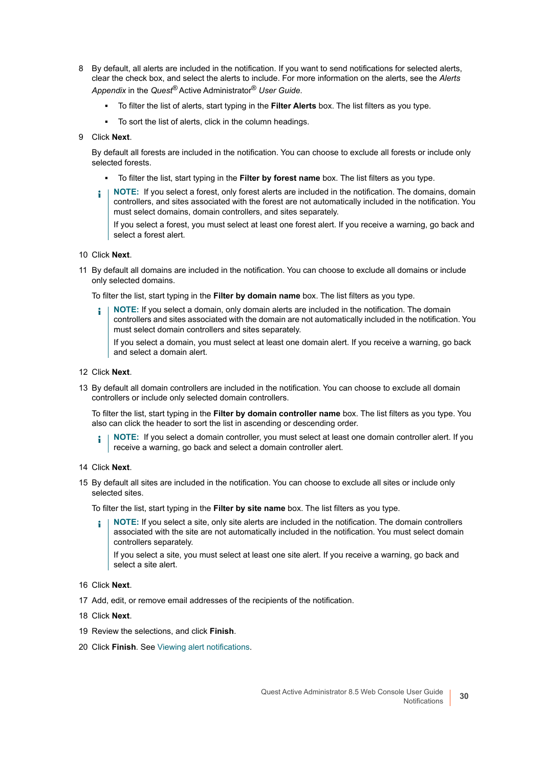8 By default, all alerts are included in the notification. If you want to send notifications for selected alerts, clear the check box, and select the alerts to include. For more information on the alerts, see the *Alerts Appendix* in the *Quest® Active Administrator® User Guide*.

  - To filter the list of alerts, start typing in the **Filter Alerts** box. The list filters as you type.
  - To sort the list of alerts, click in the column headings.

9 Click **Next**.

  By default all forests are included in the notification. You can choose to exclude all forests or include only selected forests.

  - To filter the list, start typing in the **Filter by forest name** box. The list filters as you type.

  > **NOTE:** If you select a forest, only forest alerts are included in the notification. The domains, domain controllers, and sites associated with the forest are not automatically included in the notification. You must select domains, domain controllers, and sites separately.
  >
  > If you select a forest, you must select at least one forest alert. If you receive a warning, go back and select a forest alert.

10 Click **Next**.

11 By default all domains are included in the notification. You can choose to exclude all domains or include only selected domains.

  To filter the list, start typing in the **Filter by domain name** box. The list filters as you type.

  > **NOTE:** If you select a domain, only domain alerts are included in the notification. The domain controllers and sites associated with the domain are not automatically included in the notification. You must select domain controllers and sites separately.
  >
  > If you select a domain, you must select at least one domain alert. If you receive a warning, go back and select a domain alert.

12 Click **Next**.

13 By default all domain controllers are included in the notification. You can choose to exclude all domain controllers or include only selected domain controllers.

  To filter the list, start typing in the **Filter by domain controller name** box. The list filters as you type. You also can click the header to sort the list in ascending or descending order.

  > **NOTE:** If you select a domain controller, you must select at least one domain controller alert. If you receive a warning, go back and select a domain controller alert.

14 Click **Next**.

15 By default all sites are included in the notification. You can choose to exclude all sites or include only selected sites.

  To filter the list, start typing in the **Filter by site name** box. The list filters as you type.

  > **NOTE:** If you select a site, only site alerts are included in the notification. The domain controllers associated with the site are not automatically included in the notification. You must select domain controllers separately.
  >
  > If you select a site, you must select at least one site alert. If you receive a warning, go back and select a site alert.

16 Click **Next**.

17 Add, edit, or remove email addresses of the recipients of the notification.

18 Click **Next**.

19 Review the selections, and click **Finish**.

20 Click **Finish**. See Viewing alert notifications.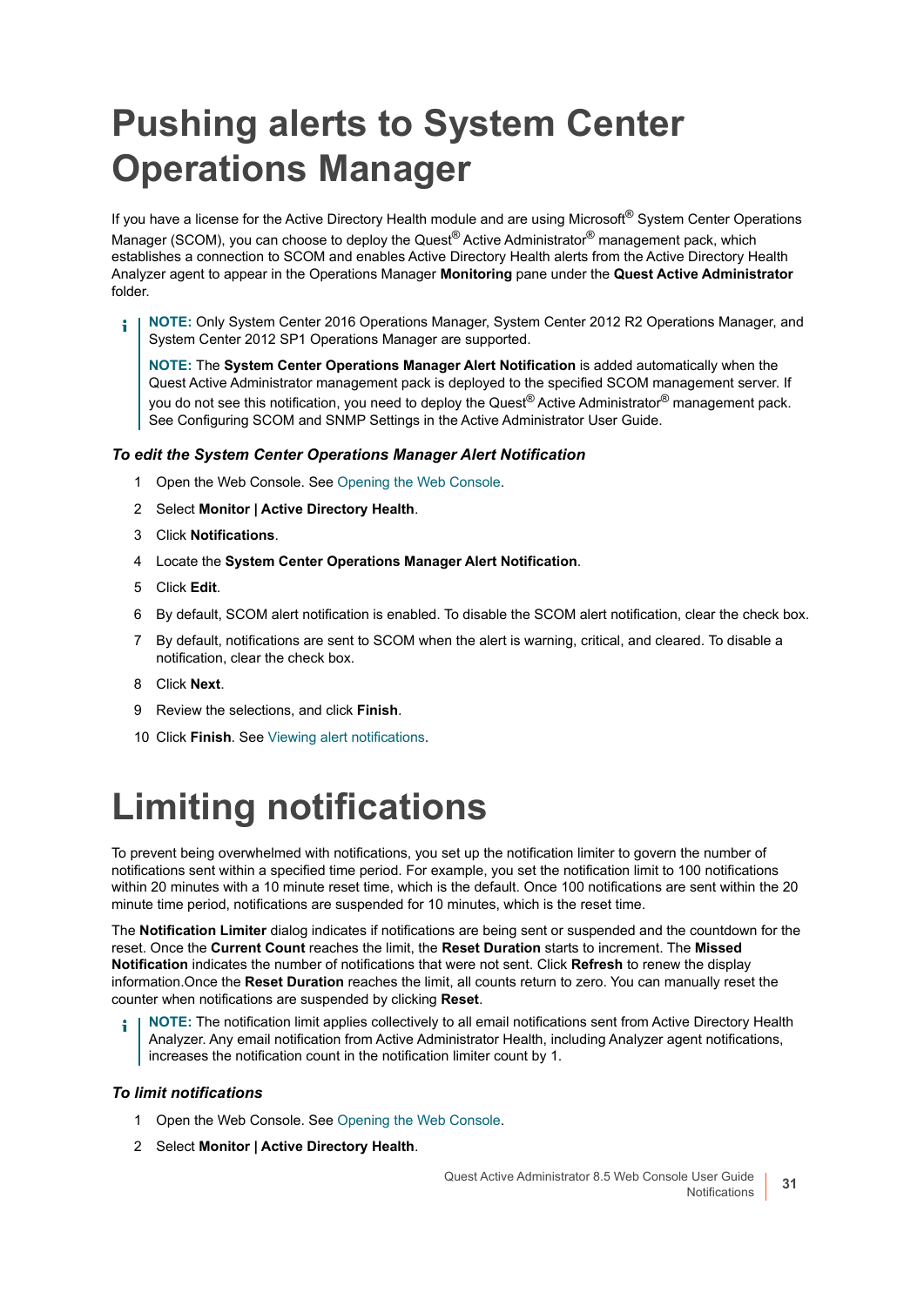# Pushing alerts to System Center Operations Manager

If you have a license for the Active Directory Health module and are using Microsoft® System Center Operations Manager (SCOM), you can choose to deploy the Quest® Active Administrator® management pack, which establishes a connection to SCOM and enables Active Directory Health alerts from the Active Directory Health Analyzer agent to appear in the Operations Manager **Monitoring** pane under the **Quest Active Administrator** folder.

> **NOTE:** Only System Center 2016 Operations Manager, System Center 2012 R2 Operations Manager, and System Center 2012 SP1 Operations Manager are supported.
>
> **NOTE:** The **System Center Operations Manager Alert Notification** is added automatically when the Quest Active Administrator management pack is deployed to the specified SCOM management server. If you do not see this notification, you need to deploy the Quest® Active Administrator® management pack. See Configuring SCOM and SNMP Settings in the Active Administrator User Guide.

### *To edit the System Center Operations Manager Alert Notification*

1. Open the Web Console. See Opening the Web Console.
2. Select **Monitor | Active Directory Health**.
3. Click **Notifications**.
4. Locate the **System Center Operations Manager Alert Notification**.
5. Click **Edit**.
6. By default, SCOM alert notification is enabled. To disable the SCOM alert notification, clear the check box.
7. By default, notifications are sent to SCOM when the alert is warning, critical, and cleared. To disable a notification, clear the check box.
8. Click **Next**.
9. Review the selections, and click **Finish**.
10. Click **Finish**. See Viewing alert notifications.

# Limiting notifications

To prevent being overwhelmed with notifications, you set up the notification limiter to govern the number of notifications sent within a specified time period. For example, you set the notification limit to 100 notifications within 20 minutes with a 10 minute reset time, which is the default. Once 100 notifications are sent within the 20 minute time period, notifications are suspended for 10 minutes, which is the reset time.

The **Notification Limiter** dialog indicates if notifications are being sent or suspended and the countdown for the reset. Once the **Current Count** reaches the limit, the **Reset Duration** starts to increment. The **Missed Notification** indicates the number of notifications that were not sent. Click **Refresh** to renew the display information.Once the **Reset Duration** reaches the limit, all counts return to zero. You can manually reset the counter when notifications are suspended by clicking **Reset**.

> **NOTE:** The notification limit applies collectively to all email notifications sent from Active Directory Health Analyzer. Any email notification from Active Administrator Health, including Analyzer agent notifications, increases the notification count in the notification limiter count by 1.

### *To limit notifications*

1. Open the Web Console. See Opening the Web Console.
2. Select **Monitor | Active Directory Health**.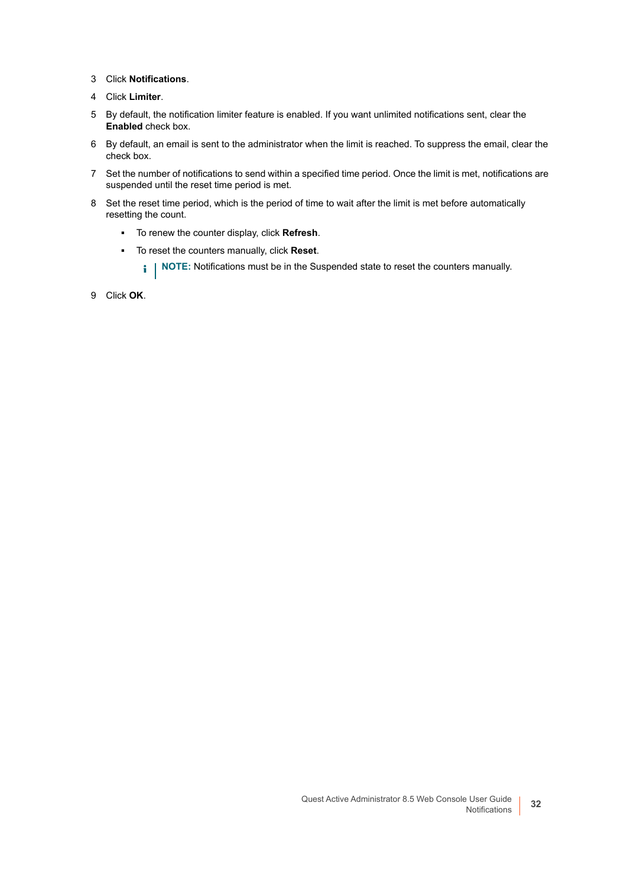3. Click **Notifications**.
4. Click **Limiter**.
5. By default, the notification limiter feature is enabled. If you want unlimited notifications sent, clear the **Enabled** check box.
6. By default, an email is sent to the administrator when the limit is reached. To suppress the email, clear the check box.
7. Set the number of notifications to send within a specified time period. Once the limit is met, notifications are suspended until the reset time period is met.
8. Set the reset time period, which is the period of time to wait after the limit is met before automatically resetting the count.
   - To renew the counter display, click **Refresh**.
   - To reset the counters manually, click **Reset**.

     **NOTE:** Notifications must be in the Suspended state to reset the counters manually.
9. Click **OK**.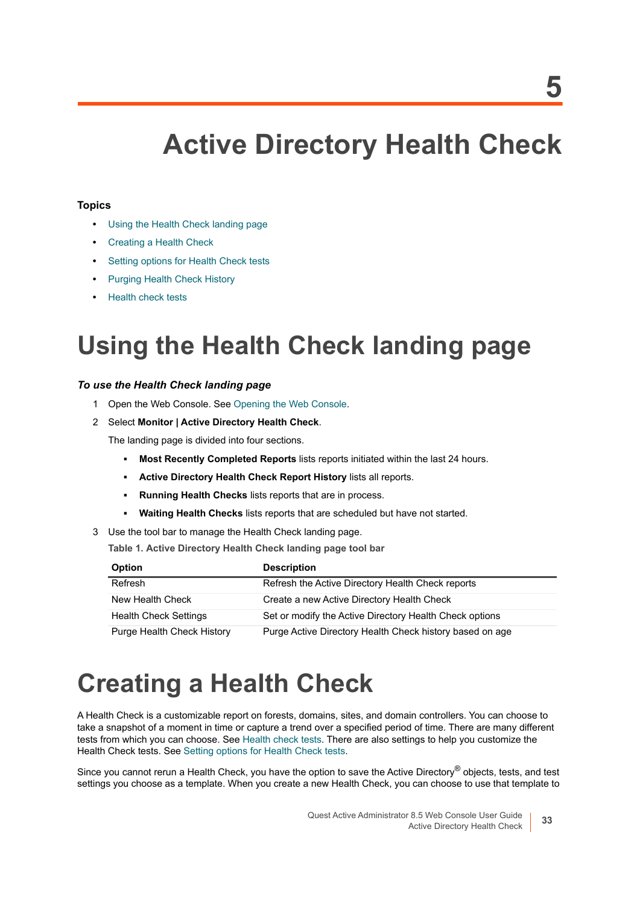# 5 Active Directory Health Check

**Topics**

- Using the Health Check landing page
- Creating a Health Check
- Setting options for Health Check tests
- Purging Health Check History
- Health check tests

## Using the Health Check landing page

***To use the Health Check landing page***

1. Open the Web Console. See Opening the Web Console.
2. Select **Monitor | Active Directory Health Check**.

   The landing page is divided into four sections.

   - **Most Recently Completed Reports** lists reports initiated within the last 24 hours.
   - **Active Directory Health Check Report History** lists all reports.
   - **Running Health Checks** lists reports that are in process.
   - **Waiting Health Checks** lists reports that are scheduled but have not started.
3. Use the tool bar to manage the Health Check landing page.

   **Table 1. Active Directory Health Check landing page tool bar**

| Option | Description |
|---|---|
| Refresh | Refresh the Active Directory Health Check reports |
| New Health Check | Create a new Active Directory Health Check |
| Health Check Settings | Set or modify the Active Directory Health Check options |
| Purge Health Check History | Purge Active Directory Health Check history based on age |

## Creating a Health Check

A Health Check is a customizable report on forests, domains, sites, and domain controllers. You can choose to take a snapshot of a moment in time or capture a trend over a specified period of time. There are many different tests from which you can choose. See Health check tests. There are also settings to help you customize the Health Check tests. See Setting options for Health Check tests.

Since you cannot rerun a Health Check, you have the option to save the Active Directory® objects, tests, and test settings you choose as a template. When you create a new Health Check, you can choose to use that template to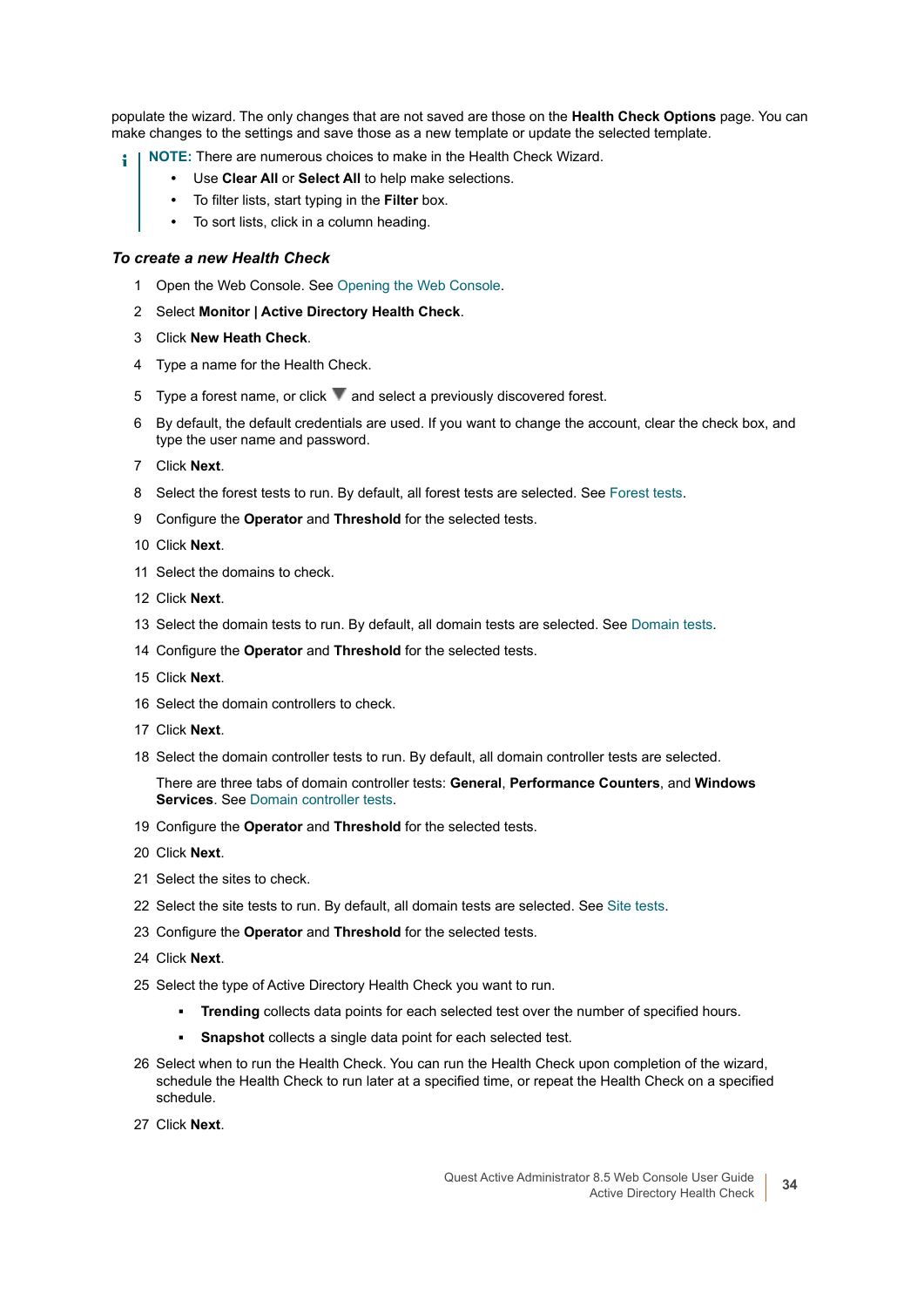populate the wizard. The only changes that are not saved are those on the **Health Check Options** page. You can make changes to the settings and save those as a new template or update the selected template.

> **NOTE:** There are numerous choices to make in the Health Check Wizard.
> - Use **Clear All** or **Select All** to help make selections.
> - To filter lists, start typing in the **Filter** box.
> - To sort lists, click in a column heading.

***To create a new Health Check***

1. Open the Web Console. See Opening the Web Console.
2. Select **Monitor | Active Directory Health Check**.
3. Click **New Heath Check**.
4. Type a name for the Health Check.
5. Type a forest name, or click ▼ and select a previously discovered forest.
6. By default, the default credentials are used. If you want to change the account, clear the check box, and type the user name and password.
7. Click **Next**.
8. Select the forest tests to run. By default, all forest tests are selected. See Forest tests.
9. Configure the **Operator** and **Threshold** for the selected tests.
10. Click **Next**.
11. Select the domains to check.
12. Click **Next**.
13. Select the domain tests to run. By default, all domain tests are selected. See Domain tests.
14. Configure the **Operator** and **Threshold** for the selected tests.
15. Click **Next**.
16. Select the domain controllers to check.
17. Click **Next**.
18. Select the domain controller tests to run. By default, all domain controller tests are selected.

    There are three tabs of domain controller tests: **General**, **Performance Counters**, and **Windows Services**. See Domain controller tests.
19. Configure the **Operator** and **Threshold** for the selected tests.
20. Click **Next**.
21. Select the sites to check.
22. Select the site tests to run. By default, all domain tests are selected. See Site tests.
23. Configure the **Operator** and **Threshold** for the selected tests.
24. Click **Next**.
25. Select the type of Active Directory Health Check you want to run.
    - **Trending** collects data points for each selected test over the number of specified hours.
    - **Snapshot** collects a single data point for each selected test.
26. Select when to run the Health Check. You can run the Health Check upon completion of the wizard, schedule the Health Check to run later at a specified time, or repeat the Health Check on a specified schedule.
27. Click **Next**.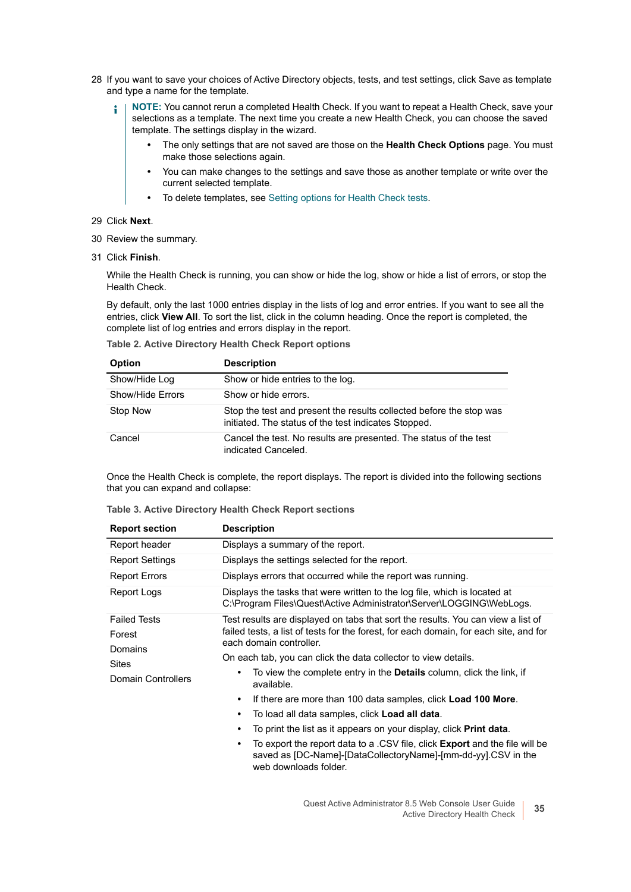28 If you want to save your choices of Active Directory objects, tests, and test settings, click Save as template and type a name for the template.

> **NOTE:** You cannot rerun a completed Health Check. If you want to repeat a Health Check, save your selections as a template. The next time you create a new Health Check, you can choose the saved template. The settings display in the wizard.
>
> - The only settings that are not saved are those on the **Health Check Options** page. You must make those selections again.
> - You can make changes to the settings and save those as another template or write over the current selected template.
> - To delete templates, see Setting options for Health Check tests.

29 Click **Next**.

30 Review the summary.

31 Click **Finish**.

While the Health Check is running, you can show or hide the log, show or hide a list of errors, or stop the Health Check.

By default, only the last 1000 entries display in the lists of log and error entries. If you want to see all the entries, click **View All**. To sort the list, click in the column heading. Once the report is completed, the complete list of log entries and errors display in the report.

**Table 2. Active Directory Health Check Report options**

| Option | Description |
|---|---|
| Show/Hide Log | Show or hide entries to the log. |
| Show/Hide Errors | Show or hide errors. |
| Stop Now | Stop the test and present the results collected before the stop was initiated. The status of the test indicates Stopped. |
| Cancel | Cancel the test. No results are presented. The status of the test indicated Canceled. |

Once the Health Check is complete, the report displays. The report is divided into the following sections that you can expand and collapse:

**Table 3. Active Directory Health Check Report sections**

| Report section | Description |
|---|---|
| Report header | Displays a summary of the report. |
| Report Settings | Displays the settings selected for the report. |
| Report Errors | Displays errors that occurred while the report was running. |
| Report Logs | Displays the tasks that were written to the log file, which is located at C:\Program Files\Quest\Active Administrator\Server\LOGGING\WebLogs. |
| Failed Tests<br>Forest<br>Domains<br>Sites<br>Domain Controllers | Test results are displayed on tabs that sort the results. You can view a list of failed tests, a list of tests for the forest, for each domain, for each site, and for each domain controller.<br>On each tab, you can click the data collector to view details.<br>• To view the complete entry in the **Details** column, click the link, if available.<br>• If there are more than 100 data samples, click **Load 100 More**.<br>• To load all data samples, click **Load all data**.<br>• To print the list as it appears on your display, click **Print data**.<br>• To export the report data to a .CSV file, click **Export** and the file will be saved as [DC-Name]-[DataCollectoryName]-[mm-dd-yy].CSV in the web downloads folder. |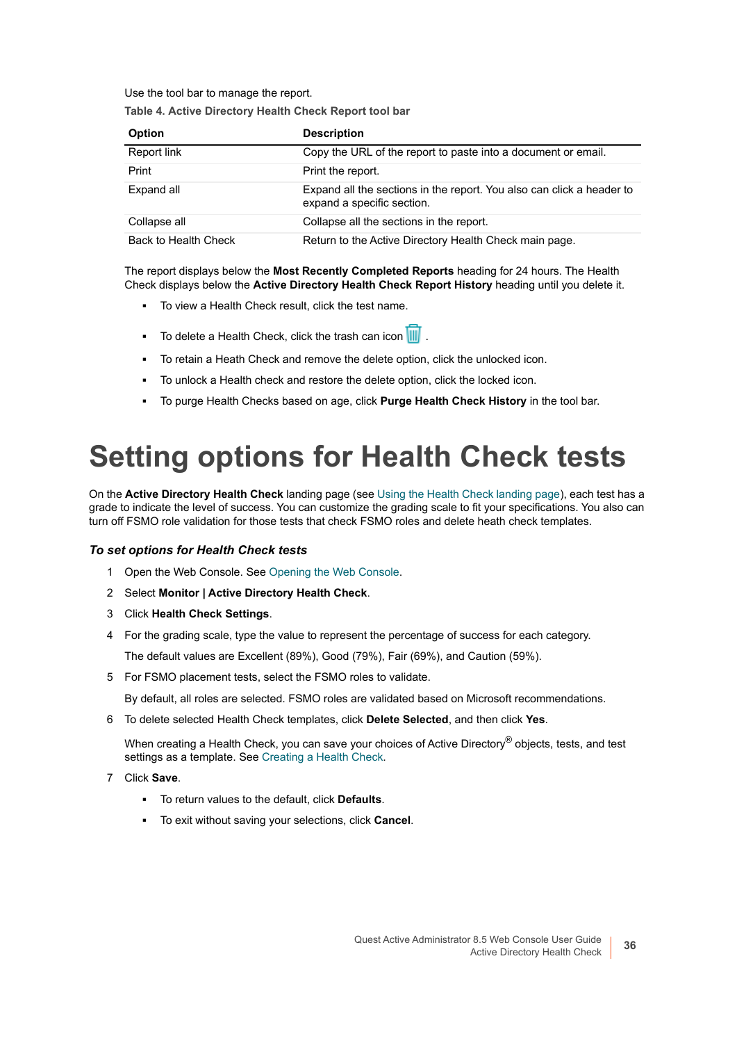Use the tool bar to manage the report.

**Table 4. Active Directory Health Check Report tool bar**

| Option | Description |
|---|---|
| Report link | Copy the URL of the report to paste into a document or email. |
| Print | Print the report. |
| Expand all | Expand all the sections in the report. You also can click a header to expand a specific section. |
| Collapse all | Collapse all the sections in the report. |
| Back to Health Check | Return to the Active Directory Health Check main page. |

The report displays below the **Most Recently Completed Reports** heading for 24 hours. The Health Check displays below the **Active Directory Health Check Report History** heading until you delete it.

- To view a Health Check result, click the test name.
- To delete a Health Check, click the trash can icon .
- To retain a Heath Check and remove the delete option, click the unlocked icon.
- To unlock a Health check and restore the delete option, click the locked icon.
- To purge Health Checks based on age, click **Purge Health Check History** in the tool bar.

# Setting options for Health Check tests

On the **Active Directory Health Check** landing page (see Using the Health Check landing page), each test has a grade to indicate the level of success. You can customize the grading scale to fit your specifications. You also can turn off FSMO role validation for those tests that check FSMO roles and delete heath check templates.

### *To set options for Health Check tests*

1. Open the Web Console. See Opening the Web Console.
2. Select **Monitor | Active Directory Health Check**.
3. Click **Health Check Settings**.
4. For the grading scale, type the value to represent the percentage of success for each category.

   The default values are Excellent (89%), Good (79%), Fair (69%), and Caution (59%).
5. For FSMO placement tests, select the FSMO roles to validate.

   By default, all roles are selected. FSMO roles are validated based on Microsoft recommendations.
6. To delete selected Health Check templates, click **Delete Selected**, and then click **Yes**.

   When creating a Health Check, you can save your choices of Active Directory® objects, tests, and test settings as a template. See Creating a Health Check.
7. Click **Save**.
   - To return values to the default, click **Defaults**.
   - To exit without saving your selections, click **Cancel**.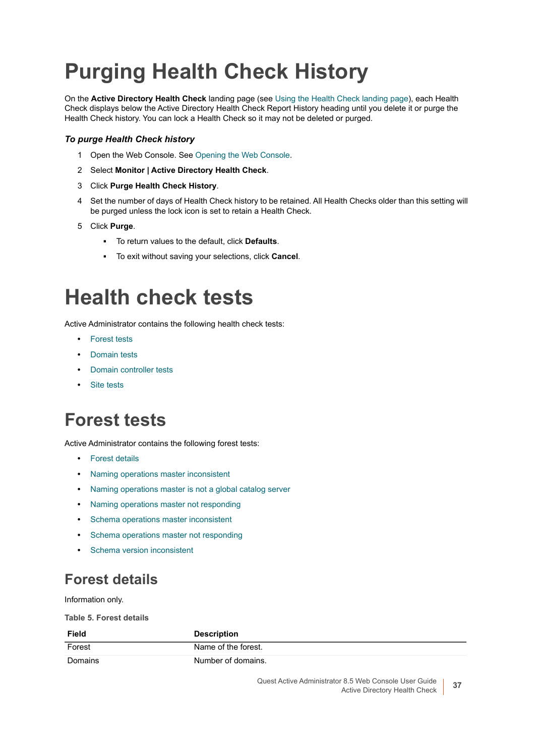# Purging Health Check History

On the **Active Directory Health Check** landing page (see Using the Health Check landing page), each Health Check displays below the Active Directory Health Check Report History heading until you delete it or purge the Health Check history. You can lock a Health Check so it may not be deleted or purged.

### *To purge Health Check history*

1. Open the Web Console. See Opening the Web Console.
2. Select **Monitor | Active Directory Health Check**.
3. Click **Purge Health Check History**.
4. Set the number of days of Health Check history to be retained. All Health Checks older than this setting will be purged unless the lock icon is set to retain a Health Check.
5. Click **Purge**.
   - To return values to the default, click **Defaults**.
   - To exit without saving your selections, click **Cancel**.

# Health check tests

Active Administrator contains the following health check tests:

- Forest tests
- Domain tests
- Domain controller tests
- Site tests

# Forest tests

Active Administrator contains the following forest tests:

- Forest details
- Naming operations master inconsistent
- Naming operations master is not a global catalog server
- Naming operations master not responding
- Schema operations master inconsistent
- Schema operations master not responding
- Schema version inconsistent

## Forest details

Information only.

**Table 5. Forest details**

| Field | Description |
|---|---|
| Forest | Name of the forest. |
| Domains | Number of domains. |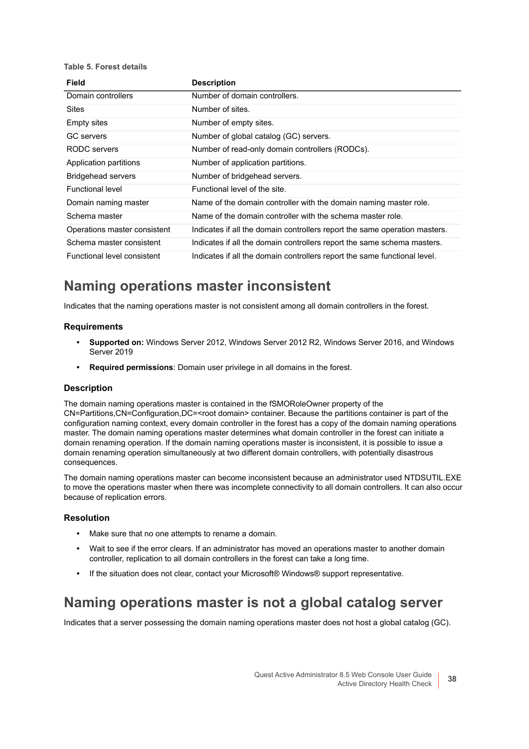**Table 5. Forest details**

| Field | Description |
|---|---|
| Domain controllers | Number of domain controllers. |
| Sites | Number of sites. |
| Empty sites | Number of empty sites. |
| GC servers | Number of global catalog (GC) servers. |
| RODC servers | Number of read-only domain controllers (RODCs). |
| Application partitions | Number of application partitions. |
| Bridgehead servers | Number of bridgehead servers. |
| Functional level | Functional level of the site. |
| Domain naming master | Name of the domain controller with the domain naming master role. |
| Schema master | Name of the domain controller with the schema master role. |
| Operations master consistent | Indicates if all the domain controllers report the same operation masters. |
| Schema master consistent | Indicates if all the domain controllers report the same schema masters. |
| Functional level consistent | Indicates if all the domain controllers report the same functional level. |

## Naming operations master inconsistent

Indicates that the naming operations master is not consistent among all domain controllers in the forest.

### Requirements

- **Supported on:** Windows Server 2012, Windows Server 2012 R2, Windows Server 2016, and Windows Server 2019
- **Required permissions**: Domain user privilege in all domains in the forest.

### Description

The domain naming operations master is contained in the fSMORoleOwner property of the CN=Partitions,CN=Configuration,DC=<root domain> container. Because the partitions container is part of the configuration naming context, every domain controller in the forest has a copy of the domain naming operations master. The domain naming operations master determines what domain controller in the forest can initiate a domain renaming operation. If the domain naming operations master is inconsistent, it is possible to issue a domain renaming operation simultaneously at two different domain controllers, with potentially disastrous consequences.

The domain naming operations master can become inconsistent because an administrator used NTDSUTIL.EXE to move the operations master when there was incomplete connectivity to all domain controllers. It can also occur because of replication errors.

### Resolution

- Make sure that no one attempts to rename a domain.
- Wait to see if the error clears. If an administrator has moved an operations master to another domain controller, replication to all domain controllers in the forest can take a long time.
- If the situation does not clear, contact your Microsoft® Windows® support representative.

## Naming operations master is not a global catalog server

Indicates that a server possessing the domain naming operations master does not host a global catalog (GC).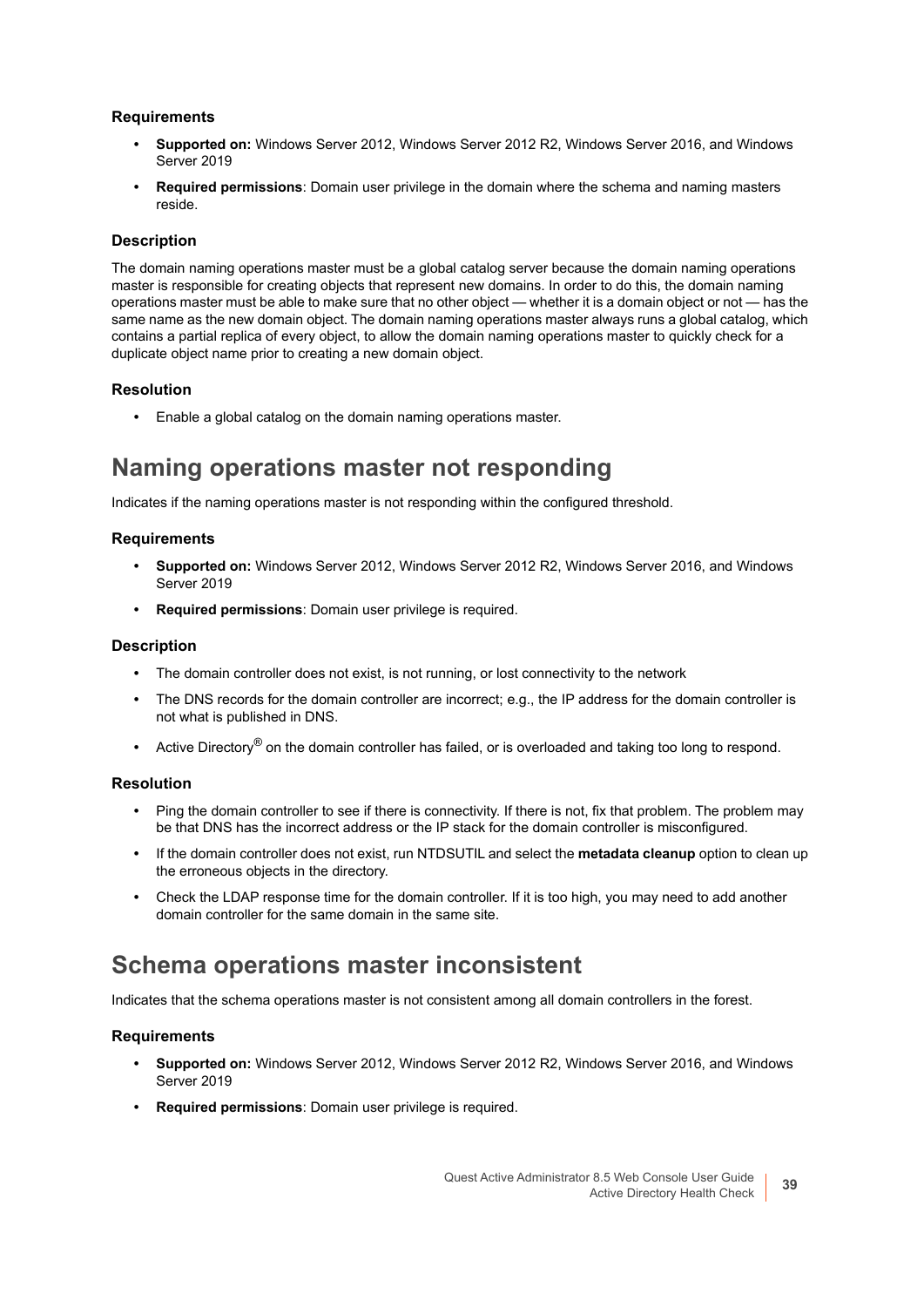### Requirements

- **Supported on:** Windows Server 2012, Windows Server 2012 R2, Windows Server 2016, and Windows Server 2019
- **Required permissions**: Domain user privilege in the domain where the schema and naming masters reside.

### Description

The domain naming operations master must be a global catalog server because the domain naming operations master is responsible for creating objects that represent new domains. In order to do this, the domain naming operations master must be able to make sure that no other object — whether it is a domain object or not — has the same name as the new domain object. The domain naming operations master always runs a global catalog, which contains a partial replica of every object, to allow the domain naming operations master to quickly check for a duplicate object name prior to creating a new domain object.

### Resolution

- Enable a global catalog on the domain naming operations master.

## Naming operations master not responding

Indicates if the naming operations master is not responding within the configured threshold.

### Requirements

- **Supported on:** Windows Server 2012, Windows Server 2012 R2, Windows Server 2016, and Windows Server 2019
- **Required permissions**: Domain user privilege is required.

### Description

- The domain controller does not exist, is not running, or lost connectivity to the network
- The DNS records for the domain controller are incorrect; e.g., the IP address for the domain controller is not what is published in DNS.
- Active Directory® on the domain controller has failed, or is overloaded and taking too long to respond.

### Resolution

- Ping the domain controller to see if there is connectivity. If there is not, fix that problem. The problem may be that DNS has the incorrect address or the IP stack for the domain controller is misconfigured.
- If the domain controller does not exist, run NTDSUTIL and select the **metadata cleanup** option to clean up the erroneous objects in the directory.
- Check the LDAP response time for the domain controller. If it is too high, you may need to add another domain controller for the same domain in the same site.

## Schema operations master inconsistent

Indicates that the schema operations master is not consistent among all domain controllers in the forest.

### Requirements

- **Supported on:** Windows Server 2012, Windows Server 2012 R2, Windows Server 2016, and Windows Server 2019
- **Required permissions**: Domain user privilege is required.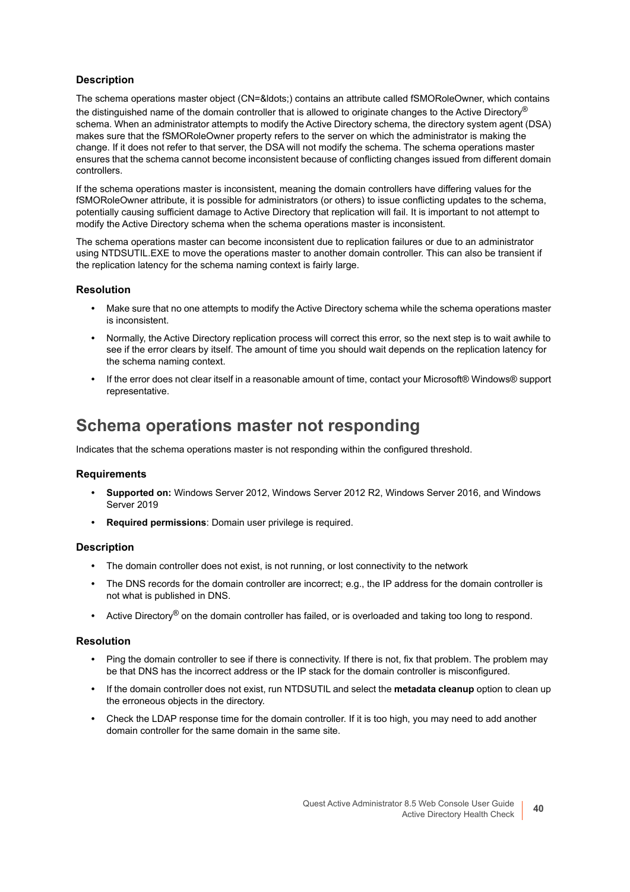### Description

The schema operations master object (CN=&ldots;) contains an attribute called fSMORoleOwner, which contains the distinguished name of the domain controller that is allowed to originate changes to the Active Directory® schema. When an administrator attempts to modify the Active Directory schema, the directory system agent (DSA) makes sure that the fSMORoleOwner property refers to the server on which the administrator is making the change. If it does not refer to that server, the DSA will not modify the schema. The schema operations master ensures that the schema cannot become inconsistent because of conflicting changes issued from different domain controllers.

If the schema operations master is inconsistent, meaning the domain controllers have differing values for the fSMORoleOwner attribute, it is possible for administrators (or others) to issue conflicting updates to the schema, potentially causing sufficient damage to Active Directory that replication will fail. It is important to not attempt to modify the Active Directory schema when the schema operations master is inconsistent.

The schema operations master can become inconsistent due to replication failures or due to an administrator using NTDSUTIL.EXE to move the operations master to another domain controller. This can also be transient if the replication latency for the schema naming context is fairly large.

### Resolution

- Make sure that no one attempts to modify the Active Directory schema while the schema operations master is inconsistent.
- Normally, the Active Directory replication process will correct this error, so the next step is to wait awhile to see if the error clears by itself. The amount of time you should wait depends on the replication latency for the schema naming context.
- If the error does not clear itself in a reasonable amount of time, contact your Microsoft® Windows® support representative.

## Schema operations master not responding

Indicates that the schema operations master is not responding within the configured threshold.

### Requirements

- **Supported on:** Windows Server 2012, Windows Server 2012 R2, Windows Server 2016, and Windows Server 2019
- **Required permissions**: Domain user privilege is required.

### Description

- The domain controller does not exist, is not running, or lost connectivity to the network
- The DNS records for the domain controller are incorrect; e.g., the IP address for the domain controller is not what is published in DNS.
- Active Directory® on the domain controller has failed, or is overloaded and taking too long to respond.

### Resolution

- Ping the domain controller to see if there is connectivity. If there is not, fix that problem. The problem may be that DNS has the incorrect address or the IP stack for the domain controller is misconfigured.
- If the domain controller does not exist, run NTDSUTIL and select the **metadata cleanup** option to clean up the erroneous objects in the directory.
- Check the LDAP response time for the domain controller. If it is too high, you may need to add another domain controller for the same domain in the same site.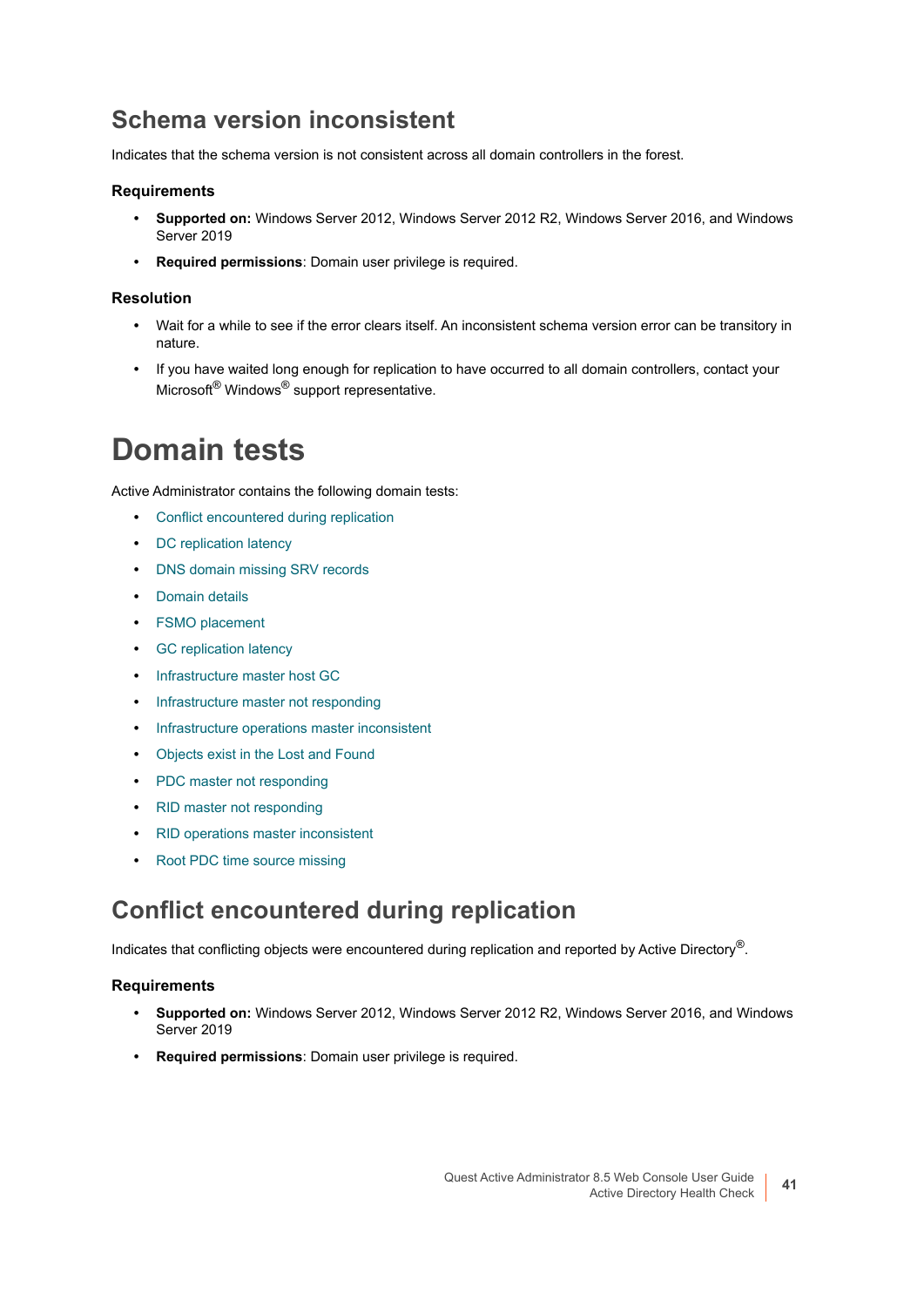## Schema version inconsistent

Indicates that the schema version is not consistent across all domain controllers in the forest.

### Requirements

- **Supported on:** Windows Server 2012, Windows Server 2012 R2, Windows Server 2016, and Windows Server 2019
- **Required permissions**: Domain user privilege is required.

### Resolution

- Wait for a while to see if the error clears itself. An inconsistent schema version error can be transitory in nature.
- If you have waited long enough for replication to have occurred to all domain controllers, contact your Microsoft® Windows® support representative.

# Domain tests

Active Administrator contains the following domain tests:

- Conflict encountered during replication
- DC replication latency
- DNS domain missing SRV records
- Domain details
- FSMO placement
- GC replication latency
- Infrastructure master host GC
- Infrastructure master not responding
- Infrastructure operations master inconsistent
- Objects exist in the Lost and Found
- PDC master not responding
- RID master not responding
- RID operations master inconsistent
- Root PDC time source missing

## Conflict encountered during replication

Indicates that conflicting objects were encountered during replication and reported by Active Directory®.

### Requirements

- **Supported on:** Windows Server 2012, Windows Server 2012 R2, Windows Server 2016, and Windows Server 2019
- **Required permissions**: Domain user privilege is required.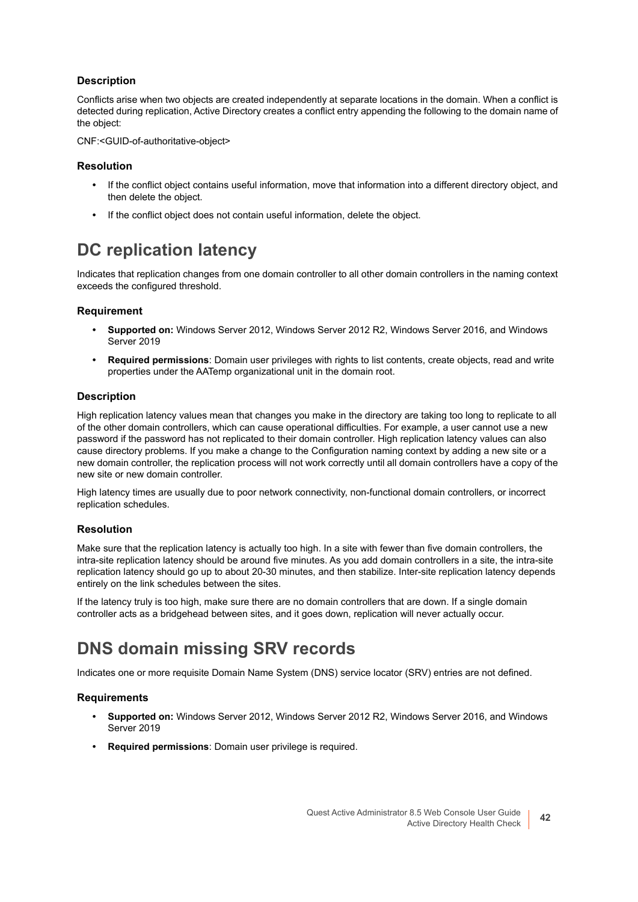### Description

Conflicts arise when two objects are created independently at separate locations in the domain. When a conflict is detected during replication, Active Directory creates a conflict entry appending the following to the domain name of the object:

CNF:<GUID-of-authoritative-object>

### Resolution

- If the conflict object contains useful information, move that information into a different directory object, and then delete the object.
- If the conflict object does not contain useful information, delete the object.

## DC replication latency

Indicates that replication changes from one domain controller to all other domain controllers in the naming context exceeds the configured threshold.

### Requirement

- **Supported on:** Windows Server 2012, Windows Server 2012 R2, Windows Server 2016, and Windows Server 2019
- **Required permissions**: Domain user privileges with rights to list contents, create objects, read and write properties under the AATemp organizational unit in the domain root.

### Description

High replication latency values mean that changes you make in the directory are taking too long to replicate to all of the other domain controllers, which can cause operational difficulties. For example, a user cannot use a new password if the password has not replicated to their domain controller. High replication latency values can also cause directory problems. If you make a change to the Configuration naming context by adding a new site or a new domain controller, the replication process will not work correctly until all domain controllers have a copy of the new site or new domain controller.

High latency times are usually due to poor network connectivity, non-functional domain controllers, or incorrect replication schedules.

### Resolution

Make sure that the replication latency is actually too high. In a site with fewer than five domain controllers, the intra-site replication latency should be around five minutes. As you add domain controllers in a site, the intra-site replication latency should go up to about 20-30 minutes, and then stabilize. Inter-site replication latency depends entirely on the link schedules between the sites.

If the latency truly is too high, make sure there are no domain controllers that are down. If a single domain controller acts as a bridgehead between sites, and it goes down, replication will never actually occur.

## DNS domain missing SRV records

Indicates one or more requisite Domain Name System (DNS) service locator (SRV) entries are not defined.

### Requirements

- **Supported on:** Windows Server 2012, Windows Server 2012 R2, Windows Server 2016, and Windows Server 2019
- **Required permissions**: Domain user privilege is required.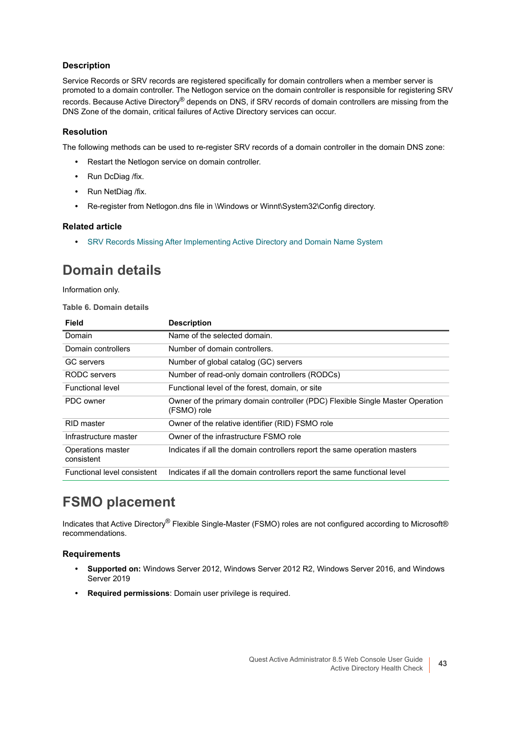### Description

Service Records or SRV records are registered specifically for domain controllers when a member server is promoted to a domain controller. The Netlogon service on the domain controller is responsible for registering SRV records. Because Active Directory® depends on DNS, if SRV records of domain controllers are missing from the DNS Zone of the domain, critical failures of Active Directory services can occur.

### Resolution

The following methods can be used to re-register SRV records of a domain controller in the domain DNS zone:

- Restart the Netlogon service on domain controller.
- Run DcDiag /fix.
- Run NetDiag /fix.
- Re-register from Netlogon.dns file in \Windows or Winnt\System32\Config directory.

### Related article

- SRV Records Missing After Implementing Active Directory and Domain Name System

## Domain details

Information only.

**Table 6. Domain details**

| Field | Description |
|---|---|
| Domain | Name of the selected domain. |
| Domain controllers | Number of domain controllers. |
| GC servers | Number of global catalog (GC) servers |
| RODC servers | Number of read-only domain controllers (RODCs) |
| Functional level | Functional level of the forest, domain, or site |
| PDC owner | Owner of the primary domain controller (PDC) Flexible Single Master Operation (FSMO) role |
| RID master | Owner of the relative identifier (RID) FSMO role |
| Infrastructure master | Owner of the infrastructure FSMO role |
| Operations master consistent | Indicates if all the domain controllers report the same operation masters |
| Functional level consistent | Indicates if all the domain controllers report the same functional level |

## FSMO placement

Indicates that Active Directory® Flexible Single-Master (FSMO) roles are not configured according to Microsoft® recommendations.

### Requirements

- **Supported on:** Windows Server 2012, Windows Server 2012 R2, Windows Server 2016, and Windows Server 2019
- **Required permissions**: Domain user privilege is required.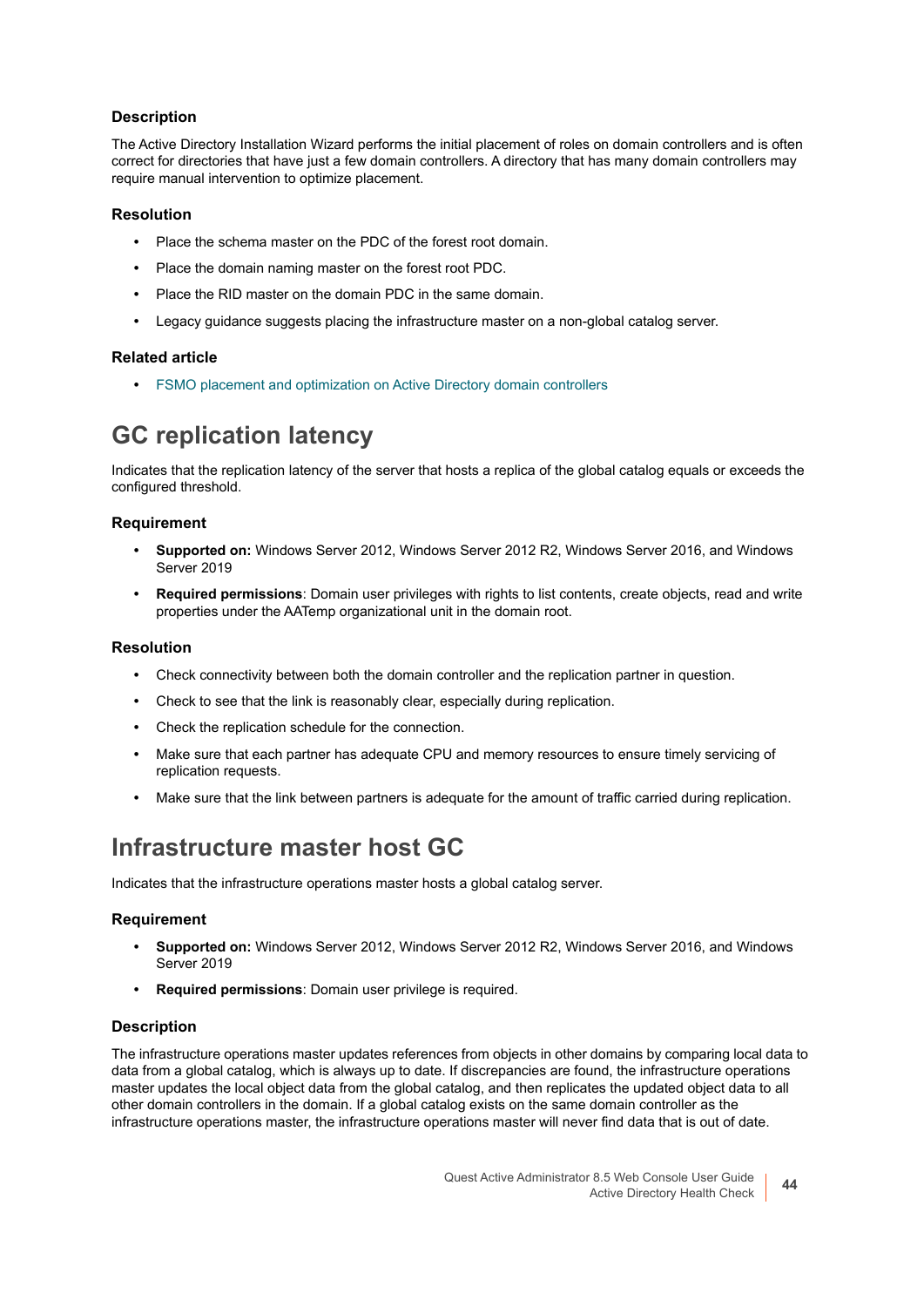### Description

The Active Directory Installation Wizard performs the initial placement of roles on domain controllers and is often correct for directories that have just a few domain controllers. A directory that has many domain controllers may require manual intervention to optimize placement.

### Resolution

- Place the schema master on the PDC of the forest root domain.
- Place the domain naming master on the forest root PDC.
- Place the RID master on the domain PDC in the same domain.
- Legacy guidance suggests placing the infrastructure master on a non-global catalog server.

### Related article

- FSMO placement and optimization on Active Directory domain controllers

## GC replication latency

Indicates that the replication latency of the server that hosts a replica of the global catalog equals or exceeds the configured threshold.

### Requirement

- **Supported on:** Windows Server 2012, Windows Server 2012 R2, Windows Server 2016, and Windows Server 2019
- **Required permissions**: Domain user privileges with rights to list contents, create objects, read and write properties under the AATemp organizational unit in the domain root.

### Resolution

- Check connectivity between both the domain controller and the replication partner in question.
- Check to see that the link is reasonably clear, especially during replication.
- Check the replication schedule for the connection.
- Make sure that each partner has adequate CPU and memory resources to ensure timely servicing of replication requests.
- Make sure that the link between partners is adequate for the amount of traffic carried during replication.

## Infrastructure master host GC

Indicates that the infrastructure operations master hosts a global catalog server.

### Requirement

- **Supported on:** Windows Server 2012, Windows Server 2012 R2, Windows Server 2016, and Windows Server 2019
- **Required permissions**: Domain user privilege is required.

### Description

The infrastructure operations master updates references from objects in other domains by comparing local data to data from a global catalog, which is always up to date. If discrepancies are found, the infrastructure operations master updates the local object data from the global catalog, and then replicates the updated object data to all other domain controllers in the domain. If a global catalog exists on the same domain controller as the infrastructure operations master, the infrastructure operations master will never find data that is out of date.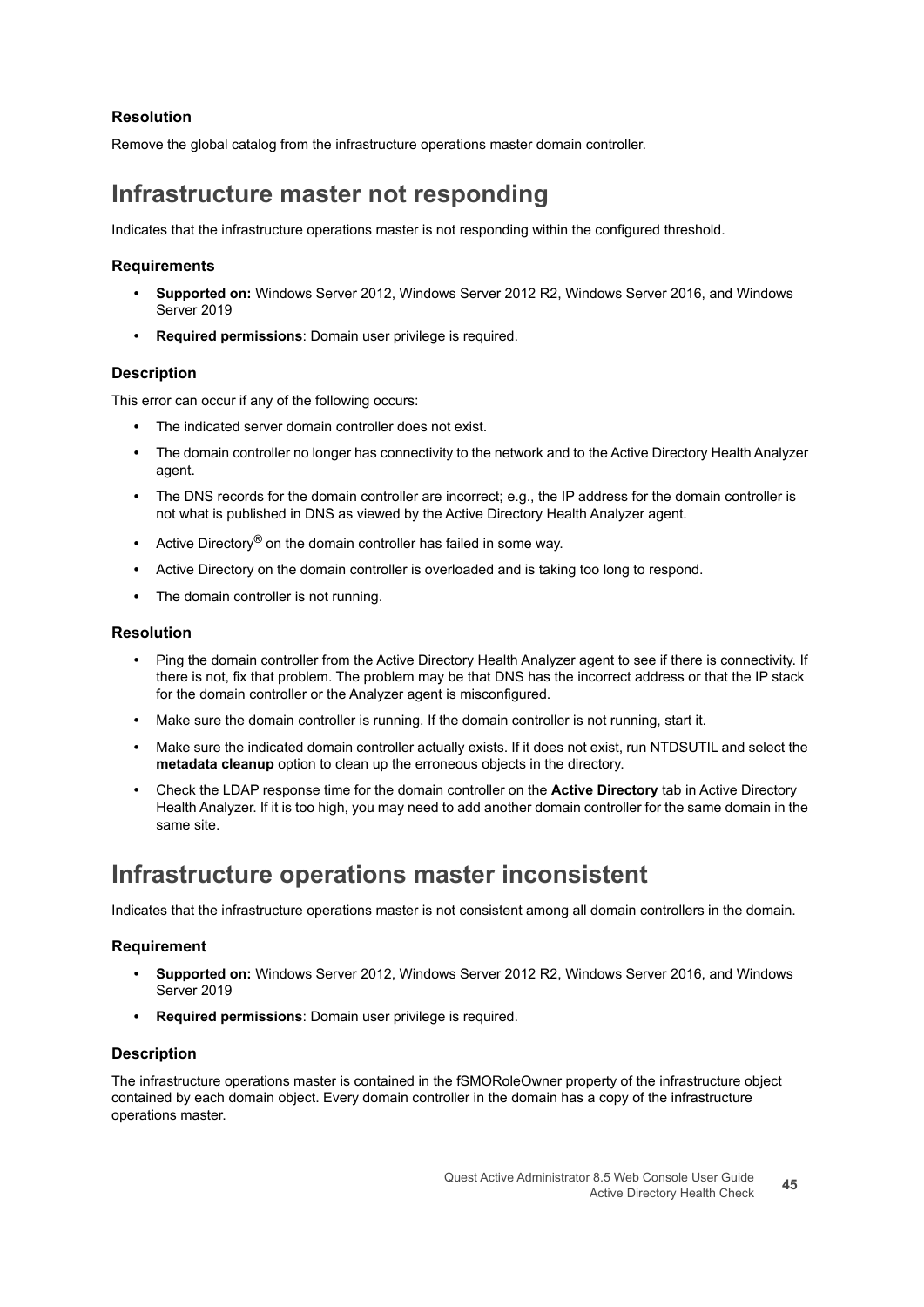### Resolution

Remove the global catalog from the infrastructure operations master domain controller.

## Infrastructure master not responding

Indicates that the infrastructure operations master is not responding within the configured threshold.

### Requirements

- **Supported on:** Windows Server 2012, Windows Server 2012 R2, Windows Server 2016, and Windows Server 2019
- **Required permissions**: Domain user privilege is required.

### Description

This error can occur if any of the following occurs:

- The indicated server domain controller does not exist.
- The domain controller no longer has connectivity to the network and to the Active Directory Health Analyzer agent.
- The DNS records for the domain controller are incorrect; e.g., the IP address for the domain controller is not what is published in DNS as viewed by the Active Directory Health Analyzer agent.
- Active Directory® on the domain controller has failed in some way.
- Active Directory on the domain controller is overloaded and is taking too long to respond.
- The domain controller is not running.

### Resolution

- Ping the domain controller from the Active Directory Health Analyzer agent to see if there is connectivity. If there is not, fix that problem. The problem may be that DNS has the incorrect address or that the IP stack for the domain controller or the Analyzer agent is misconfigured.
- Make sure the domain controller is running. If the domain controller is not running, start it.
- Make sure the indicated domain controller actually exists. If it does not exist, run NTDSUTIL and select the **metadata cleanup** option to clean up the erroneous objects in the directory.
- Check the LDAP response time for the domain controller on the **Active Directory** tab in Active Directory Health Analyzer. If it is too high, you may need to add another domain controller for the same domain in the same site.

## Infrastructure operations master inconsistent

Indicates that the infrastructure operations master is not consistent among all domain controllers in the domain.

### Requirement

- **Supported on:** Windows Server 2012, Windows Server 2012 R2, Windows Server 2016, and Windows Server 2019
- **Required permissions**: Domain user privilege is required.

### Description

The infrastructure operations master is contained in the fSMORoleOwner property of the infrastructure object contained by each domain object. Every domain controller in the domain has a copy of the infrastructure operations master.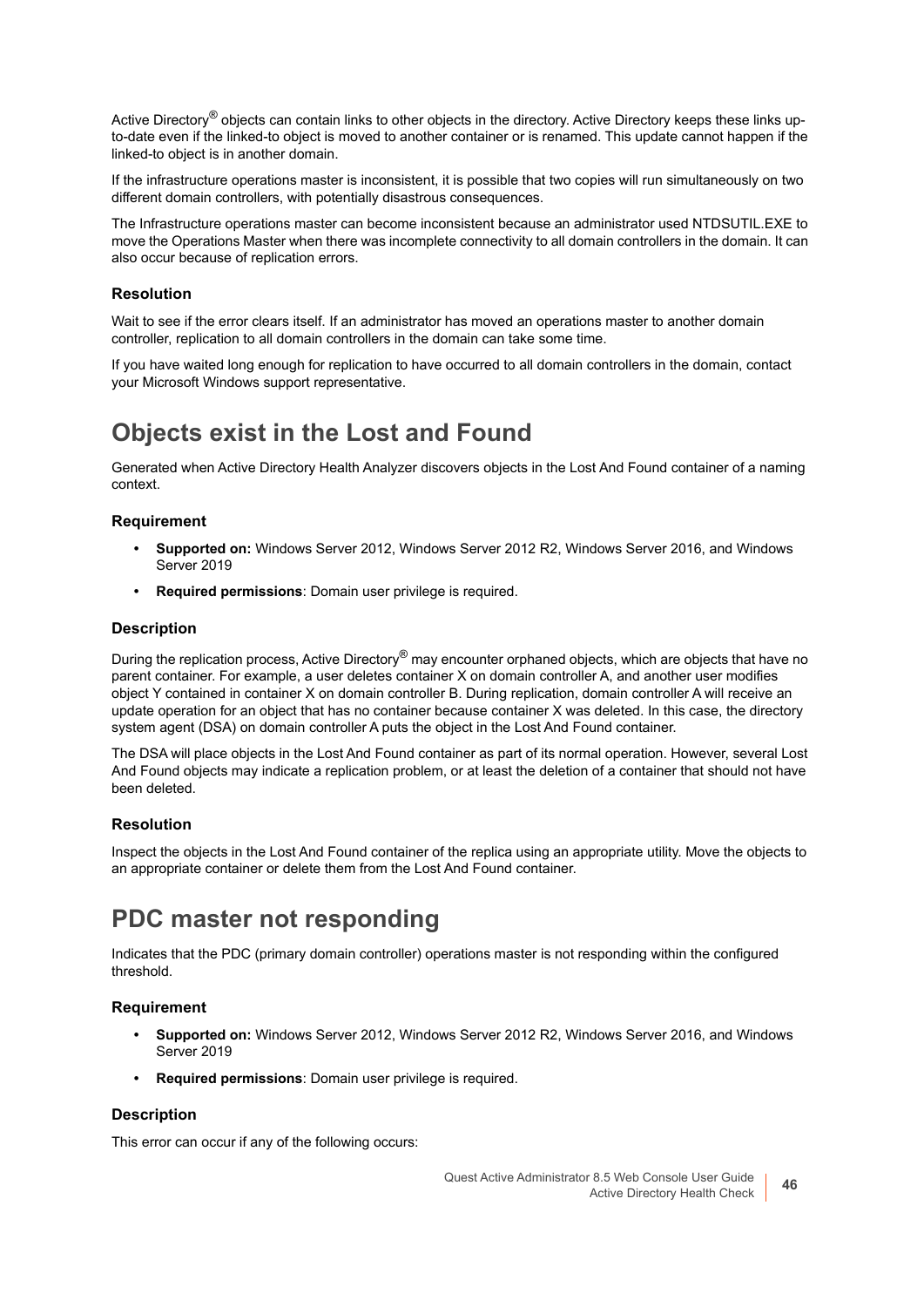Active Directory® objects can contain links to other objects in the directory. Active Directory keeps these links up-to-date even if the linked-to object is moved to another container or is renamed. This update cannot happen if the linked-to object is in another domain.

If the infrastructure operations master is inconsistent, it is possible that two copies will run simultaneously on two different domain controllers, with potentially disastrous consequences.

The Infrastructure operations master can become inconsistent because an administrator used NTDSUTIL.EXE to move the Operations Master when there was incomplete connectivity to all domain controllers in the domain. It can also occur because of replication errors.

### Resolution

Wait to see if the error clears itself. If an administrator has moved an operations master to another domain controller, replication to all domain controllers in the domain can take some time.

If you have waited long enough for replication to have occurred to all domain controllers in the domain, contact your Microsoft Windows support representative.

## Objects exist in the Lost and Found

Generated when Active Directory Health Analyzer discovers objects in the Lost And Found container of a naming context.

### Requirement

- **Supported on:** Windows Server 2012, Windows Server 2012 R2, Windows Server 2016, and Windows Server 2019
- **Required permissions**: Domain user privilege is required.

### Description

During the replication process, Active Directory® may encounter orphaned objects, which are objects that have no parent container. For example, a user deletes container X on domain controller A, and another user modifies object Y contained in container X on domain controller B. During replication, domain controller A will receive an update operation for an object that has no container because container X was deleted. In this case, the directory system agent (DSA) on domain controller A puts the object in the Lost And Found container.

The DSA will place objects in the Lost And Found container as part of its normal operation. However, several Lost And Found objects may indicate a replication problem, or at least the deletion of a container that should not have been deleted.

### Resolution

Inspect the objects in the Lost And Found container of the replica using an appropriate utility. Move the objects to an appropriate container or delete them from the Lost And Found container.

## PDC master not responding

Indicates that the PDC (primary domain controller) operations master is not responding within the configured threshold.

### Requirement

- **Supported on:** Windows Server 2012, Windows Server 2012 R2, Windows Server 2016, and Windows Server 2019
- **Required permissions**: Domain user privilege is required.

### Description

This error can occur if any of the following occurs: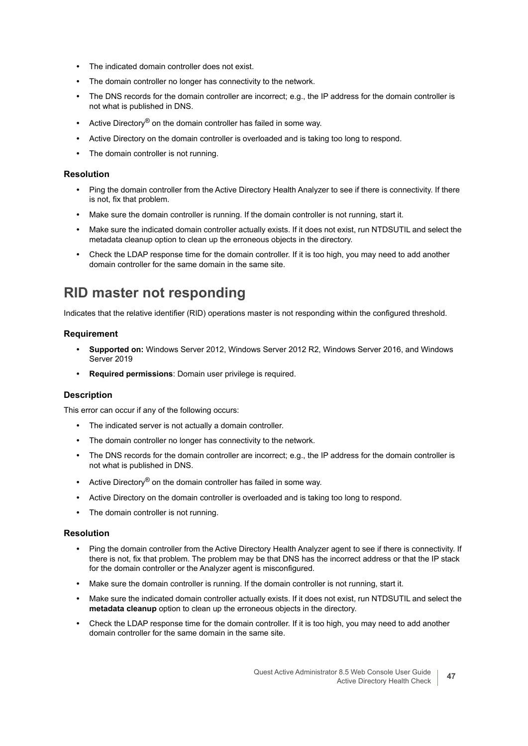- The indicated domain controller does not exist.
- The domain controller no longer has connectivity to the network.
- The DNS records for the domain controller are incorrect; e.g., the IP address for the domain controller is not what is published in DNS.
- Active Directory® on the domain controller has failed in some way.
- Active Directory on the domain controller is overloaded and is taking too long to respond.
- The domain controller is not running.

### Resolution

- Ping the domain controller from the Active Directory Health Analyzer to see if there is connectivity. If there is not, fix that problem.
- Make sure the domain controller is running. If the domain controller is not running, start it.
- Make sure the indicated domain controller actually exists. If it does not exist, run NTDSUTIL and select the metadata cleanup option to clean up the erroneous objects in the directory.
- Check the LDAP response time for the domain controller. If it is too high, you may need to add another domain controller for the same domain in the same site.

## RID master not responding

Indicates that the relative identifier (RID) operations master is not responding within the configured threshold.

### Requirement

- **Supported on:** Windows Server 2012, Windows Server 2012 R2, Windows Server 2016, and Windows Server 2019
- **Required permissions**: Domain user privilege is required.

### Description

This error can occur if any of the following occurs:

- The indicated server is not actually a domain controller.
- The domain controller no longer has connectivity to the network.
- The DNS records for the domain controller are incorrect; e.g., the IP address for the domain controller is not what is published in DNS.
- Active Directory® on the domain controller has failed in some way.
- Active Directory on the domain controller is overloaded and is taking too long to respond.
- The domain controller is not running.

### Resolution

- Ping the domain controller from the Active Directory Health Analyzer agent to see if there is connectivity. If there is not, fix that problem. The problem may be that DNS has the incorrect address or that the IP stack for the domain controller or the Analyzer agent is misconfigured.
- Make sure the domain controller is running. If the domain controller is not running, start it.
- Make sure the indicated domain controller actually exists. If it does not exist, run NTDSUTIL and select the **metadata cleanup** option to clean up the erroneous objects in the directory.
- Check the LDAP response time for the domain controller. If it is too high, you may need to add another domain controller for the same domain in the same site.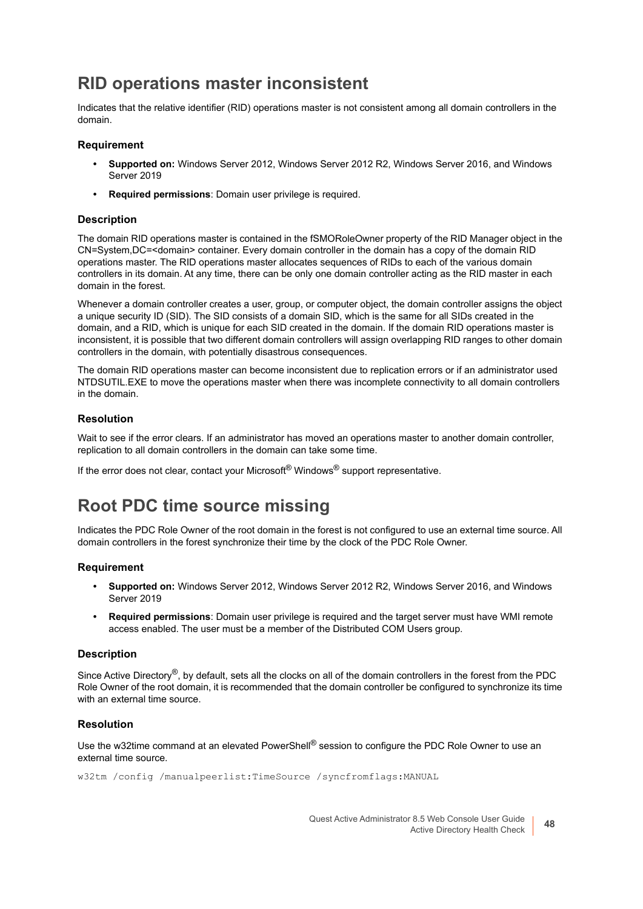# RID operations master inconsistent

Indicates that the relative identifier (RID) operations master is not consistent among all domain controllers in the domain.

### Requirement

- **Supported on:** Windows Server 2012, Windows Server 2012 R2, Windows Server 2016, and Windows Server 2019
- **Required permissions**: Domain user privilege is required.

### Description

The domain RID operations master is contained in the fSMORoleOwner property of the RID Manager object in the CN=System,DC=<domain> container. Every domain controller in the domain has a copy of the domain RID operations master. The RID operations master allocates sequences of RIDs to each of the various domain controllers in its domain. At any time, there can be only one domain controller acting as the RID master in each domain in the forest.

Whenever a domain controller creates a user, group, or computer object, the domain controller assigns the object a unique security ID (SID). The SID consists of a domain SID, which is the same for all SIDs created in the domain, and a RID, which is unique for each SID created in the domain. If the domain RID operations master is inconsistent, it is possible that two different domain controllers will assign overlapping RID ranges to other domain controllers in the domain, with potentially disastrous consequences.

The domain RID operations master can become inconsistent due to replication errors or if an administrator used NTDSUTIL.EXE to move the operations master when there was incomplete connectivity to all domain controllers in the domain.

### Resolution

Wait to see if the error clears. If an administrator has moved an operations master to another domain controller, replication to all domain controllers in the domain can take some time.

If the error does not clear, contact your Microsoft® Windows® support representative.

# Root PDC time source missing

Indicates the PDC Role Owner of the root domain in the forest is not configured to use an external time source. All domain controllers in the forest synchronize their time by the clock of the PDC Role Owner.

### Requirement

- **Supported on:** Windows Server 2012, Windows Server 2012 R2, Windows Server 2016, and Windows Server 2019
- **Required permissions**: Domain user privilege is required and the target server must have WMI remote access enabled. The user must be a member of the Distributed COM Users group.

### Description

Since Active Directory®, by default, sets all the clocks on all of the domain controllers in the forest from the PDC Role Owner of the root domain, it is recommended that the domain controller be configured to synchronize its time with an external time source.

### Resolution

Use the w32time command at an elevated PowerShell® session to configure the PDC Role Owner to use an external time source.

```
w32tm /config /manualpeerlist:TimeSource /syncfromflags:MANUAL
```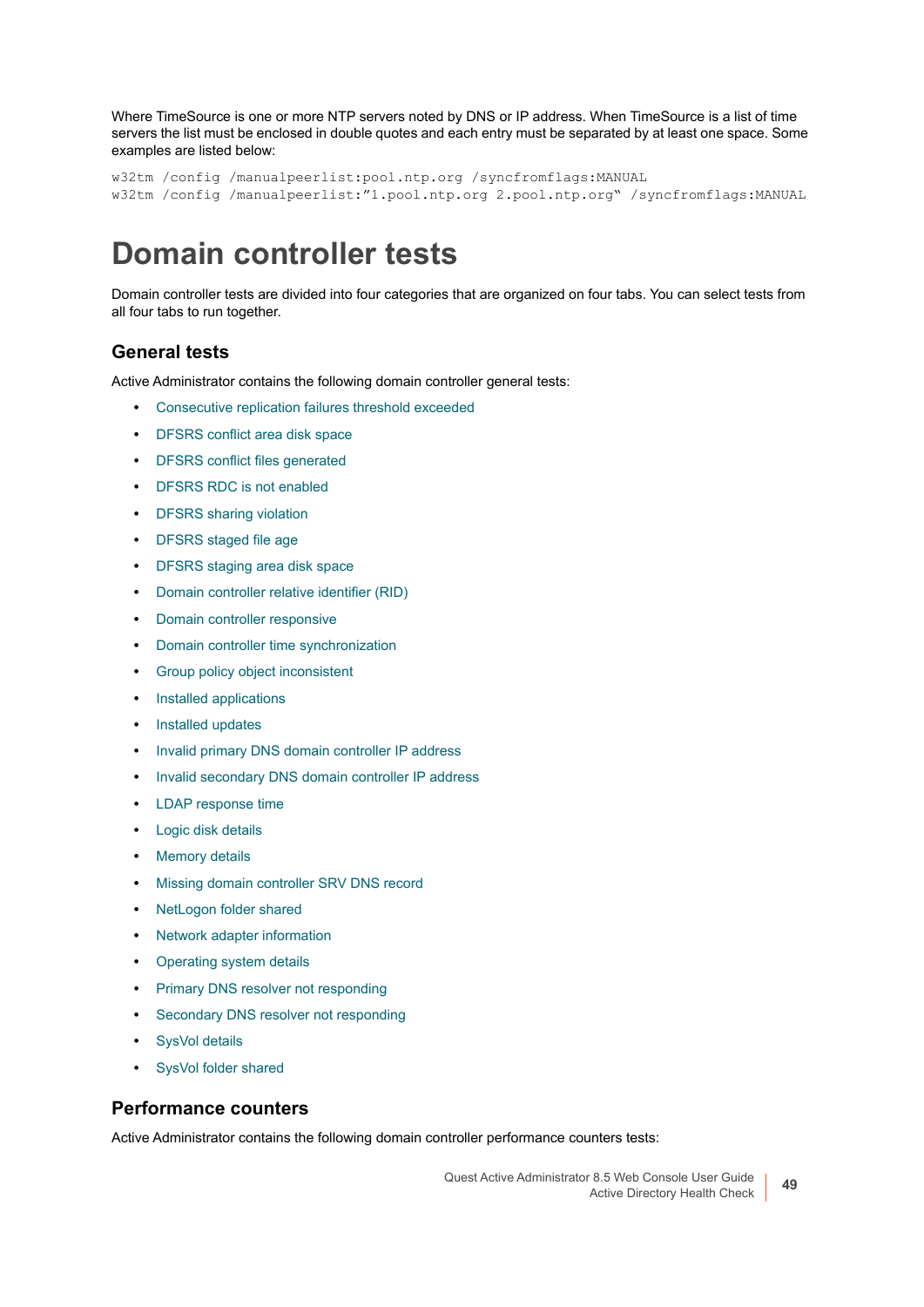Where TimeSource is one or more NTP servers noted by DNS or IP address. When TimeSource is a list of time servers the list must be enclosed in double quotes and each entry must be separated by at least one space. Some examples are listed below:

```
w32tm /config /manualpeerlist:pool.ntp.org /syncfromflags:MANUAL
w32tm /config /manualpeerlist:”1.pool.ntp.org 2.pool.ntp.org‟ /syncfromflags:MANUAL
```

# Domain controller tests

Domain controller tests are divided into four categories that are organized on four tabs. You can select tests from all four tabs to run together.

## General tests

Active Administrator contains the following domain controller general tests:

- Consecutive replication failures threshold exceeded
- DFSRS conflict area disk space
- DFSRS conflict files generated
- DFSRS RDC is not enabled
- DFSRS sharing violation
- DFSRS staged file age
- DFSRS staging area disk space
- Domain controller relative identifier (RID)
- Domain controller responsive
- Domain controller time synchronization
- Group policy object inconsistent
- Installed applications
- Installed updates
- Invalid primary DNS domain controller IP address
- Invalid secondary DNS domain controller IP address
- LDAP response time
- Logic disk details
- Memory details
- Missing domain controller SRV DNS record
- NetLogon folder shared
- Network adapter information
- Operating system details
- Primary DNS resolver not responding
- Secondary DNS resolver not responding
- SysVol details
- SysVol folder shared

## Performance counters

Active Administrator contains the following domain controller performance counters tests: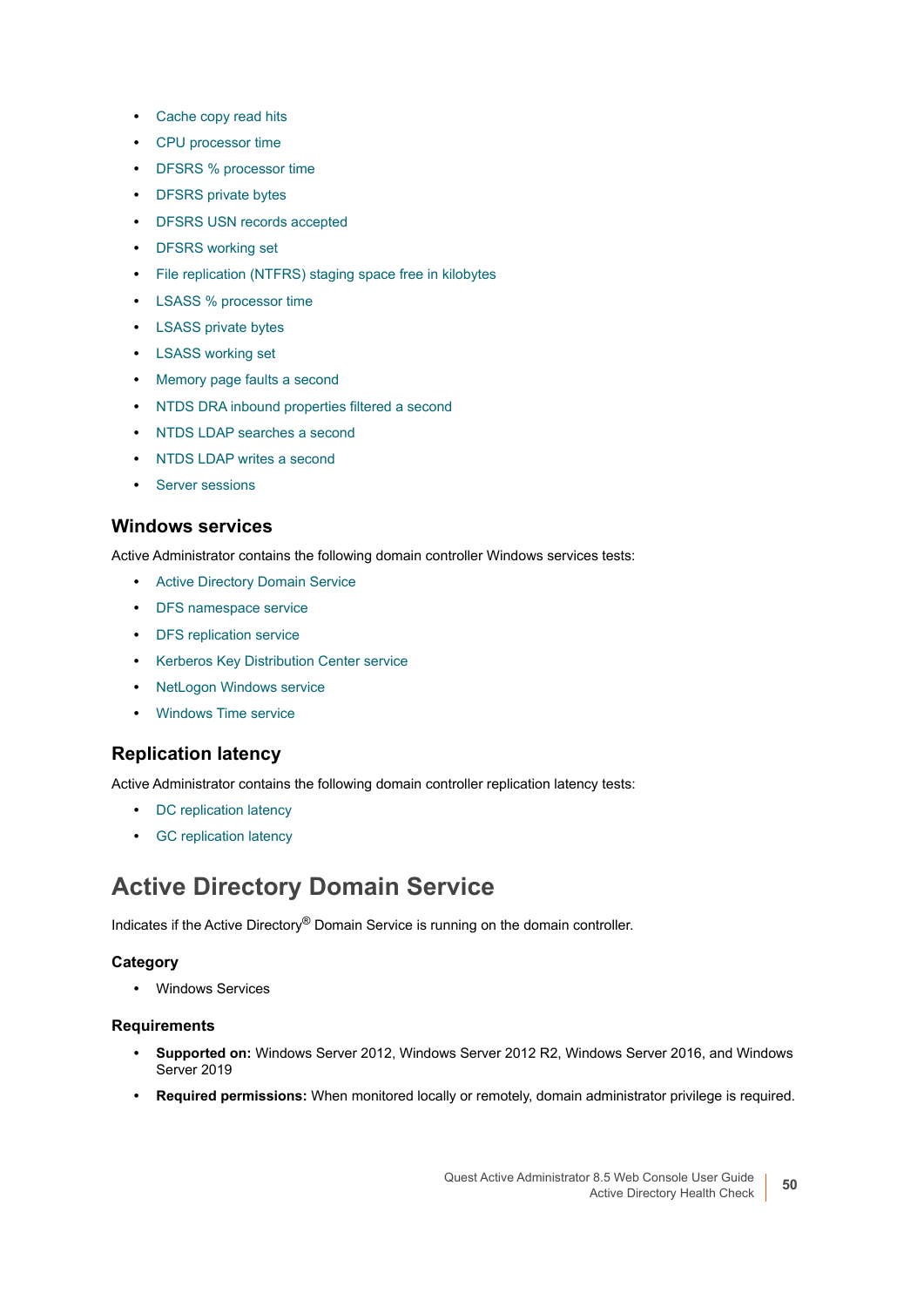- Cache copy read hits
- CPU processor time
- DFSRS % processor time
- DFSRS private bytes
- DFSRS USN records accepted
- DFSRS working set
- File replication (NTFRS) staging space free in kilobytes
- LSASS % processor time
- LSASS private bytes
- LSASS working set
- Memory page faults a second
- NTDS DRA inbound properties filtered a second
- NTDS LDAP searches a second
- NTDS LDAP writes a second
- Server sessions

### Windows services

Active Administrator contains the following domain controller Windows services tests:

- Active Directory Domain Service
- DFS namespace service
- DFS replication service
- Kerberos Key Distribution Center service
- NetLogon Windows service
- Windows Time service

### Replication latency

Active Administrator contains the following domain controller replication latency tests:

- DC replication latency
- GC replication latency

## Active Directory Domain Service

Indicates if the Active Directory® Domain Service is running on the domain controller.

#### Category

- Windows Services

#### Requirements

- **Supported on:** Windows Server 2012, Windows Server 2012 R2, Windows Server 2016, and Windows Server 2019
- **Required permissions:** When monitored locally or remotely, domain administrator privilege is required.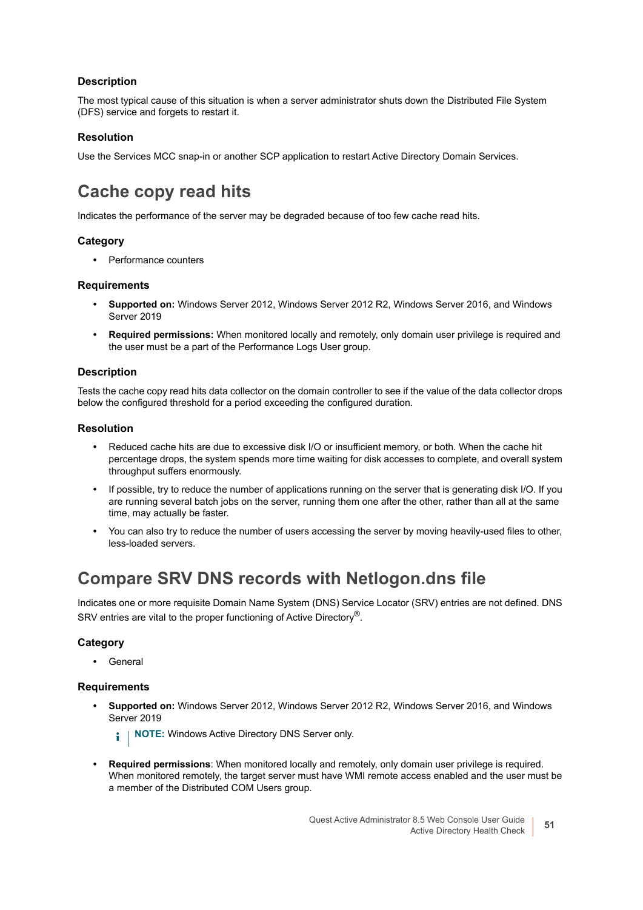### Description

The most typical cause of this situation is when a server administrator shuts down the Distributed File System (DFS) service and forgets to restart it.

### Resolution

Use the Services MCC snap-in or another SCP application to restart Active Directory Domain Services.

## Cache copy read hits

Indicates the performance of the server may be degraded because of too few cache read hits.

### Category

- Performance counters

### Requirements

- **Supported on:** Windows Server 2012, Windows Server 2012 R2, Windows Server 2016, and Windows Server 2019
- **Required permissions:** When monitored locally and remotely, only domain user privilege is required and the user must be a part of the Performance Logs User group.

### Description

Tests the cache copy read hits data collector on the domain controller to see if the value of the data collector drops below the configured threshold for a period exceeding the configured duration.

### Resolution

- Reduced cache hits are due to excessive disk I/O or insufficient memory, or both. When the cache hit percentage drops, the system spends more time waiting for disk accesses to complete, and overall system throughput suffers enormously.
- If possible, try to reduce the number of applications running on the server that is generating disk I/O. If you are running several batch jobs on the server, running them one after the other, rather than all at the same time, may actually be faster.
- You can also try to reduce the number of users accessing the server by moving heavily-used files to other, less-loaded servers.

## Compare SRV DNS records with Netlogon.dns file

Indicates one or more requisite Domain Name System (DNS) Service Locator (SRV) entries are not defined. DNS SRV entries are vital to the proper functioning of Active Directory®.

### Category

- General

### Requirements

- **Supported on:** Windows Server 2012, Windows Server 2012 R2, Windows Server 2016, and Windows Server 2019

  > **NOTE:** Windows Active Directory DNS Server only.

- **Required permissions**: When monitored locally and remotely, only domain user privilege is required. When monitored remotely, the target server must have WMI remote access enabled and the user must be a member of the Distributed COM Users group.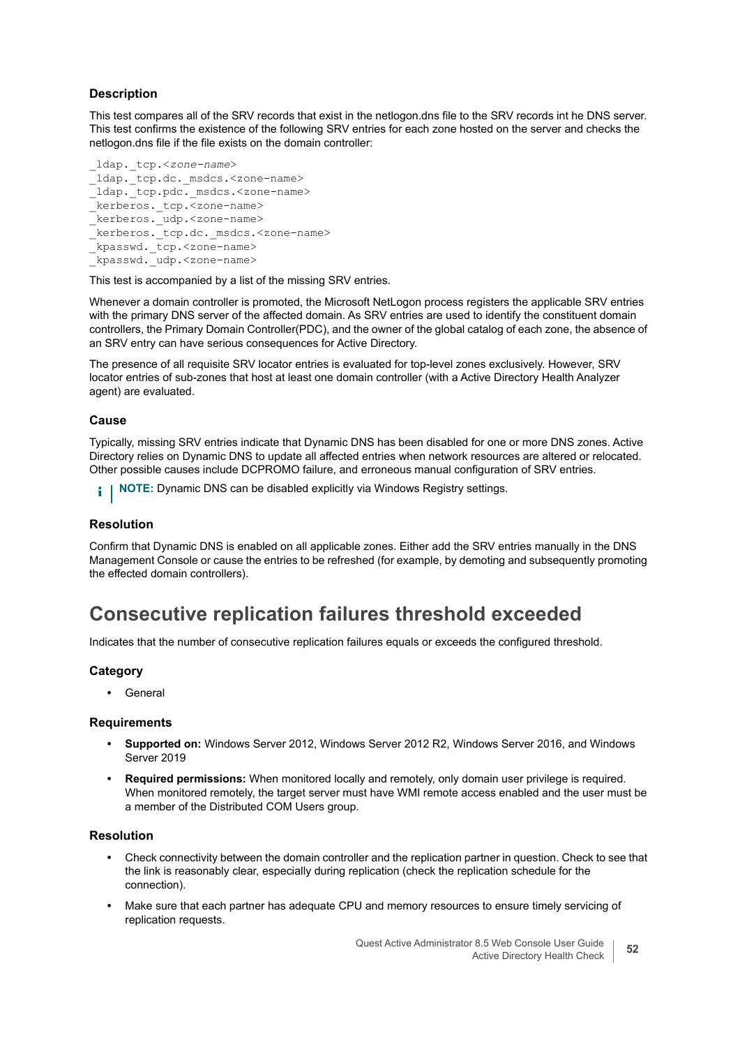### Description

This test compares all of the SRV records that exist in the netlogon.dns file to the SRV records int he DNS server. This test confirms the existence of the following SRV entries for each zone hosted on the server and checks the netlogon.dns file if the file exists on the domain controller:

```
_ldap._tcp.<zone-name>
_ldap._tcp.dc._msdcs.<zone-name>
_ldap._tcp.pdc._msdcs.<zone-name>
_kerberos._tcp.<zone-name>
_kerberos._udp.<zone-name>
_kerberos._tcp.dc._msdcs.<zone-name>
_kpasswd._tcp.<zone-name>
_kpasswd._udp.<zone-name>
```

This test is accompanied by a list of the missing SRV entries.

Whenever a domain controller is promoted, the Microsoft NetLogon process registers the applicable SRV entries with the primary DNS server of the affected domain. As SRV entries are used to identify the constituent domain controllers, the Primary Domain Controller(PDC), and the owner of the global catalog of each zone, the absence of an SRV entry can have serious consequences for Active Directory.

The presence of all requisite SRV locator entries is evaluated for top-level zones exclusively. However, SRV locator entries of sub-zones that host at least one domain controller (with a Active Directory Health Analyzer agent) are evaluated.

### Cause

Typically, missing SRV entries indicate that Dynamic DNS has been disabled for one or more DNS zones. Active Directory relies on Dynamic DNS to update all affected entries when network resources are altered or relocated. Other possible causes include DCPROMO failure, and erroneous manual configuration of SRV entries.

**NOTE:** Dynamic DNS can be disabled explicitly via Windows Registry settings.

### Resolution

Confirm that Dynamic DNS is enabled on all applicable zones. Either add the SRV entries manually in the DNS Management Console or cause the entries to be refreshed (for example, by demoting and subsequently promoting the effected domain controllers).

## Consecutive replication failures threshold exceeded

Indicates that the number of consecutive replication failures equals or exceeds the configured threshold.

### Category

- General

### Requirements

- **Supported on:** Windows Server 2012, Windows Server 2012 R2, Windows Server 2016, and Windows Server 2019
- **Required permissions:** When monitored locally and remotely, only domain user privilege is required. When monitored remotely, the target server must have WMI remote access enabled and the user must be a member of the Distributed COM Users group.

### Resolution

- Check connectivity between the domain controller and the replication partner in question. Check to see that the link is reasonably clear, especially during replication (check the replication schedule for the connection).
- Make sure that each partner has adequate CPU and memory resources to ensure timely servicing of replication requests.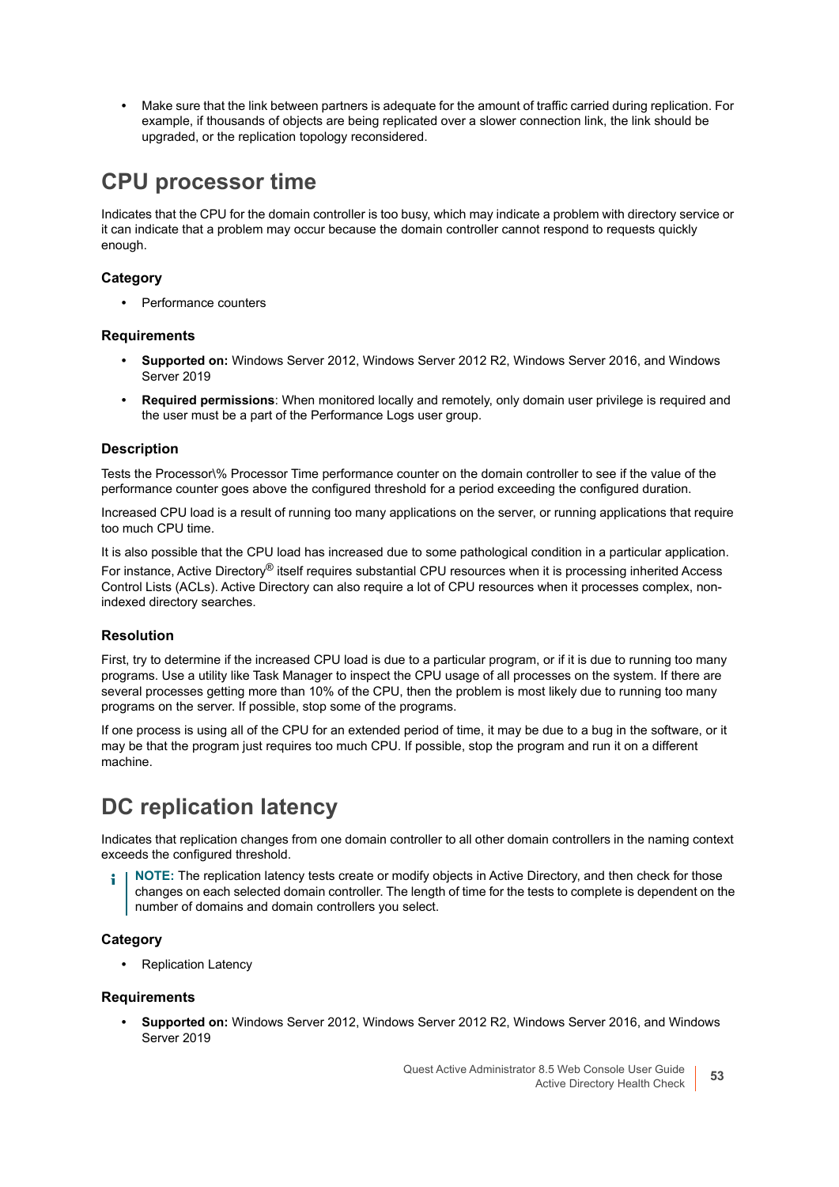- Make sure that the link between partners is adequate for the amount of traffic carried during replication. For example, if thousands of objects are being replicated over a slower connection link, the link should be upgraded, or the replication topology reconsidered.

# CPU processor time

Indicates that the CPU for the domain controller is too busy, which may indicate a problem with directory service or it can indicate that a problem may occur because the domain controller cannot respond to requests quickly enough.

### Category

- Performance counters

### Requirements

- **Supported on:** Windows Server 2012, Windows Server 2012 R2, Windows Server 2016, and Windows Server 2019
- **Required permissions**: When monitored locally and remotely, only domain user privilege is required and the user must be a part of the Performance Logs user group.

### Description

Tests the Processor\% Processor Time performance counter on the domain controller to see if the value of the performance counter goes above the configured threshold for a period exceeding the configured duration.

Increased CPU load is a result of running too many applications on the server, or running applications that require too much CPU time.

It is also possible that the CPU load has increased due to some pathological condition in a particular application. For instance, Active Directory® itself requires substantial CPU resources when it is processing inherited Access Control Lists (ACLs). Active Directory can also require a lot of CPU resources when it processes complex, non-indexed directory searches.

### Resolution

First, try to determine if the increased CPU load is due to a particular program, or if it is due to running too many programs. Use a utility like Task Manager to inspect the CPU usage of all processes on the system. If there are several processes getting more than 10% of the CPU, then the problem is most likely due to running too many programs on the server. If possible, stop some of the programs.

If one process is using all of the CPU for an extended period of time, it may be due to a bug in the software, or it may be that the program just requires too much CPU. If possible, stop the program and run it on a different machine.

# DC replication latency

Indicates that replication changes from one domain controller to all other domain controllers in the naming context exceeds the configured threshold.

> **NOTE:** The replication latency tests create or modify objects in Active Directory, and then check for those changes on each selected domain controller. The length of time for the tests to complete is dependent on the number of domains and domain controllers you select.

### Category

- Replication Latency

### Requirements

- **Supported on:** Windows Server 2012, Windows Server 2012 R2, Windows Server 2016, and Windows Server 2019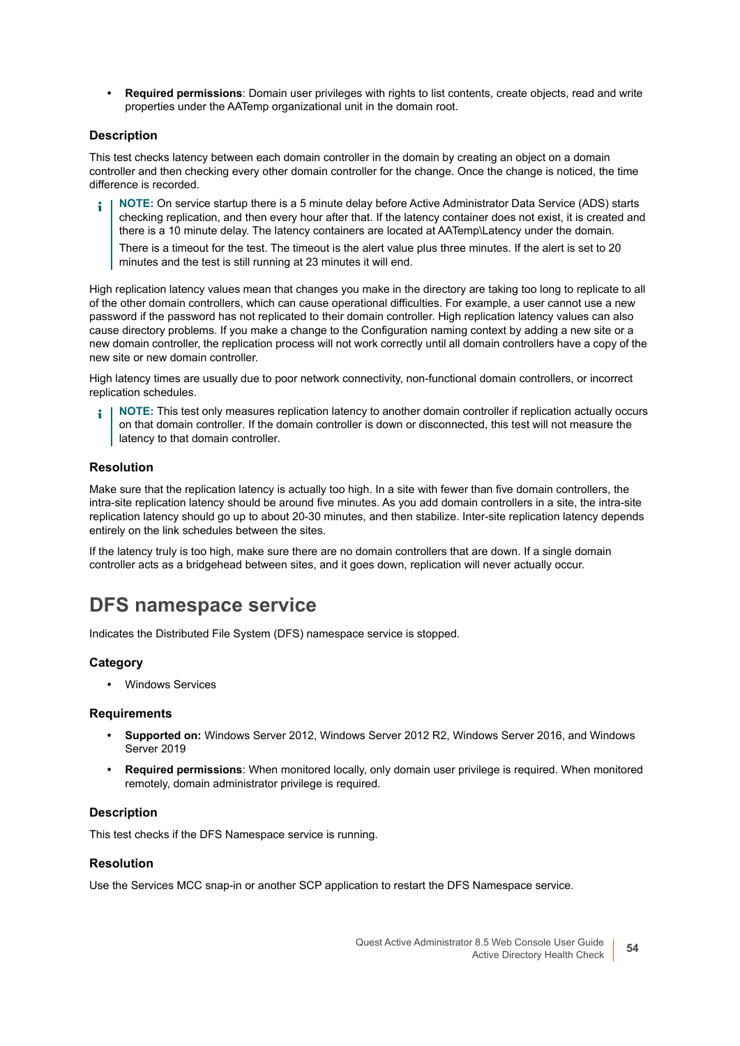- **Required permissions**: Domain user privileges with rights to list contents, create objects, read and write properties under the AATemp organizational unit in the domain root.

### Description

This test checks latency between each domain controller in the domain by creating an object on a domain controller and then checking every other domain controller for the change. Once the change is noticed, the time difference is recorded.

> **NOTE:** On service startup there is a 5 minute delay before Active Administrator Data Service (ADS) starts checking replication, and then every hour after that. If the latency container does not exist, it is created and there is a 10 minute delay. The latency containers are located at AATemp\Latency under the domain.
>
> There is a timeout for the test. The timeout is the alert value plus three minutes. If the alert is set to 20 minutes and the test is still running at 23 minutes it will end.

High replication latency values mean that changes you make in the directory are taking too long to replicate to all of the other domain controllers, which can cause operational difficulties. For example, a user cannot use a new password if the password has not replicated to their domain controller. High replication latency values can also cause directory problems. If you make a change to the Configuration naming context by adding a new site or a new domain controller, the replication process will not work correctly until all domain controllers have a copy of the new site or new domain controller.

High latency times are usually due to poor network connectivity, non-functional domain controllers, or incorrect replication schedules.

> **NOTE:** This test only measures replication latency to another domain controller if replication actually occurs on that domain controller. If the domain controller is down or disconnected, this test will not measure the latency to that domain controller.

### Resolution

Make sure that the replication latency is actually too high. In a site with fewer than five domain controllers, the intra-site replication latency should be around five minutes. As you add domain controllers in a site, the intra-site replication latency should go up to about 20-30 minutes, and then stabilize. Inter-site replication latency depends entirely on the link schedules between the sites.

If the latency truly is too high, make sure there are no domain controllers that are down. If a single domain controller acts as a bridgehead between sites, and it goes down, replication will never actually occur.

## DFS namespace service

Indicates the Distributed File System (DFS) namespace service is stopped.

### Category

- Windows Services

### Requirements

- **Supported on:** Windows Server 2012, Windows Server 2012 R2, Windows Server 2016, and Windows Server 2019
- **Required permissions**: When monitored locally, only domain user privilege is required. When monitored remotely, domain administrator privilege is required.

### Description

This test checks if the DFS Namespace service is running.

### Resolution

Use the Services MCC snap-in or another SCP application to restart the DFS Namespace service.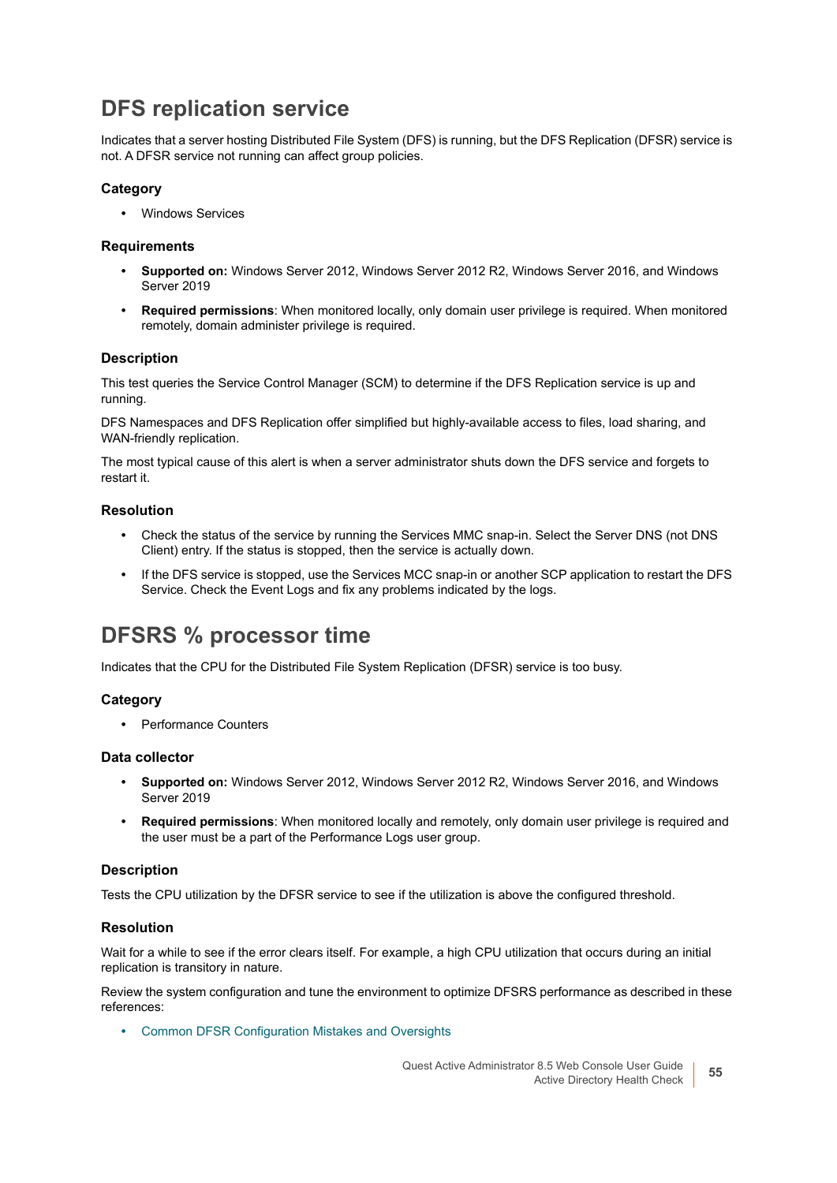# DFS replication service

Indicates that a server hosting Distributed File System (DFS) is running, but the DFS Replication (DFSR) service is not. A DFSR service not running can affect group policies.

### Category

- Windows Services

### Requirements

- **Supported on:** Windows Server 2012, Windows Server 2012 R2, Windows Server 2016, and Windows Server 2019
- **Required permissions**: When monitored locally, only domain user privilege is required. When monitored remotely, domain administer privilege is required.

### Description

This test queries the Service Control Manager (SCM) to determine if the DFS Replication service is up and running.

DFS Namespaces and DFS Replication offer simplified but highly-available access to files, load sharing, and WAN-friendly replication.

The most typical cause of this alert is when a server administrator shuts down the DFS service and forgets to restart it.

### Resolution

- Check the status of the service by running the Services MMC snap-in. Select the Server DNS (not DNS Client) entry. If the status is stopped, then the service is actually down.
- If the DFS service is stopped, use the Services MCC snap-in or another SCP application to restart the DFS Service. Check the Event Logs and fix any problems indicated by the logs.

# DFSRS % processor time

Indicates that the CPU for the Distributed File System Replication (DFSR) service is too busy.

### Category

- Performance Counters

### Data collector

- **Supported on:** Windows Server 2012, Windows Server 2012 R2, Windows Server 2016, and Windows Server 2019
- **Required permissions**: When monitored locally and remotely, only domain user privilege is required and the user must be a part of the Performance Logs user group.

### Description

Tests the CPU utilization by the DFSR service to see if the utilization is above the configured threshold.

### Resolution

Wait for a while to see if the error clears itself. For example, a high CPU utilization that occurs during an initial replication is transitory in nature.

Review the system configuration and tune the environment to optimize DFSRS performance as described in these references:

- Common DFSR Configuration Mistakes and Oversights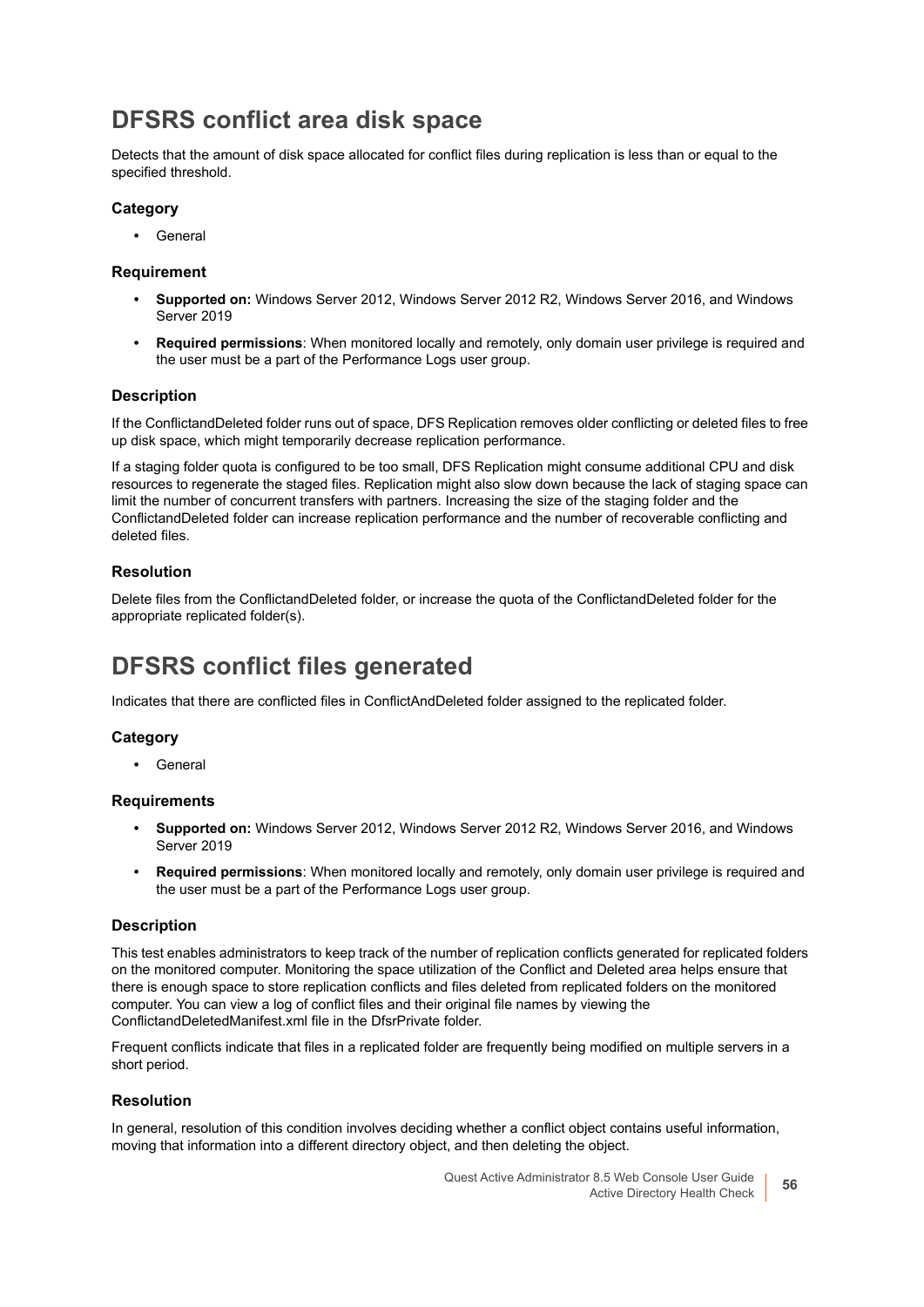## DFSRS conflict area disk space

Detects that the amount of disk space allocated for conflict files during replication is less than or equal to the specified threshold.

### Category

- General

### Requirement

- **Supported on:** Windows Server 2012, Windows Server 2012 R2, Windows Server 2016, and Windows Server 2019
- **Required permissions**: When monitored locally and remotely, only domain user privilege is required and the user must be a part of the Performance Logs user group.

### Description

If the ConflictandDeleted folder runs out of space, DFS Replication removes older conflicting or deleted files to free up disk space, which might temporarily decrease replication performance.

If a staging folder quota is configured to be too small, DFS Replication might consume additional CPU and disk resources to regenerate the staged files. Replication might also slow down because the lack of staging space can limit the number of concurrent transfers with partners. Increasing the size of the staging folder and the ConflictandDeleted folder can increase replication performance and the number of recoverable conflicting and deleted files.

### Resolution

Delete files from the ConflictandDeleted folder, or increase the quota of the ConflictandDeleted folder for the appropriate replicated folder(s).

## DFSRS conflict files generated

Indicates that there are conflicted files in ConflictAndDeleted folder assigned to the replicated folder.

### Category

- General

### Requirements

- **Supported on:** Windows Server 2012, Windows Server 2012 R2, Windows Server 2016, and Windows Server 2019
- **Required permissions**: When monitored locally and remotely, only domain user privilege is required and the user must be a part of the Performance Logs user group.

### Description

This test enables administrators to keep track of the number of replication conflicts generated for replicated folders on the monitored computer. Monitoring the space utilization of the Conflict and Deleted area helps ensure that there is enough space to store replication conflicts and files deleted from replicated folders on the monitored computer. You can view a log of conflict files and their original file names by viewing the ConflictandDeletedManifest.xml file in the DfsrPrivate folder.

Frequent conflicts indicate that files in a replicated folder are frequently being modified on multiple servers in a short period.

### Resolution

In general, resolution of this condition involves deciding whether a conflict object contains useful information, moving that information into a different directory object, and then deleting the object.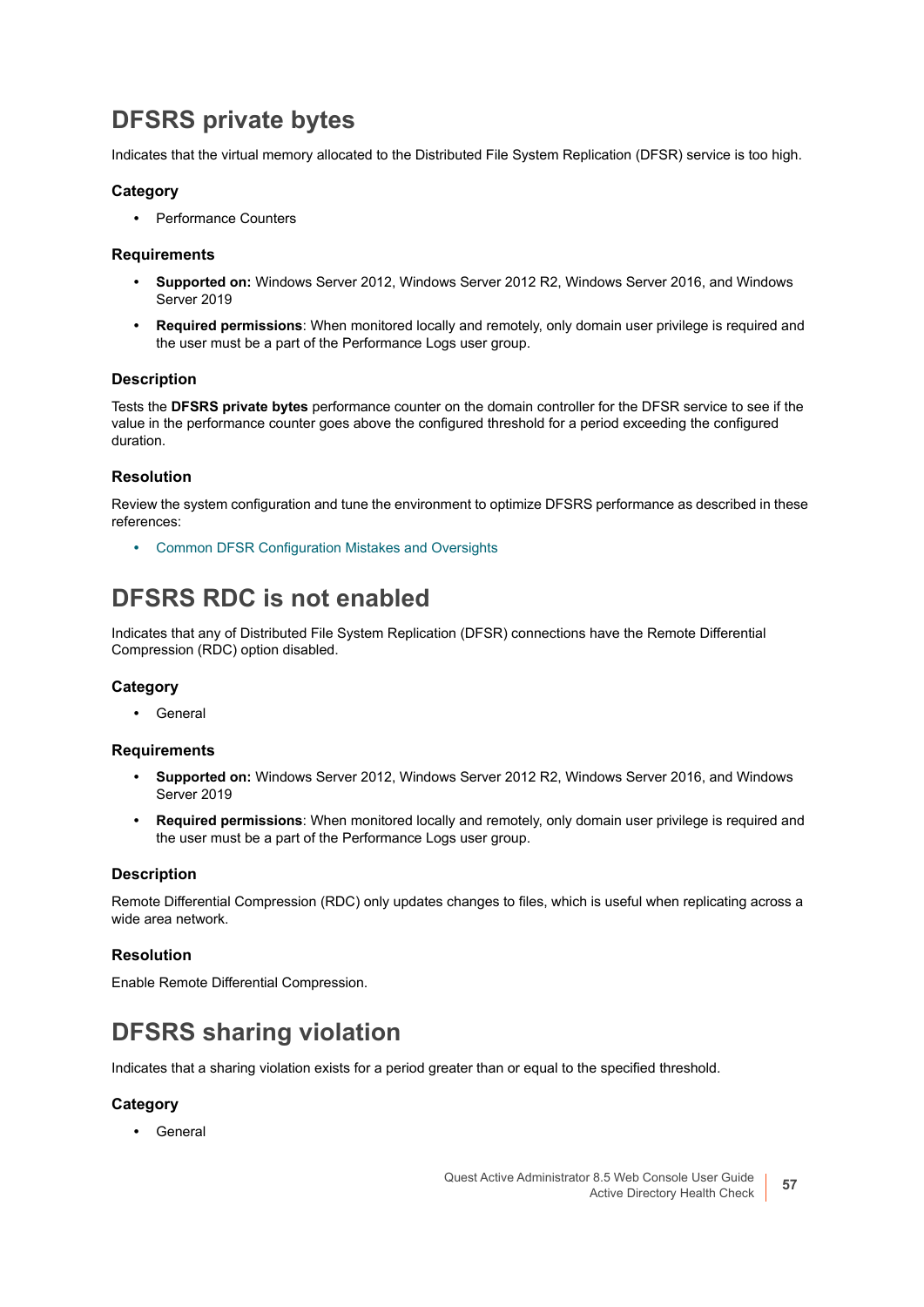# DFSRS private bytes

Indicates that the virtual memory allocated to the Distributed File System Replication (DFSR) service is too high.

### Category

- Performance Counters

### Requirements

- **Supported on:** Windows Server 2012, Windows Server 2012 R2, Windows Server 2016, and Windows Server 2019
- **Required permissions**: When monitored locally and remotely, only domain user privilege is required and the user must be a part of the Performance Logs user group.

### Description

Tests the **DFSRS private bytes** performance counter on the domain controller for the DFSR service to see if the value in the performance counter goes above the configured threshold for a period exceeding the configured duration.

### Resolution

Review the system configuration and tune the environment to optimize DFSRS performance as described in these references:

- Common DFSR Configuration Mistakes and Oversights

# DFSRS RDC is not enabled

Indicates that any of Distributed File System Replication (DFSR) connections have the Remote Differential Compression (RDC) option disabled.

### Category

- General

### Requirements

- **Supported on:** Windows Server 2012, Windows Server 2012 R2, Windows Server 2016, and Windows Server 2019
- **Required permissions**: When monitored locally and remotely, only domain user privilege is required and the user must be a part of the Performance Logs user group.

### Description

Remote Differential Compression (RDC) only updates changes to files, which is useful when replicating across a wide area network.

### Resolution

Enable Remote Differential Compression.

# DFSRS sharing violation

Indicates that a sharing violation exists for a period greater than or equal to the specified threshold.

### Category

- General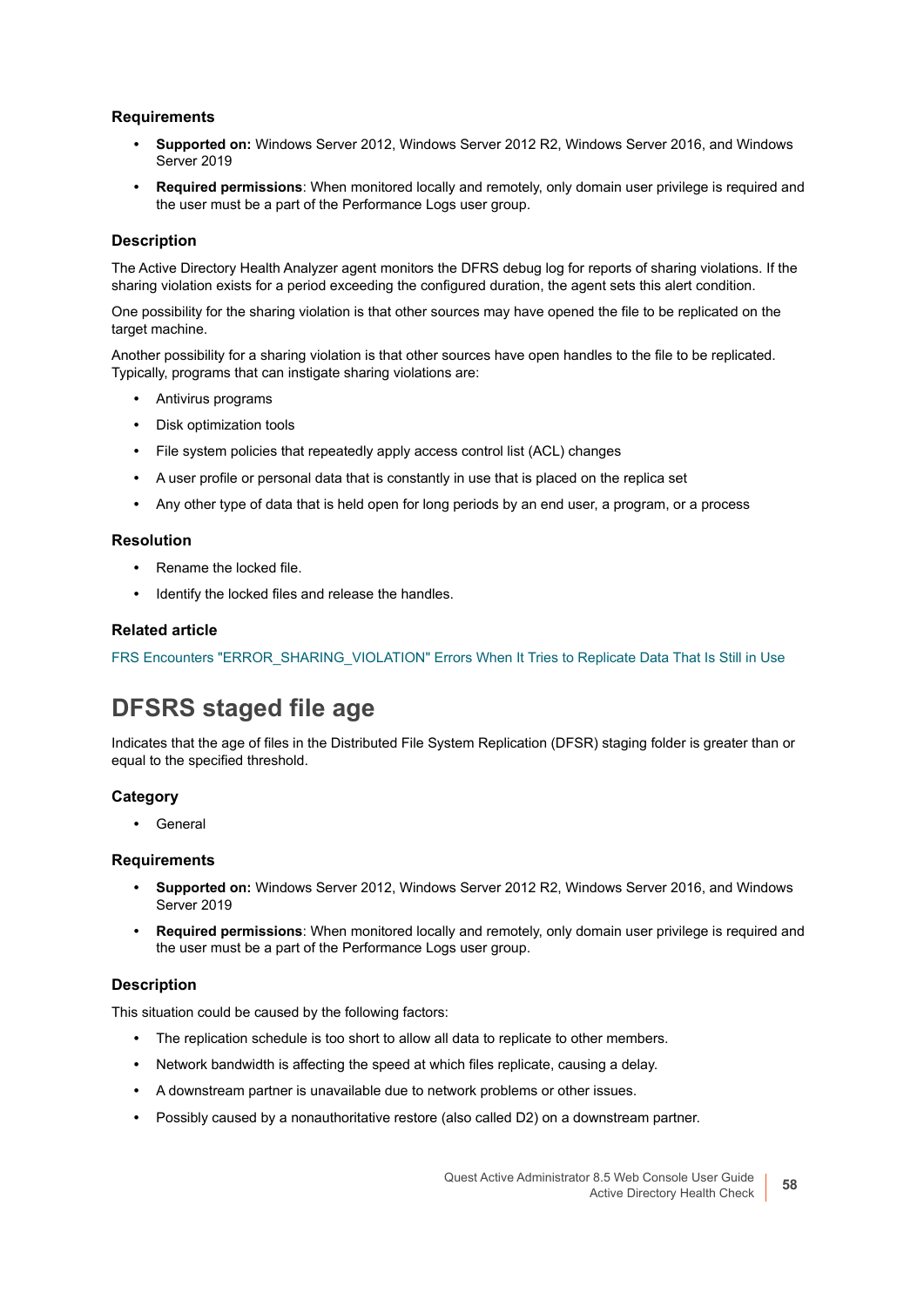### Requirements

- **Supported on:** Windows Server 2012, Windows Server 2012 R2, Windows Server 2016, and Windows Server 2019
- **Required permissions**: When monitored locally and remotely, only domain user privilege is required and the user must be a part of the Performance Logs user group.

### Description

The Active Directory Health Analyzer agent monitors the DFRS debug log for reports of sharing violations. If the sharing violation exists for a period exceeding the configured duration, the agent sets this alert condition.

One possibility for the sharing violation is that other sources may have opened the file to be replicated on the target machine.

Another possibility for a sharing violation is that other sources have open handles to the file to be replicated. Typically, programs that can instigate sharing violations are:

- Antivirus programs
- Disk optimization tools
- File system policies that repeatedly apply access control list (ACL) changes
- A user profile or personal data that is constantly in use that is placed on the replica set
- Any other type of data that is held open for long periods by an end user, a program, or a process

### Resolution

- Rename the locked file.
- Identify the locked files and release the handles.

### Related article

FRS Encounters "ERROR_SHARING_VIOLATION" Errors When It Tries to Replicate Data That Is Still in Use

## DFSRS staged file age

Indicates that the age of files in the Distributed File System Replication (DFSR) staging folder is greater than or equal to the specified threshold.

### Category

- General

### Requirements

- **Supported on:** Windows Server 2012, Windows Server 2012 R2, Windows Server 2016, and Windows Server 2019
- **Required permissions**: When monitored locally and remotely, only domain user privilege is required and the user must be a part of the Performance Logs user group.

### Description

This situation could be caused by the following factors:

- The replication schedule is too short to allow all data to replicate to other members.
- Network bandwidth is affecting the speed at which files replicate, causing a delay.
- A downstream partner is unavailable due to network problems or other issues.
- Possibly caused by a nonauthoritative restore (also called D2) on a downstream partner.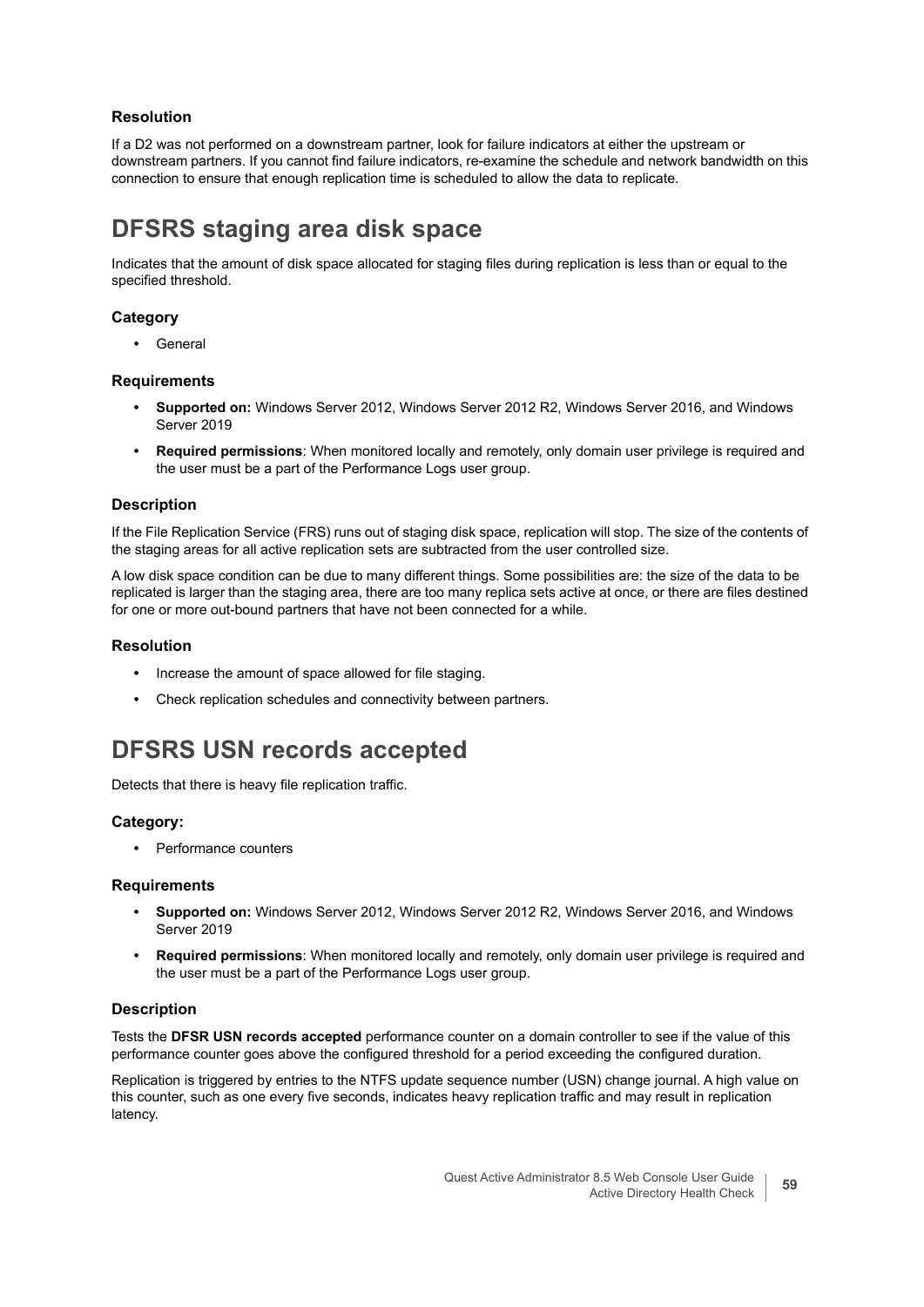### Resolution

If a D2 was not performed on a downstream partner, look for failure indicators at either the upstream or downstream partners. If you cannot find failure indicators, re-examine the schedule and network bandwidth on this connection to ensure that enough replication time is scheduled to allow the data to replicate.

## DFSRS staging area disk space

Indicates that the amount of disk space allocated for staging files during replication is less than or equal to the specified threshold.

### Category

- General

### Requirements

- **Supported on:** Windows Server 2012, Windows Server 2012 R2, Windows Server 2016, and Windows Server 2019
- **Required permissions**: When monitored locally and remotely, only domain user privilege is required and the user must be a part of the Performance Logs user group.

### Description

If the File Replication Service (FRS) runs out of staging disk space, replication will stop. The size of the contents of the staging areas for all active replication sets are subtracted from the user controlled size.

A low disk space condition can be due to many different things. Some possibilities are: the size of the data to be replicated is larger than the staging area, there are too many replica sets active at once, or there are files destined for one or more out-bound partners that have not been connected for a while.

### Resolution

- Increase the amount of space allowed for file staging.
- Check replication schedules and connectivity between partners.

## DFSRS USN records accepted

Detects that there is heavy file replication traffic.

### Category:

- Performance counters

### Requirements

- **Supported on:** Windows Server 2012, Windows Server 2012 R2, Windows Server 2016, and Windows Server 2019
- **Required permissions**: When monitored locally and remotely, only domain user privilege is required and the user must be a part of the Performance Logs user group.

### Description

Tests the **DFSR USN records accepted** performance counter on a domain controller to see if the value of this performance counter goes above the configured threshold for a period exceeding the configured duration.

Replication is triggered by entries to the NTFS update sequence number (USN) change journal. A high value on this counter, such as one every five seconds, indicates heavy replication traffic and may result in replication latency.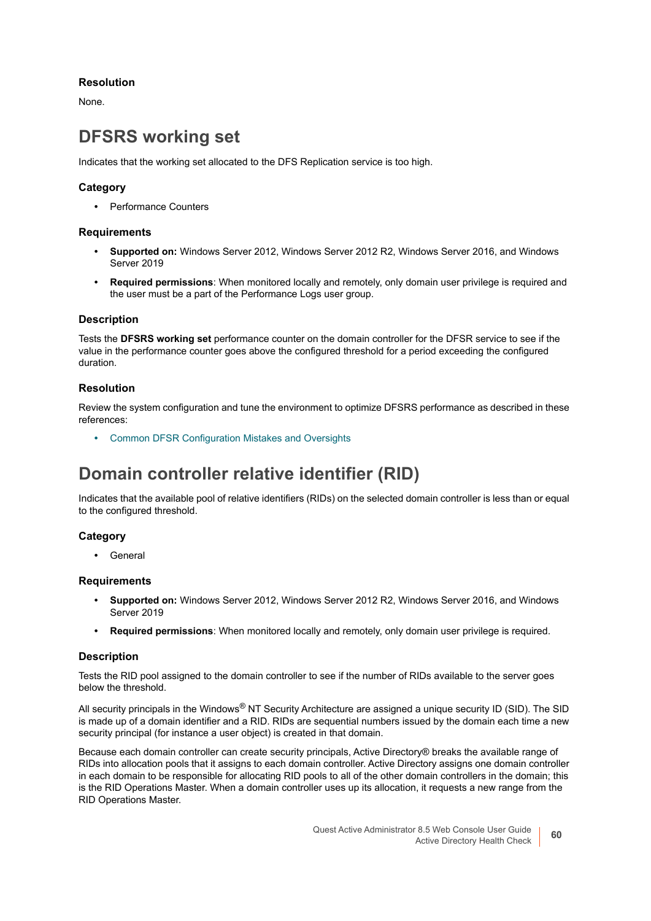#### Resolution

None.

## DFSRS working set

Indicates that the working set allocated to the DFS Replication service is too high.

#### Category

- Performance Counters

#### Requirements

- **Supported on:** Windows Server 2012, Windows Server 2012 R2, Windows Server 2016, and Windows Server 2019
- **Required permissions**: When monitored locally and remotely, only domain user privilege is required and the user must be a part of the Performance Logs user group.

#### Description

Tests the **DFSRS working set** performance counter on the domain controller for the DFSR service to see if the value in the performance counter goes above the configured threshold for a period exceeding the configured duration.

#### Resolution

Review the system configuration and tune the environment to optimize DFSRS performance as described in these references:

- Common DFSR Configuration Mistakes and Oversights

## Domain controller relative identifier (RID)

Indicates that the available pool of relative identifiers (RIDs) on the selected domain controller is less than or equal to the configured threshold.

#### Category

- General

#### Requirements

- **Supported on:** Windows Server 2012, Windows Server 2012 R2, Windows Server 2016, and Windows Server 2019
- **Required permissions**: When monitored locally and remotely, only domain user privilege is required.

#### Description

Tests the RID pool assigned to the domain controller to see if the number of RIDs available to the server goes below the threshold.

All security principals in the Windows® NT Security Architecture are assigned a unique security ID (SID). The SID is made up of a domain identifier and a RID. RIDs are sequential numbers issued by the domain each time a new security principal (for instance a user object) is created in that domain.

Because each domain controller can create security principals, Active Directory® breaks the available range of RIDs into allocation pools that it assigns to each domain controller. Active Directory assigns one domain controller in each domain to be responsible for allocating RID pools to all of the other domain controllers in the domain; this is the RID Operations Master. When a domain controller uses up its allocation, it requests a new range from the RID Operations Master.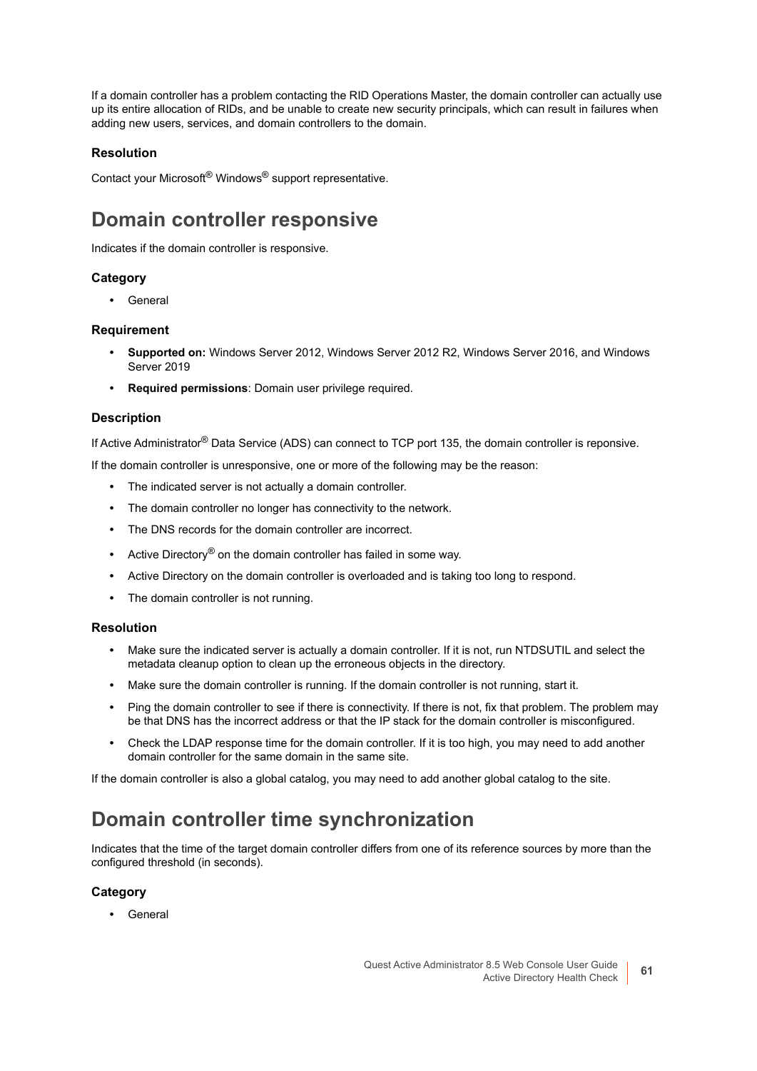If a domain controller has a problem contacting the RID Operations Master, the domain controller can actually use up its entire allocation of RIDs, and be unable to create new security principals, which can result in failures when adding new users, services, and domain controllers to the domain.

### Resolution

Contact your Microsoft® Windows® support representative.

## Domain controller responsive

Indicates if the domain controller is responsive.

### Category

- General

### Requirement

- **Supported on:** Windows Server 2012, Windows Server 2012 R2, Windows Server 2016, and Windows Server 2019
- **Required permissions**: Domain user privilege required.

### Description

If Active Administrator® Data Service (ADS) can connect to TCP port 135, the domain controller is reponsive.

If the domain controller is unresponsive, one or more of the following may be the reason:

- The indicated server is not actually a domain controller.
- The domain controller no longer has connectivity to the network.
- The DNS records for the domain controller are incorrect.
- Active Directory® on the domain controller has failed in some way.
- Active Directory on the domain controller is overloaded and is taking too long to respond.
- The domain controller is not running.

### Resolution

- Make sure the indicated server is actually a domain controller. If it is not, run NTDSUTIL and select the metadata cleanup option to clean up the erroneous objects in the directory.
- Make sure the domain controller is running. If the domain controller is not running, start it.
- Ping the domain controller to see if there is connectivity. If there is not, fix that problem. The problem may be that DNS has the incorrect address or that the IP stack for the domain controller is misconfigured.
- Check the LDAP response time for the domain controller. If it is too high, you may need to add another domain controller for the same domain in the same site.

If the domain controller is also a global catalog, you may need to add another global catalog to the site.

## Domain controller time synchronization

Indicates that the time of the target domain controller differs from one of its reference sources by more than the configured threshold (in seconds).

### Category

- General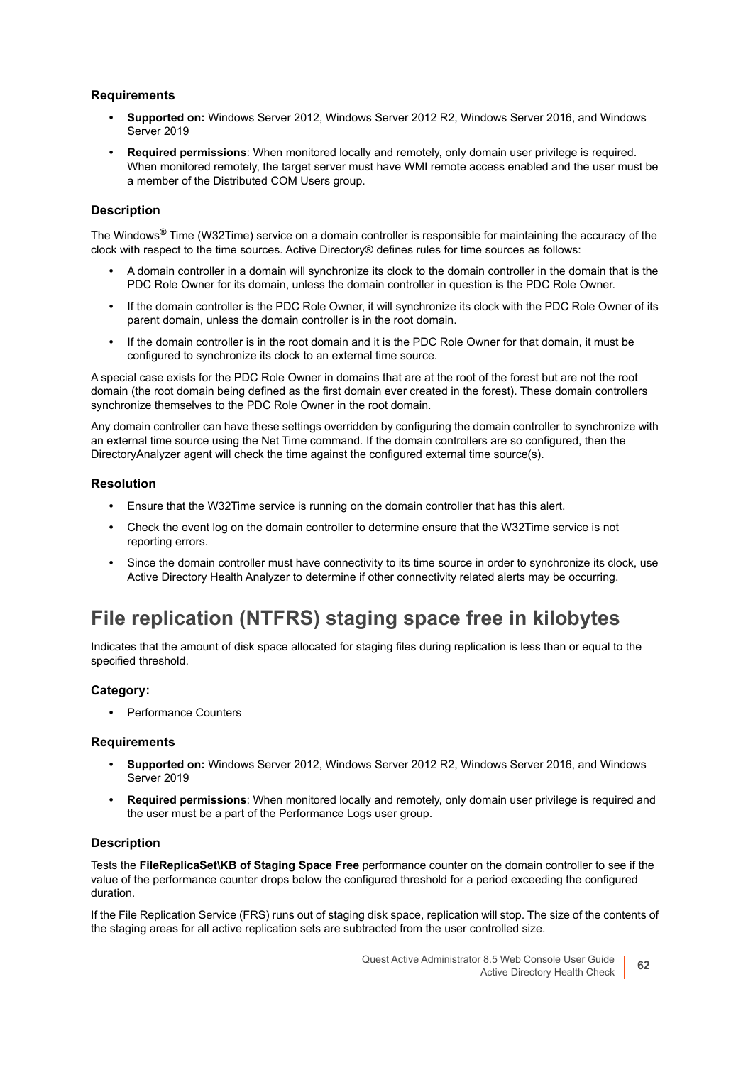### Requirements

- **Supported on:** Windows Server 2012, Windows Server 2012 R2, Windows Server 2016, and Windows Server 2019
- **Required permissions**: When monitored locally and remotely, only domain user privilege is required. When monitored remotely, the target server must have WMI remote access enabled and the user must be a member of the Distributed COM Users group.

### Description

The Windows® Time (W32Time) service on a domain controller is responsible for maintaining the accuracy of the clock with respect to the time sources. Active Directory® defines rules for time sources as follows:

- A domain controller in a domain will synchronize its clock to the domain controller in the domain that is the PDC Role Owner for its domain, unless the domain controller in question is the PDC Role Owner.
- If the domain controller is the PDC Role Owner, it will synchronize its clock with the PDC Role Owner of its parent domain, unless the domain controller is in the root domain.
- If the domain controller is in the root domain and it is the PDC Role Owner for that domain, it must be configured to synchronize its clock to an external time source.

A special case exists for the PDC Role Owner in domains that are at the root of the forest but are not the root domain (the root domain being defined as the first domain ever created in the forest). These domain controllers synchronize themselves to the PDC Role Owner in the root domain.

Any domain controller can have these settings overridden by configuring the domain controller to synchronize with an external time source using the Net Time command. If the domain controllers are so configured, then the DirectoryAnalyzer agent will check the time against the configured external time source(s).

### Resolution

- Ensure that the W32Time service is running on the domain controller that has this alert.
- Check the event log on the domain controller to determine ensure that the W32Time service is not reporting errors.
- Since the domain controller must have connectivity to its time source in order to synchronize its clock, use Active Directory Health Analyzer to determine if other connectivity related alerts may be occurring.

## File replication (NTFRS) staging space free in kilobytes

Indicates that the amount of disk space allocated for staging files during replication is less than or equal to the specified threshold.

### Category:

- Performance Counters

### Requirements

- **Supported on:** Windows Server 2012, Windows Server 2012 R2, Windows Server 2016, and Windows Server 2019
- **Required permissions**: When monitored locally and remotely, only domain user privilege is required and the user must be a part of the Performance Logs user group.

### Description

Tests the **FileReplicaSet\KB of Staging Space Free** performance counter on the domain controller to see if the value of the performance counter drops below the configured threshold for a period exceeding the configured duration.

If the File Replication Service (FRS) runs out of staging disk space, replication will stop. The size of the contents of the staging areas for all active replication sets are subtracted from the user controlled size.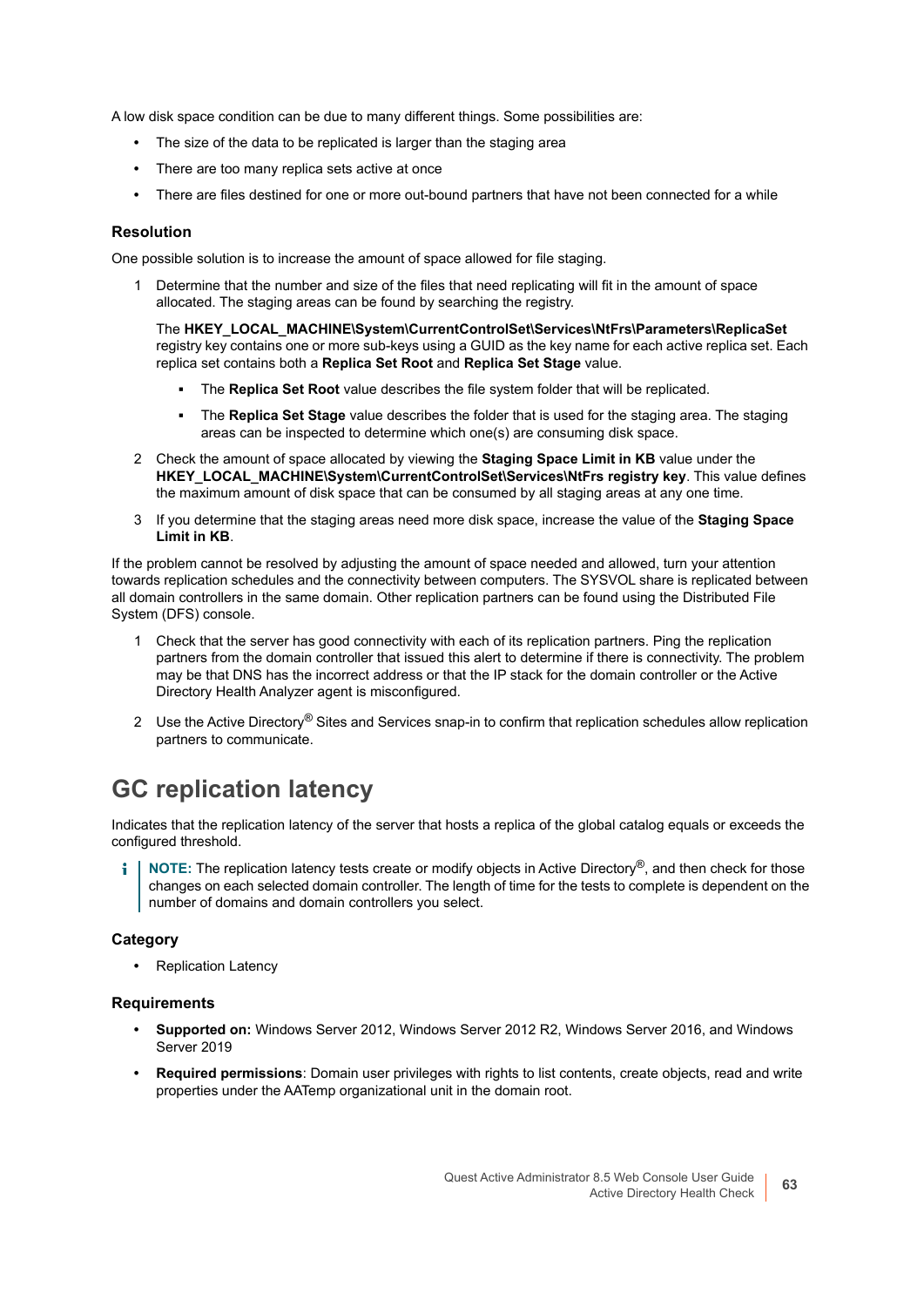A low disk space condition can be due to many different things. Some possibilities are:

- The size of the data to be replicated is larger than the staging area
- There are too many replica sets active at once
- There are files destined for one or more out-bound partners that have not been connected for a while

### Resolution

One possible solution is to increase the amount of space allowed for file staging.

1. Determine that the number and size of the files that need replicating will fit in the amount of space allocated. The staging areas can be found by searching the registry.

   The **HKEY_LOCAL_MACHINE\System\CurrentControlSet\Services\NtFrs\Parameters\ReplicaSet** registry key contains one or more sub-keys using a GUID as the key name for each active replica set. Each replica set contains both a **Replica Set Root** and **Replica Set Stage** value.

   - The **Replica Set Root** value describes the file system folder that will be replicated.
   - The **Replica Set Stage** value describes the folder that is used for the staging area. The staging areas can be inspected to determine which one(s) are consuming disk space.

2. Check the amount of space allocated by viewing the **Staging Space Limit in KB** value under the **HKEY_LOCAL_MACHINE\System\CurrentControlSet\Services\NtFrs registry key**. This value defines the maximum amount of disk space that can be consumed by all staging areas at any one time.
3. If you determine that the staging areas need more disk space, increase the value of the **Staging Space Limit in KB**.

If the problem cannot be resolved by adjusting the amount of space needed and allowed, turn your attention towards replication schedules and the connectivity between computers. The SYSVOL share is replicated between all domain controllers in the same domain. Other replication partners can be found using the Distributed File System (DFS) console.

1. Check that the server has good connectivity with each of its replication partners. Ping the replication partners from the domain controller that issued this alert to determine if there is connectivity. The problem may be that DNS has the incorrect address or that the IP stack for the domain controller or the Active Directory Health Analyzer agent is misconfigured.
2. Use the Active Directory® Sites and Services snap-in to confirm that replication schedules allow replication partners to communicate.

## GC replication latency

Indicates that the replication latency of the server that hosts a replica of the global catalog equals or exceeds the configured threshold.

> **NOTE:** The replication latency tests create or modify objects in Active Directory®, and then check for those changes on each selected domain controller. The length of time for the tests to complete is dependent on the number of domains and domain controllers you select.

### Category

- Replication Latency

### Requirements

- **Supported on:** Windows Server 2012, Windows Server 2012 R2, Windows Server 2016, and Windows Server 2019
- **Required permissions**: Domain user privileges with rights to list contents, create objects, read and write properties under the AATemp organizational unit in the domain root.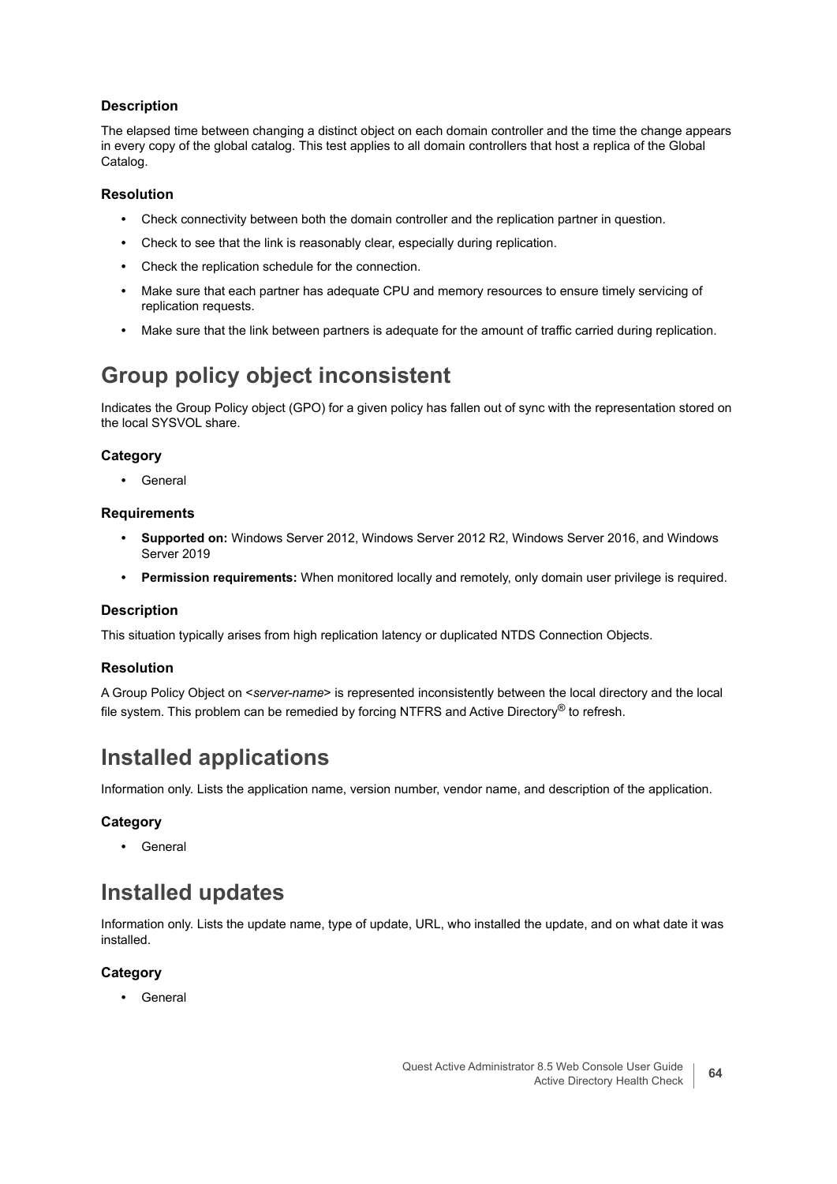### Description

The elapsed time between changing a distinct object on each domain controller and the time the change appears in every copy of the global catalog. This test applies to all domain controllers that host a replica of the Global Catalog.

### Resolution

- Check connectivity between both the domain controller and the replication partner in question.
- Check to see that the link is reasonably clear, especially during replication.
- Check the replication schedule for the connection.
- Make sure that each partner has adequate CPU and memory resources to ensure timely servicing of replication requests.
- Make sure that the link between partners is adequate for the amount of traffic carried during replication.

## Group policy object inconsistent

Indicates the Group Policy object (GPO) for a given policy has fallen out of sync with the representation stored on the local SYSVOL share.

### Category

- General

### Requirements

- **Supported on:** Windows Server 2012, Windows Server 2012 R2, Windows Server 2016, and Windows Server 2019
- **Permission requirements:** When monitored locally and remotely, only domain user privilege is required.

### Description

This situation typically arises from high replication latency or duplicated NTDS Connection Objects.

### Resolution

A Group Policy Object on <*server-name*> is represented inconsistently between the local directory and the local file system. This problem can be remedied by forcing NTFRS and Active Directory® to refresh.

## Installed applications

Information only. Lists the application name, version number, vendor name, and description of the application.

### Category

- General

## Installed updates

Information only. Lists the update name, type of update, URL, who installed the update, and on what date it was installed.

### Category

- General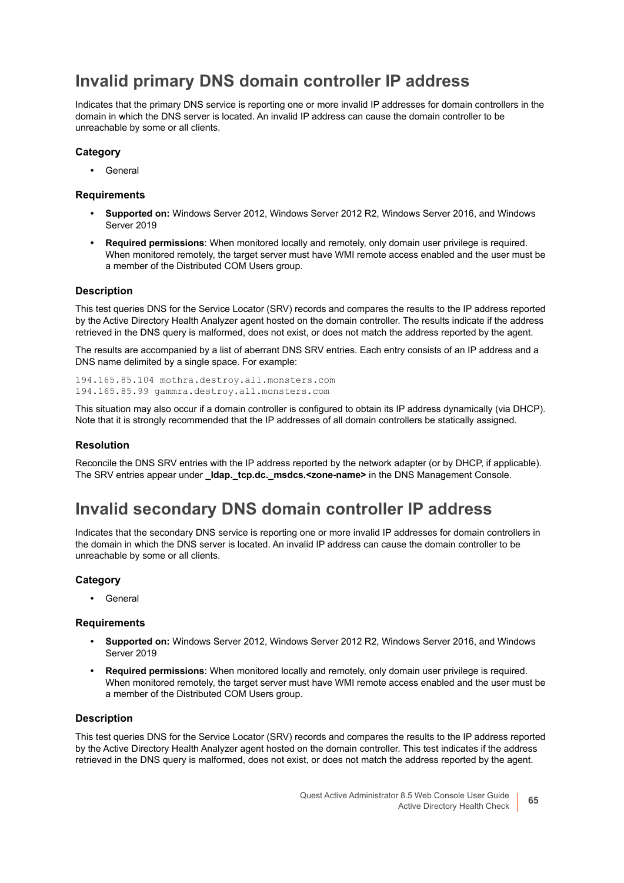# Invalid primary DNS domain controller IP address

Indicates that the primary DNS service is reporting one or more invalid IP addresses for domain controllers in the domain in which the DNS server is located. An invalid IP address can cause the domain controller to be unreachable by some or all clients.

### Category

- General

### Requirements

- **Supported on:** Windows Server 2012, Windows Server 2012 R2, Windows Server 2016, and Windows Server 2019
- **Required permissions**: When monitored locally and remotely, only domain user privilege is required. When monitored remotely, the target server must have WMI remote access enabled and the user must be a member of the Distributed COM Users group.

### Description

This test queries DNS for the Service Locator (SRV) records and compares the results to the IP address reported by the Active Directory Health Analyzer agent hosted on the domain controller. The results indicate if the address retrieved in the DNS query is malformed, does not exist, or does not match the address reported by the agent.

The results are accompanied by a list of aberrant DNS SRV entries. Each entry consists of an IP address and a DNS name delimited by a single space. For example:

```
194.165.85.104 mothra.destroy.all.monsters.com
194.165.85.99 gammra.destroy.all.monsters.com
```

This situation may also occur if a domain controller is configured to obtain its IP address dynamically (via DHCP). Note that it is strongly recommended that the IP addresses of all domain controllers be statically assigned.

### Resolution

Reconcile the DNS SRV entries with the IP address reported by the network adapter (or by DHCP, if applicable). The SRV entries appear under **_ldap._tcp.dc._msdcs.<zone-name>** in the DNS Management Console.

# Invalid secondary DNS domain controller IP address

Indicates that the secondary DNS service is reporting one or more invalid IP addresses for domain controllers in the domain in which the DNS server is located. An invalid IP address can cause the domain controller to be unreachable by some or all clients.

### Category

- General

### Requirements

- **Supported on:** Windows Server 2012, Windows Server 2012 R2, Windows Server 2016, and Windows Server 2019
- **Required permissions**: When monitored locally and remotely, only domain user privilege is required. When monitored remotely, the target server must have WMI remote access enabled and the user must be a member of the Distributed COM Users group.

### Description

This test queries DNS for the Service Locator (SRV) records and compares the results to the IP address reported by the Active Directory Health Analyzer agent hosted on the domain controller. This test indicates if the address retrieved in the DNS query is malformed, does not exist, or does not match the address reported by the agent.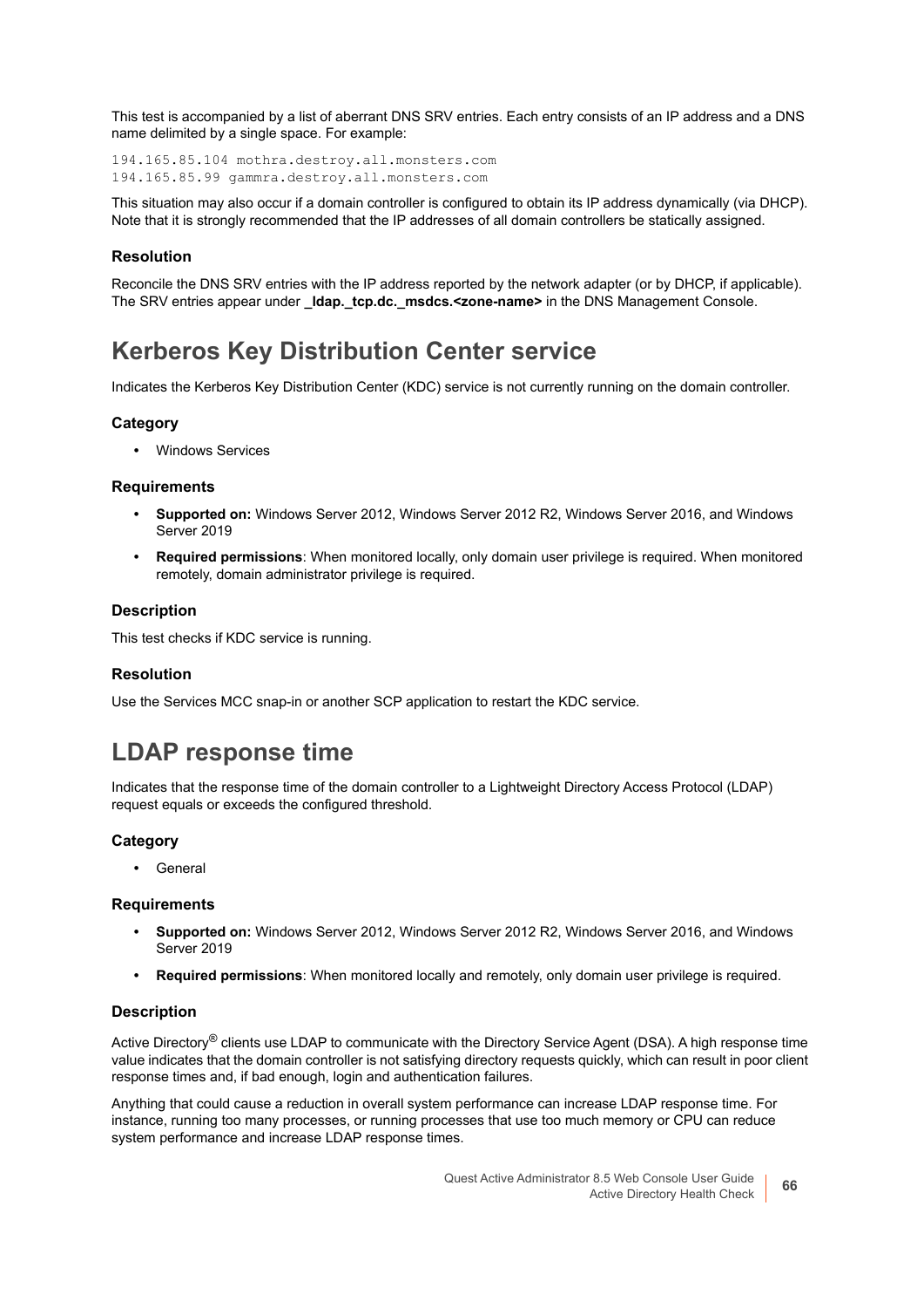This test is accompanied by a list of aberrant DNS SRV entries. Each entry consists of an IP address and a DNS name delimited by a single space. For example:

```
194.165.85.104 mothra.destroy.all.monsters.com
194.165.85.99 gammra.destroy.all.monsters.com
```

This situation may also occur if a domain controller is configured to obtain its IP address dynamically (via DHCP). Note that it is strongly recommended that the IP addresses of all domain controllers be statically assigned.

### Resolution

Reconcile the DNS SRV entries with the IP address reported by the network adapter (or by DHCP, if applicable). The SRV entries appear under **_ldap._tcp.dc._msdcs.<zone-name>** in the DNS Management Console.

## Kerberos Key Distribution Center service

Indicates the Kerberos Key Distribution Center (KDC) service is not currently running on the domain controller.

### Category

- Windows Services

### Requirements

- **Supported on:** Windows Server 2012, Windows Server 2012 R2, Windows Server 2016, and Windows Server 2019
- **Required permissions**: When monitored locally, only domain user privilege is required. When monitored remotely, domain administrator privilege is required.

### Description

This test checks if KDC service is running.

### Resolution

Use the Services MCC snap-in or another SCP application to restart the KDC service.

## LDAP response time

Indicates that the response time of the domain controller to a Lightweight Directory Access Protocol (LDAP) request equals or exceeds the configured threshold.

### Category

- General

### Requirements

- **Supported on:** Windows Server 2012, Windows Server 2012 R2, Windows Server 2016, and Windows Server 2019
- **Required permissions**: When monitored locally and remotely, only domain user privilege is required.

### Description

Active Directory® clients use LDAP to communicate with the Directory Service Agent (DSA). A high response time value indicates that the domain controller is not satisfying directory requests quickly, which can result in poor client response times and, if bad enough, login and authentication failures.

Anything that could cause a reduction in overall system performance can increase LDAP response time. For instance, running too many processes, or running processes that use too much memory or CPU can reduce system performance and increase LDAP response times.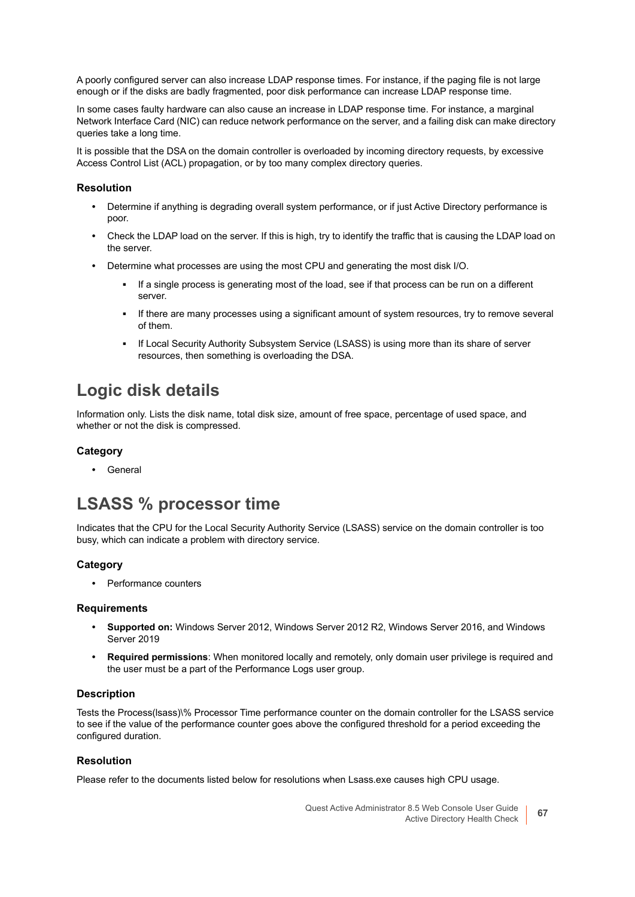A poorly configured server can also increase LDAP response times. For instance, if the paging file is not large enough or if the disks are badly fragmented, poor disk performance can increase LDAP response time.

In some cases faulty hardware can also cause an increase in LDAP response time. For instance, a marginal Network Interface Card (NIC) can reduce network performance on the server, and a failing disk can make directory queries take a long time.

It is possible that the DSA on the domain controller is overloaded by incoming directory requests, by excessive Access Control List (ACL) propagation, or by too many complex directory queries.

### Resolution

- Determine if anything is degrading overall system performance, or if just Active Directory performance is poor.
- Check the LDAP load on the server. If this is high, try to identify the traffic that is causing the LDAP load on the server.
- Determine what processes are using the most CPU and generating the most disk I/O.
  - If a single process is generating most of the load, see if that process can be run on a different server.
  - If there are many processes using a significant amount of system resources, try to remove several of them.
  - If Local Security Authority Subsystem Service (LSASS) is using more than its share of server resources, then something is overloading the DSA.

## Logic disk details

Information only. Lists the disk name, total disk size, amount of free space, percentage of used space, and whether or not the disk is compressed.

### Category

- General

## LSASS % processor time

Indicates that the CPU for the Local Security Authority Service (LSASS) service on the domain controller is too busy, which can indicate a problem with directory service.

### Category

- Performance counters

### Requirements

- **Supported on:** Windows Server 2012, Windows Server 2012 R2, Windows Server 2016, and Windows Server 2019
- **Required permissions**: When monitored locally and remotely, only domain user privilege is required and the user must be a part of the Performance Logs user group.

### Description

Tests the Process(lsass)\% Processor Time performance counter on the domain controller for the LSASS service to see if the value of the performance counter goes above the configured threshold for a period exceeding the configured duration.

### Resolution

Please refer to the documents listed below for resolutions when Lsass.exe causes high CPU usage.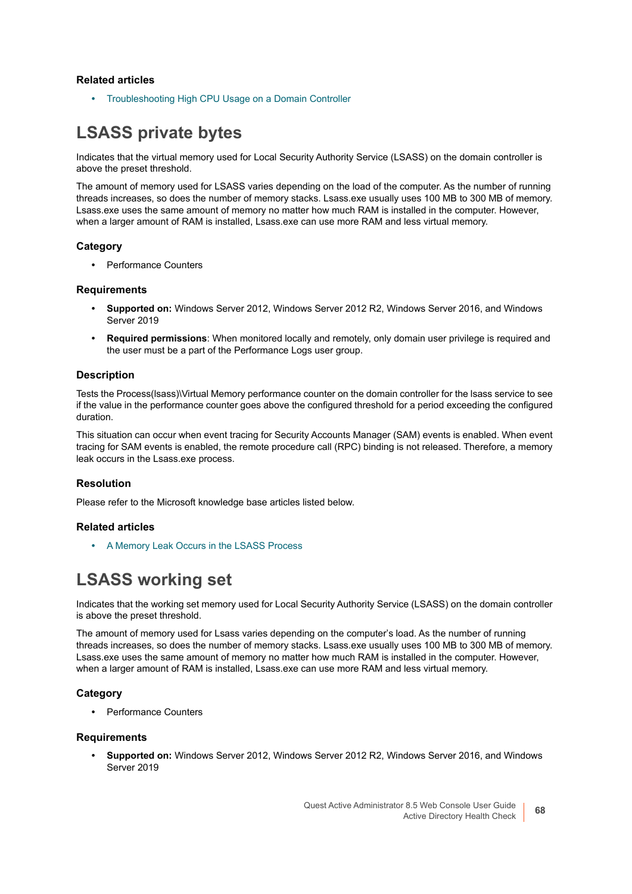### Related articles

- Troubleshooting High CPU Usage on a Domain Controller

## LSASS private bytes

Indicates that the virtual memory used for Local Security Authority Service (LSASS) on the domain controller is above the preset threshold.

The amount of memory used for LSASS varies depending on the load of the computer. As the number of running threads increases, so does the number of memory stacks. Lsass.exe usually uses 100 MB to 300 MB of memory. Lsass.exe uses the same amount of memory no matter how much RAM is installed in the computer. However, when a larger amount of RAM is installed, Lsass.exe can use more RAM and less virtual memory.

### Category

- Performance Counters

### Requirements

- **Supported on:** Windows Server 2012, Windows Server 2012 R2, Windows Server 2016, and Windows Server 2019
- **Required permissions**: When monitored locally and remotely, only domain user privilege is required and the user must be a part of the Performance Logs user group.

### Description

Tests the Process(lsass)\Virtual Memory performance counter on the domain controller for the lsass service to see if the value in the performance counter goes above the configured threshold for a period exceeding the configured duration.

This situation can occur when event tracing for Security Accounts Manager (SAM) events is enabled. When event tracing for SAM events is enabled, the remote procedure call (RPC) binding is not released. Therefore, a memory leak occurs in the Lsass.exe process.

### Resolution

Please refer to the Microsoft knowledge base articles listed below.

### Related articles

- A Memory Leak Occurs in the LSASS Process

## LSASS working set

Indicates that the working set memory used for Local Security Authority Service (LSASS) on the domain controller is above the preset threshold.

The amount of memory used for Lsass varies depending on the computer's load. As the number of running threads increases, so does the number of memory stacks. Lsass.exe usually uses 100 MB to 300 MB of memory. Lsass.exe uses the same amount of memory no matter how much RAM is installed in the computer. However, when a larger amount of RAM is installed, Lsass.exe can use more RAM and less virtual memory.

### Category

- Performance Counters

### Requirements

- **Supported on:** Windows Server 2012, Windows Server 2012 R2, Windows Server 2016, and Windows Server 2019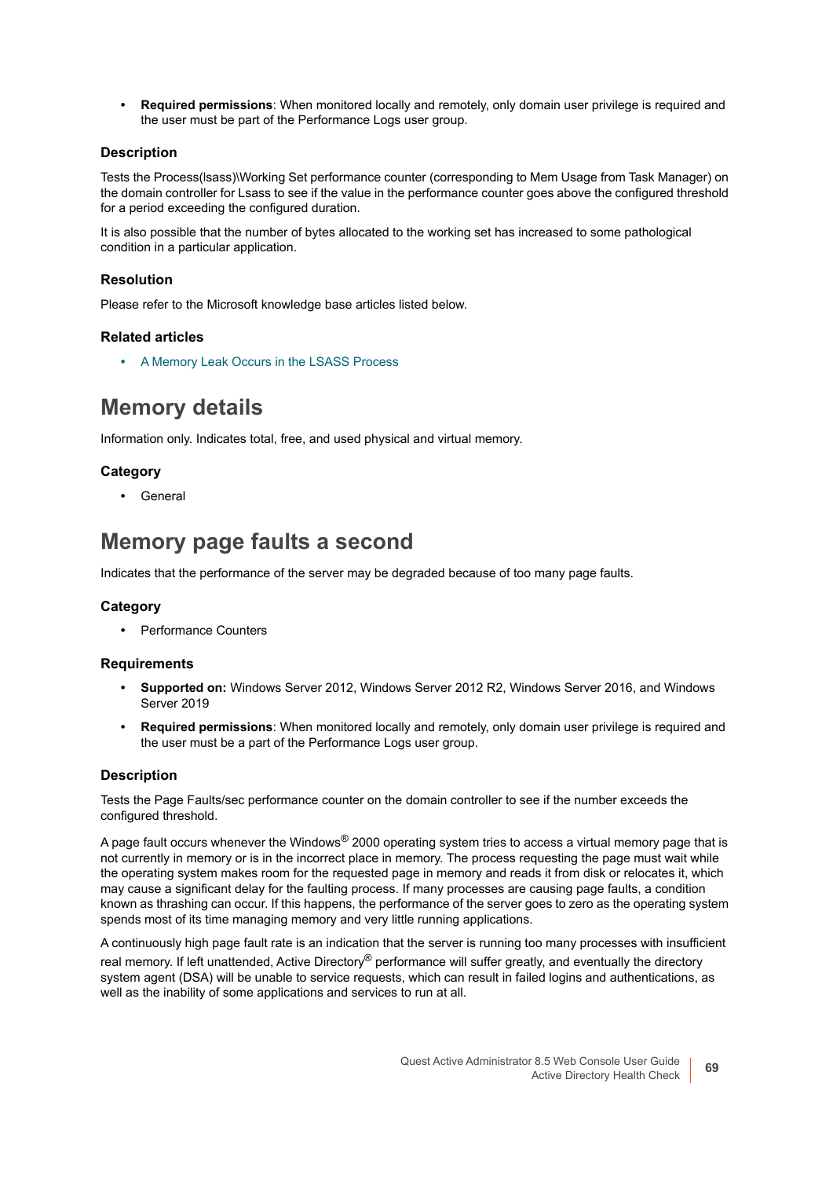- **Required permissions**: When monitored locally and remotely, only domain user privilege is required and the user must be part of the Performance Logs user group.

### Description

Tests the Process(lsass)\Working Set performance counter (corresponding to Mem Usage from Task Manager) on the domain controller for Lsass to see if the value in the performance counter goes above the configured threshold for a period exceeding the configured duration.

It is also possible that the number of bytes allocated to the working set has increased to some pathological condition in a particular application.

### Resolution

Please refer to the Microsoft knowledge base articles listed below.

### Related articles

- A Memory Leak Occurs in the LSASS Process

## Memory details

Information only. Indicates total, free, and used physical and virtual memory.

### Category

- General

## Memory page faults a second

Indicates that the performance of the server may be degraded because of too many page faults.

### Category

- Performance Counters

### Requirements

- **Supported on:** Windows Server 2012, Windows Server 2012 R2, Windows Server 2016, and Windows Server 2019
- **Required permissions**: When monitored locally and remotely, only domain user privilege is required and the user must be a part of the Performance Logs user group.

### Description

Tests the Page Faults/sec performance counter on the domain controller to see if the number exceeds the configured threshold.

A page fault occurs whenever the Windows® 2000 operating system tries to access a virtual memory page that is not currently in memory or is in the incorrect place in memory. The process requesting the page must wait while the operating system makes room for the requested page in memory and reads it from disk or relocates it, which may cause a significant delay for the faulting process. If many processes are causing page faults, a condition known as thrashing can occur. If this happens, the performance of the server goes to zero as the operating system spends most of its time managing memory and very little running applications.

A continuously high page fault rate is an indication that the server is running too many processes with insufficient real memory. If left unattended, Active Directory® performance will suffer greatly, and eventually the directory system agent (DSA) will be unable to service requests, which can result in failed logins and authentications, as well as the inability of some applications and services to run at all.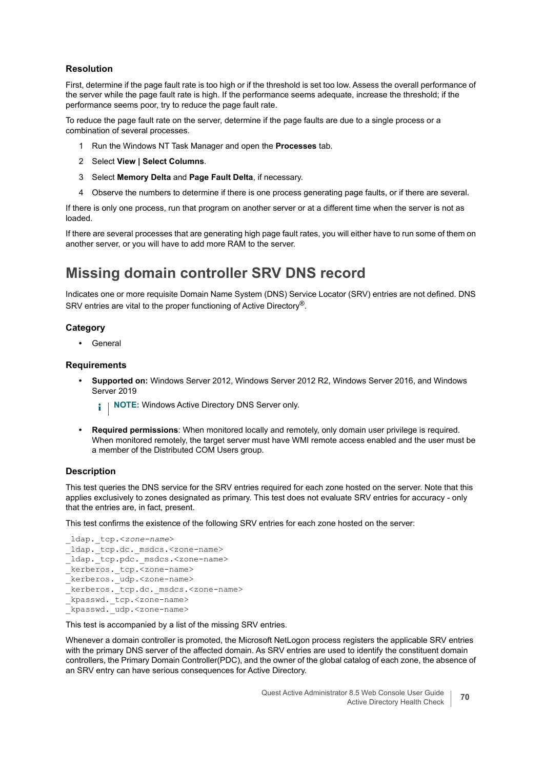### Resolution

First, determine if the page fault rate is too high or if the threshold is set too low. Assess the overall performance of the server while the page fault rate is high. If the performance seems adequate, increase the threshold; if the performance seems poor, try to reduce the page fault rate.

To reduce the page fault rate on the server, determine if the page faults are due to a single process or a combination of several processes.

1. Run the Windows NT Task Manager and open the **Processes** tab.
2. Select **View | Select Columns**.
3. Select **Memory Delta** and **Page Fault Delta**, if necessary.
4. Observe the numbers to determine if there is one process generating page faults, or if there are several.

If there is only one process, run that program on another server or at a different time when the server is not as loaded.

If there are several processes that are generating high page fault rates, you will either have to run some of them on another server, or you will have to add more RAM to the server.

## Missing domain controller SRV DNS record

Indicates one or more requisite Domain Name System (DNS) Service Locator (SRV) entries are not defined. DNS SRV entries are vital to the proper functioning of Active Directory®.

### Category

- General

### Requirements

- **Supported on:** Windows Server 2012, Windows Server 2012 R2, Windows Server 2016, and Windows Server 2019

  **NOTE:** Windows Active Directory DNS Server only.

- **Required permissions**: When monitored locally and remotely, only domain user privilege is required. When monitored remotely, the target server must have WMI remote access enabled and the user must be a member of the Distributed COM Users group.

### Description

This test queries the DNS service for the SRV entries required for each zone hosted on the server. Note that this applies exclusively to zones designated as primary. This test does not evaluate SRV entries for accuracy - only that the entries are, in fact, present.

This test confirms the existence of the following SRV entries for each zone hosted on the server:

```
_ldap._tcp.<zone-name>
_ldap._tcp.dc._msdcs.<zone-name>
_ldap._tcp.pdc._msdcs.<zone-name>
_kerberos._tcp.<zone-name>
_kerberos._udp.<zone-name>
_kerberos._tcp.dc._msdcs.<zone-name>
_kpasswd._tcp.<zone-name>
_kpasswd._udp.<zone-name>
```

This test is accompanied by a list of the missing SRV entries.

Whenever a domain controller is promoted, the Microsoft NetLogon process registers the applicable SRV entries with the primary DNS server of the affected domain. As SRV entries are used to identify the constituent domain controllers, the Primary Domain Controller(PDC), and the owner of the global catalog of each zone, the absence of an SRV entry can have serious consequences for Active Directory.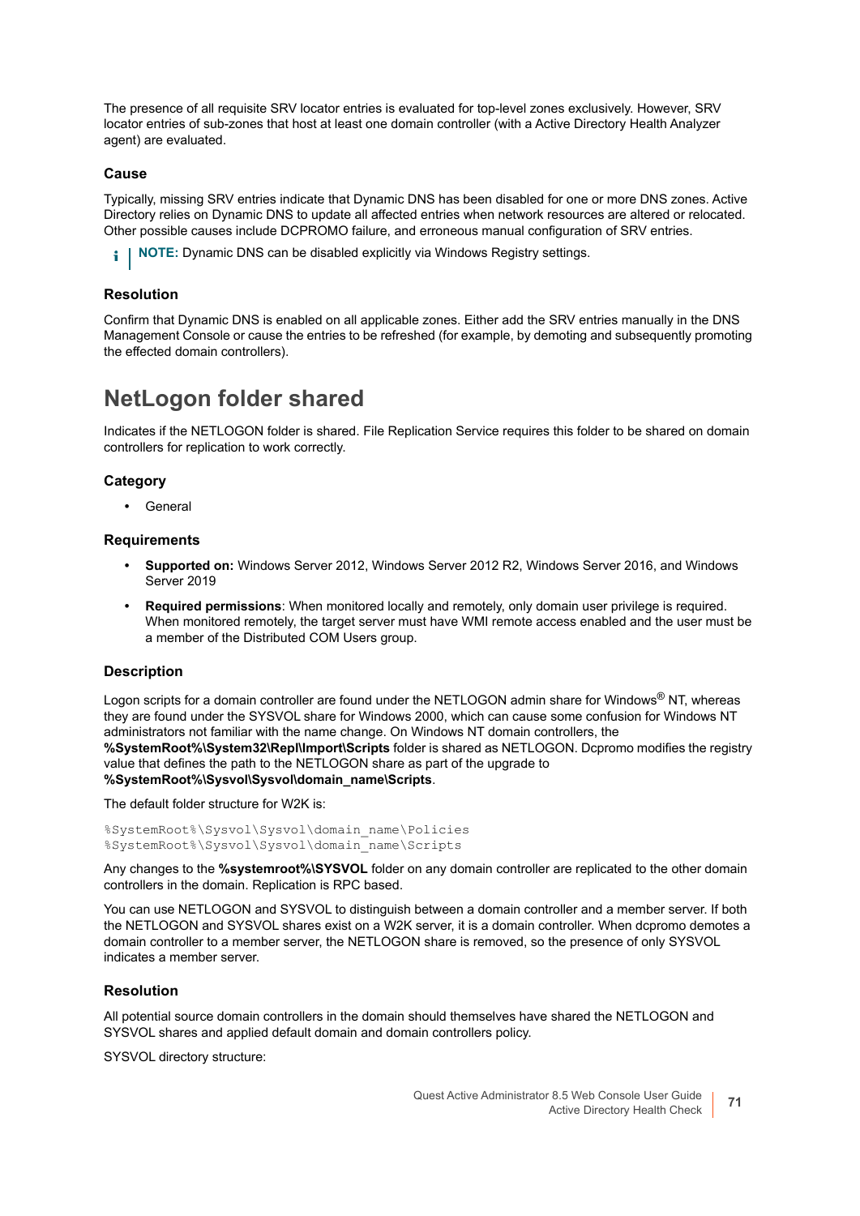The presence of all requisite SRV locator entries is evaluated for top-level zones exclusively. However, SRV locator entries of sub-zones that host at least one domain controller (with a Active Directory Health Analyzer agent) are evaluated.

### Cause

Typically, missing SRV entries indicate that Dynamic DNS has been disabled for one or more DNS zones. Active Directory relies on Dynamic DNS to update all affected entries when network resources are altered or relocated. Other possible causes include DCPROMO failure, and erroneous manual configuration of SRV entries.

**NOTE:** Dynamic DNS can be disabled explicitly via Windows Registry settings.

### Resolution

Confirm that Dynamic DNS is enabled on all applicable zones. Either add the SRV entries manually in the DNS Management Console or cause the entries to be refreshed (for example, by demoting and subsequently promoting the effected domain controllers).

## NetLogon folder shared

Indicates if the NETLOGON folder is shared. File Replication Service requires this folder to be shared on domain controllers for replication to work correctly.

### Category

- General

### Requirements

- **Supported on:** Windows Server 2012, Windows Server 2012 R2, Windows Server 2016, and Windows Server 2019
- **Required permissions**: When monitored locally and remotely, only domain user privilege is required. When monitored remotely, the target server must have WMI remote access enabled and the user must be a member of the Distributed COM Users group.

### Description

Logon scripts for a domain controller are found under the NETLOGON admin share for Windows® NT, whereas they are found under the SYSVOL share for Windows 2000, which can cause some confusion for Windows NT administrators not familiar with the name change. On Windows NT domain controllers, the **%SystemRoot%\System32\Repl\Import\Scripts** folder is shared as NETLOGON. Dcpromo modifies the registry value that defines the path to the NETLOGON share as part of the upgrade to **%SystemRoot%\Sysvol\Sysvol\domain_name\Scripts**.

The default folder structure for W2K is:

```
%SystemRoot%\Sysvol\Sysvol\domain_name\Policies
%SystemRoot%\Sysvol\Sysvol\domain_name\Scripts
```

Any changes to the **%systemroot%\SYSVOL** folder on any domain controller are replicated to the other domain controllers in the domain. Replication is RPC based.

You can use NETLOGON and SYSVOL to distinguish between a domain controller and a member server. If both the NETLOGON and SYSVOL shares exist on a W2K server, it is a domain controller. When dcpromo demotes a domain controller to a member server, the NETLOGON share is removed, so the presence of only SYSVOL indicates a member server.

### Resolution

All potential source domain controllers in the domain should themselves have shared the NETLOGON and SYSVOL shares and applied default domain and domain controllers policy.

SYSVOL directory structure: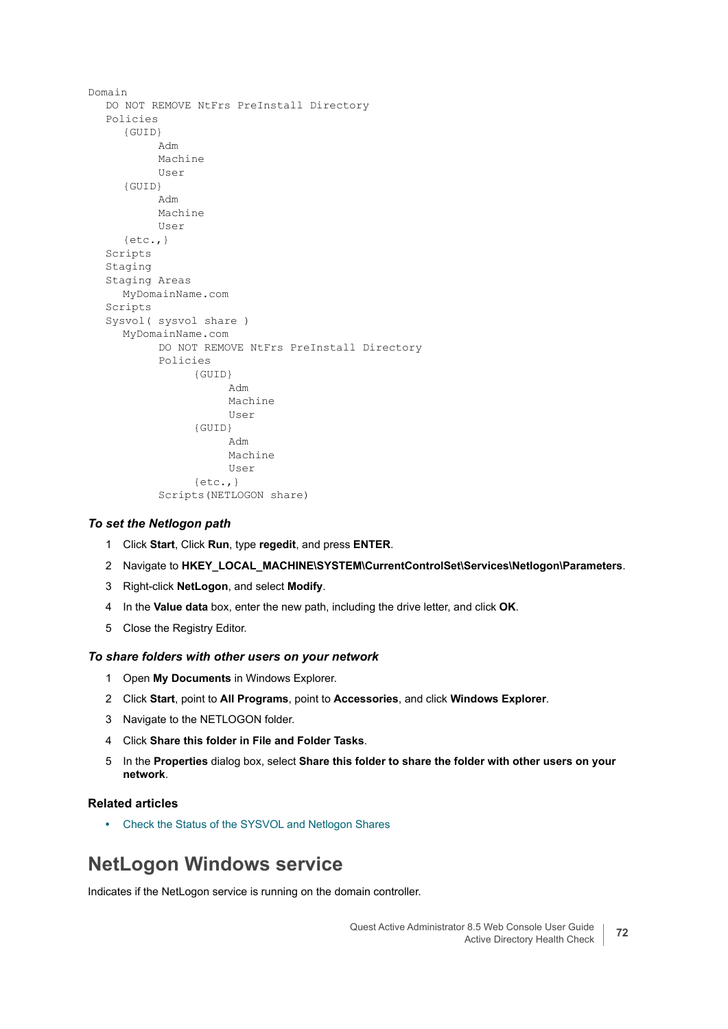```
Domain
   DO NOT REMOVE NtFrs PreInstall Directory
   Policies
      {GUID}
            Adm
            Machine
            User
      {GUID}
            Adm
            Machine
            User
      {etc.,}
   Scripts
   Staging
   Staging Areas
      MyDomainName.com
   Scripts
   Sysvol( sysvol share )
      MyDomainName.com
            DO NOT REMOVE NtFrs PreInstall Directory
            Policies
                  {GUID}
                        Adm
                        Machine
                        User
                  {GUID}
                        Adm
                        Machine
                        User
                  {etc.,}
            Scripts(NETLOGON share)
```

#### *To set the Netlogon path*

1. Click **Start**, Click **Run**, type **regedit**, and press **ENTER**.
2. Navigate to **HKEY_LOCAL_MACHINE\SYSTEM\CurrentControlSet\Services\Netlogon\Parameters**.
3. Right-click **NetLogon**, and select **Modify**.
4. In the **Value data** box, enter the new path, including the drive letter, and click **OK**.
5. Close the Registry Editor.

#### *To share folders with other users on your network*

1. Open **My Documents** in Windows Explorer.
2. Click **Start**, point to **All Programs**, point to **Accessories**, and click **Windows Explorer**.
3. Navigate to the NETLOGON folder.
4. Click **Share this folder in File and Folder Tasks**.
5. In the **Properties** dialog box, select **Share this folder to share the folder with other users on your network**.

### Related articles

- Check the Status of the SYSVOL and Netlogon Shares

## NetLogon Windows service

Indicates if the NetLogon service is running on the domain controller.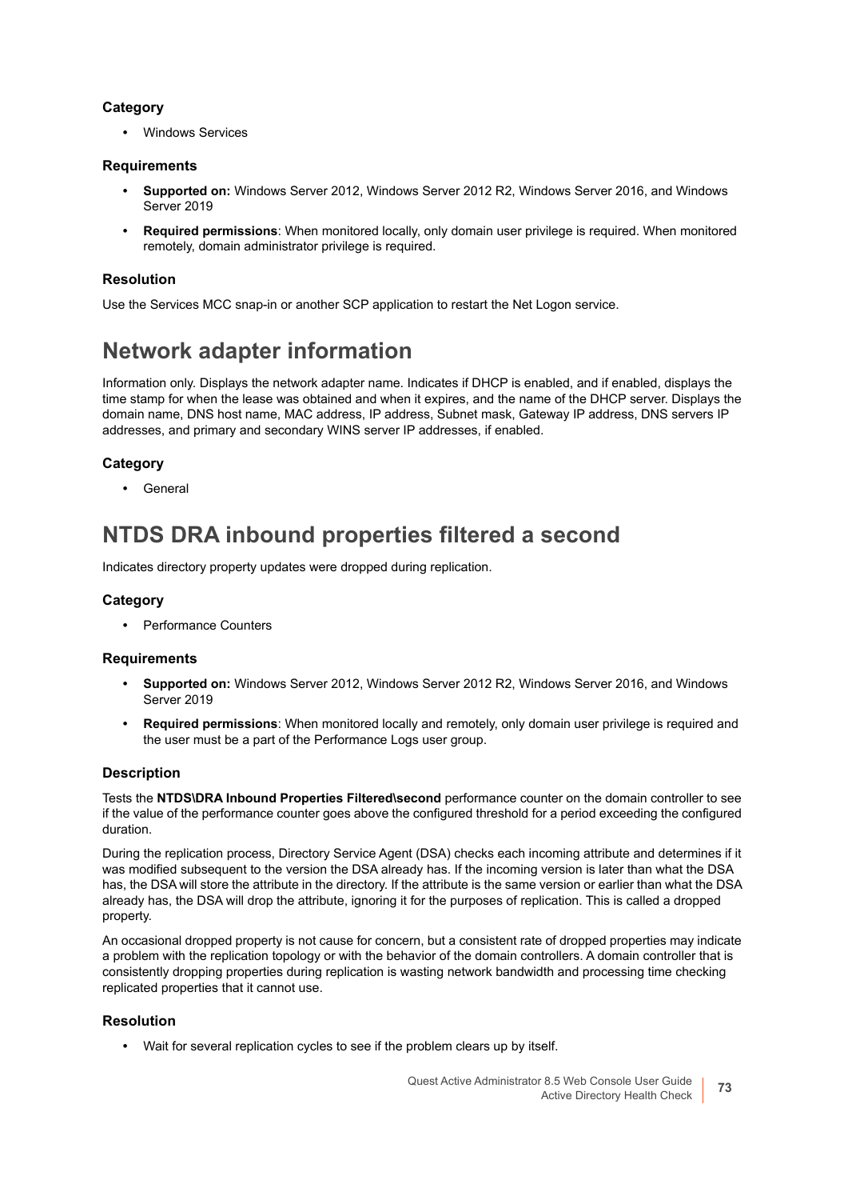### Category

- Windows Services

### Requirements

- **Supported on:** Windows Server 2012, Windows Server 2012 R2, Windows Server 2016, and Windows Server 2019
- **Required permissions**: When monitored locally, only domain user privilege is required. When monitored remotely, domain administrator privilege is required.

### Resolution

Use the Services MCC snap-in or another SCP application to restart the Net Logon service.

## Network adapter information

Information only. Displays the network adapter name. Indicates if DHCP is enabled, and if enabled, displays the time stamp for when the lease was obtained and when it expires, and the name of the DHCP server. Displays the domain name, DNS host name, MAC address, IP address, Subnet mask, Gateway IP address, DNS servers IP addresses, and primary and secondary WINS server IP addresses, if enabled.

### Category

- General

## NTDS DRA inbound properties filtered a second

Indicates directory property updates were dropped during replication.

### Category

- Performance Counters

### Requirements

- **Supported on:** Windows Server 2012, Windows Server 2012 R2, Windows Server 2016, and Windows Server 2019
- **Required permissions**: When monitored locally and remotely, only domain user privilege is required and the user must be a part of the Performance Logs user group.

### Description

Tests the **NTDS\DRA Inbound Properties Filtered\second** performance counter on the domain controller to see if the value of the performance counter goes above the configured threshold for a period exceeding the configured duration.

During the replication process, Directory Service Agent (DSA) checks each incoming attribute and determines if it was modified subsequent to the version the DSA already has. If the incoming version is later than what the DSA has, the DSA will store the attribute in the directory. If the attribute is the same version or earlier than what the DSA already has, the DSA will drop the attribute, ignoring it for the purposes of replication. This is called a dropped property.

An occasional dropped property is not cause for concern, but a consistent rate of dropped properties may indicate a problem with the replication topology or with the behavior of the domain controllers. A domain controller that is consistently dropping properties during replication is wasting network bandwidth and processing time checking replicated properties that it cannot use.

### Resolution

- Wait for several replication cycles to see if the problem clears up by itself.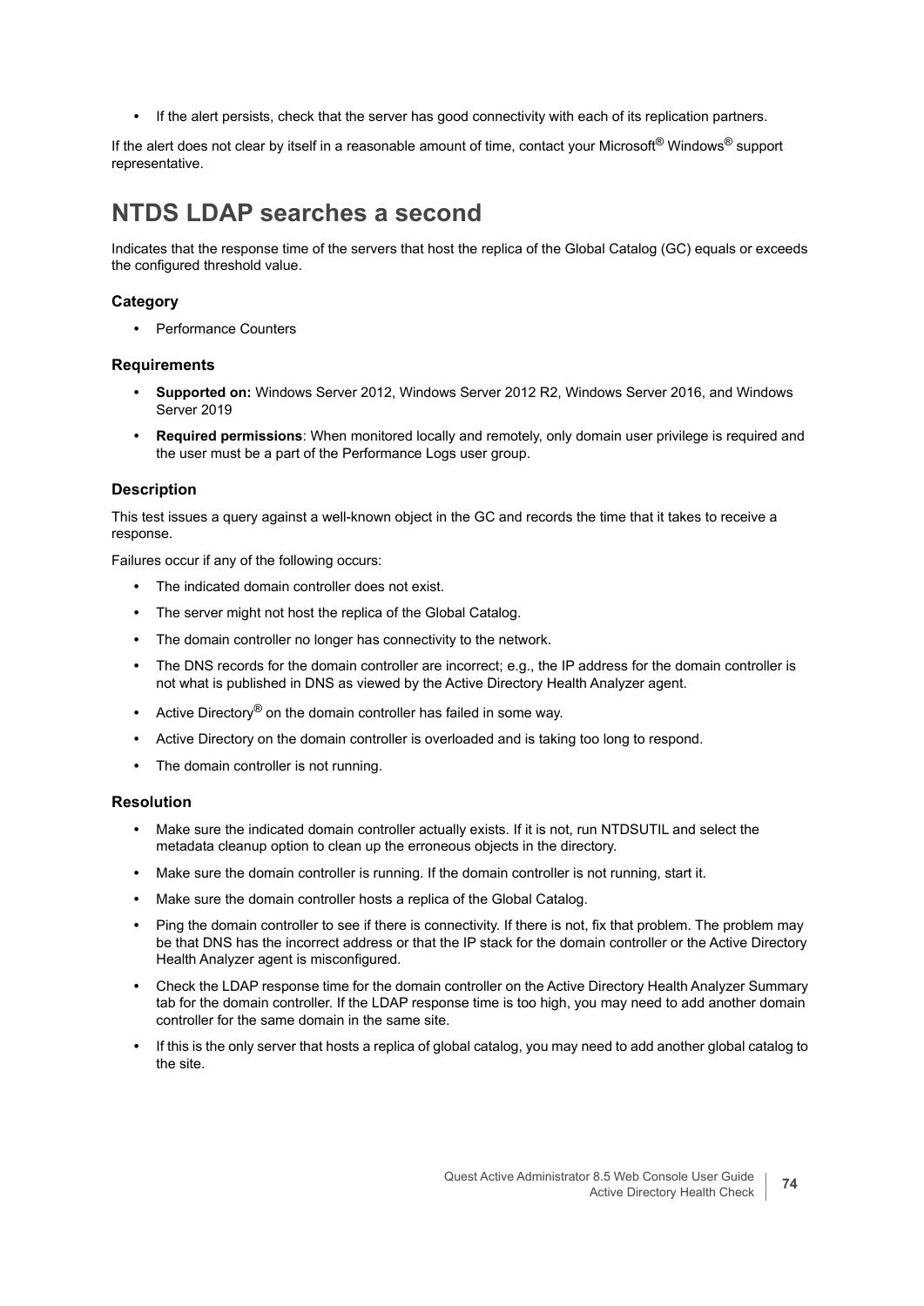- If the alert persists, check that the server has good connectivity with each of its replication partners.

If the alert does not clear by itself in a reasonable amount of time, contact your Microsoft® Windows® support representative.

## NTDS LDAP searches a second

Indicates that the response time of the servers that host the replica of the Global Catalog (GC) equals or exceeds the configured threshold value.

### Category

- Performance Counters

### Requirements

- **Supported on:** Windows Server 2012, Windows Server 2012 R2, Windows Server 2016, and Windows Server 2019
- **Required permissions**: When monitored locally and remotely, only domain user privilege is required and the user must be a part of the Performance Logs user group.

### Description

This test issues a query against a well-known object in the GC and records the time that it takes to receive a response.

Failures occur if any of the following occurs:

- The indicated domain controller does not exist.
- The server might not host the replica of the Global Catalog.
- The domain controller no longer has connectivity to the network.
- The DNS records for the domain controller are incorrect; e.g., the IP address for the domain controller is not what is published in DNS as viewed by the Active Directory Health Analyzer agent.
- Active Directory® on the domain controller has failed in some way.
- Active Directory on the domain controller is overloaded and is taking too long to respond.
- The domain controller is not running.

### Resolution

- Make sure the indicated domain controller actually exists. If it is not, run NTDSUTIL and select the metadata cleanup option to clean up the erroneous objects in the directory.
- Make sure the domain controller is running. If the domain controller is not running, start it.
- Make sure the domain controller hosts a replica of the Global Catalog.
- Ping the domain controller to see if there is connectivity. If there is not, fix that problem. The problem may be that DNS has the incorrect address or that the IP stack for the domain controller or the Active Directory Health Analyzer agent is misconfigured.
- Check the LDAP response time for the domain controller on the Active Directory Health Analyzer Summary tab for the domain controller. If the LDAP response time is too high, you may need to add another domain controller for the same domain in the same site.
- If this is the only server that hosts a replica of global catalog, you may need to add another global catalog to the site.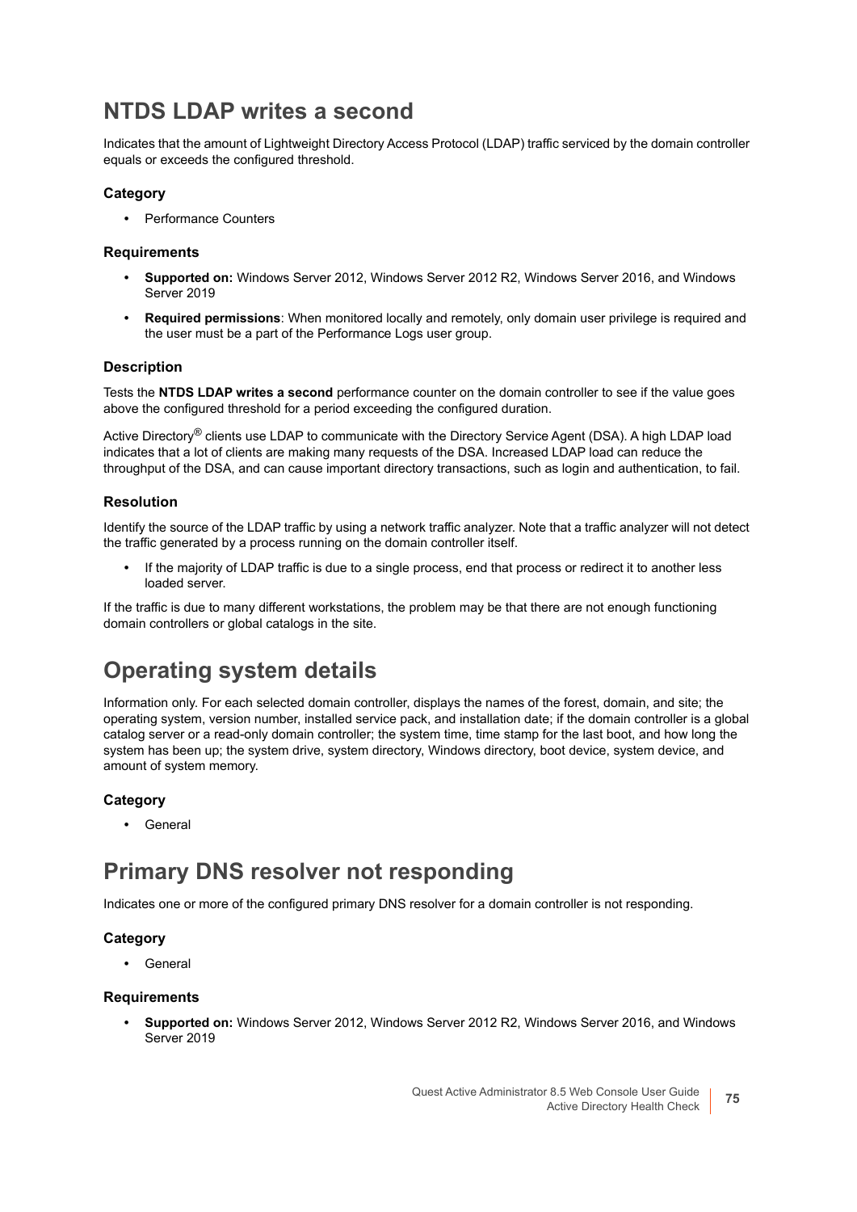## NTDS LDAP writes a second

Indicates that the amount of Lightweight Directory Access Protocol (LDAP) traffic serviced by the domain controller equals or exceeds the configured threshold.

### Category

- Performance Counters

### Requirements

- **Supported on:** Windows Server 2012, Windows Server 2012 R2, Windows Server 2016, and Windows Server 2019
- **Required permissions**: When monitored locally and remotely, only domain user privilege is required and the user must be a part of the Performance Logs user group.

### Description

Tests the **NTDS LDAP writes a second** performance counter on the domain controller to see if the value goes above the configured threshold for a period exceeding the configured duration.

Active Directory® clients use LDAP to communicate with the Directory Service Agent (DSA). A high LDAP load indicates that a lot of clients are making many requests of the DSA. Increased LDAP load can reduce the throughput of the DSA, and can cause important directory transactions, such as login and authentication, to fail.

### Resolution

Identify the source of the LDAP traffic by using a network traffic analyzer. Note that a traffic analyzer will not detect the traffic generated by a process running on the domain controller itself.

- If the majority of LDAP traffic is due to a single process, end that process or redirect it to another less loaded server.

If the traffic is due to many different workstations, the problem may be that there are not enough functioning domain controllers or global catalogs in the site.

## Operating system details

Information only. For each selected domain controller, displays the names of the forest, domain, and site; the operating system, version number, installed service pack, and installation date; if the domain controller is a global catalog server or a read-only domain controller; the system time, time stamp for the last boot, and how long the system has been up; the system drive, system directory, Windows directory, boot device, system device, and amount of system memory.

### Category

- General

## Primary DNS resolver not responding

Indicates one or more of the configured primary DNS resolver for a domain controller is not responding.

### Category

- General

### Requirements

- **Supported on:** Windows Server 2012, Windows Server 2012 R2, Windows Server 2016, and Windows Server 2019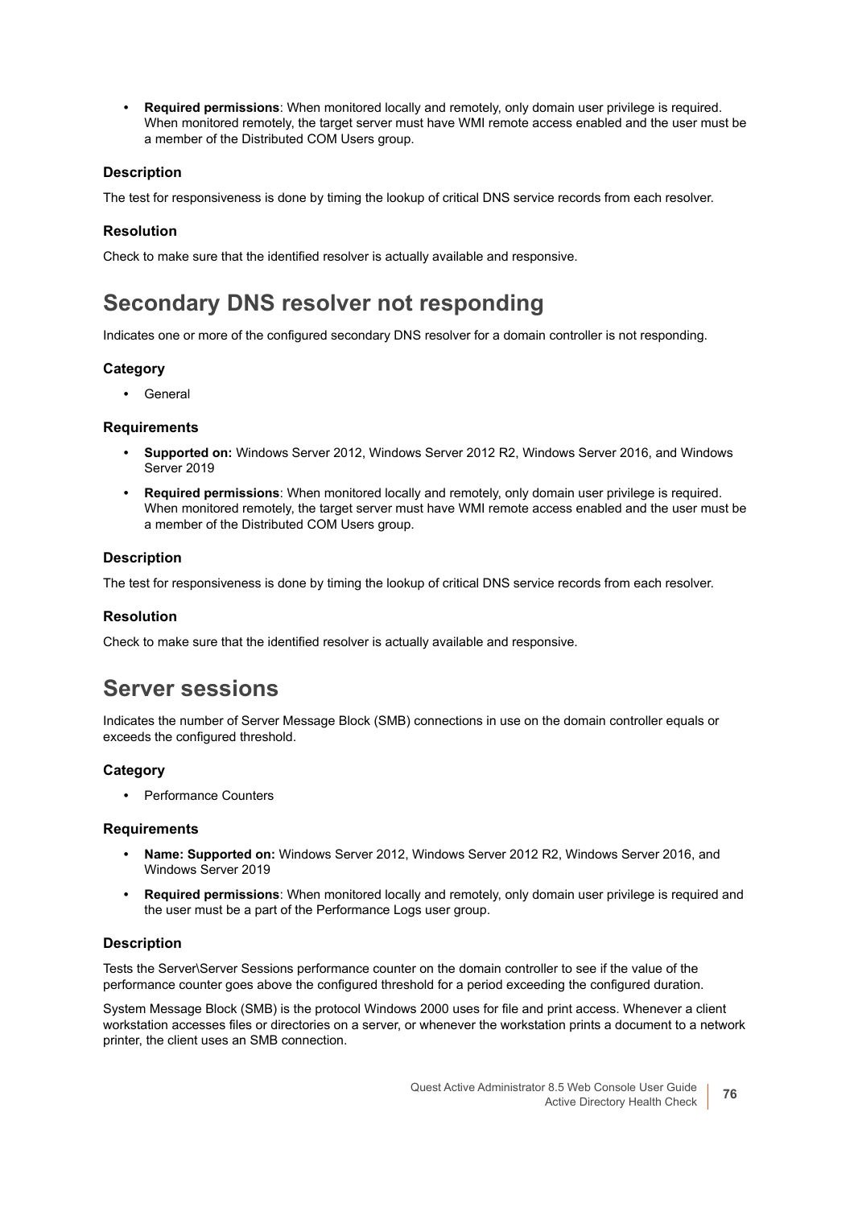- **Required permissions**: When monitored locally and remotely, only domain user privilege is required. When monitored remotely, the target server must have WMI remote access enabled and the user must be a member of the Distributed COM Users group.

### Description

The test for responsiveness is done by timing the lookup of critical DNS service records from each resolver.

### Resolution

Check to make sure that the identified resolver is actually available and responsive.

## Secondary DNS resolver not responding

Indicates one or more of the configured secondary DNS resolver for a domain controller is not responding.

### Category

- General

### Requirements

- **Supported on:** Windows Server 2012, Windows Server 2012 R2, Windows Server 2016, and Windows Server 2019
- **Required permissions**: When monitored locally and remotely, only domain user privilege is required. When monitored remotely, the target server must have WMI remote access enabled and the user must be a member of the Distributed COM Users group.

### Description

The test for responsiveness is done by timing the lookup of critical DNS service records from each resolver.

### Resolution

Check to make sure that the identified resolver is actually available and responsive.

## Server sessions

Indicates the number of Server Message Block (SMB) connections in use on the domain controller equals or exceeds the configured threshold.

### Category

- Performance Counters

### Requirements

- **Name: Supported on:** Windows Server 2012, Windows Server 2012 R2, Windows Server 2016, and Windows Server 2019
- **Required permissions**: When monitored locally and remotely, only domain user privilege is required and the user must be a part of the Performance Logs user group.

### Description

Tests the Server\Server Sessions performance counter on the domain controller to see if the value of the performance counter goes above the configured threshold for a period exceeding the configured duration.

System Message Block (SMB) is the protocol Windows 2000 uses for file and print access. Whenever a client workstation accesses files or directories on a server, or whenever the workstation prints a document to a network printer, the client uses an SMB connection.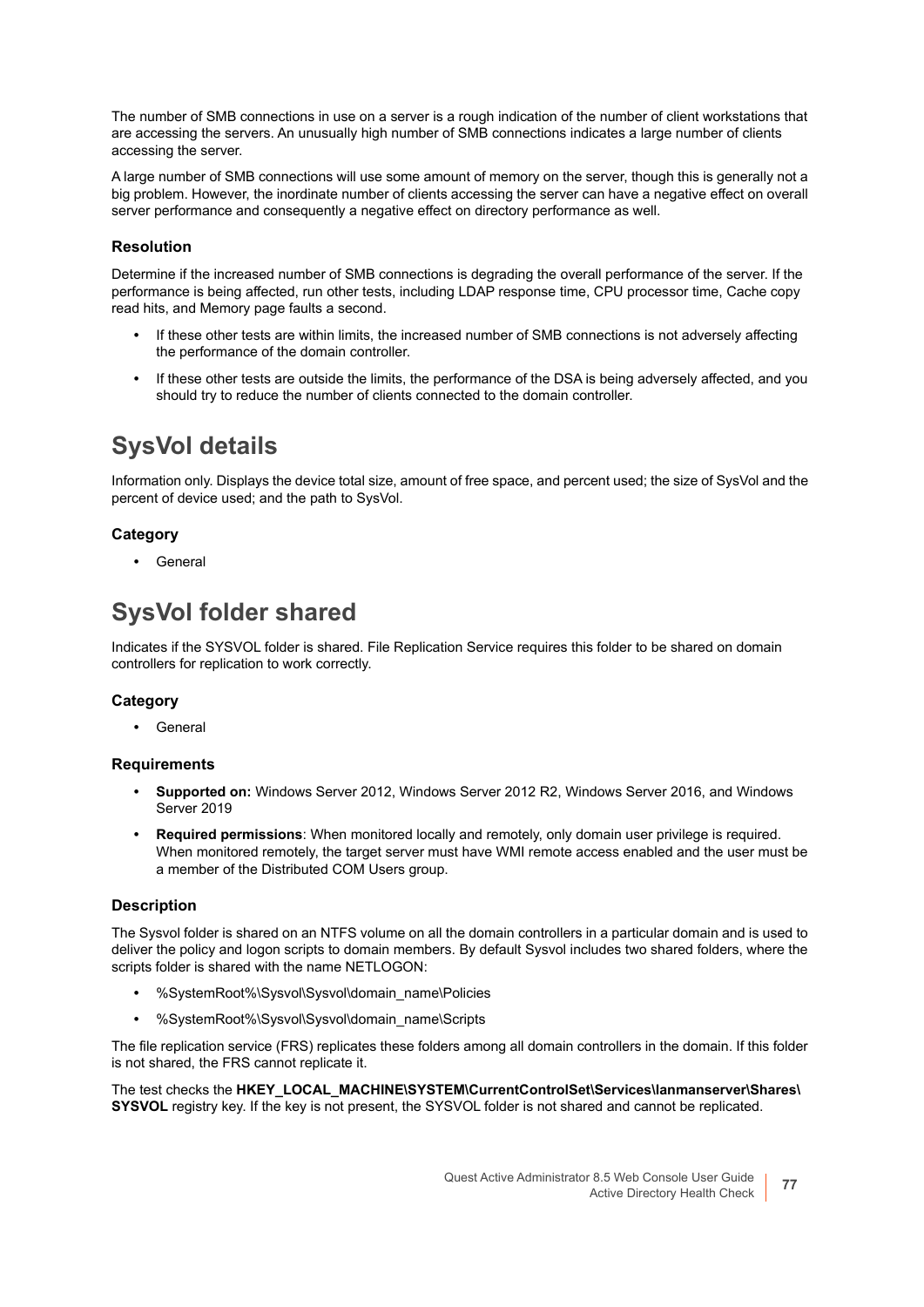The number of SMB connections in use on a server is a rough indication of the number of client workstations that are accessing the servers. An unusually high number of SMB connections indicates a large number of clients accessing the server.

A large number of SMB connections will use some amount of memory on the server, though this is generally not a big problem. However, the inordinate number of clients accessing the server can have a negative effect on overall server performance and consequently a negative effect on directory performance as well.

### Resolution

Determine if the increased number of SMB connections is degrading the overall performance of the server. If the performance is being affected, run other tests, including LDAP response time, CPU processor time, Cache copy read hits, and Memory page faults a second.

- If these other tests are within limits, the increased number of SMB connections is not adversely affecting the performance of the domain controller.
- If these other tests are outside the limits, the performance of the DSA is being adversely affected, and you should try to reduce the number of clients connected to the domain controller.

## SysVol details

Information only. Displays the device total size, amount of free space, and percent used; the size of SysVol and the percent of device used; and the path to SysVol.

### Category

- General

## SysVol folder shared

Indicates if the SYSVOL folder is shared. File Replication Service requires this folder to be shared on domain controllers for replication to work correctly.

### Category

- General

### Requirements

- **Supported on:** Windows Server 2012, Windows Server 2012 R2, Windows Server 2016, and Windows Server 2019
- **Required permissions**: When monitored locally and remotely, only domain user privilege is required. When monitored remotely, the target server must have WMI remote access enabled and the user must be a member of the Distributed COM Users group.

### Description

The Sysvol folder is shared on an NTFS volume on all the domain controllers in a particular domain and is used to deliver the policy and logon scripts to domain members. By default Sysvol includes two shared folders, where the scripts folder is shared with the name NETLOGON:

- %SystemRoot%\Sysvol\Sysvol\domain_name\Policies
- %SystemRoot%\Sysvol\Sysvol\domain_name\Scripts

The file replication service (FRS) replicates these folders among all domain controllers in the domain. If this folder is not shared, the FRS cannot replicate it.

The test checks the **HKEY_LOCAL_MACHINE\SYSTEM\CurrentControlSet\Services\lanmanserver\Shares\SYSVOL** registry key. If the key is not present, the SYSVOL folder is not shared and cannot be replicated.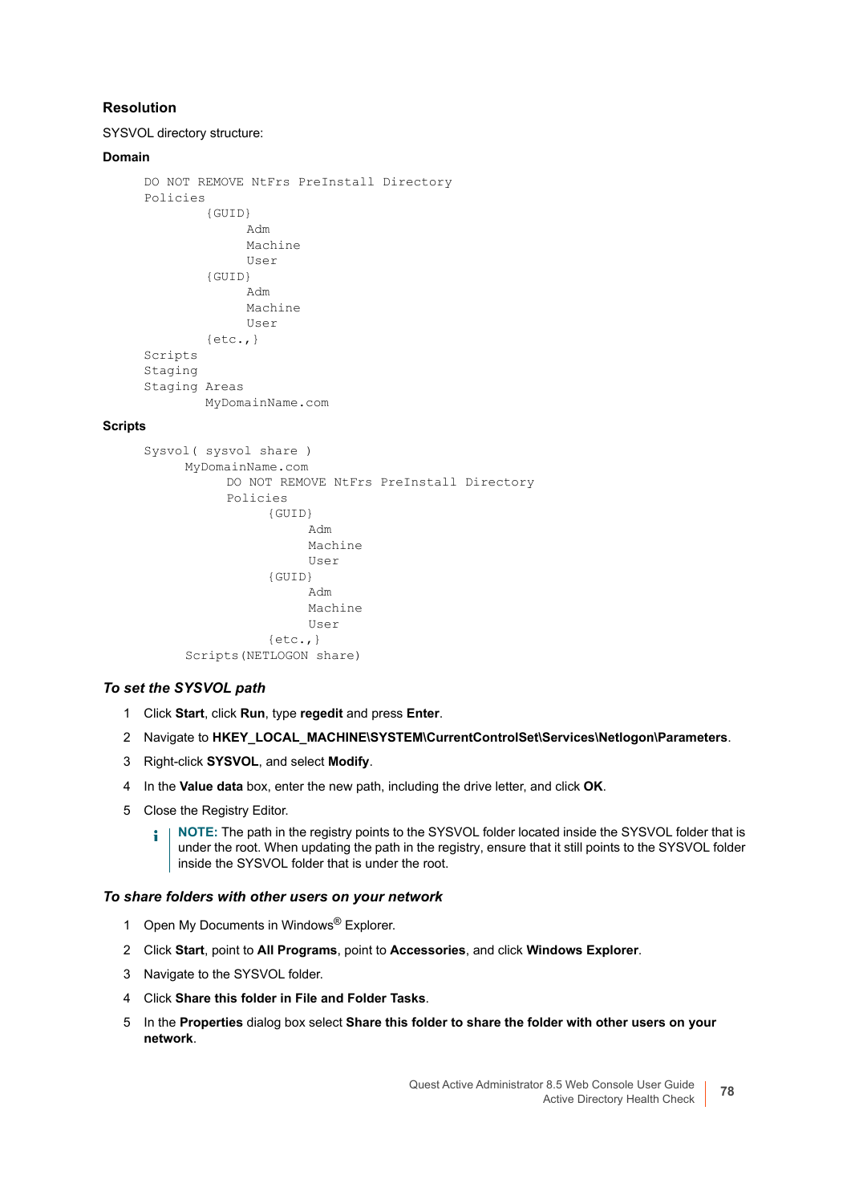### Resolution

SYSVOL directory structure:

**Domain**

```
DO NOT REMOVE NtFrs PreInstall Directory
Policies
        {GUID}
             Adm
             Machine
             User
        {GUID}
             Adm
             Machine
             User
        {etc.,}
Scripts
Staging
Staging Areas
        MyDomainName.com
```

**Scripts**

```
Sysvol( sysvol share )
     MyDomainName.com
          DO NOT REMOVE NtFrs PreInstall Directory
          Policies
               {GUID}
                    Adm
                    Machine
                    User
               {GUID}
                    Adm
                    Machine
                    User
               {etc.,}
     Scripts(NETLOGON share)
```

#### *To set the SYSVOL path*

1. Click **Start**, click **Run**, type **regedit** and press **Enter**.
2. Navigate to **HKEY_LOCAL_MACHINE\SYSTEM\CurrentControlSet\Services\Netlogon\Parameters**.
3. Right-click **SYSVOL**, and select **Modify**.
4. In the **Value data** box, enter the new path, including the drive letter, and click **OK**.
5. Close the Registry Editor.

   **NOTE:** The path in the registry points to the SYSVOL folder located inside the SYSVOL folder that is under the root. When updating the path in the registry, ensure that it still points to the SYSVOL folder inside the SYSVOL folder that is under the root.

#### *To share folders with other users on your network*

1. Open My Documents in Windows® Explorer.
2. Click **Start**, point to **All Programs**, point to **Accessories**, and click **Windows Explorer**.
3. Navigate to the SYSVOL folder.
4. Click **Share this folder in File and Folder Tasks**.
5. In the **Properties** dialog box select **Share this folder to share the folder with other users on your network**.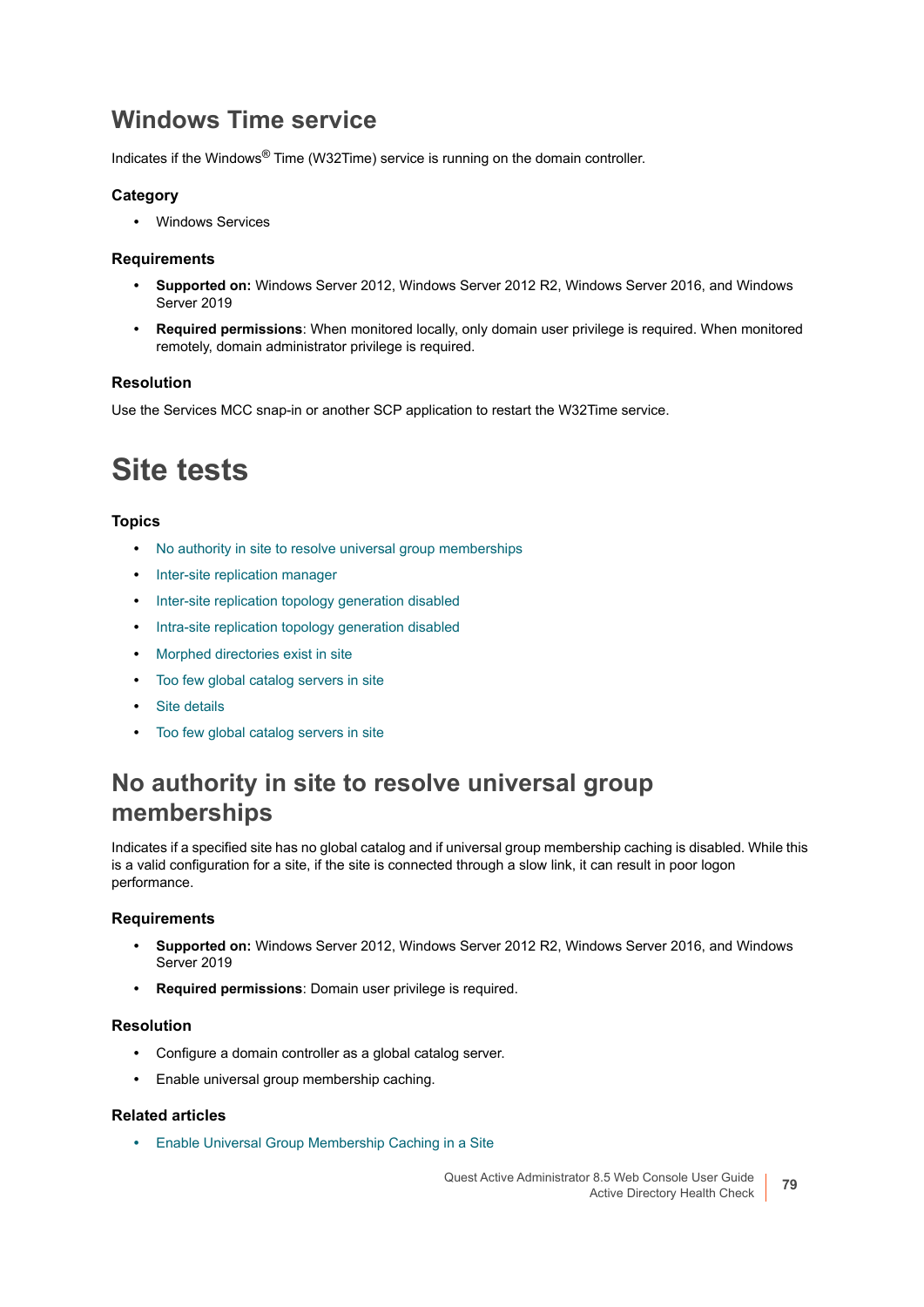## Windows Time service

Indicates if the Windows® Time (W32Time) service is running on the domain controller.

### Category

- Windows Services

### Requirements

- **Supported on:** Windows Server 2012, Windows Server 2012 R2, Windows Server 2016, and Windows Server 2019
- **Required permissions**: When monitored locally, only domain user privilege is required. When monitored remotely, domain administrator privilege is required.

### Resolution

Use the Services MCC snap-in or another SCP application to restart the W32Time service.

# Site tests

### Topics

- No authority in site to resolve universal group memberships
- Inter-site replication manager
- Inter-site replication topology generation disabled
- Intra-site replication topology generation disabled
- Morphed directories exist in site
- Too few global catalog servers in site
- Site details
- Too few global catalog servers in site

## No authority in site to resolve universal group memberships

Indicates if a specified site has no global catalog and if universal group membership caching is disabled. While this is a valid configuration for a site, if the site is connected through a slow link, it can result in poor logon performance.

### Requirements

- **Supported on:** Windows Server 2012, Windows Server 2012 R2, Windows Server 2016, and Windows Server 2019
- **Required permissions**: Domain user privilege is required.

### Resolution

- Configure a domain controller as a global catalog server.
- Enable universal group membership caching.

### Related articles

- Enable Universal Group Membership Caching in a Site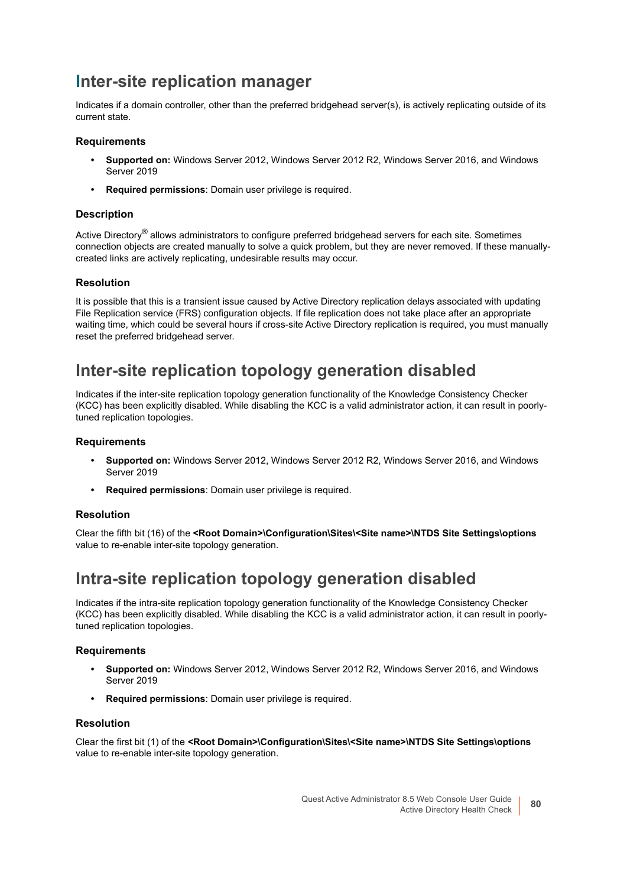# Inter-site replication manager

Indicates if a domain controller, other than the preferred bridgehead server(s), is actively replicating outside of its current state.

### Requirements

- **Supported on:** Windows Server 2012, Windows Server 2012 R2, Windows Server 2016, and Windows Server 2019
- **Required permissions**: Domain user privilege is required.

### Description

Active Directory® allows administrators to configure preferred bridgehead servers for each site. Sometimes connection objects are created manually to solve a quick problem, but they are never removed. If these manually-created links are actively replicating, undesirable results may occur.

### Resolution

It is possible that this is a transient issue caused by Active Directory replication delays associated with updating File Replication service (FRS) configuration objects. If file replication does not take place after an appropriate waiting time, which could be several hours if cross-site Active Directory replication is required, you must manually reset the preferred bridgehead server.

# Inter-site replication topology generation disabled

Indicates if the inter-site replication topology generation functionality of the Knowledge Consistency Checker (KCC) has been explicitly disabled. While disabling the KCC is a valid administrator action, it can result in poorly-tuned replication topologies.

### Requirements

- **Supported on:** Windows Server 2012, Windows Server 2012 R2, Windows Server 2016, and Windows Server 2019
- **Required permissions**: Domain user privilege is required.

### Resolution

Clear the fifth bit (16) of the **<Root Domain>\Configuration\Sites\<Site name>\NTDS Site Settings\options** value to re-enable inter-site topology generation.

# Intra-site replication topology generation disabled

Indicates if the intra-site replication topology generation functionality of the Knowledge Consistency Checker (KCC) has been explicitly disabled. While disabling the KCC is a valid administrator action, it can result in poorly-tuned replication topologies.

### Requirements

- **Supported on:** Windows Server 2012, Windows Server 2012 R2, Windows Server 2016, and Windows Server 2019
- **Required permissions**: Domain user privilege is required.

### Resolution

Clear the first bit (1) of the **<Root Domain>\Configuration\Sites\<Site name>\NTDS Site Settings\options** value to re-enable inter-site topology generation.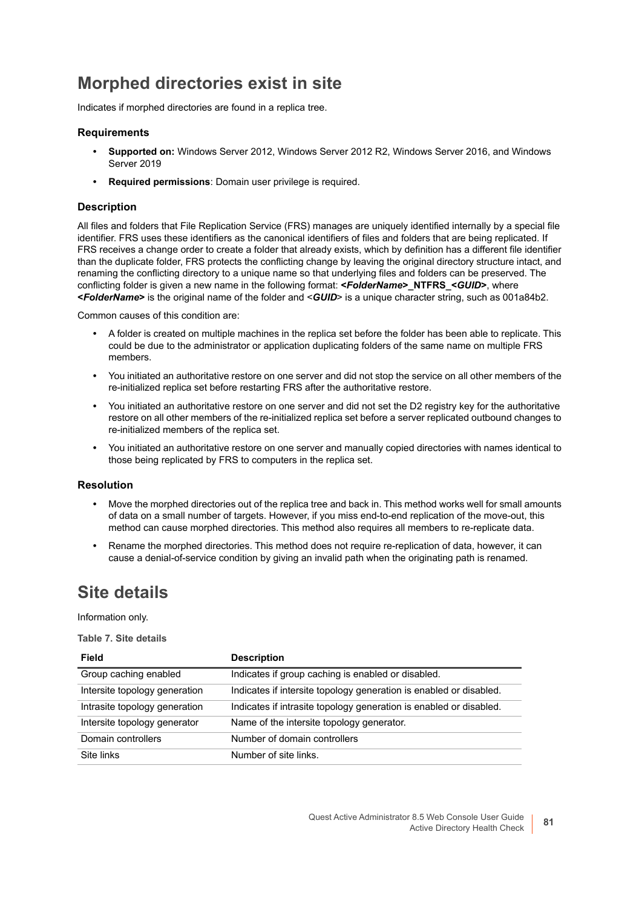# Morphed directories exist in site

Indicates if morphed directories are found in a replica tree.

### Requirements

- **Supported on:** Windows Server 2012, Windows Server 2012 R2, Windows Server 2016, and Windows Server 2019
- **Required permissions**: Domain user privilege is required.

### Description

All files and folders that File Replication Service (FRS) manages are uniquely identified internally by a special file identifier. FRS uses these identifiers as the canonical identifiers of files and folders that are being replicated. If FRS receives a change order to create a folder that already exists, which by definition has a different file identifier than the duplicate folder, FRS protects the conflicting change by leaving the original directory structure intact, and renaming the conflicting directory to a unique name so that underlying files and folders can be preserved. The conflicting folder is given a new name in the following format: ***<FolderName>*_NTFRS_*<GUID>***, where ***<FolderName>*** is the original name of the folder and <***GUID***> is a unique character string, such as 001a84b2.

Common causes of this condition are:

- A folder is created on multiple machines in the replica set before the folder has been able to replicate. This could be due to the administrator or application duplicating folders of the same name on multiple FRS members.
- You initiated an authoritative restore on one server and did not stop the service on all other members of the re-initialized replica set before restarting FRS after the authoritative restore.
- You initiated an authoritative restore on one server and did not set the D2 registry key for the authoritative restore on all other members of the re-initialized replica set before a server replicated outbound changes to re-initialized members of the replica set.
- You initiated an authoritative restore on one server and manually copied directories with names identical to those being replicated by FRS to computers in the replica set.

### Resolution

- Move the morphed directories out of the replica tree and back in. This method works well for small amounts of data on a small number of targets. However, if you miss end-to-end replication of the move-out, this method can cause morphed directories. This method also requires all members to re-replicate data.
- Rename the morphed directories. This method does not require re-replication of data, however, it can cause a denial-of-service condition by giving an invalid path when the originating path is renamed.

# Site details

Information only.

**Table 7. Site details**

| Field | Description |
|---|---|
| Group caching enabled | Indicates if group caching is enabled or disabled. |
| Intersite topology generation | Indicates if intersite topology generation is enabled or disabled. |
| Intrasite topology generation | Indicates if intrasite topology generation is enabled or disabled. |
| Intersite topology generator | Name of the intersite topology generator. |
| Domain controllers | Number of domain controllers |
| Site links | Number of site links. |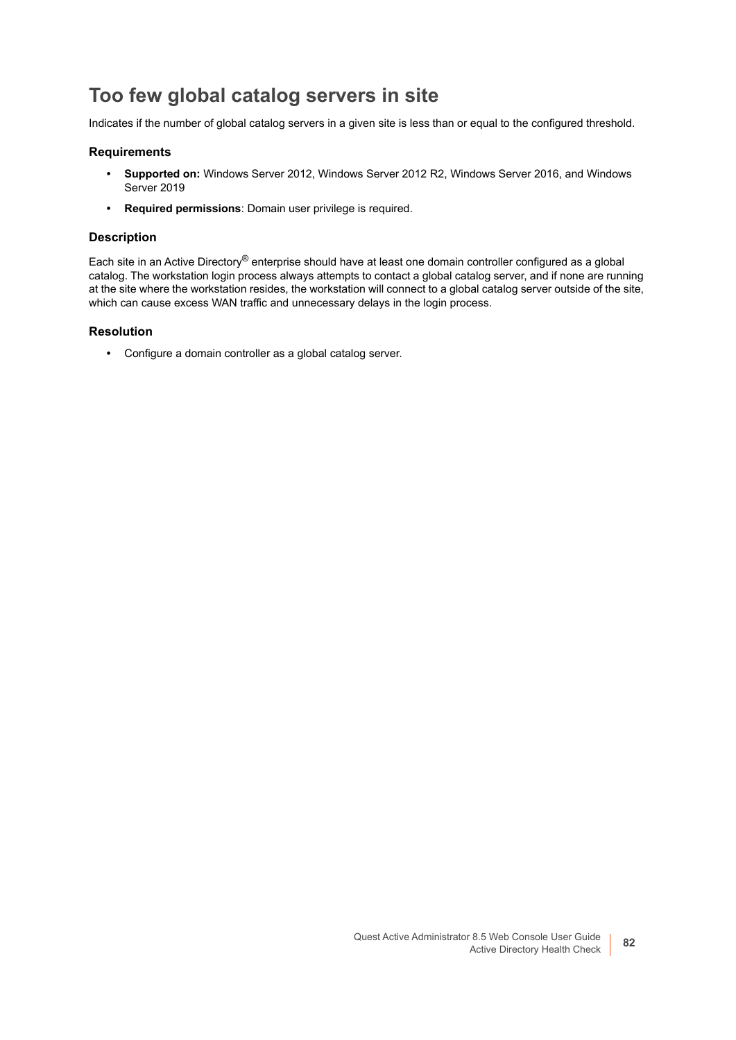# Too few global catalog servers in site

Indicates if the number of global catalog servers in a given site is less than or equal to the configured threshold.

### Requirements

- **Supported on:** Windows Server 2012, Windows Server 2012 R2, Windows Server 2016, and Windows Server 2019
- **Required permissions**: Domain user privilege is required.

### Description

Each site in an Active Directory® enterprise should have at least one domain controller configured as a global catalog. The workstation login process always attempts to contact a global catalog server, and if none are running at the site where the workstation resides, the workstation will connect to a global catalog server outside of the site, which can cause excess WAN traffic and unnecessary delays in the login process.

### Resolution

- Configure a domain controller as a global catalog server.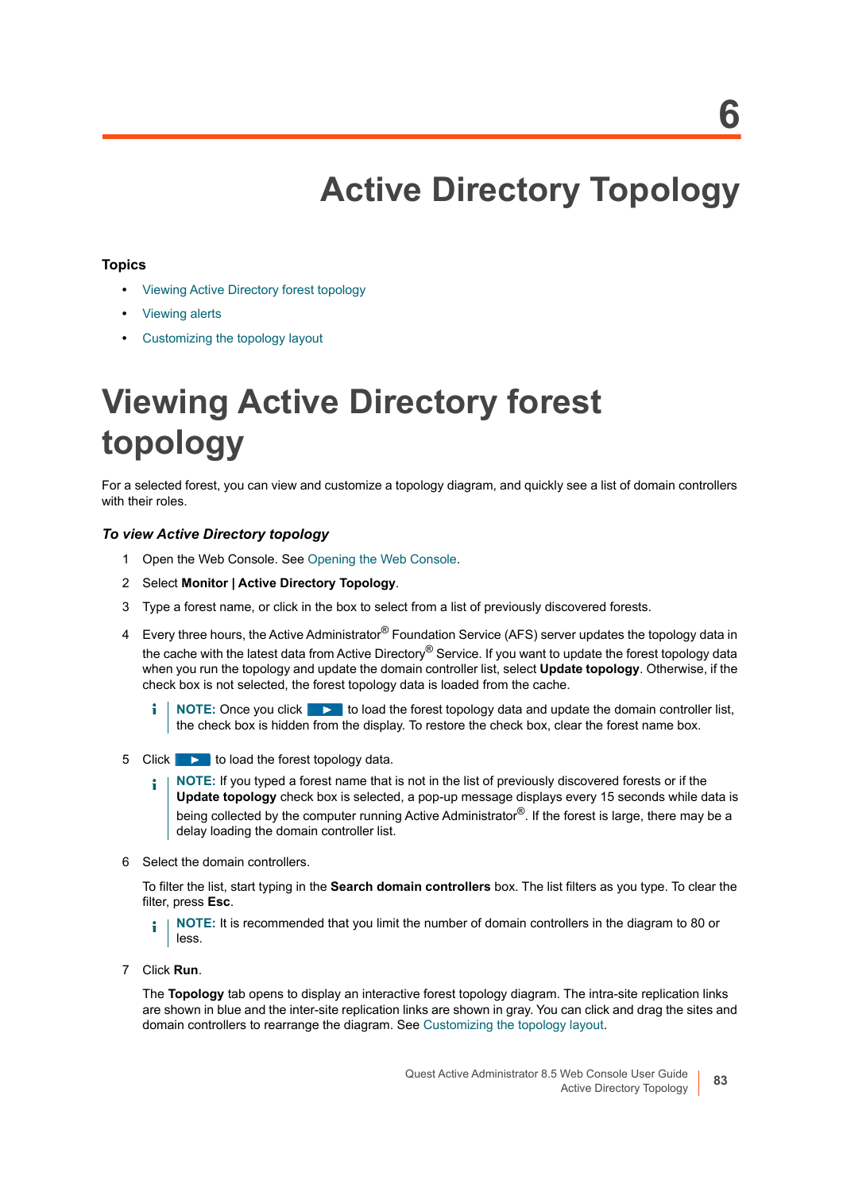# 6 Active Directory Topology

**Topics**

- Viewing Active Directory forest topology
- Viewing alerts
- Customizing the topology layout

## Viewing Active Directory forest topology

For a selected forest, you can view and customize a topology diagram, and quickly see a list of domain controllers with their roles.

### *To view Active Directory topology*

1. Open the Web Console. See Opening the Web Console.
2. Select **Monitor | Active Directory Topology**.
3. Type a forest name, or click in the box to select from a list of previously discovered forests.
4. Every three hours, the Active Administrator® Foundation Service (AFS) server updates the topology data in the cache with the latest data from Active Directory® Service. If you want to update the forest topology data when you run the topology and update the domain controller list, select **Update topology**. Otherwise, if the check box is not selected, the forest topology data is loaded from the cache.

   **NOTE:** Once you click ▶ to load the forest topology data and update the domain controller list, the check box is hidden from the display. To restore the check box, clear the forest name box.

5. Click ▶ to load the forest topology data.

   **NOTE:** If you typed a forest name that is not in the list of previously discovered forests or if the **Update topology** check box is selected, a pop-up message displays every 15 seconds while data is being collected by the computer running Active Administrator®. If the forest is large, there may be a delay loading the domain controller list.

6. Select the domain controllers.

   To filter the list, start typing in the **Search domain controllers** box. The list filters as you type. To clear the filter, press **Esc**.

   **NOTE:** It is recommended that you limit the number of domain controllers in the diagram to 80 or less.

7. Click **Run**.

   The **Topology** tab opens to display an interactive forest topology diagram. The intra-site replication links are shown in blue and the inter-site replication links are shown in gray. You can click and drag the sites and domain controllers to rearrange the diagram. See Customizing the topology layout.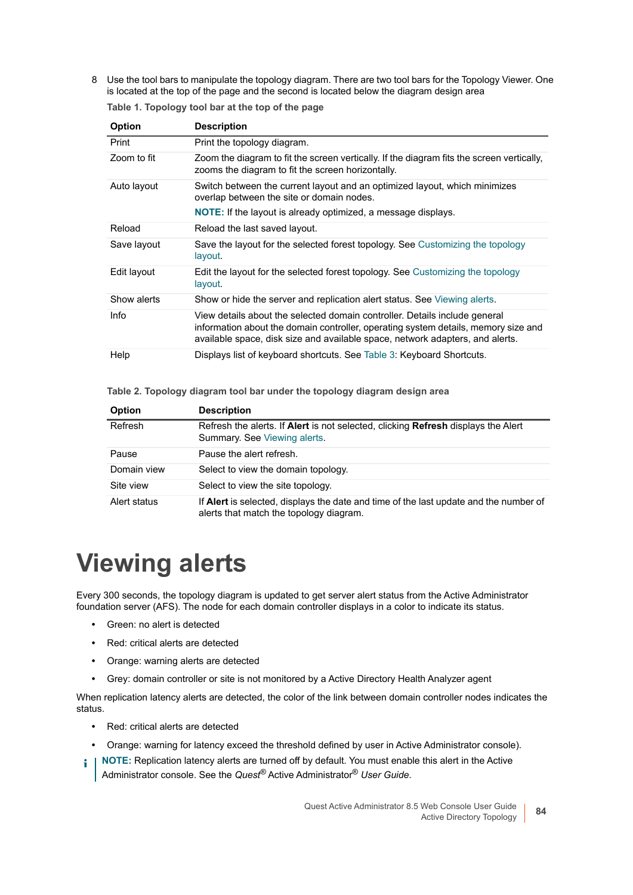8 Use the tool bars to manipulate the topology diagram. There are two tool bars for the Topology Viewer. One is located at the top of the page and the second is located below the diagram design area

**Table 1. Topology tool bar at the top of the page**

| Option | Description |
|---|---|
| Print | Print the topology diagram. |
| Zoom to fit | Zoom the diagram to fit the screen vertically. If the diagram fits the screen vertically, zooms the diagram to fit the screen horizontally. |
| Auto layout | Switch between the current layout and an optimized layout, which minimizes overlap between the site or domain nodes. **NOTE:** If the layout is already optimized, a message displays. |
| Reload | Reload the last saved layout. |
| Save layout | Save the layout for the selected forest topology. See Customizing the topology layout. |
| Edit layout | Edit the layout for the selected forest topology. See Customizing the topology layout. |
| Show alerts | Show or hide the server and replication alert status. See Viewing alerts. |
| Info | View details about the selected domain controller. Details include general information about the domain controller, operating system details, memory size and available space, disk size and available space, network adapters, and alerts. |
| Help | Displays list of keyboard shortcuts. See Table 3: Keyboard Shortcuts. |

**Table 2. Topology diagram tool bar under the topology diagram design area**

| Option | Description |
|---|---|
| Refresh | Refresh the alerts. If **Alert** is not selected, clicking **Refresh** displays the Alert Summary. See Viewing alerts. |
| Pause | Pause the alert refresh. |
| Domain view | Select to view the domain topology. |
| Site view | Select to view the site topology. |
| Alert status | If **Alert** is selected, displays the date and time of the last update and the number of alerts that match the topology diagram. |

# Viewing alerts

Every 300 seconds, the topology diagram is updated to get server alert status from the Active Administrator foundation server (AFS). The node for each domain controller displays in a color to indicate its status.

- Green: no alert is detected
- Red: critical alerts are detected
- Orange: warning alerts are detected
- Grey: domain controller or site is not monitored by a Active Directory Health Analyzer agent

When replication latency alerts are detected, the color of the link between domain controller nodes indicates the status.

- Red: critical alerts are detected
- Orange: warning for latency exceed the threshold defined by user in Active Administrator console).

**NOTE:** Replication latency alerts are turned off by default. You must enable this alert in the Active Administrator console. See the *Quest®* Active Administrator® *User Guide*.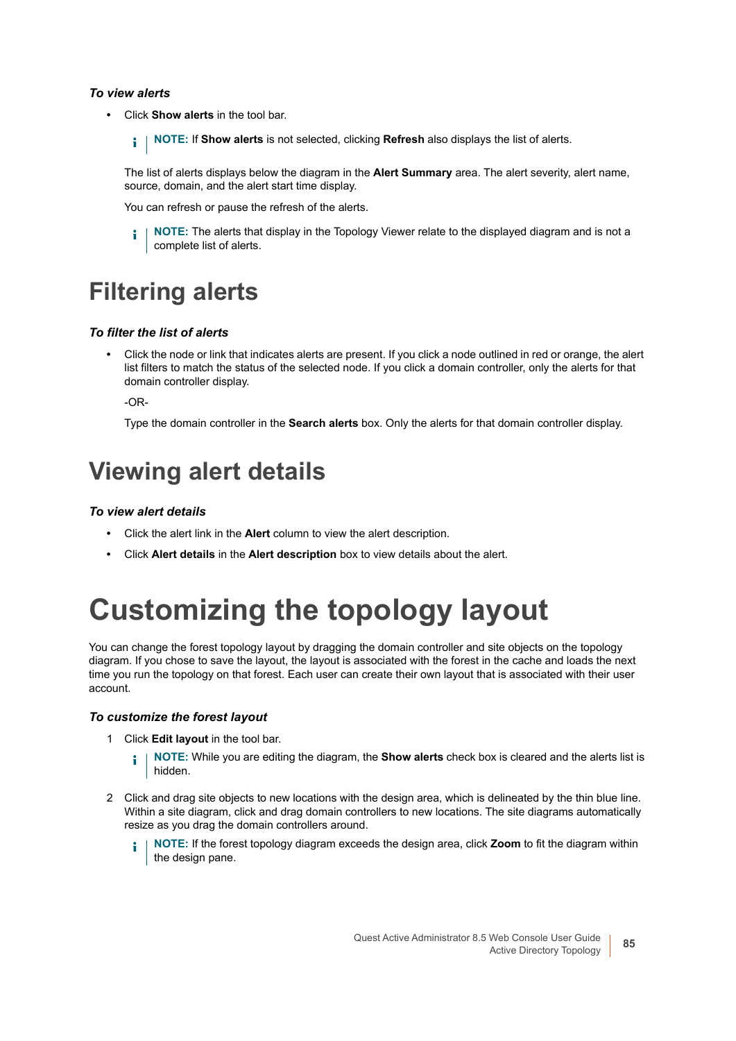***To view alerts***

- Click **Show alerts** in the tool bar.

  > **NOTE:** If **Show alerts** is not selected, clicking **Refresh** also displays the list of alerts.

  The list of alerts displays below the diagram in the **Alert Summary** area. The alert severity, alert name, source, domain, and the alert start time display.

  You can refresh or pause the refresh of the alerts.

  > **NOTE:** The alerts that display in the Topology Viewer relate to the displayed diagram and is not a complete list of alerts.

## Filtering alerts

***To filter the list of alerts***

- Click the node or link that indicates alerts are present. If you click a node outlined in red or orange, the alert list filters to match the status of the selected node. If you click a domain controller, only the alerts for that domain controller display.

  -OR-

  Type the domain controller in the **Search alerts** box. Only the alerts for that domain controller display.

## Viewing alert details

***To view alert details***

- Click the alert link in the **Alert** column to view the alert description.
- Click **Alert details** in the **Alert description** box to view details about the alert.

# Customizing the topology layout

You can change the forest topology layout by dragging the domain controller and site objects on the topology diagram. If you chose to save the layout, the layout is associated with the forest in the cache and loads the next time you run the topology on that forest. Each user can create their own layout that is associated with their user account.

***To customize the forest layout***

1. Click **Edit layout** in the tool bar.

   > **NOTE:** While you are editing the diagram, the **Show alerts** check box is cleared and the alerts list is hidden.

2. Click and drag site objects to new locations with the design area, which is delineated by the thin blue line. Within a site diagram, click and drag domain controllers to new locations. The site diagrams automatically resize as you drag the domain controllers around.

   > **NOTE:** If the forest topology diagram exceeds the design area, click **Zoom** to fit the diagram within the design pane.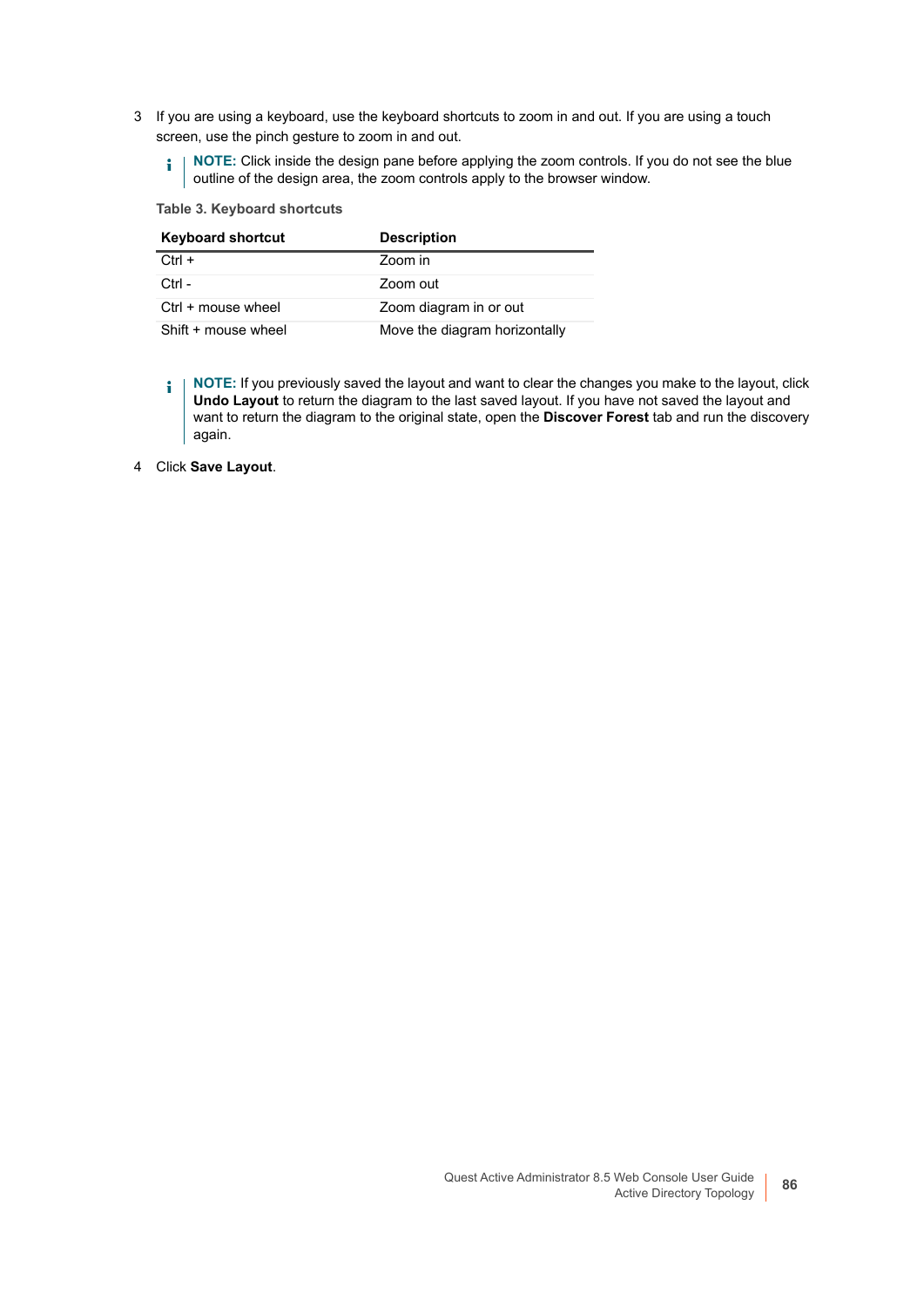3 If you are using a keyboard, use the keyboard shortcuts to zoom in and out. If you are using a touch screen, use the pinch gesture to zoom in and out.

> **NOTE:** Click inside the design pane before applying the zoom controls. If you do not see the blue outline of the design area, the zoom controls apply to the browser window.

**Table 3. Keyboard shortcuts**

| Keyboard shortcut | Description |
|---|---|
| Ctrl + | Zoom in |
| Ctrl - | Zoom out |
| Ctrl + mouse wheel | Zoom diagram in or out |
| Shift + mouse wheel | Move the diagram horizontally |

> **NOTE:** If you previously saved the layout and want to clear the changes you make to the layout, click **Undo Layout** to return the diagram to the last saved layout. If you have not saved the layout and want to return the diagram to the original state, open the **Discover Forest** tab and run the discovery again.

4 Click **Save Layout**.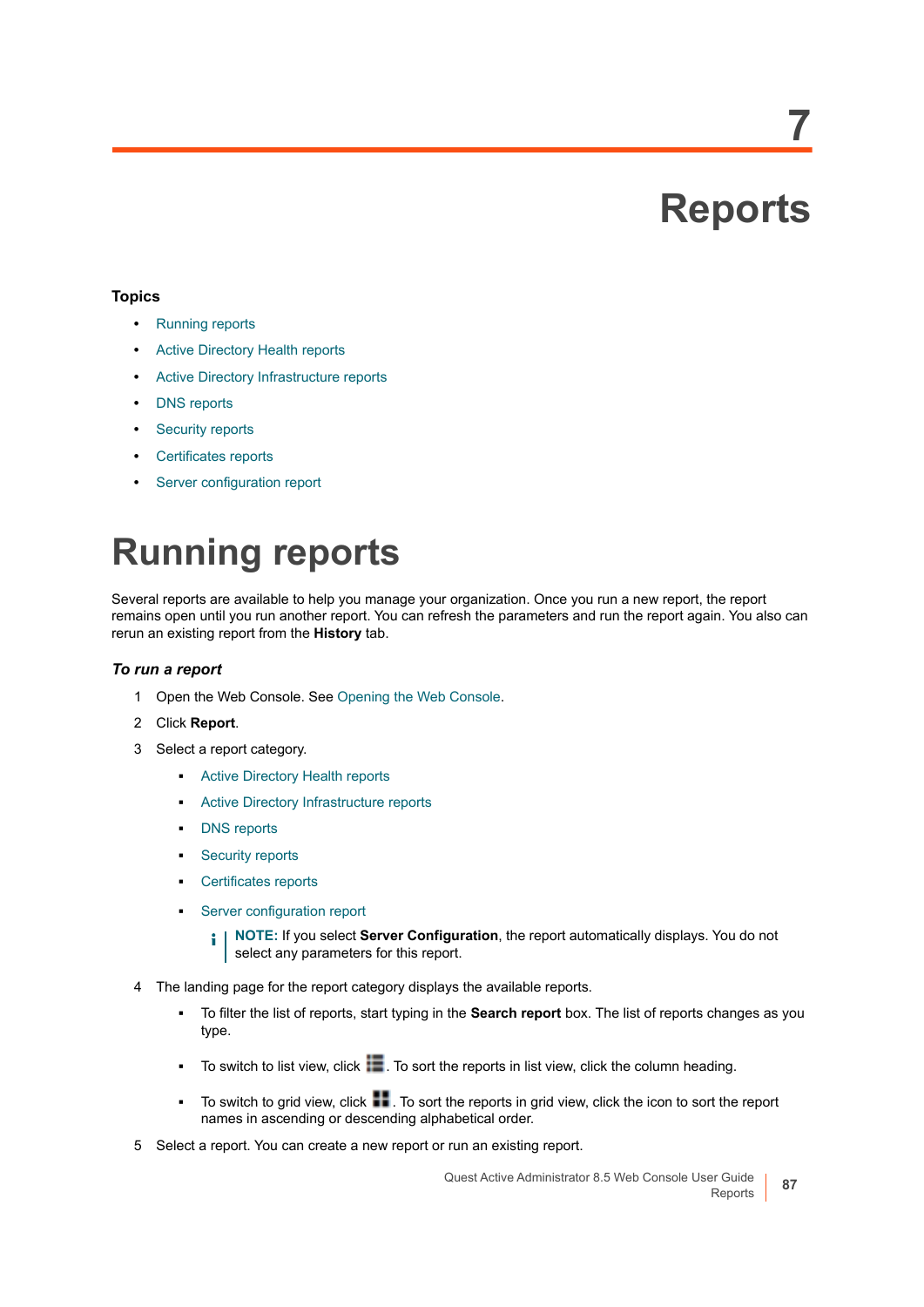# 7 Reports

**Topics**

- Running reports
- Active Directory Health reports
- Active Directory Infrastructure reports
- DNS reports
- Security reports
- Certificates reports
- Server configuration report

# Running reports

Several reports are available to help you manage your organization. Once you run a new report, the report remains open until you run another report. You can refresh the parameters and run the report again. You also can rerun an existing report from the **History** tab.

***To run a report***

1. Open the Web Console. See Opening the Web Console.
2. Click **Report**.
3. Select a report category.
   - Active Directory Health reports
   - Active Directory Infrastructure reports
   - DNS reports
   - Security reports
   - Certificates reports
   - Server configuration report

   **NOTE:** If you select **Server Configuration**, the report automatically displays. You do not select any parameters for this report.
4. The landing page for the report category displays the available reports.
   - To filter the list of reports, start typing in the **Search report** box. The list of reports changes as you type.
   - To switch to list view, click the list view icon. To sort the reports in list view, click the column heading.
   - To switch to grid view, click the grid view icon. To sort the reports in grid view, click the icon to sort the report names in ascending or descending alphabetical order.
5. Select a report. You can create a new report or run an existing report.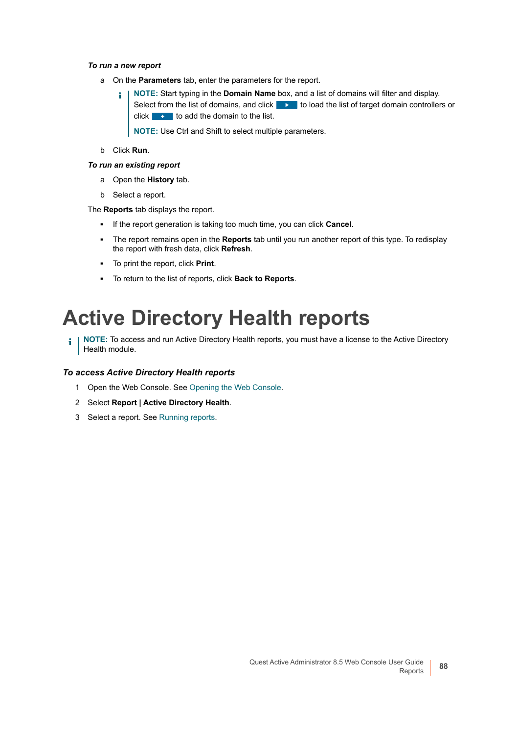***To run a new report***

a On the **Parameters** tab, enter the parameters for the report.

> **NOTE:** Start typing in the **Domain Name** box, and a list of domains will filter and display. Select from the list of domains, and click ▶ to load the list of target domain controllers or click + to add the domain to the list.
>
> **NOTE:** Use Ctrl and Shift to select multiple parameters.

b Click **Run**.

***To run an existing report***

a Open the **History** tab.

b Select a report.

The **Reports** tab displays the report.

- If the report generation is taking too much time, you can click **Cancel**.
- The report remains open in the **Reports** tab until you run another report of this type. To redisplay the report with fresh data, click **Refresh**.
- To print the report, click **Print**.
- To return to the list of reports, click **Back to Reports**.

# Active Directory Health reports

> **NOTE:** To access and run Active Directory Health reports, you must have a license to the Active Directory Health module.

***To access Active Directory Health reports***

1. Open the Web Console. See Opening the Web Console.
2. Select **Report | Active Directory Health**.
3. Select a report. See Running reports.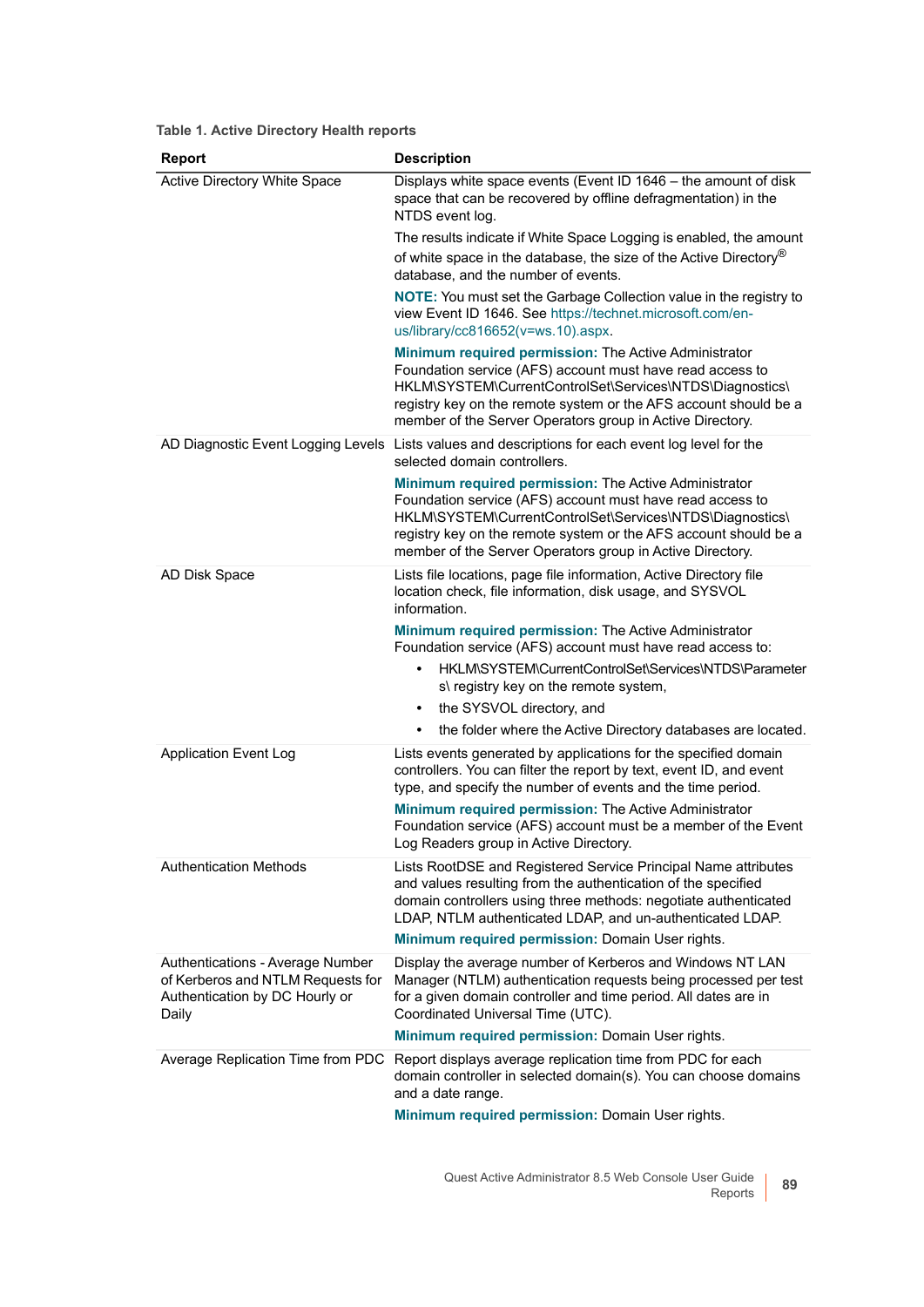**Table 1. Active Directory Health reports**

| Report | Description |
|---|---|
| Active Directory White Space | Displays white space events (Event ID 1646 – the amount of disk space that can be recovered by offline defragmentation) in the NTDS event log.<br><br>The results indicate if White Space Logging is enabled, the amount of white space in the database, the size of the Active Directory® database, and the number of events.<br><br>**NOTE:** You must set the Garbage Collection value in the registry to view Event ID 1646. See https://technet.microsoft.com/en-us/library/cc816652(v=ws.10).aspx.<br><br>**Minimum required permission:** The Active Administrator Foundation service (AFS) account must have read access to HKLM\SYSTEM\CurrentControlSet\Services\NTDS\Diagnostics\ registry key on the remote system or the AFS account should be a member of the Server Operators group in Active Directory. |
| AD Diagnostic Event Logging Levels | Lists values and descriptions for each event log level for the selected domain controllers.<br><br>**Minimum required permission:** The Active Administrator Foundation service (AFS) account must have read access to HKLM\SYSTEM\CurrentControlSet\Services\NTDS\Diagnostics\ registry key on the remote system or the AFS account should be a member of the Server Operators group in Active Directory. |
| AD Disk Space | Lists file locations, page file information, Active Directory file location check, file information, disk usage, and SYSVOL information.<br><br>**Minimum required permission:** The Active Administrator Foundation service (AFS) account must have read access to:<br>• HKLM\SYSTEM\CurrentControlSet\Services\NTDS\Parameters\ registry key on the remote system,<br>• the SYSVOL directory, and<br>• the folder where the Active Directory databases are located. |
| Application Event Log | Lists events generated by applications for the specified domain controllers. You can filter the report by text, event ID, and event type, and specify the number of events and the time period.<br><br>**Minimum required permission:** The Active Administrator Foundation service (AFS) account must be a member of the Event Log Readers group in Active Directory. |
| Authentication Methods | Lists RootDSE and Registered Service Principal Name attributes and values resulting from the authentication of the specified domain controllers using three methods: negotiate authenticated LDAP, NTLM authenticated LDAP, and un-authenticated LDAP.<br><br>**Minimum required permission:** Domain User rights. |
| Authentications - Average Number of Kerberos and NTLM Requests for Authentication by DC Hourly or Daily | Display the average number of Kerberos and Windows NT LAN Manager (NTLM) authentication requests being processed per test for a given domain controller and time period. All dates are in Coordinated Universal Time (UTC).<br><br>**Minimum required permission:** Domain User rights. |
| Average Replication Time from PDC | Report displays average replication time from PDC for each domain controller in selected domain(s). You can choose domains and a date range.<br><br>**Minimum required permission:** Domain User rights. |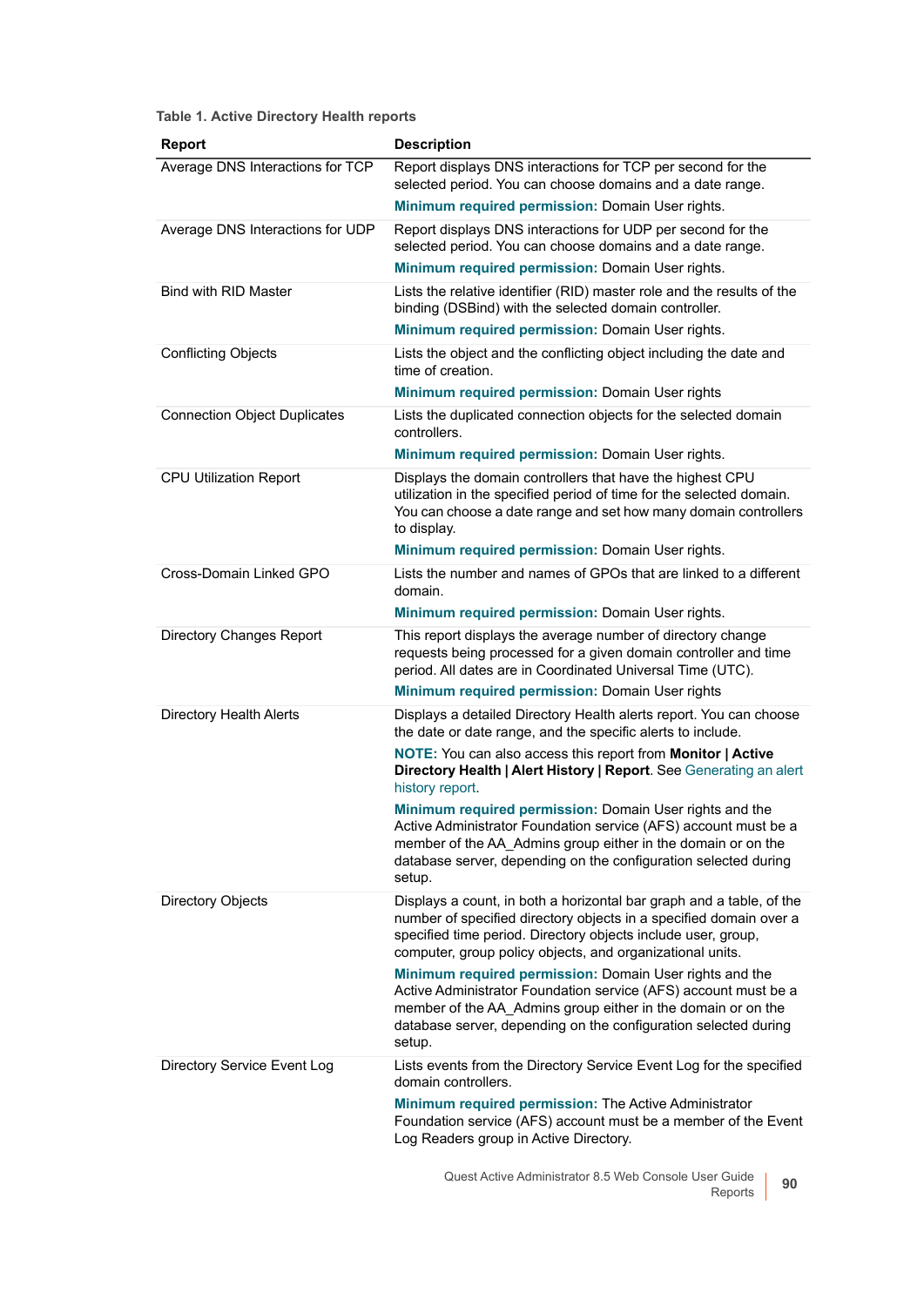**Table 1. Active Directory Health reports**

| Report | Description |
|---|---|
| Average DNS Interactions for TCP | Report displays DNS interactions for TCP per second for the selected period. You can choose domains and a date range.<br>**Minimum required permission:** Domain User rights. |
| Average DNS Interactions for UDP | Report displays DNS interactions for UDP per second for the selected period. You can choose domains and a date range.<br>**Minimum required permission:** Domain User rights. |
| Bind with RID Master | Lists the relative identifier (RID) master role and the results of the binding (DSBind) with the selected domain controller.<br>**Minimum required permission:** Domain User rights. |
| Conflicting Objects | Lists the object and the conflicting object including the date and time of creation.<br>**Minimum required permission:** Domain User rights |
| Connection Object Duplicates | Lists the duplicated connection objects for the selected domain controllers.<br>**Minimum required permission:** Domain User rights. |
| CPU Utilization Report | Displays the domain controllers that have the highest CPU utilization in the specified period of time for the selected domain. You can choose a date range and set how many domain controllers to display.<br>**Minimum required permission:** Domain User rights. |
| Cross-Domain Linked GPO | Lists the number and names of GPOs that are linked to a different domain.<br>**Minimum required permission:** Domain User rights. |
| Directory Changes Report | This report displays the average number of directory change requests being processed for a given domain controller and time period. All dates are in Coordinated Universal Time (UTC).<br>**Minimum required permission:** Domain User rights |
| Directory Health Alerts | Displays a detailed Directory Health alerts report. You can choose the date or date range, and the specific alerts to include.<br>**NOTE:** You can also access this report from **Monitor \| Active Directory Health \| Alert History \| Report**. See Generating an alert history report.<br>**Minimum required permission:** Domain User rights and the Active Administrator Foundation service (AFS) account must be a member of the AA_Admins group either in the domain or on the database server, depending on the configuration selected during setup. |
| Directory Objects | Displays a count, in both a horizontal bar graph and a table, of the number of specified directory objects in a specified domain over a specified time period. Directory objects include user, group, computer, group policy objects, and organizational units.<br>**Minimum required permission:** Domain User rights and the Active Administrator Foundation service (AFS) account must be a member of the AA_Admins group either in the domain or on the database server, depending on the configuration selected during setup. |
| Directory Service Event Log | Lists events from the Directory Service Event Log for the specified domain controllers.<br>**Minimum required permission:** The Active Administrator Foundation service (AFS) account must be a member of the Event Log Readers group in Active Directory. |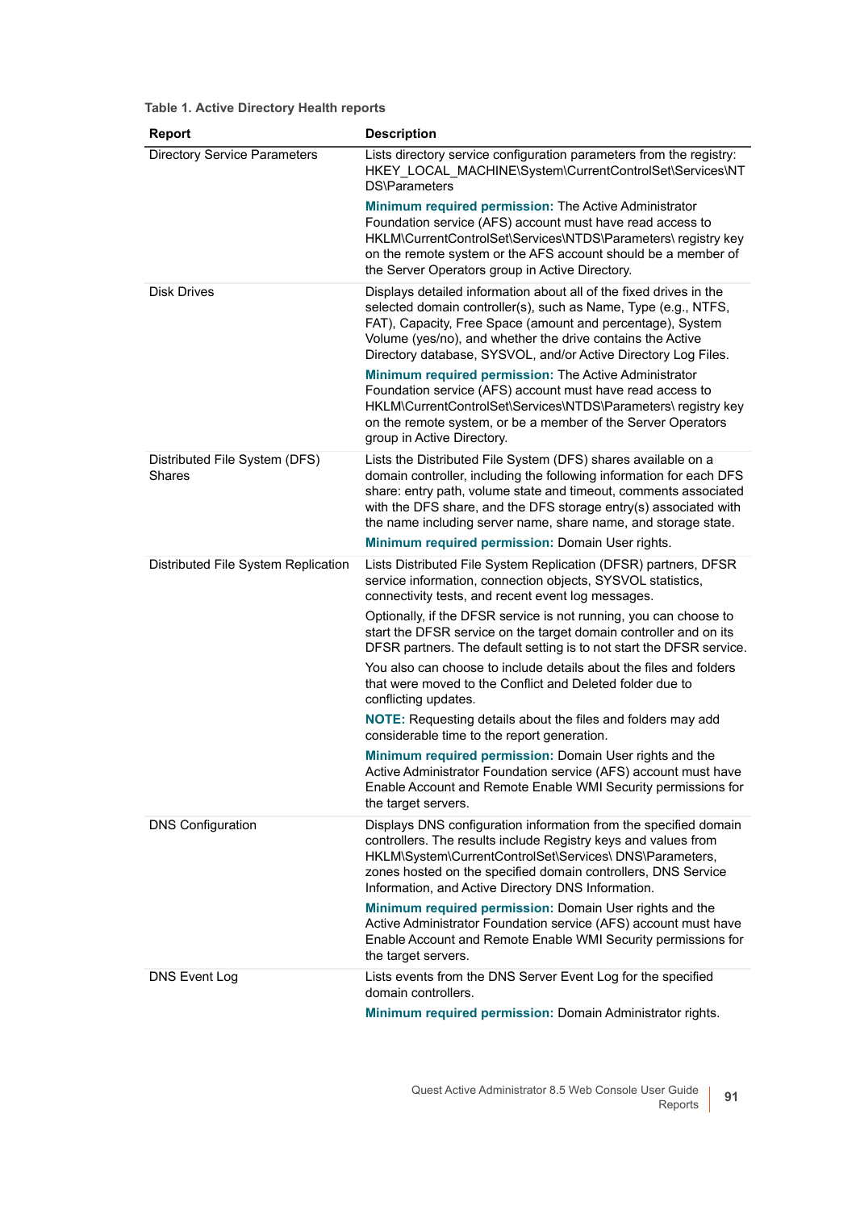**Table 1. Active Directory Health reports**

| Report | Description |
|---|---|
| Directory Service Parameters | Lists directory service configuration parameters from the registry: HKEY_LOCAL_MACHINE\System\CurrentControlSet\Services\NTDS\Parameters<br><br>**Minimum required permission:** The Active Administrator Foundation service (AFS) account must have read access to HKLM\CurrentControlSet\Services\NTDS\Parameters\ registry key on the remote system or the AFS account should be a member of the Server Operators group in Active Directory. |
| Disk Drives | Displays detailed information about all of the fixed drives in the selected domain controller(s), such as Name, Type (e.g., NTFS, FAT), Capacity, Free Space (amount and percentage), System Volume (yes/no), and whether the drive contains the Active Directory database, SYSVOL, and/or Active Directory Log Files.<br><br>**Minimum required permission:** The Active Administrator Foundation service (AFS) account must have read access to HKLM\CurrentControlSet\Services\NTDS\Parameters\ registry key on the remote system, or be a member of the Server Operators group in Active Directory. |
| Distributed File System (DFS) Shares | Lists the Distributed File System (DFS) shares available on a domain controller, including the following information for each DFS share: entry path, volume state and timeout, comments associated with the DFS share, and the DFS storage entry(s) associated with the name including server name, share name, and storage state.<br><br>**Minimum required permission:** Domain User rights. |
| Distributed File System Replication | Lists Distributed File System Replication (DFSR) partners, DFSR service information, connection objects, SYSVOL statistics, connectivity tests, and recent event log messages.<br><br>Optionally, if the DFSR service is not running, you can choose to start the DFSR service on the target domain controller and on its DFSR partners. The default setting is to not start the DFSR service.<br><br>You also can choose to include details about the files and folders that were moved to the Conflict and Deleted folder due to conflicting updates.<br><br>**NOTE:** Requesting details about the files and folders may add considerable time to the report generation.<br><br>**Minimum required permission:** Domain User rights and the Active Administrator Foundation service (AFS) account must have Enable Account and Remote Enable WMI Security permissions for the target servers. |
| DNS Configuration | Displays DNS configuration information from the specified domain controllers. The results include Registry keys and values from HKLM\System\CurrentControlSet\Services\ DNS\Parameters, zones hosted on the specified domain controllers, DNS Service Information, and Active Directory DNS Information.<br><br>**Minimum required permission:** Domain User rights and the Active Administrator Foundation service (AFS) account must have Enable Account and Remote Enable WMI Security permissions for the target servers. |
| DNS Event Log | Lists events from the DNS Server Event Log for the specified domain controllers.<br><br>**Minimum required permission:** Domain Administrator rights. |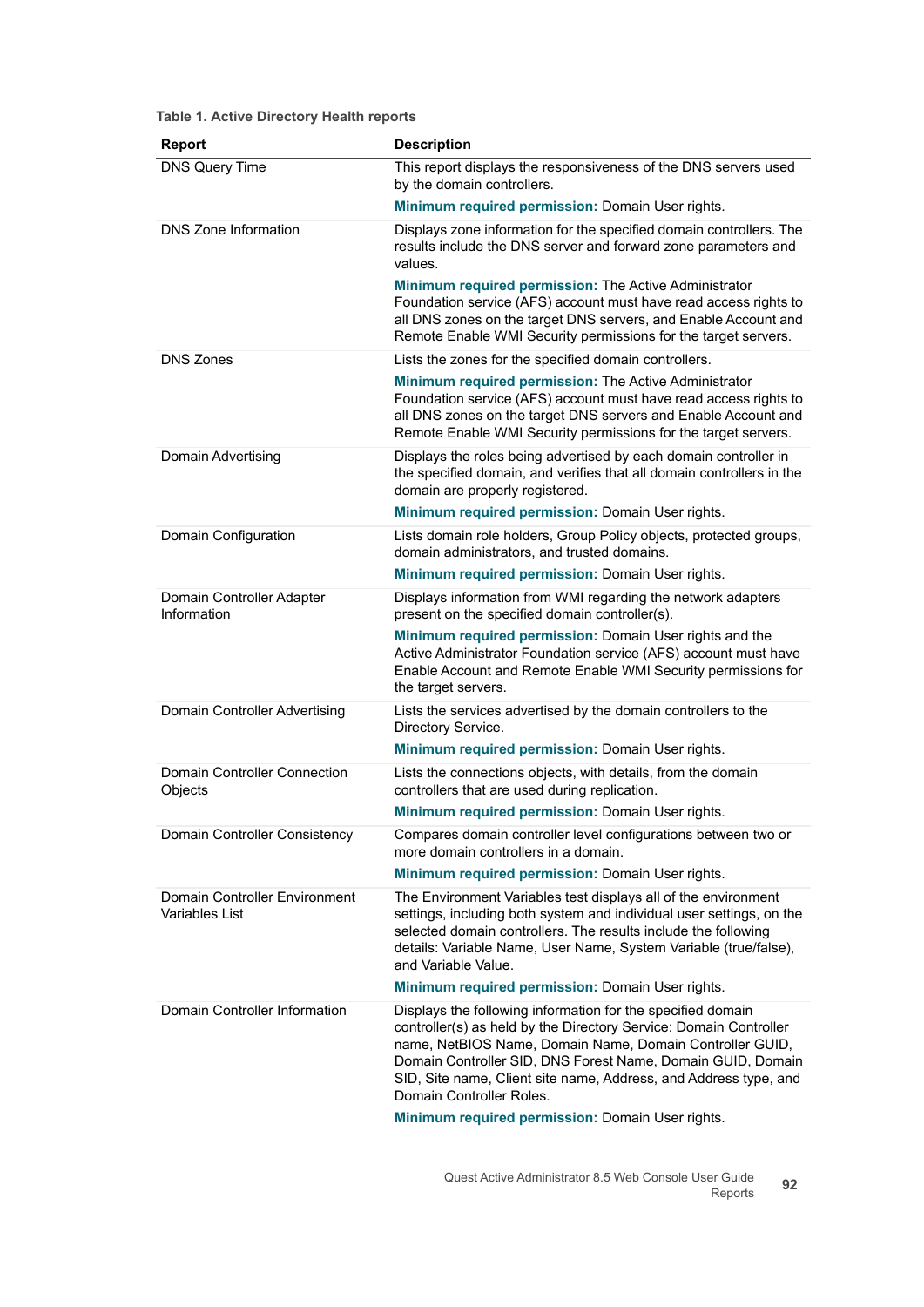**Table 1. Active Directory Health reports**

| Report | Description |
|---|---|
| DNS Query Time | This report displays the responsiveness of the DNS servers used by the domain controllers.<br>**Minimum required permission:** Domain User rights. |
| DNS Zone Information | Displays zone information for the specified domain controllers. The results include the DNS server and forward zone parameters and values.<br>**Minimum required permission:** The Active Administrator Foundation service (AFS) account must have read access rights to all DNS zones on the target DNS servers, and Enable Account and Remote Enable WMI Security permissions for the target servers. |
| DNS Zones | Lists the zones for the specified domain controllers.<br>**Minimum required permission:** The Active Administrator Foundation service (AFS) account must have read access rights to all DNS zones on the target DNS servers and Enable Account and Remote Enable WMI Security permissions for the target servers. |
| Domain Advertising | Displays the roles being advertised by each domain controller in the specified domain, and verifies that all domain controllers in the domain are properly registered.<br>**Minimum required permission:** Domain User rights. |
| Domain Configuration | Lists domain role holders, Group Policy objects, protected groups, domain administrators, and trusted domains.<br>**Minimum required permission:** Domain User rights. |
| Domain Controller Adapter Information | Displays information from WMI regarding the network adapters present on the specified domain controller(s).<br>**Minimum required permission:** Domain User rights and the Active Administrator Foundation service (AFS) account must have Enable Account and Remote Enable WMI Security permissions for the target servers. |
| Domain Controller Advertising | Lists the services advertised by the domain controllers to the Directory Service.<br>**Minimum required permission:** Domain User rights. |
| Domain Controller Connection Objects | Lists the connections objects, with details, from the domain controllers that are used during replication.<br>**Minimum required permission:** Domain User rights. |
| Domain Controller Consistency | Compares domain controller level configurations between two or more domain controllers in a domain.<br>**Minimum required permission:** Domain User rights. |
| Domain Controller Environment Variables List | The Environment Variables test displays all of the environment settings, including both system and individual user settings, on the selected domain controllers. The results include the following details: Variable Name, User Name, System Variable (true/false), and Variable Value.<br>**Minimum required permission:** Domain User rights. |
| Domain Controller Information | Displays the following information for the specified domain controller(s) as held by the Directory Service: Domain Controller name, NetBIOS Name, Domain Name, Domain Controller GUID, Domain Controller SID, DNS Forest Name, Domain GUID, Domain SID, Site name, Client site name, Address, and Address type, and Domain Controller Roles.<br>**Minimum required permission:** Domain User rights. |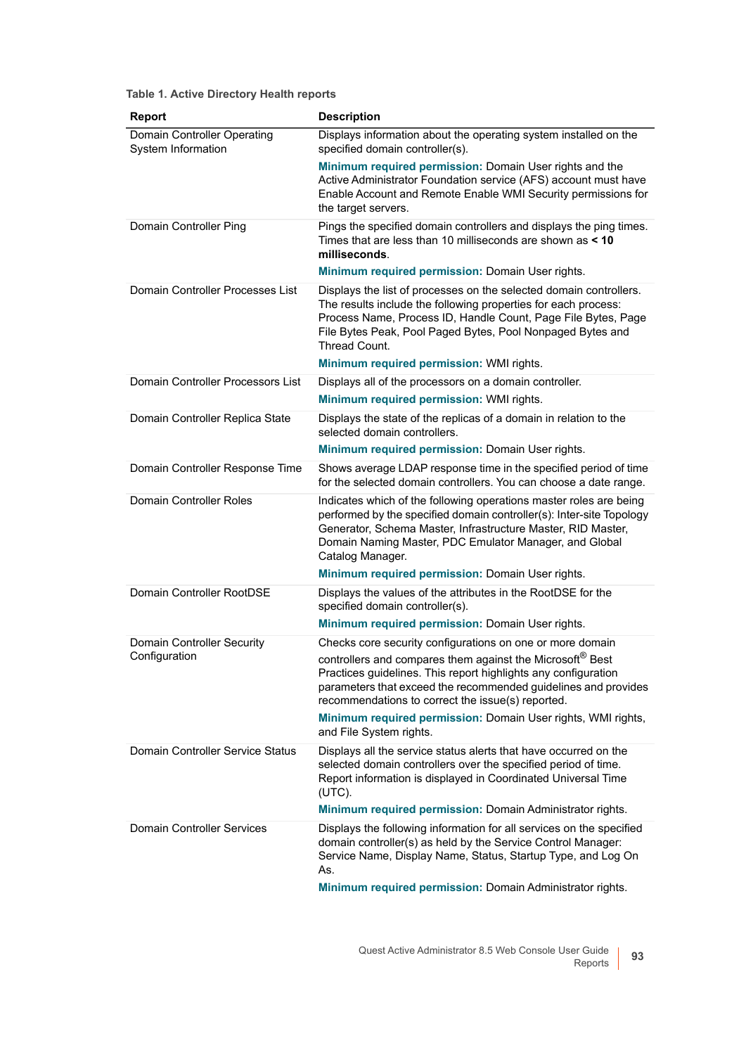**Table 1. Active Directory Health reports**

| Report | Description |
|---|---|
| Domain Controller Operating System Information | Displays information about the operating system installed on the specified domain controller(s).<br>**Minimum required permission:** Domain User rights and the Active Administrator Foundation service (AFS) account must have Enable Account and Remote Enable WMI Security permissions for the target servers. |
| Domain Controller Ping | Pings the specified domain controllers and displays the ping times. Times that are less than 10 milliseconds are shown as **< 10 milliseconds**.<br>**Minimum required permission:** Domain User rights. |
| Domain Controller Processes List | Displays the list of processes on the selected domain controllers. The results include the following properties for each process: Process Name, Process ID, Handle Count, Page File Bytes, Page File Bytes Peak, Pool Paged Bytes, Pool Nonpaged Bytes and Thread Count.<br>**Minimum required permission:** WMI rights. |
| Domain Controller Processors List | Displays all of the processors on a domain controller.<br>**Minimum required permission:** WMI rights. |
| Domain Controller Replica State | Displays the state of the replicas of a domain in relation to the selected domain controllers.<br>**Minimum required permission:** Domain User rights. |
| Domain Controller Response Time | Shows average LDAP response time in the specified period of time for the selected domain controllers. You can choose a date range. |
| Domain Controller Roles | Indicates which of the following operations master roles are being performed by the specified domain controller(s): Inter-site Topology Generator, Schema Master, Infrastructure Master, RID Master, Domain Naming Master, PDC Emulator Manager, and Global Catalog Manager.<br>**Minimum required permission:** Domain User rights. |
| Domain Controller RootDSE | Displays the values of the attributes in the RootDSE for the specified domain controller(s).<br>**Minimum required permission:** Domain User rights. |
| Domain Controller Security Configuration | Checks core security configurations on one or more domain controllers and compares them against the Microsoft® Best Practices guidelines. This report highlights any configuration parameters that exceed the recommended guidelines and provides recommendations to correct the issue(s) reported.<br>**Minimum required permission:** Domain User rights, WMI rights, and File System rights. |
| Domain Controller Service Status | Displays all the service status alerts that have occurred on the selected domain controllers over the specified period of time. Report information is displayed in Coordinated Universal Time (UTC).<br>**Minimum required permission:** Domain Administrator rights. |
| Domain Controller Services | Displays the following information for all services on the specified domain controller(s) as held by the Service Control Manager: Service Name, Display Name, Status, Startup Type, and Log On As.<br>**Minimum required permission:** Domain Administrator rights. |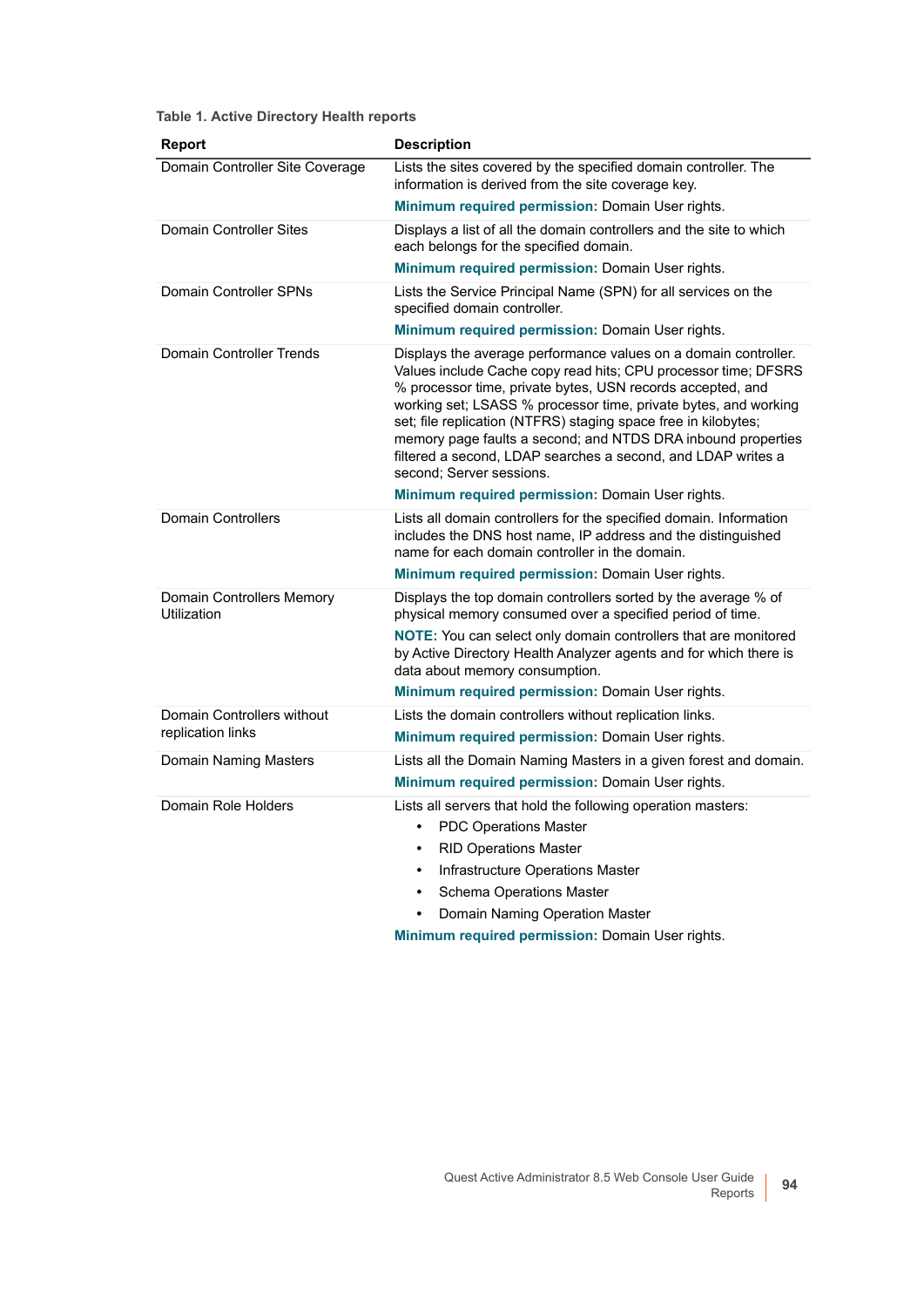Table 1. Active Directory Health reports

| Report | Description |
|---|---|
| Domain Controller Site Coverage | Lists the sites covered by the specified domain controller. The information is derived from the site coverage key.<br>**Minimum required permission:** Domain User rights. |
| Domain Controller Sites | Displays a list of all the domain controllers and the site to which each belongs for the specified domain.<br>**Minimum required permission:** Domain User rights. |
| Domain Controller SPNs | Lists the Service Principal Name (SPN) for all services on the specified domain controller.<br>**Minimum required permission:** Domain User rights. |
| Domain Controller Trends | Displays the average performance values on a domain controller. Values include Cache copy read hits; CPU processor time; DFSRS % processor time, private bytes, USN records accepted, and working set; LSASS % processor time, private bytes, and working set; file replication (NTFRS) staging space free in kilobytes; memory page faults a second; and NTDS DRA inbound properties filtered a second, LDAP searches a second, and LDAP writes a second; Server sessions.<br>**Minimum required permission:** Domain User rights. |
| Domain Controllers | Lists all domain controllers for the specified domain. Information includes the DNS host name, IP address and the distinguished name for each domain controller in the domain.<br>**Minimum required permission:** Domain User rights. |
| Domain Controllers Memory Utilization | Displays the top domain controllers sorted by the average % of physical memory consumed over a specified period of time.<br>**NOTE:** You can select only domain controllers that are monitored by Active Directory Health Analyzer agents and for which there is data about memory consumption.<br>**Minimum required permission:** Domain User rights. |
| Domain Controllers without replication links | Lists the domain controllers without replication links.<br>**Minimum required permission:** Domain User rights. |
| Domain Naming Masters | Lists all the Domain Naming Masters in a given forest and domain.<br>**Minimum required permission:** Domain User rights. |
| Domain Role Holders | Lists all servers that hold the following operation masters:<br>• PDC Operations Master<br>• RID Operations Master<br>• Infrastructure Operations Master<br>• Schema Operations Master<br>• Domain Naming Operation Master<br>**Minimum required permission:** Domain User rights. |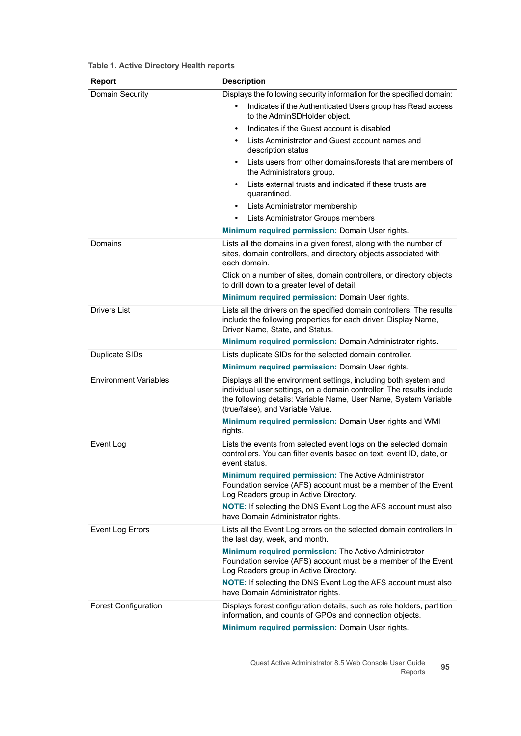**Table 1. Active Directory Health reports**

| Report | Description |
|---|---|
| Domain Security | Displays the following security information for the specified domain:<br>• Indicates if the Authenticated Users group has Read access to the AdminSDHolder object.<br>• Indicates if the Guest account is disabled<br>• Lists Administrator and Guest account names and description status<br>• Lists users from other domains/forests that are members of the Administrators group.<br>• Lists external trusts and indicated if these trusts are quarantined.<br>• Lists Administrator membership<br>• Lists Administrator Groups members<br>**Minimum required permission:** Domain User rights. |
| Domains | Lists all the domains in a given forest, along with the number of sites, domain controllers, and directory objects associated with each domain.<br>Click on a number of sites, domain controllers, or directory objects to drill down to a greater level of detail.<br>**Minimum required permission:** Domain User rights. |
| Drivers List | Lists all the drivers on the specified domain controllers. The results include the following properties for each driver: Display Name, Driver Name, State, and Status.<br>**Minimum required permission:** Domain Administrator rights. |
| Duplicate SIDs | Lists duplicate SIDs for the selected domain controller.<br>**Minimum required permission:** Domain User rights. |
| Environment Variables | Displays all the environment settings, including both system and individual user settings, on a domain controller. The results include the following details: Variable Name, User Name, System Variable (true/false), and Variable Value.<br>**Minimum required permission:** Domain User rights and WMI rights. |
| Event Log | Lists the events from selected event logs on the selected domain controllers. You can filter events based on text, event ID, date, or event status.<br>**Minimum required permission:** The Active Administrator Foundation service (AFS) account must be a member of the Event Log Readers group in Active Directory.<br>**NOTE:** If selecting the DNS Event Log the AFS account must also have Domain Administrator rights. |
| Event Log Errors | Lists all the Event Log errors on the selected domain controllers In the last day, week, and month.<br>**Minimum required permission:** The Active Administrator Foundation service (AFS) account must be a member of the Event Log Readers group in Active Directory.<br>**NOTE:** If selecting the DNS Event Log the AFS account must also have Domain Administrator rights. |
| Forest Configuration | Displays forest configuration details, such as role holders, partition information, and counts of GPOs and connection objects.<br>**Minimum required permission:** Domain User rights. |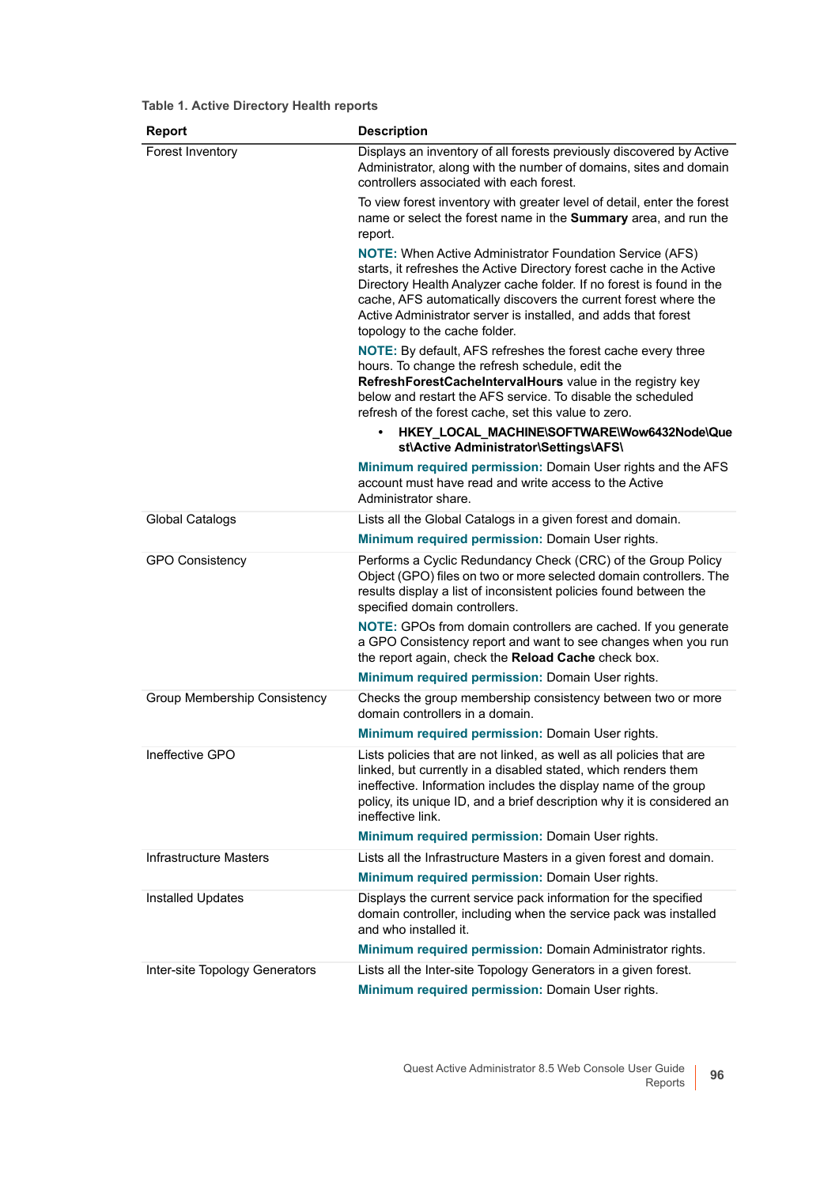**Table 1. Active Directory Health reports**

| Report | Description |
|---|---|
| Forest Inventory | Displays an inventory of all forests previously discovered by Active Administrator, along with the number of domains, sites and domain controllers associated with each forest.<br><br>To view forest inventory with greater level of detail, enter the forest name or select the forest name in the **Summary** area, and run the report.<br><br>**NOTE:** When Active Administrator Foundation Service (AFS) starts, it refreshes the Active Directory forest cache in the Active Directory Health Analyzer cache folder. If no forest is found in the cache, AFS automatically discovers the current forest where the Active Administrator server is installed, and adds that forest topology to the cache folder.<br><br>**NOTE:** By default, AFS refreshes the forest cache every three hours. To change the refresh schedule, edit the **RefreshForestCacheIntervalHours** value in the registry key below and restart the AFS service. To disable the scheduled refresh of the forest cache, set this value to zero.<br><br>• **HKEY_LOCAL_MACHINE\SOFTWARE\Wow6432Node\Quest\Active Administrator\Settings\AFS\\**<br><br>**Minimum required permission:** Domain User rights and the AFS account must have read and write access to the Active Administrator share. |
| Global Catalogs | Lists all the Global Catalogs in a given forest and domain.<br><br>**Minimum required permission:** Domain User rights. |
| GPO Consistency | Performs a Cyclic Redundancy Check (CRC) of the Group Policy Object (GPO) files on two or more selected domain controllers. The results display a list of inconsistent policies found between the specified domain controllers.<br><br>**NOTE:** GPOs from domain controllers are cached. If you generate a GPO Consistency report and want to see changes when you run the report again, check the **Reload Cache** check box.<br><br>**Minimum required permission:** Domain User rights. |
| Group Membership Consistency | Checks the group membership consistency between two or more domain controllers in a domain.<br><br>**Minimum required permission:** Domain User rights. |
| Ineffective GPO | Lists policies that are not linked, as well as all policies that are linked, but currently in a disabled stated, which renders them ineffective. Information includes the display name of the group policy, its unique ID, and a brief description why it is considered an ineffective link.<br><br>**Minimum required permission:** Domain User rights. |
| Infrastructure Masters | Lists all the Infrastructure Masters in a given forest and domain.<br><br>**Minimum required permission:** Domain User rights. |
| Installed Updates | Displays the current service pack information for the specified domain controller, including when the service pack was installed and who installed it.<br><br>**Minimum required permission:** Domain Administrator rights. |
| Inter-site Topology Generators | Lists all the Inter-site Topology Generators in a given forest.<br><br>**Minimum required permission:** Domain User rights. |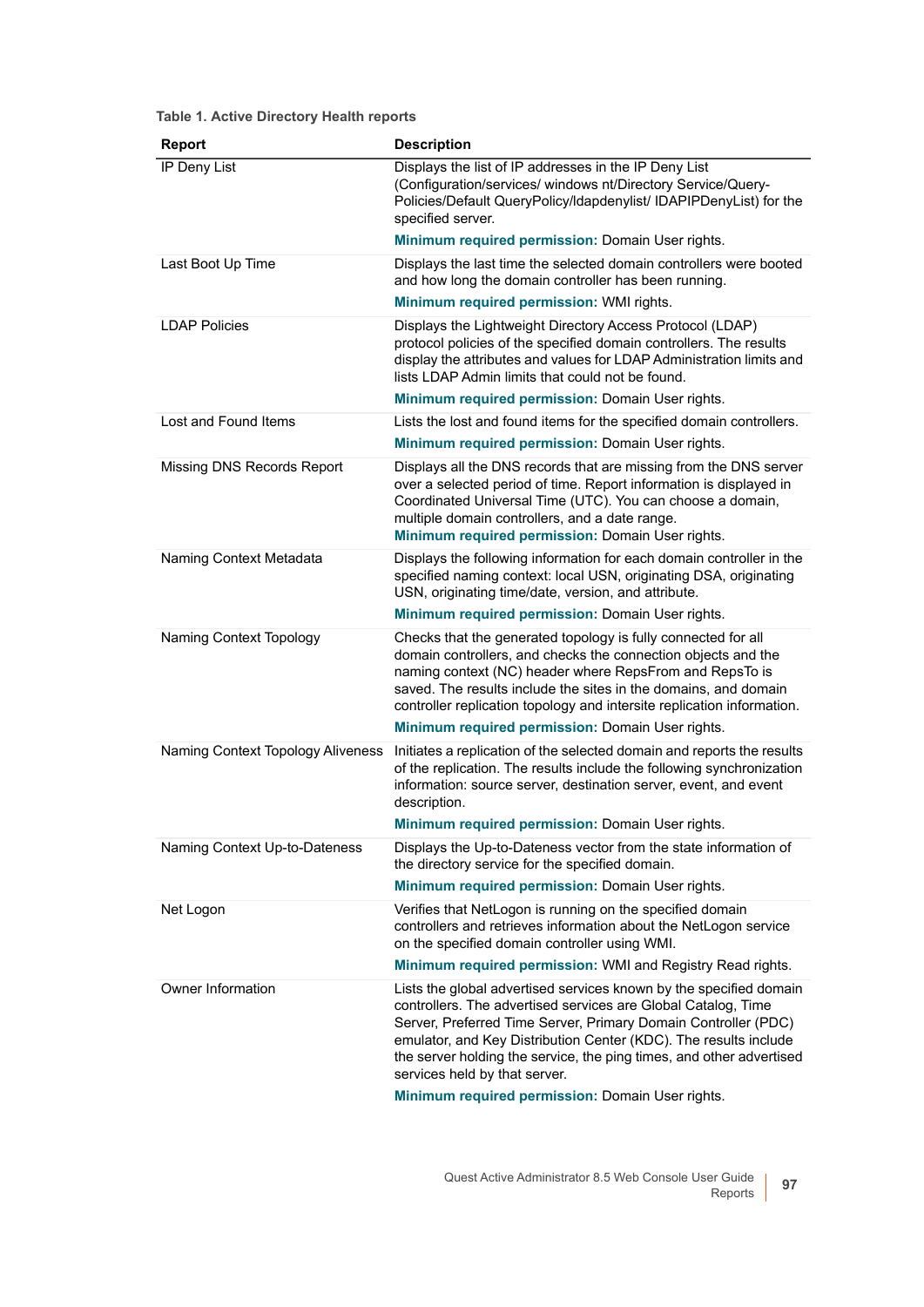**Table 1. Active Directory Health reports**

| Report | Description |
|---|---|
| IP Deny List | Displays the list of IP addresses in the IP Deny List (Configuration/services/ windows nt/Directory Service/Query-Policies/Default QueryPolicy/ldapdenylist/ IDAPIPDenyList) for the specified server.<br>**Minimum required permission:** Domain User rights. |
| Last Boot Up Time | Displays the last time the selected domain controllers were booted and how long the domain controller has been running.<br>**Minimum required permission:** WMI rights. |
| LDAP Policies | Displays the Lightweight Directory Access Protocol (LDAP) protocol policies of the specified domain controllers. The results display the attributes and values for LDAP Administration limits and lists LDAP Admin limits that could not be found.<br>**Minimum required permission:** Domain User rights. |
| Lost and Found Items | Lists the lost and found items for the specified domain controllers.<br>**Minimum required permission:** Domain User rights. |
| Missing DNS Records Report | Displays all the DNS records that are missing from the DNS server over a selected period of time. Report information is displayed in Coordinated Universal Time (UTC). You can choose a domain, multiple domain controllers, and a date range.<br>**Minimum required permission:** Domain User rights. |
| Naming Context Metadata | Displays the following information for each domain controller in the specified naming context: local USN, originating DSA, originating USN, originating time/date, version, and attribute.<br>**Minimum required permission:** Domain User rights. |
| Naming Context Topology | Checks that the generated topology is fully connected for all domain controllers, and checks the connection objects and the naming context (NC) header where RepsFrom and RepsTo is saved. The results include the sites in the domains, and domain controller replication topology and intersite replication information.<br>**Minimum required permission:** Domain User rights. |
| Naming Context Topology Aliveness | Initiates a replication of the selected domain and reports the results of the replication. The results include the following synchronization information: source server, destination server, event, and event description.<br>**Minimum required permission:** Domain User rights. |
| Naming Context Up-to-Dateness | Displays the Up-to-Dateness vector from the state information of the directory service for the specified domain.<br>**Minimum required permission:** Domain User rights. |
| Net Logon | Verifies that NetLogon is running on the specified domain controllers and retrieves information about the NetLogon service on the specified domain controller using WMI.<br>**Minimum required permission:** WMI and Registry Read rights. |
| Owner Information | Lists the global advertised services known by the specified domain controllers. The advertised services are Global Catalog, Time Server, Preferred Time Server, Primary Domain Controller (PDC) emulator, and Key Distribution Center (KDC). The results include the server holding the service, the ping times, and other advertised services held by that server.<br>**Minimum required permission:** Domain User rights. |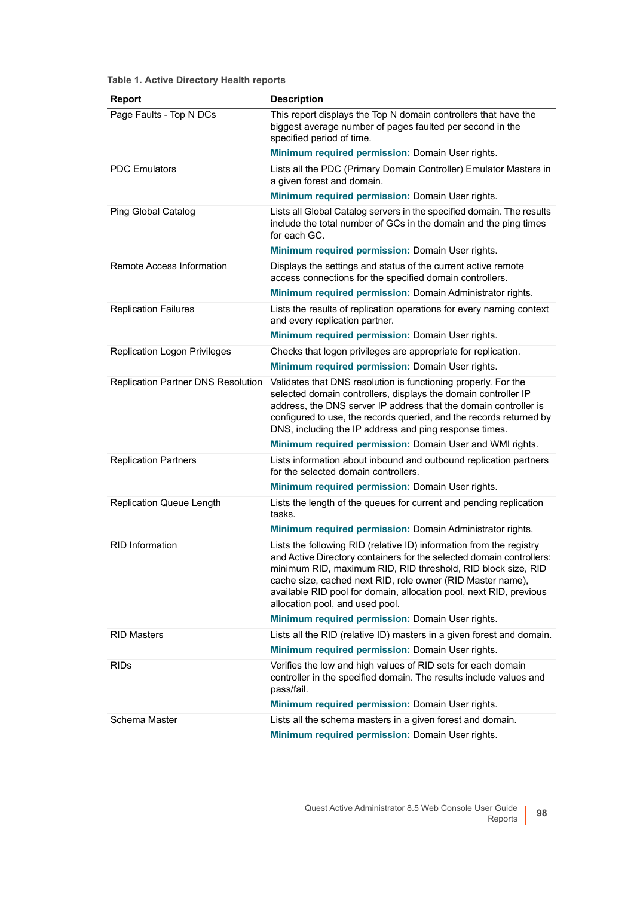**Table 1. Active Directory Health reports**

| Report | Description |
|---|---|
| Page Faults - Top N DCs | This report displays the Top N domain controllers that have the biggest average number of pages faulted per second in the specified period of time.<br>**Minimum required permission:** Domain User rights. |
| PDC Emulators | Lists all the PDC (Primary Domain Controller) Emulator Masters in a given forest and domain.<br>**Minimum required permission:** Domain User rights. |
| Ping Global Catalog | Lists all Global Catalog servers in the specified domain. The results include the total number of GCs in the domain and the ping times for each GC.<br>**Minimum required permission:** Domain User rights. |
| Remote Access Information | Displays the settings and status of the current active remote access connections for the specified domain controllers.<br>**Minimum required permission:** Domain Administrator rights. |
| Replication Failures | Lists the results of replication operations for every naming context and every replication partner.<br>**Minimum required permission:** Domain User rights. |
| Replication Logon Privileges | Checks that logon privileges are appropriate for replication.<br>**Minimum required permission:** Domain User rights. |
| Replication Partner DNS Resolution | Validates that DNS resolution is functioning properly. For the selected domain controllers, displays the domain controller IP address, the DNS server IP address that the domain controller is configured to use, the records queried, and the records returned by DNS, including the IP address and ping response times.<br>**Minimum required permission:** Domain User and WMI rights. |
| Replication Partners | Lists information about inbound and outbound replication partners for the selected domain controllers.<br>**Minimum required permission:** Domain User rights. |
| Replication Queue Length | Lists the length of the queues for current and pending replication tasks.<br>**Minimum required permission:** Domain Administrator rights. |
| RID Information | Lists the following RID (relative ID) information from the registry and Active Directory containers for the selected domain controllers: minimum RID, maximum RID, RID threshold, RID block size, RID cache size, cached next RID, role owner (RID Master name), available RID pool for domain, allocation pool, next RID, previous allocation pool, and used pool.<br>**Minimum required permission:** Domain User rights. |
| RID Masters | Lists all the RID (relative ID) masters in a given forest and domain.<br>**Minimum required permission:** Domain User rights. |
| RIDs | Verifies the low and high values of RID sets for each domain controller in the specified domain. The results include values and pass/fail.<br>**Minimum required permission:** Domain User rights. |
| Schema Master | Lists all the schema masters in a given forest and domain.<br>**Minimum required permission:** Domain User rights. |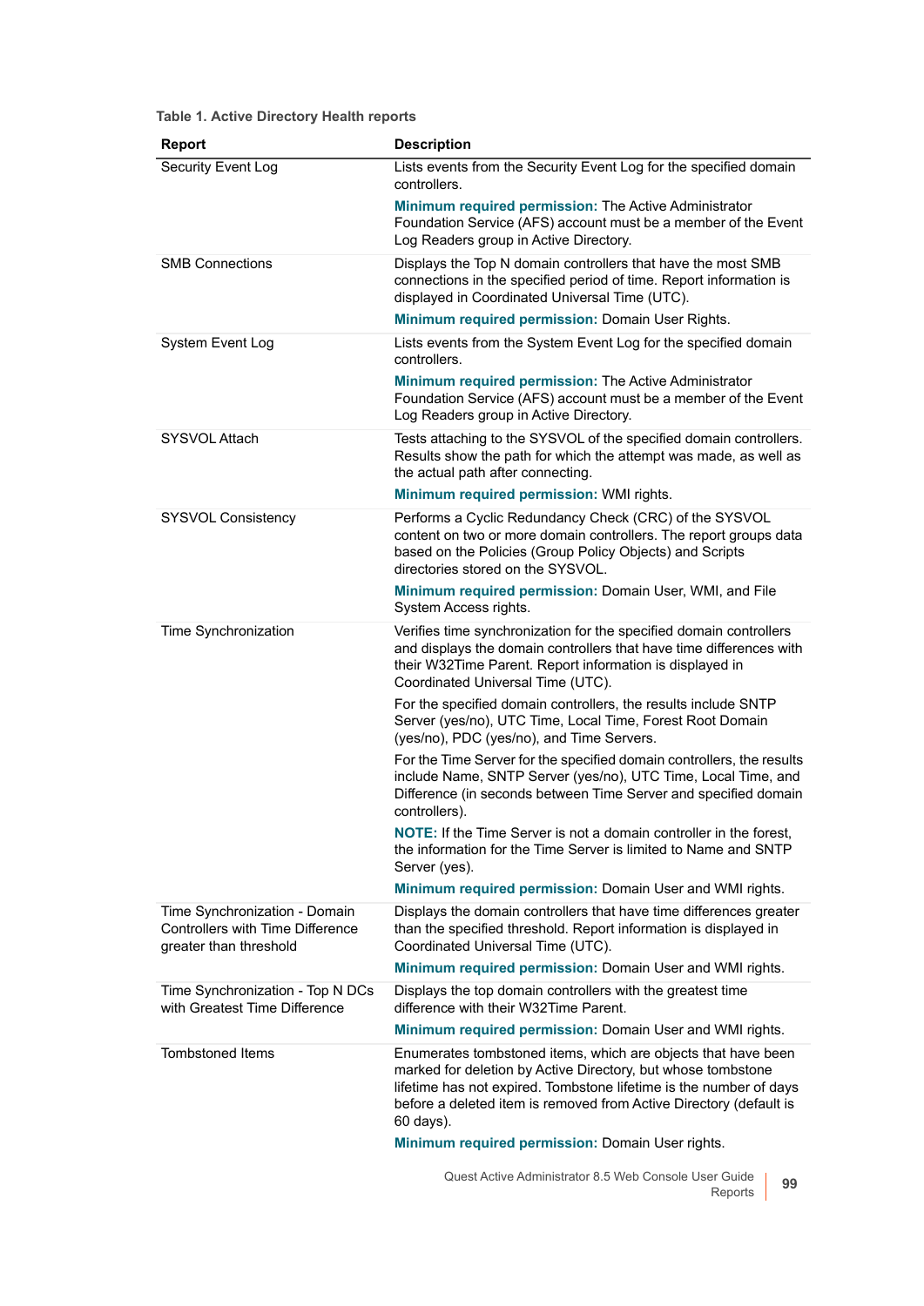**Table 1. Active Directory Health reports**

| Report | Description |
|---|---|
| Security Event Log | Lists events from the Security Event Log for the specified domain controllers.<br><br>**Minimum required permission:** The Active Administrator Foundation Service (AFS) account must be a member of the Event Log Readers group in Active Directory. |
| SMB Connections | Displays the Top N domain controllers that have the most SMB connections in the specified period of time. Report information is displayed in Coordinated Universal Time (UTC).<br><br>**Minimum required permission:** Domain User Rights. |
| System Event Log | Lists events from the System Event Log for the specified domain controllers.<br><br>**Minimum required permission:** The Active Administrator Foundation Service (AFS) account must be a member of the Event Log Readers group in Active Directory. |
| SYSVOL Attach | Tests attaching to the SYSVOL of the specified domain controllers. Results show the path for which the attempt was made, as well as the actual path after connecting.<br><br>**Minimum required permission:** WMI rights. |
| SYSVOL Consistency | Performs a Cyclic Redundancy Check (CRC) of the SYSVOL content on two or more domain controllers. The report groups data based on the Policies (Group Policy Objects) and Scripts directories stored on the SYSVOL.<br><br>**Minimum required permission:** Domain User, WMI, and File System Access rights. |
| Time Synchronization | Verifies time synchronization for the specified domain controllers and displays the domain controllers that have time differences with their W32Time Parent. Report information is displayed in Coordinated Universal Time (UTC).<br><br>For the specified domain controllers, the results include SNTP Server (yes/no), UTC Time, Local Time, Forest Root Domain (yes/no), PDC (yes/no), and Time Servers.<br><br>For the Time Server for the specified domain controllers, the results include Name, SNTP Server (yes/no), UTC Time, Local Time, and Difference (in seconds between Time Server and specified domain controllers).<br><br>**NOTE:** If the Time Server is not a domain controller in the forest, the information for the Time Server is limited to Name and SNTP Server (yes).<br><br>**Minimum required permission:** Domain User and WMI rights. |
| Time Synchronization - Domain Controllers with Time Difference greater than threshold | Displays the domain controllers that have time differences greater than the specified threshold. Report information is displayed in Coordinated Universal Time (UTC).<br><br>**Minimum required permission:** Domain User and WMI rights. |
| Time Synchronization - Top N DCs with Greatest Time Difference | Displays the top domain controllers with the greatest time difference with their W32Time Parent.<br><br>**Minimum required permission:** Domain User and WMI rights. |
| Tombstoned Items | Enumerates tombstoned items, which are objects that have been marked for deletion by Active Directory, but whose tombstone lifetime has not expired. Tombstone lifetime is the number of days before a deleted item is removed from Active Directory (default is 60 days).<br><br>**Minimum required permission:** Domain User rights. |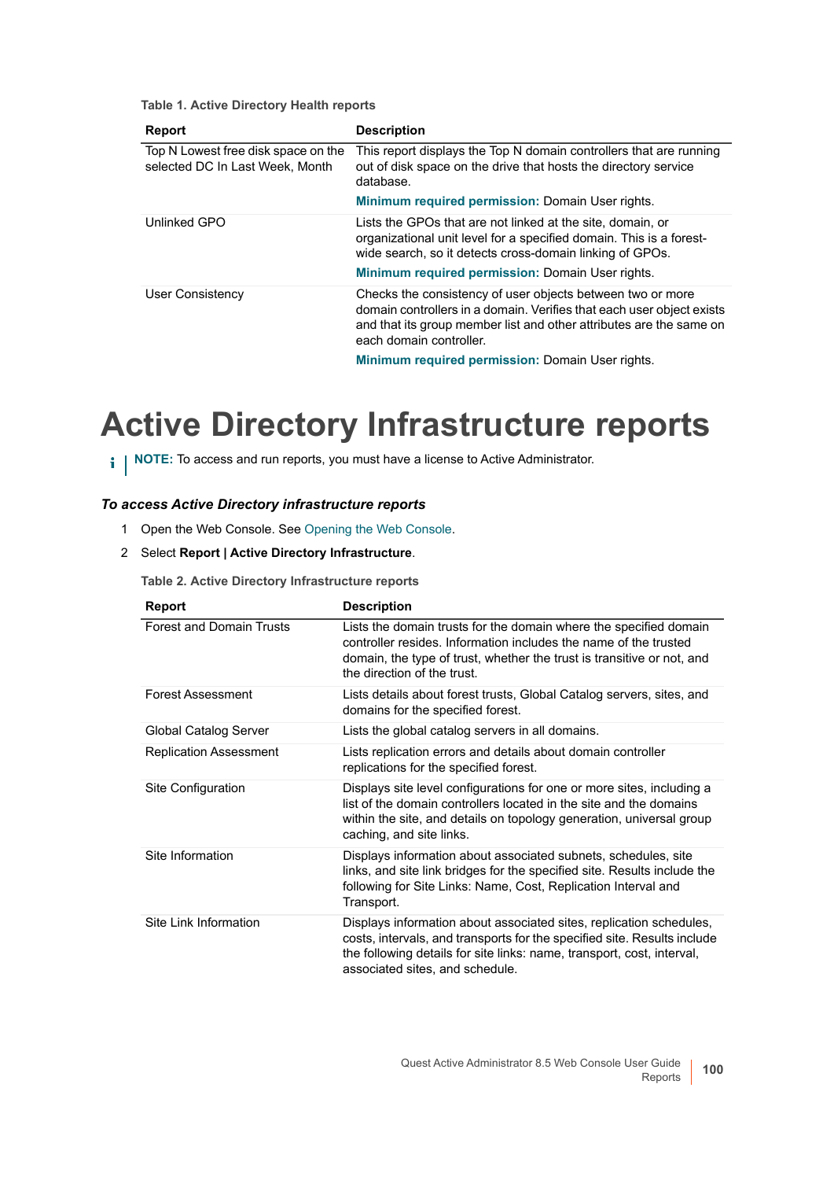**Table 1. Active Directory Health reports**

| Report | Description |
|---|---|
| Top N Lowest free disk space on the selected DC In Last Week, Month | This report displays the Top N domain controllers that are running out of disk space on the drive that hosts the directory service database.<br>**Minimum required permission:** Domain User rights. |
| Unlinked GPO | Lists the GPOs that are not linked at the site, domain, or organizational unit level for a specified domain. This is a forest-wide search, so it detects cross-domain linking of GPOs.<br>**Minimum required permission:** Domain User rights. |
| User Consistency | Checks the consistency of user objects between two or more domain controllers in a domain. Verifies that each user object exists and that its group member list and other attributes are the same on each domain controller.<br>**Minimum required permission:** Domain User rights. |

# Active Directory Infrastructure reports

**NOTE:** To access and run reports, you must have a license to Active Administrator.

***To access Active Directory infrastructure reports***

1. Open the Web Console. See Opening the Web Console.
2. Select **Report | Active Directory Infrastructure**.

**Table 2. Active Directory Infrastructure reports**

| Report | Description |
|---|---|
| Forest and Domain Trusts | Lists the domain trusts for the domain where the specified domain controller resides. Information includes the name of the trusted domain, the type of trust, whether the trust is transitive or not, and the direction of the trust. |
| Forest Assessment | Lists details about forest trusts, Global Catalog servers, sites, and domains for the specified forest. |
| Global Catalog Server | Lists the global catalog servers in all domains. |
| Replication Assessment | Lists replication errors and details about domain controller replications for the specified forest. |
| Site Configuration | Displays site level configurations for one or more sites, including a list of the domain controllers located in the site and the domains within the site, and details on topology generation, universal group caching, and site links. |
| Site Information | Displays information about associated subnets, schedules, site links, and site link bridges for the specified site. Results include the following for Site Links: Name, Cost, Replication Interval and Transport. |
| Site Link Information | Displays information about associated sites, replication schedules, costs, intervals, and transports for the specified site. Results include the following details for site links: name, transport, cost, interval, associated sites, and schedule. |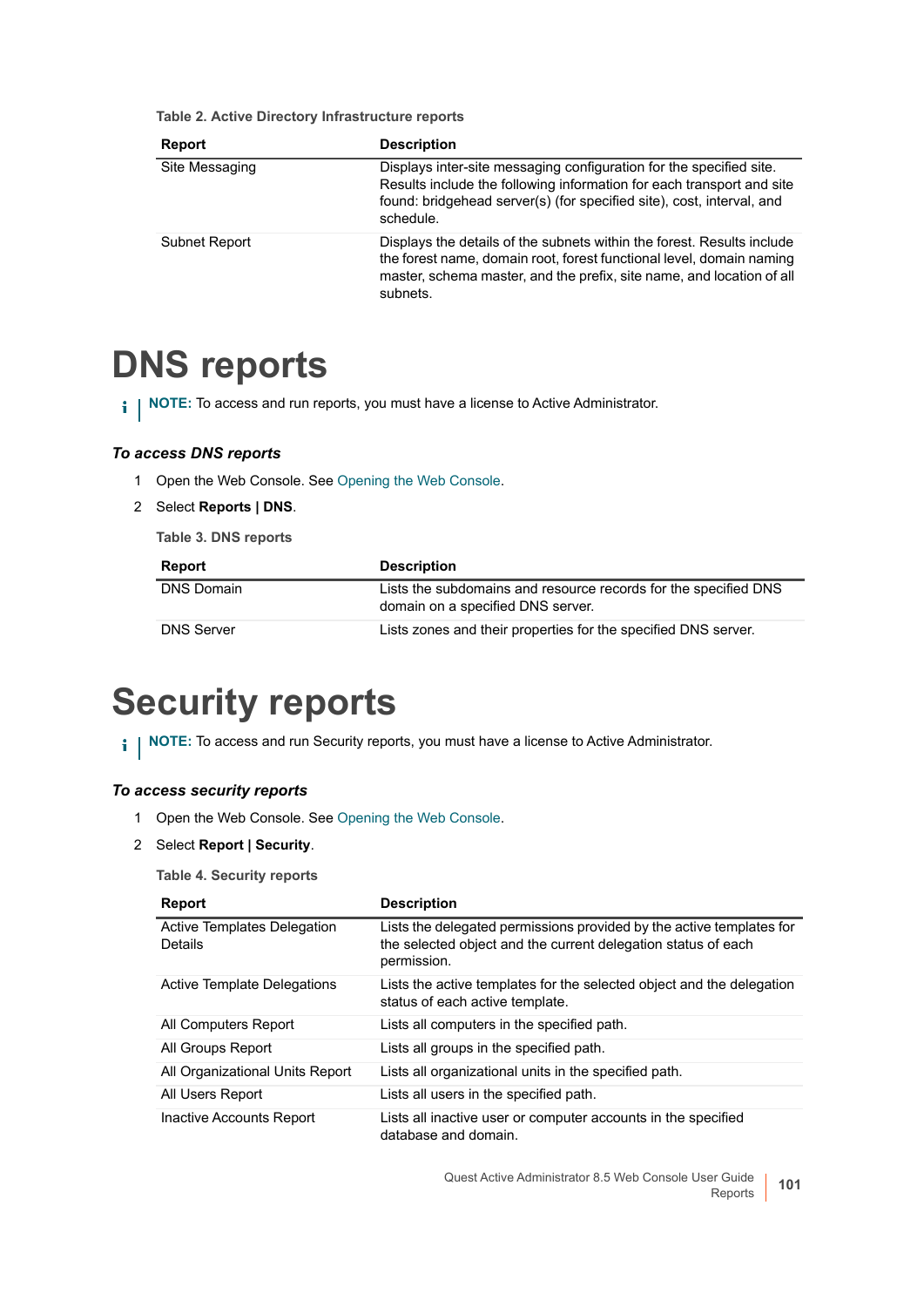Table 2. Active Directory Infrastructure reports

| Report | Description |
| --- | --- |
| Site Messaging | Displays inter-site messaging configuration for the specified site. Results include the following information for each transport and site found: bridgehead server(s) (for specified site), cost, interval, and schedule. |
| Subnet Report | Displays the details of the subnets within the forest. Results include the forest name, domain root, forest functional level, domain naming master, schema master, and the prefix, site name, and location of all subnets. |

# DNS reports

**NOTE:** To access and run reports, you must have a license to Active Administrator.

### *To access DNS reports*

1. Open the Web Console. See Opening the Web Console.
2. Select **Reports | DNS**.

Table 3. DNS reports

| Report | Description |
| --- | --- |
| DNS Domain | Lists the subdomains and resource records for the specified DNS domain on a specified DNS server. |
| DNS Server | Lists zones and their properties for the specified DNS server. |

# Security reports

**NOTE:** To access and run Security reports, you must have a license to Active Administrator.

### *To access security reports*

1. Open the Web Console. See Opening the Web Console.
2. Select **Report | Security**.

Table 4. Security reports

| Report | Description |
| --- | --- |
| Active Templates Delegation Details | Lists the delegated permissions provided by the active templates for the selected object and the current delegation status of each permission. |
| Active Template Delegations | Lists the active templates for the selected object and the delegation status of each active template. |
| All Computers Report | Lists all computers in the specified path. |
| All Groups Report | Lists all groups in the specified path. |
| All Organizational Units Report | Lists all organizational units in the specified path. |
| All Users Report | Lists all users in the specified path. |
| Inactive Accounts Report | Lists all inactive user or computer accounts in the specified database and domain. |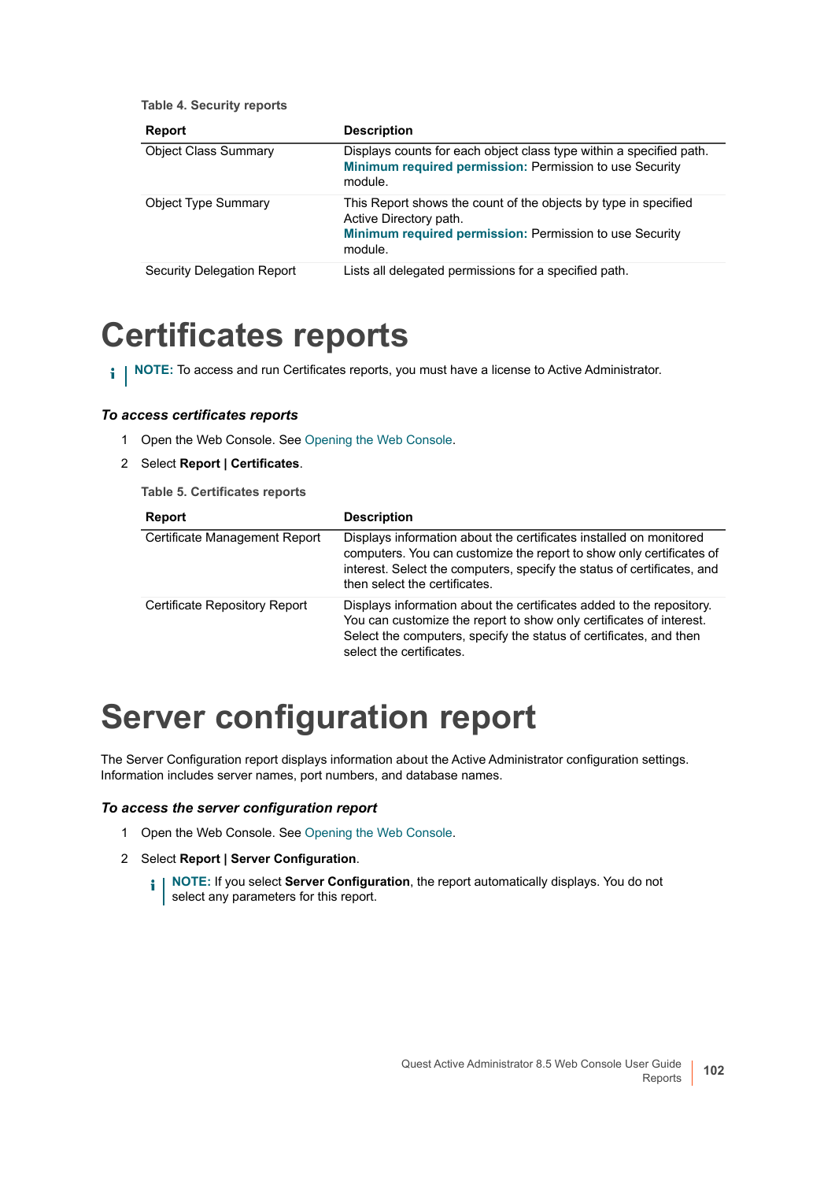Table 4. Security reports

| Report | Description |
|---|---|
| Object Class Summary | Displays counts for each object class type within a specified path. **Minimum required permission:** Permission to use Security module. |
| Object Type Summary | This Report shows the count of the objects by type in specified Active Directory path. **Minimum required permission:** Permission to use Security module. |
| Security Delegation Report | Lists all delegated permissions for a specified path. |

# Certificates reports

**NOTE:** To access and run Certificates reports, you must have a license to Active Administrator.

### *To access certificates reports*

1. Open the Web Console. See Opening the Web Console.
2. Select **Report | Certificates**.

Table 5. Certificates reports

| Report | Description |
|---|---|
| Certificate Management Report | Displays information about the certificates installed on monitored computers. You can customize the report to show only certificates of interest. Select the computers, specify the status of certificates, and then select the certificates. |
| Certificate Repository Report | Displays information about the certificates added to the repository. You can customize the report to show only certificates of interest. Select the computers, specify the status of certificates, and then select the certificates. |

# Server configuration report

The Server Configuration report displays information about the Active Administrator configuration settings. Information includes server names, port numbers, and database names.

### *To access the server configuration report*

1. Open the Web Console. See Opening the Web Console.
2. Select **Report | Server Configuration**.

   **NOTE:** If you select **Server Configuration**, the report automatically displays. You do not select any parameters for this report.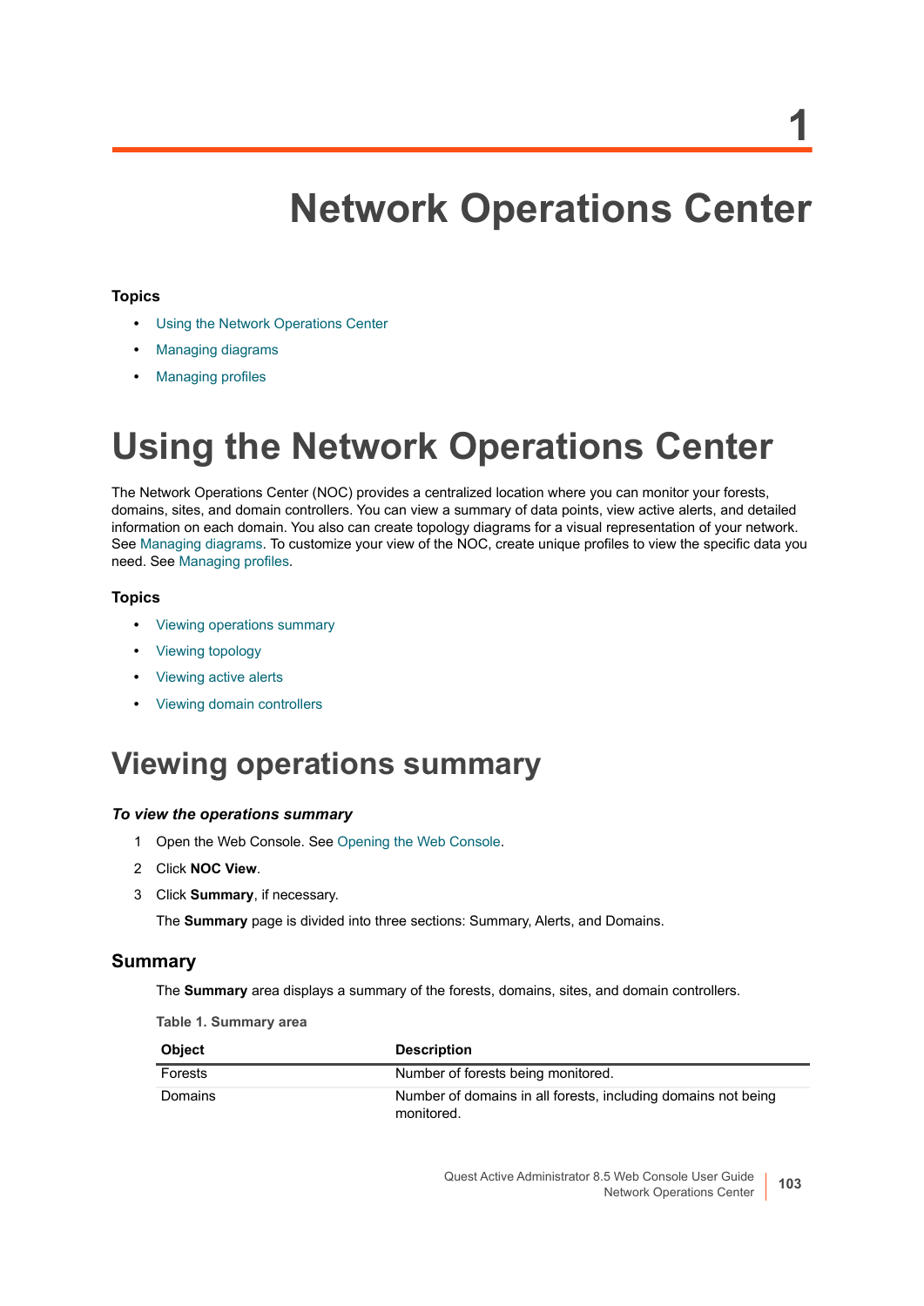# 1

# Network Operations Center

### Topics

- Using the Network Operations Center
- Managing diagrams
- Managing profiles

# Using the Network Operations Center

The Network Operations Center (NOC) provides a centralized location where you can monitor your forests, domains, sites, and domain controllers. You can view a summary of data points, view active alerts, and detailed information on each domain. You also can create topology diagrams for a visual representation of your network. See Managing diagrams. To customize your view of the NOC, create unique profiles to view the specific data you need. See Managing profiles.

### Topics

- Viewing operations summary
- Viewing topology
- Viewing active alerts
- Viewing domain controllers

## Viewing operations summary

***To view the operations summary***

1. Open the Web Console. See Opening the Web Console.
2. Click **NOC View**.
3. Click **Summary**, if necessary.

   The **Summary** page is divided into three sections: Summary, Alerts, and Domains.

### Summary

The **Summary** area displays a summary of the forests, domains, sites, and domain controllers.

**Table 1. Summary area**

| Object | Description |
|---|---|
| Forests | Number of forests being monitored. |
| Domains | Number of domains in all forests, including domains not being monitored. |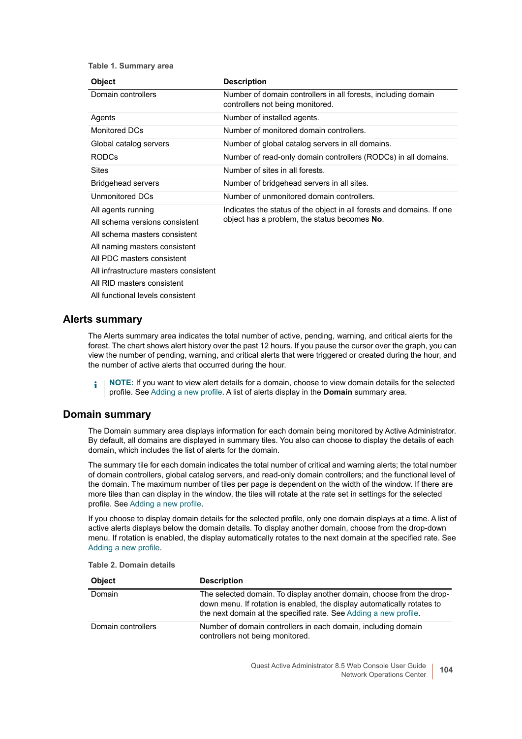Table 1. Summary area

| Object | Description |
|---|---|
| Domain controllers | Number of domain controllers in all forests, including domain controllers not being monitored. |
| Agents | Number of installed agents. |
| Monitored DCs | Number of monitored domain controllers. |
| Global catalog servers | Number of global catalog servers in all domains. |
| RODCs | Number of read-only domain controllers (RODCs) in all domains. |
| Sites | Number of sites in all forests. |
| Bridgehead servers | Number of bridgehead servers in all sites. |
| Unmonitored DCs | Number of unmonitored domain controllers. |
| All agents running<br>All schema versions consistent<br>All schema masters consistent<br>All naming masters consistent<br>All PDC masters consistent<br>All infrastructure masters consistent<br>All RID masters consistent<br>All functional levels consistent | Indicates the status of the object in all forests and domains. If one object has a problem, the status becomes **No**. |

## Alerts summary

The Alerts summary area indicates the total number of active, pending, warning, and critical alerts for the forest. The chart shows alert history over the past 12 hours. If you pause the cursor over the graph, you can view the number of pending, warning, and critical alerts that were triggered or created during the hour, and the number of active alerts that occurred during the hour.

> **NOTE:** If you want to view alert details for a domain, choose to view domain details for the selected profile. See Adding a new profile. A list of alerts display in the **Domain** summary area.

## Domain summary

The Domain summary area displays information for each domain being monitored by Active Administrator. By default, all domains are displayed in summary tiles. You also can choose to display the details of each domain, which includes the list of alerts for the domain.

The summary tile for each domain indicates the total number of critical and warning alerts; the total number of domain controllers, global catalog servers, and read-only domain controllers; and the functional level of the domain. The maximum number of tiles per page is dependent on the width of the window. If there are more tiles than can display in the window, the tiles will rotate at the rate set in settings for the selected profile. See Adding a new profile.

If you choose to display domain details for the selected profile, only one domain displays at a time. A list of active alerts displays below the domain details. To display another domain, choose from the drop-down menu. If rotation is enabled, the display automatically rotates to the next domain at the specified rate. See Adding a new profile.

Table 2. Domain details

| Object | Description |
|---|---|
| Domain | The selected domain. To display another domain, choose from the drop-down menu. If rotation is enabled, the display automatically rotates to the next domain at the specified rate. See Adding a new profile. |
| Domain controllers | Number of domain controllers in each domain, including domain controllers not being monitored. |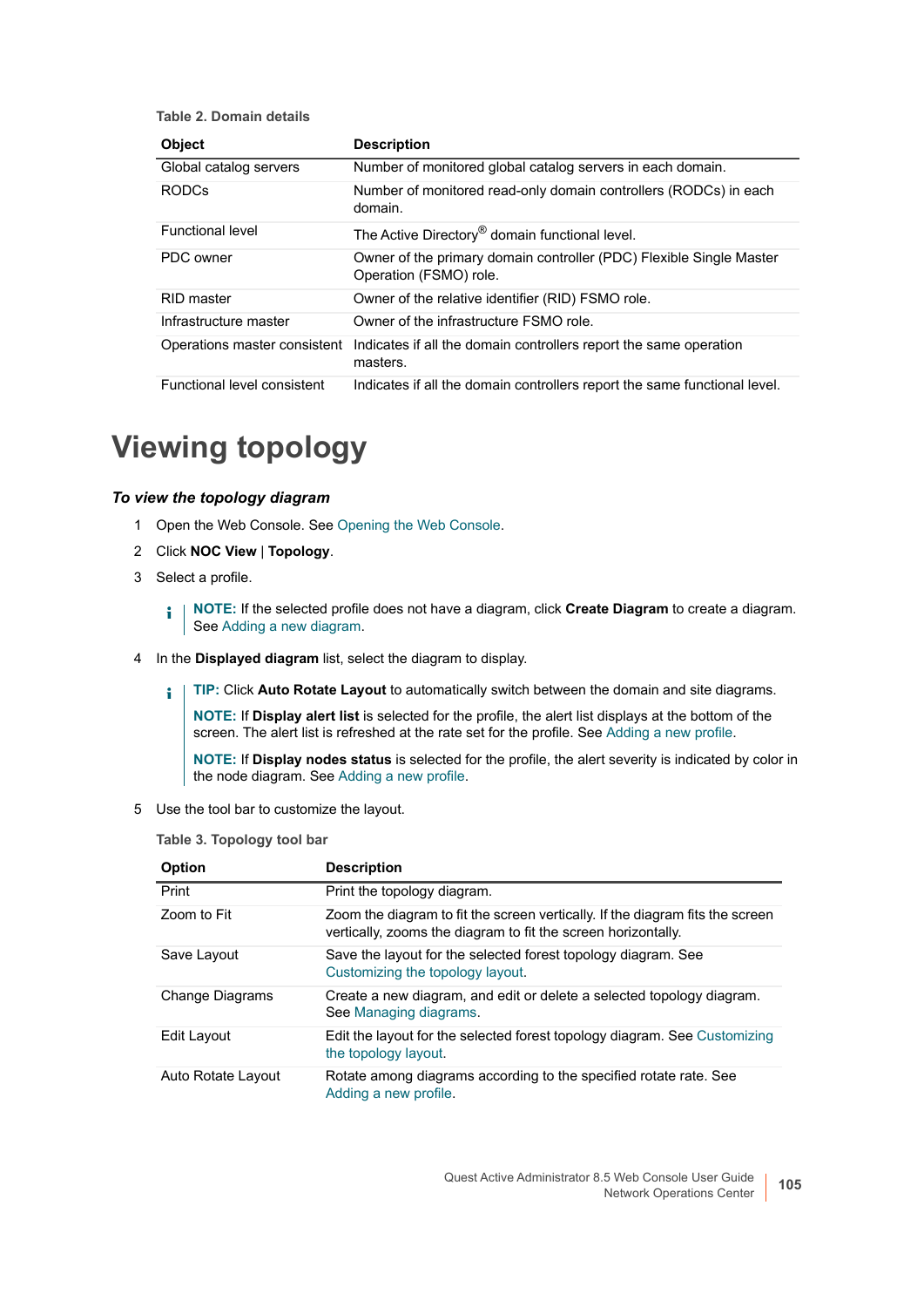**Table 2. Domain details**

| Object | Description |
|---|---|
| Global catalog servers | Number of monitored global catalog servers in each domain. |
| RODCs | Number of monitored read-only domain controllers (RODCs) in each domain. |
| Functional level | The Active Directory® domain functional level. |
| PDC owner | Owner of the primary domain controller (PDC) Flexible Single Master Operation (FSMO) role. |
| RID master | Owner of the relative identifier (RID) FSMO role. |
| Infrastructure master | Owner of the infrastructure FSMO role. |
| Operations master consistent | Indicates if all the domain controllers report the same operation masters. |
| Functional level consistent | Indicates if all the domain controllers report the same functional level. |

# Viewing topology

### *To view the topology diagram*

1. Open the Web Console. See Opening the Web Console.
2. Click **NOC View** | **Topology**.
3. Select a profile.

   **NOTE:** If the selected profile does not have a diagram, click **Create Diagram** to create a diagram. See Adding a new diagram.

4. In the **Displayed diagram** list, select the diagram to display.

   **TIP:** Click **Auto Rotate Layout** to automatically switch between the domain and site diagrams.

   **NOTE:** If **Display alert list** is selected for the profile, the alert list displays at the bottom of the screen. The alert list is refreshed at the rate set for the profile. See Adding a new profile.

   **NOTE:** If **Display nodes status** is selected for the profile, the alert severity is indicated by color in the node diagram. See Adding a new profile.

5. Use the tool bar to customize the layout.

**Table 3. Topology tool bar**

| Option | Description |
|---|---|
| Print | Print the topology diagram. |
| Zoom to Fit | Zoom the diagram to fit the screen vertically. If the diagram fits the screen vertically, zooms the diagram to fit the screen horizontally. |
| Save Layout | Save the layout for the selected forest topology diagram. See Customizing the topology layout. |
| Change Diagrams | Create a new diagram, and edit or delete a selected topology diagram. See Managing diagrams. |
| Edit Layout | Edit the layout for the selected forest topology diagram. See Customizing the topology layout. |
| Auto Rotate Layout | Rotate among diagrams according to the specified rotate rate. See Adding a new profile. |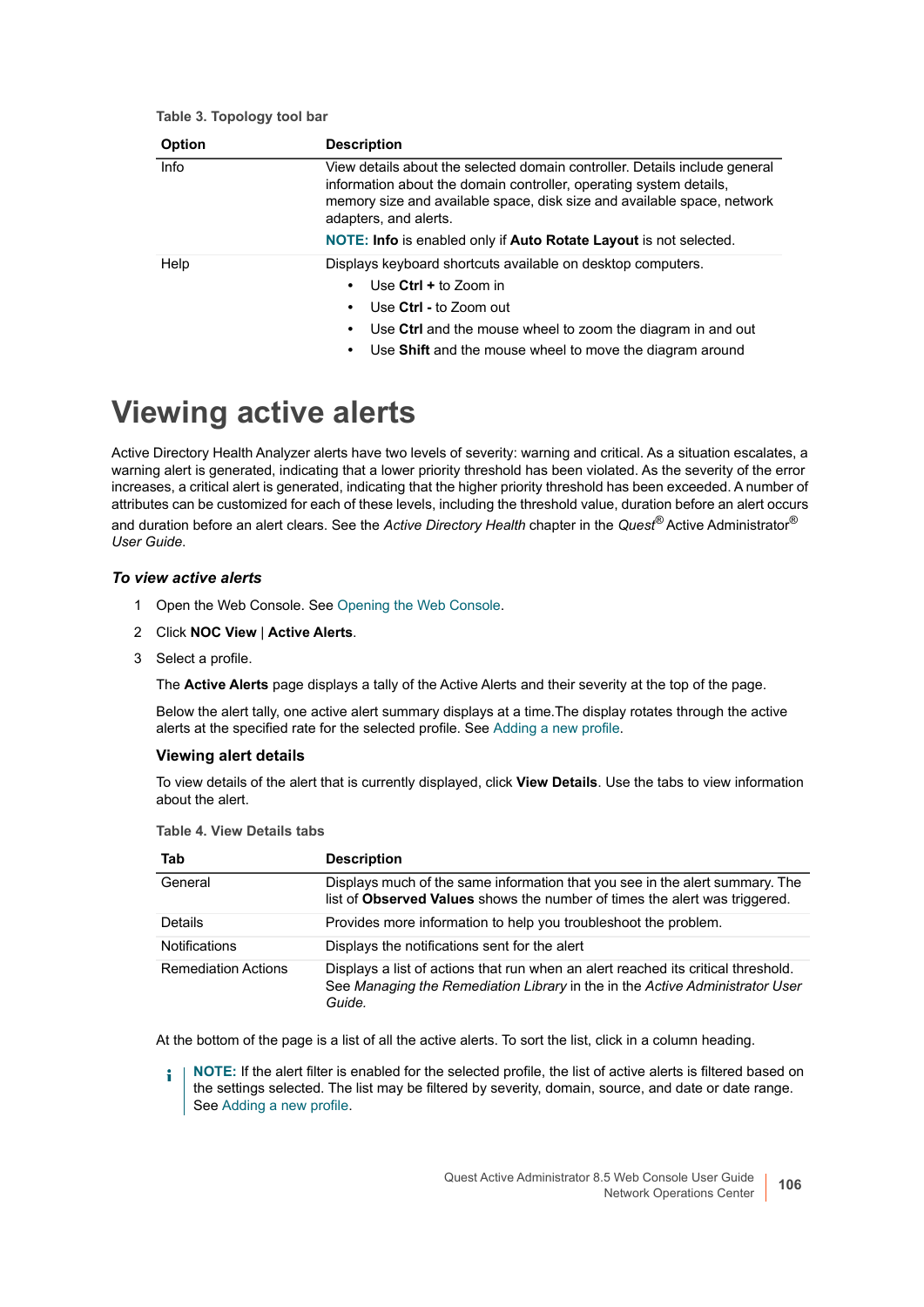Table 3. Topology tool bar

| Option | Description |
|---|---|
| Info | View details about the selected domain controller. Details include general information about the domain controller, operating system details, memory size and available space, disk size and available space, network adapters, and alerts.<br>**NOTE:** **Info** is enabled only if **Auto Rotate Layout** is not selected. |
| Help | Displays keyboard shortcuts available on desktop computers.<br>• Use **Ctrl +** to Zoom in<br>• Use **Ctrl -** to Zoom out<br>• Use **Ctrl** and the mouse wheel to zoom the diagram in and out<br>• Use **Shift** and the mouse wheel to move the diagram around |

# Viewing active alerts

Active Directory Health Analyzer alerts have two levels of severity: warning and critical. As a situation escalates, a warning alert is generated, indicating that a lower priority threshold has been violated. As the severity of the error increases, a critical alert is generated, indicating that the higher priority threshold has been exceeded. A number of attributes can be customized for each of these levels, including the threshold value, duration before an alert occurs and duration before an alert clears. See the *Active Directory Health* chapter in the *Quest®* Active Administrator® *User Guide*.

### *To view active alerts*

1. Open the Web Console. See Opening the Web Console.
2. Click **NOC View** | **Active Alerts**.
3. Select a profile.

   The **Active Alerts** page displays a tally of the Active Alerts and their severity at the top of the page.

   Below the alert tally, one active alert summary displays at a time.The display rotates through the active alerts at the specified rate for the selected profile. See Adding a new profile.

## Viewing alert details

To view details of the alert that is currently displayed, click **View Details**. Use the tabs to view information about the alert.

Table 4. View Details tabs

| Tab | Description |
|---|---|
| General | Displays much of the same information that you see in the alert summary. The list of **Observed Values** shows the number of times the alert was triggered. |
| Details | Provides more information to help you troubleshoot the problem. |
| Notifications | Displays the notifications sent for the alert |
| Remediation Actions | Displays a list of actions that run when an alert reached its critical threshold. See *Managing the Remediation Library* in the in the *Active Administrator User Guide.* |

At the bottom of the page is a list of all the active alerts. To sort the list, click in a column heading.

**NOTE:** If the alert filter is enabled for the selected profile, the list of active alerts is filtered based on the settings selected. The list may be filtered by severity, domain, source, and date or date range. See Adding a new profile.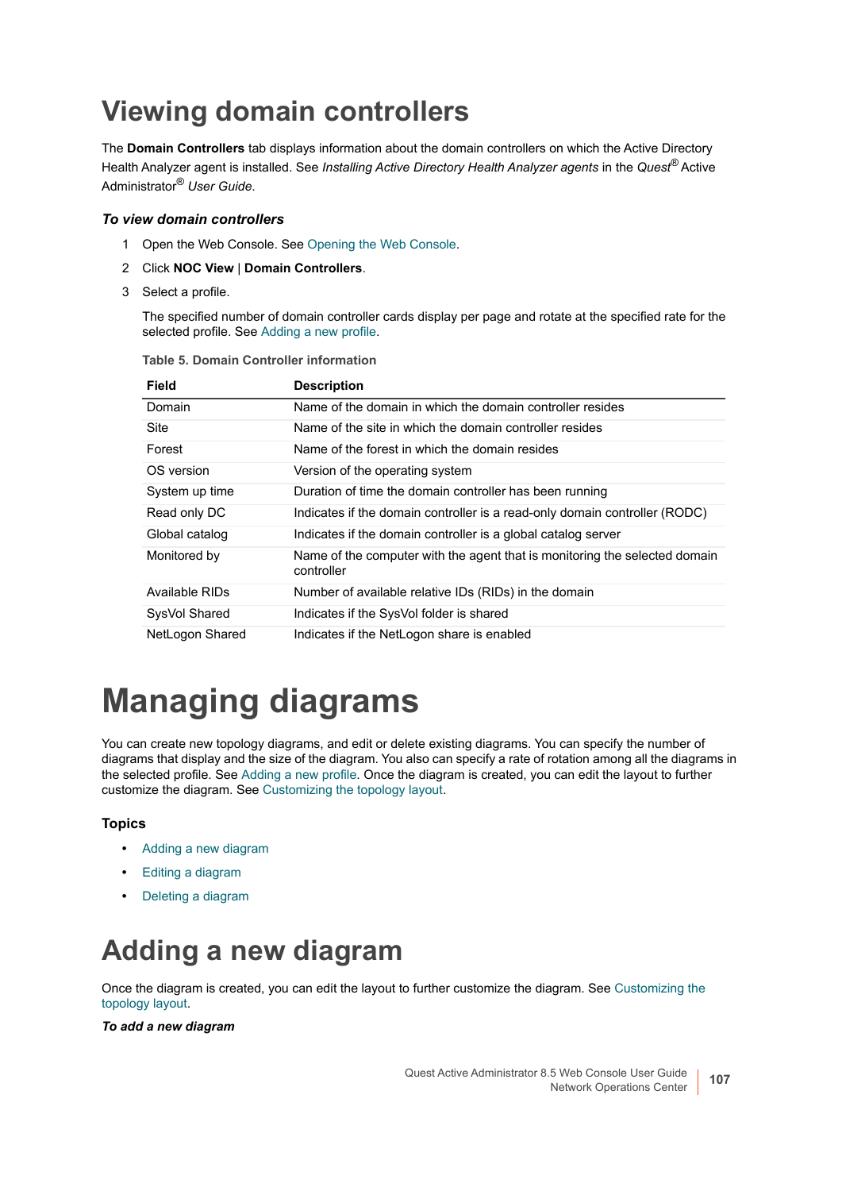# Viewing domain controllers

The **Domain Controllers** tab displays information about the domain controllers on which the Active Directory Health Analyzer agent is installed. See *Installing Active Directory Health Analyzer agents* in the *Quest*® Active Administrator® *User Guide*.

***To view domain controllers***

1. Open the Web Console. See Opening the Web Console.
2. Click **NOC View** | **Domain Controllers**.
3. Select a profile.

   The specified number of domain controller cards display per page and rotate at the specified rate for the selected profile. See Adding a new profile.

**Table 5. Domain Controller information**

| Field | Description |
|---|---|
| Domain | Name of the domain in which the domain controller resides |
| Site | Name of the site in which the domain controller resides |
| Forest | Name of the forest in which the domain resides |
| OS version | Version of the operating system |
| System up time | Duration of time the domain controller has been running |
| Read only DC | Indicates if the domain controller is a read-only domain controller (RODC) |
| Global catalog | Indicates if the domain controller is a global catalog server |
| Monitored by | Name of the computer with the agent that is monitoring the selected domain controller |
| Available RIDs | Number of available relative IDs (RIDs) in the domain |
| SysVol Shared | Indicates if the SysVol folder is shared |
| NetLogon Shared | Indicates if the NetLogon share is enabled |

# Managing diagrams

You can create new topology diagrams, and edit or delete existing diagrams. You can specify the number of diagrams that display and the size of the diagram. You also can specify a rate of rotation among all the diagrams in the selected profile. See Adding a new profile. Once the diagram is created, you can edit the layout to further customize the diagram. See Customizing the topology layout.

**Topics**

- Adding a new diagram
- Editing a diagram
- Deleting a diagram

# Adding a new diagram

Once the diagram is created, you can edit the layout to further customize the diagram. See Customizing the topology layout.

***To add a new diagram***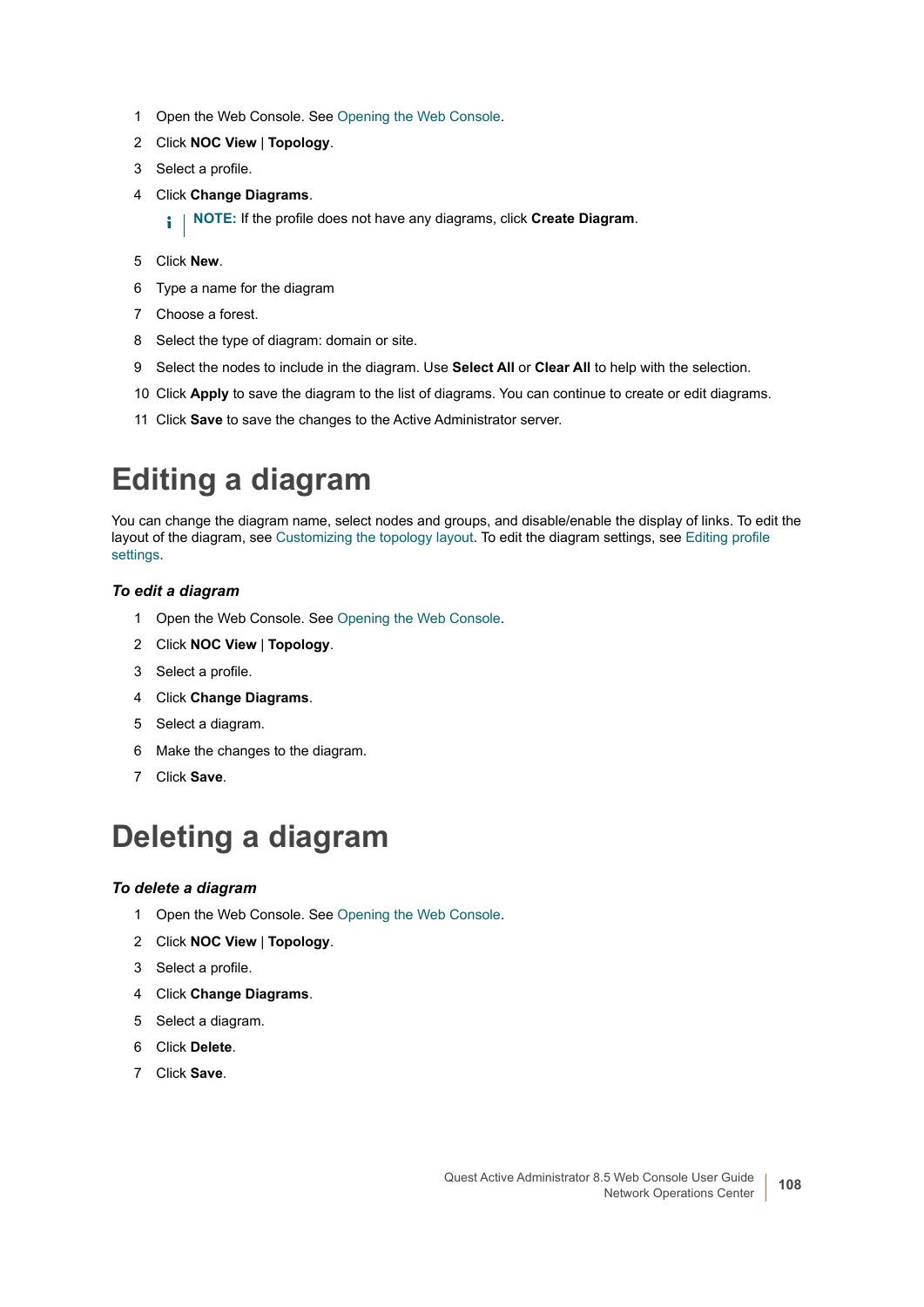1. Open the Web Console. See Opening the Web Console.
2. Click **NOC View** | **Topology**.
3. Select a profile.
4. Click **Change Diagrams**.

   **NOTE:** If the profile does not have any diagrams, click **Create Diagram**.

5. Click **New**.
6. Type a name for the diagram
7. Choose a forest.
8. Select the type of diagram: domain or site.
9. Select the nodes to include in the diagram. Use **Select All** or **Clear All** to help with the selection.
10. Click **Apply** to save the diagram to the list of diagrams. You can continue to create or edit diagrams.
11. Click **Save** to save the changes to the Active Administrator server.

# Editing a diagram

You can change the diagram name, select nodes and groups, and disable/enable the display of links. To edit the layout of the diagram, see Customizing the topology layout. To edit the diagram settings, see Editing profile settings.

### *To edit a diagram*

1. Open the Web Console. See Opening the Web Console.
2. Click **NOC View** | **Topology**.
3. Select a profile.
4. Click **Change Diagrams**.
5. Select a diagram.
6. Make the changes to the diagram.
7. Click **Save**.

# Deleting a diagram

### *To delete a diagram*

1. Open the Web Console. See Opening the Web Console.
2. Click **NOC View** | **Topology**.
3. Select a profile.
4. Click **Change Diagrams**.
5. Select a diagram.
6. Click **Delete**.
7. Click **Save**.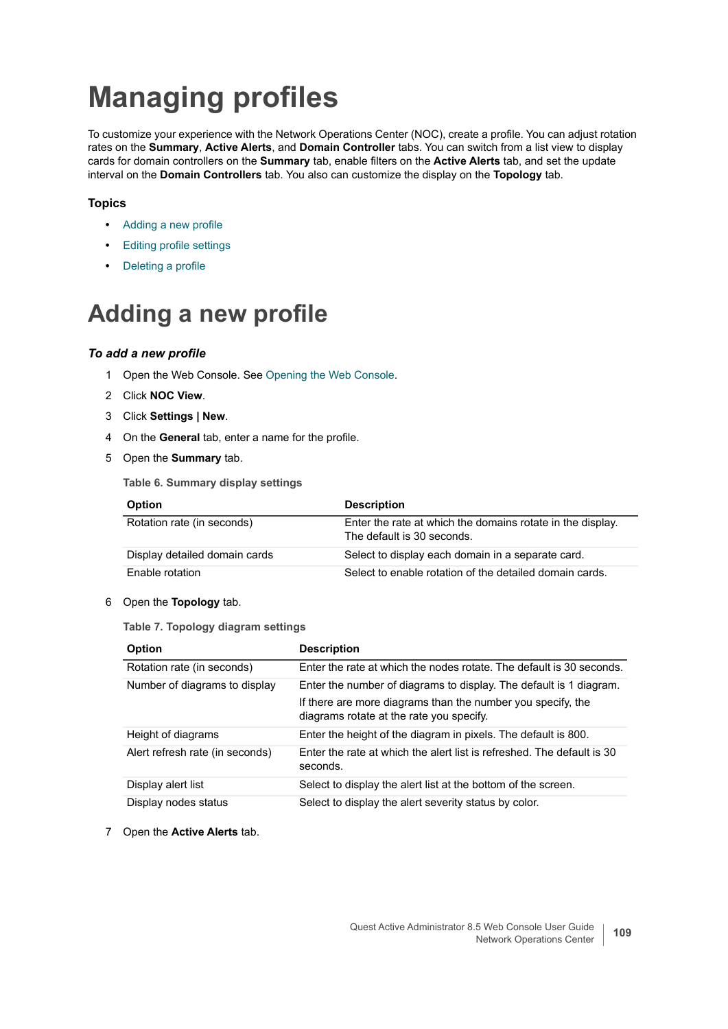# Managing profiles

To customize your experience with the Network Operations Center (NOC), create a profile. You can adjust rotation rates on the **Summary**, **Active Alerts**, and **Domain Controller** tabs. You can switch from a list view to display cards for domain controllers on the **Summary** tab, enable filters on the **Active Alerts** tab, and set the update interval on the **Domain Controllers** tab. You also can customize the display on the **Topology** tab.

### Topics

- Adding a new profile
- Editing profile settings
- Deleting a profile

# Adding a new profile

#### *To add a new profile*

1. Open the Web Console. See Opening the Web Console.
2. Click **NOC View**.
3. Click **Settings | New**.
4. On the **General** tab, enter a name for the profile.
5. Open the **Summary** tab.

**Table 6. Summary display settings**

| Option | Description |
|---|---|
| Rotation rate (in seconds) | Enter the rate at which the domains rotate in the display. The default is 30 seconds. |
| Display detailed domain cards | Select to display each domain in a separate card. |
| Enable rotation | Select to enable rotation of the detailed domain cards. |

6. Open the **Topology** tab.

**Table 7. Topology diagram settings**

| Option | Description |
|---|---|
| Rotation rate (in seconds) | Enter the rate at which the nodes rotate. The default is 30 seconds. |
| Number of diagrams to display | Enter the number of diagrams to display. The default is 1 diagram. If there are more diagrams than the number you specify, the diagrams rotate at the rate you specify. |
| Height of diagrams | Enter the height of the diagram in pixels. The default is 800. |
| Alert refresh rate (in seconds) | Enter the rate at which the alert list is refreshed. The default is 30 seconds. |
| Display alert list | Select to display the alert list at the bottom of the screen. |
| Display nodes status | Select to display the alert severity status by color. |

7. Open the **Active Alerts** tab.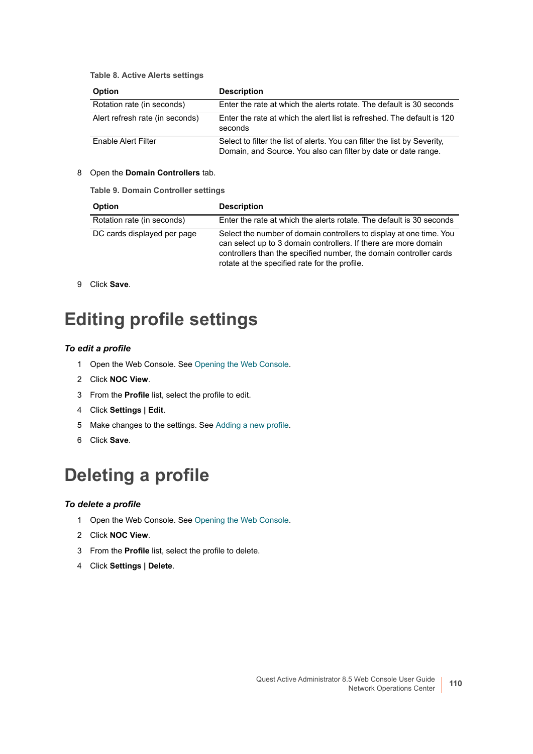**Table 8. Active Alerts settings**

| Option | Description |
|---|---|
| Rotation rate (in seconds) | Enter the rate at which the alerts rotate. The default is 30 seconds |
| Alert refresh rate (in seconds) | Enter the rate at which the alert list is refreshed. The default is 120 seconds |
| Enable Alert Filter | Select to filter the list of alerts. You can filter the list by Severity, Domain, and Source. You also can filter by date or date range. |

8 Open the **Domain Controllers** tab.

**Table 9. Domain Controller settings**

| Option | Description |
|---|---|
| Rotation rate (in seconds) | Enter the rate at which the alerts rotate. The default is 30 seconds |
| DC cards displayed per page | Select the number of domain controllers to display at one time. You can select up to 3 domain controllers. If there are more domain controllers than the specified number, the domain controller cards rotate at the specified rate for the profile. |

9 Click **Save**.

# Editing profile settings

***To edit a profile***

1. Open the Web Console. See Opening the Web Console.
2. Click **NOC View**.
3. From the **Profile** list, select the profile to edit.
4. Click **Settings | Edit**.
5. Make changes to the settings. See Adding a new profile.
6. Click **Save**.

# Deleting a profile

***To delete a profile***

1. Open the Web Console. See Opening the Web Console.
2. Click **NOC View**.
3. From the **Profile** list, select the profile to delete.
4. Click **Settings | Delete**.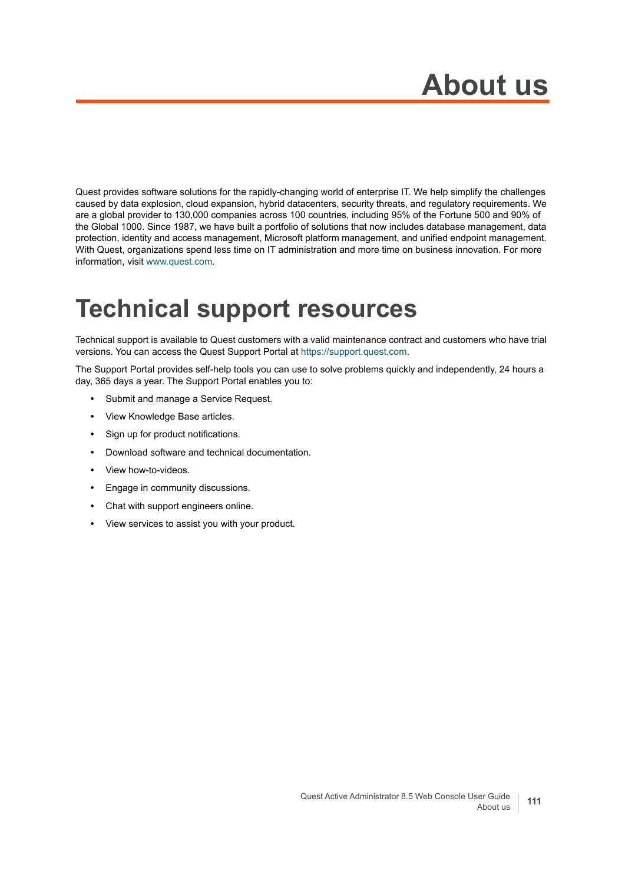# About us

Quest provides software solutions for the rapidly-changing world of enterprise IT. We help simplify the challenges caused by data explosion, cloud expansion, hybrid datacenters, security threats, and regulatory requirements. We are a global provider to 130,000 companies across 100 countries, including 95% of the Fortune 500 and 90% of the Global 1000. Since 1987, we have built a portfolio of solutions that now includes database management, data protection, identity and access management, Microsoft platform management, and unified endpoint management. With Quest, organizations spend less time on IT administration and more time on business innovation. For more information, visit www.quest.com.

## Technical support resources

Technical support is available to Quest customers with a valid maintenance contract and customers who have trial versions. You can access the Quest Support Portal at https://support.quest.com.

The Support Portal provides self-help tools you can use to solve problems quickly and independently, 24 hours a day, 365 days a year. The Support Portal enables you to:

- Submit and manage a Service Request.
- View Knowledge Base articles.
- Sign up for product notifications.
- Download software and technical documentation.
- View how-to-videos.
- Engage in community discussions.
- Chat with support engineers online.
- View services to assist you with your product.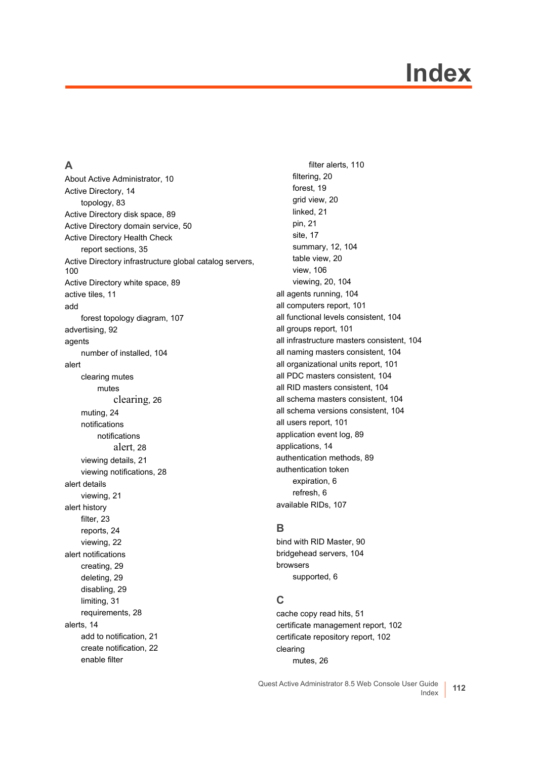# Index

## A

About Active Administrator, 10
Active Directory, 14
    topology, 83
Active Directory disk space, 89
Active Directory domain service, 50
Active Directory Health Check
    report sections, 35
Active Directory infrastructure global catalog servers, 100
Active Directory white space, 89
active tiles, 11
add
    forest topology diagram, 107
advertising, 92
agents
    number of installed, 104
alert
    clearing mutes
        mutes
            clearing, 26
    muting, 24
    notifications
        notifications
            alert, 28
    viewing details, 21
    viewing notifications, 28
alert details
    viewing, 21
alert history
    filter, 23
    reports, 24
    viewing, 22
alert notifications
    creating, 29
    deleting, 29
    disabling, 29
    limiting, 31
    requirements, 28
alerts, 14
    add to notification, 21
    create notification, 22
    enable filter
        filter alerts, 110
    filtering, 20
    forest, 19
    grid view, 20
    linked, 21
    pin, 21
    site, 17
    summary, 12, 104
    table view, 20
    view, 106
    viewing, 20, 104
all agents running, 104
all computers report, 101
all functional levels consistent, 104
all groups report, 101
all infrastructure masters consistent, 104
all naming masters consistent, 104
all organizational units report, 101
all PDC masters consistent, 104
all RID masters consistent, 104
all schema masters consistent, 104
all schema versions consistent, 104
all users report, 101
application event log, 89
applications, 14
authentication methods, 89
authentication token
    expiration, 6
    refresh, 6
available RIDs, 107

## B

bind with RID Master, 90
bridgehead servers, 104
browsers
    supported, 6

## C

cache copy read hits, 51
certificate management report, 102
certificate repository report, 102
clearing
    mutes, 26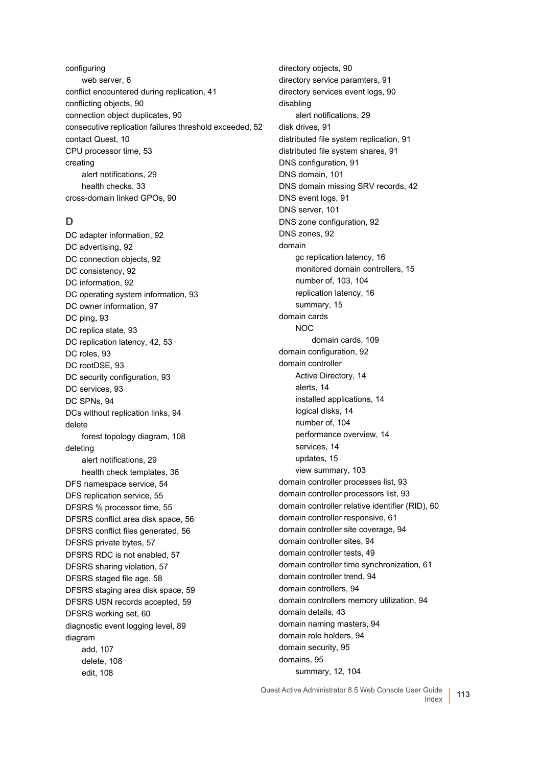configuring
- web server, 6

conflict encountered during replication, 41
conflicting objects, 90
connection object duplicates, 90
consecutive replication failures threshold exceeded, 52
contact Quest, 10
CPU processor time, 53
creating
- alert notifications, 29
- health checks, 33

cross-domain linked GPOs, 90

## D

DC adapter information, 92
DC advertising, 92
DC connection objects, 92
DC consistency, 92
DC information, 92
DC operating system information, 93
DC owner information, 97
DC ping, 93
DC replica state, 93
DC replication latency, 42, 53
DC roles, 93
DC rootDSE, 93
DC security configuration, 93
DC services, 93
DC SPNs, 94
DCs without replication links, 94
delete
- forest topology diagram, 108

deleting
- alert notifications, 29
- health check templates, 36

DFS namespace service, 54
DFS replication service, 55
DFSRS % processor time, 55
DFSRS conflict area disk space, 56
DFSRS conflict files generated, 56
DFSRS private bytes, 57
DFSRS RDC is not enabled, 57
DFSRS sharing violation, 57
DFSRS staged file age, 58
DFSRS staging area disk space, 59
DFSRS USN records accepted, 59
DFSRS working set, 60
diagnostic event logging level, 89
diagram
- add, 107
- delete, 108
- edit, 108

directory objects, 90
directory service paramters, 91
directory services event logs, 90
disabling
- alert notifications, 29

disk drives, 91
distributed file system replication, 91
distributed file system shares, 91
DNS configuration, 91
DNS domain, 101
DNS domain missing SRV records, 42
DNS event logs, 91
DNS server, 101
DNS zone configuration, 92
DNS zones, 92
domain
- gc replication latency, 16
- monitored domain controllers, 15
- number of, 103, 104
- replication latency, 16
- summary, 15

domain cards
- NOC
  - domain cards, 109

domain configuration, 92
domain controller
- Active Directory, 14
- alerts, 14
- installed applications, 14
- logical disks, 14
- number of, 104
- performance overview, 14
- services, 14
- updates, 15
- view summary, 103

domain controller processes list, 93
domain controller processors list, 93
domain controller relative identifier (RID), 60
domain controller responsive, 61
domain controller site coverage, 94
domain controller sites, 94
domain controller tests, 49
domain controller time synchronization, 61
domain controller trend, 94
domain controllers, 94
domain controllers memory utilization, 94
domain details, 43
domain naming masters, 94
domain role holders, 94
domain security, 95
domains, 95
- summary, 12, 104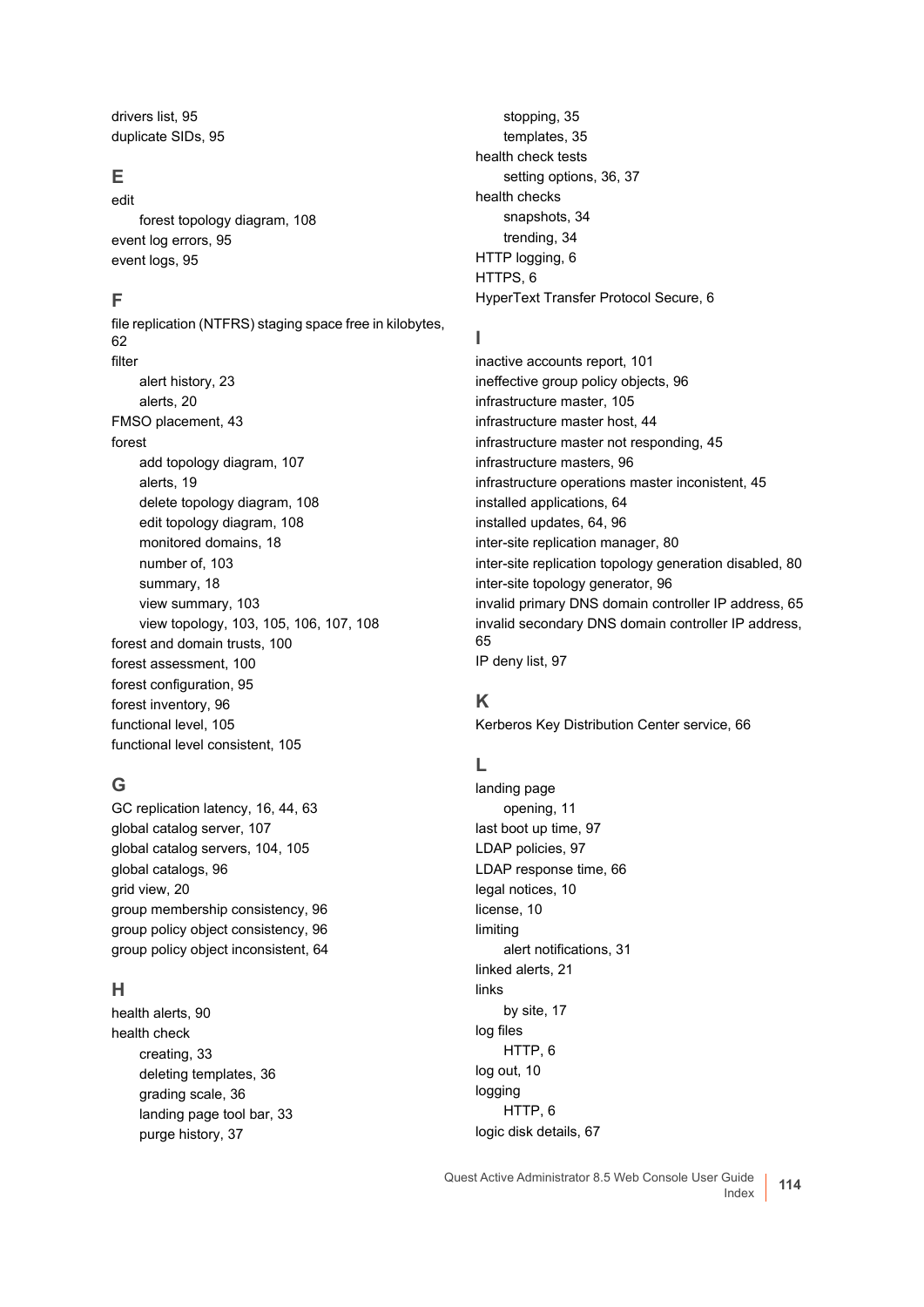drivers list, 95
duplicate SIDs, 95

## E

edit
- forest topology diagram, 108

event log errors, 95
event logs, 95

## F

file replication (NTFRS) staging space free in kilobytes, 62
filter
- alert history, 23
- alerts, 20

FMSO placement, 43
forest
- add topology diagram, 107
- alerts, 19
- delete topology diagram, 108
- edit topology diagram, 108
- monitored domains, 18
- number of, 103
- summary, 18
- view summary, 103
- view topology, 103, 105, 106, 107, 108

forest and domain trusts, 100
forest assessment, 100
forest configuration, 95
forest inventory, 96
functional level, 105
functional level consistent, 105

## G

GC replication latency, 16, 44, 63
global catalog server, 107
global catalog servers, 104, 105
global catalogs, 96
grid view, 20
group membership consistency, 96
group policy object consistency, 96
group policy object inconsistent, 64

## H

health alerts, 90
health check
- creating, 33
- deleting templates, 36
- grading scale, 36
- landing page tool bar, 33
- purge history, 37
- stopping, 35
- templates, 35

health check tests
- setting options, 36, 37

health checks
- snapshots, 34
- trending, 34

HTTP logging, 6
HTTPS, 6
HyperText Transfer Protocol Secure, 6

## I

inactive accounts report, 101
ineffective group policy objects, 96
infrastructure master, 105
infrastructure master host, 44
infrastructure master not responding, 45
infrastructure masters, 96
infrastructure operations master inconistent, 45
installed applications, 64
installed updates, 64, 96
inter-site replication manager, 80
inter-site replication topology generation disabled, 80
inter-site topology generator, 96
invalid primary DNS domain controller IP address, 65
invalid secondary DNS domain controller IP address, 65
IP deny list, 97

## K

Kerberos Key Distribution Center service, 66

## L

landing page
- opening, 11

last boot up time, 97
LDAP policies, 97
LDAP response time, 66
legal notices, 10
license, 10
limiting
- alert notifications, 31

linked alerts, 21
links
- by site, 17

log files
- HTTP, 6

log out, 10
logging
- HTTP, 6

logic disk details, 67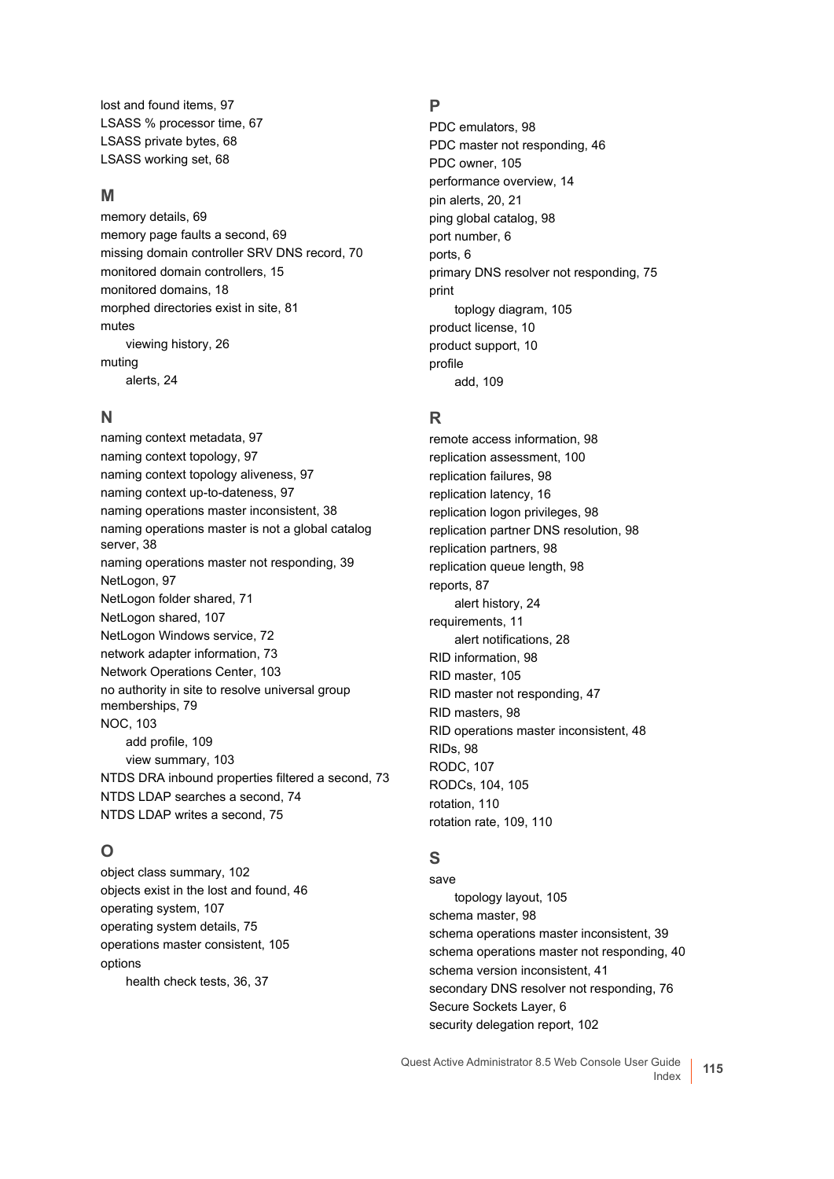lost and found items, 97
LSASS % processor time, 67
LSASS private bytes, 68
LSASS working set, 68

## M

memory details, 69
memory page faults a second, 69
missing domain controller SRV DNS record, 70
monitored domain controllers, 15
monitored domains, 18
morphed directories exist in site, 81
mutes
  viewing history, 26
muting
  alerts, 24

## N

naming context metadata, 97
naming context topology, 97
naming context topology aliveness, 97
naming context up-to-dateness, 97
naming operations master inconsistent, 38
naming operations master is not a global catalog server, 38
naming operations master not responding, 39
NetLogon, 97
NetLogon folder shared, 71
NetLogon shared, 107
NetLogon Windows service, 72
network adapter information, 73
Network Operations Center, 103
no authority in site to resolve universal group memberships, 79
NOC, 103
  add profile, 109
  view summary, 103
NTDS DRA inbound properties filtered a second, 73
NTDS LDAP searches a second, 74
NTDS LDAP writes a second, 75

## O

object class summary, 102
objects exist in the lost and found, 46
operating system, 107
operating system details, 75
operations master consistent, 105
options
  health check tests, 36, 37

## P

PDC emulators, 98
PDC master not responding, 46
PDC owner, 105
performance overview, 14
pin alerts, 20, 21
ping global catalog, 98
port number, 6
ports, 6
primary DNS resolver not responding, 75
print
  toplogy diagram, 105
product license, 10
product support, 10
profile
  add, 109

## R

remote access information, 98
replication assessment, 100
replication failures, 98
replication latency, 16
replication logon privileges, 98
replication partner DNS resolution, 98
replication partners, 98
replication queue length, 98
reports, 87
  alert history, 24
requirements, 11
  alert notifications, 28
RID information, 98
RID master, 105
RID master not responding, 47
RID masters, 98
RID operations master inconsistent, 48
RIDs, 98
RODC, 107
RODCs, 104, 105
rotation, 110
rotation rate, 109, 110

## S

save
  topology layout, 105
schema master, 98
schema operations master inconsistent, 39
schema operations master not responding, 40
schema version inconsistent, 41
secondary DNS resolver not responding, 76
Secure Sockets Layer, 6
security delegation report, 102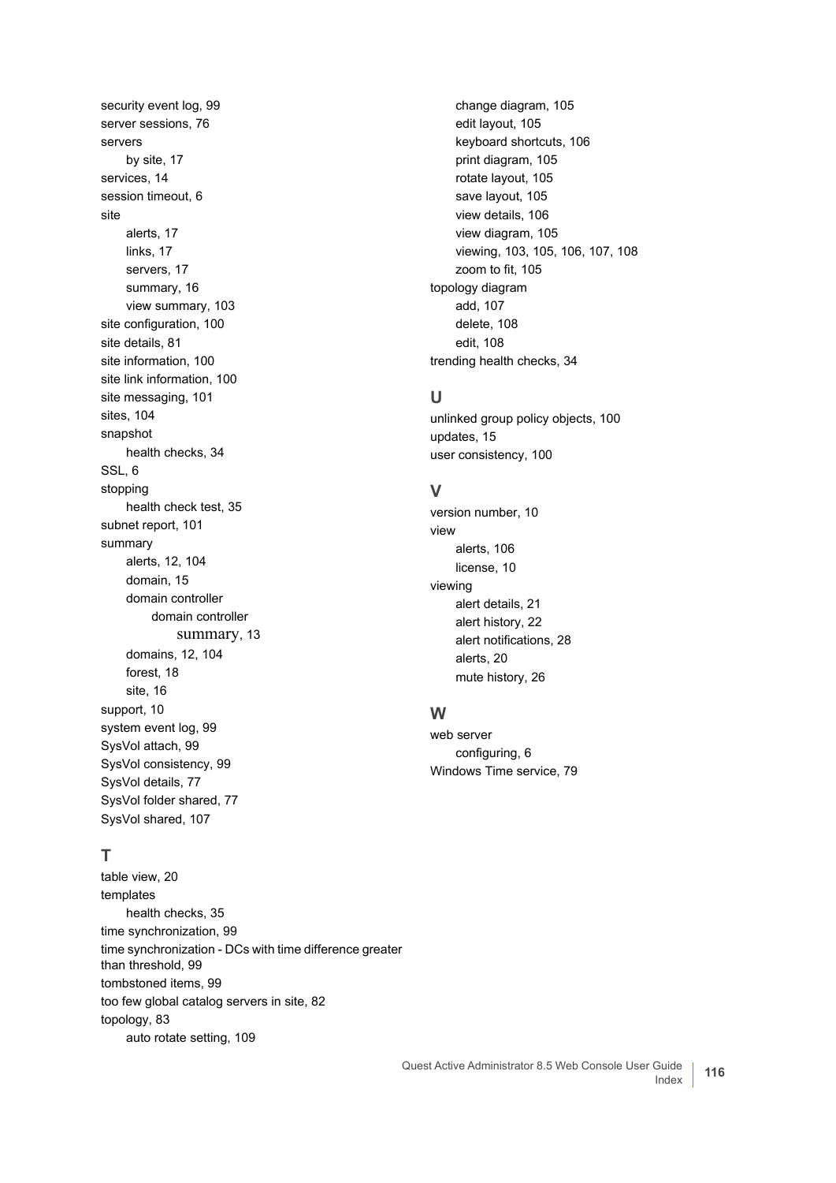security event log, 99
server sessions, 76
servers
- by site, 17

services, 14
session timeout, 6
site
- alerts, 17
- links, 17
- servers, 17
- summary, 16
- view summary, 103

site configuration, 100
site details, 81
site information, 100
site link information, 100
site messaging, 101
sites, 104
snapshot
- health checks, 34

SSL, 6
stopping
- health check test, 35

subnet report, 101
summary
- alerts, 12, 104
- domain, 15
- domain controller
  - domain controller
    - summary, 13
- domains, 12, 104
- forest, 18
- site, 16

support, 10
system event log, 99
SysVol attach, 99
SysVol consistency, 99
SysVol details, 77
SysVol folder shared, 77
SysVol shared, 107

## T

table view, 20
templates
- health checks, 35

time synchronization, 99
time synchronization - DCs with time difference greater than threshold, 99
tombstoned items, 99
too few global catalog servers in site, 82
topology, 83
- auto rotate setting, 109
- change diagram, 105
- edit layout, 105
- keyboard shortcuts, 106
- print diagram, 105
- rotate layout, 105
- save layout, 105
- view details, 106
- view diagram, 105
- viewing, 103, 105, 106, 107, 108
- zoom to fit, 105

topology diagram
- add, 107
- delete, 108
- edit, 108

trending health checks, 34

## U

unlinked group policy objects, 100
updates, 15
user consistency, 100

## V

version number, 10
view
- alerts, 106
- license, 10

viewing
- alert details, 21
- alert history, 22
- alert notifications, 28
- alerts, 20
- mute history, 26

## W

web server
- configuring, 6

Windows Time service, 79